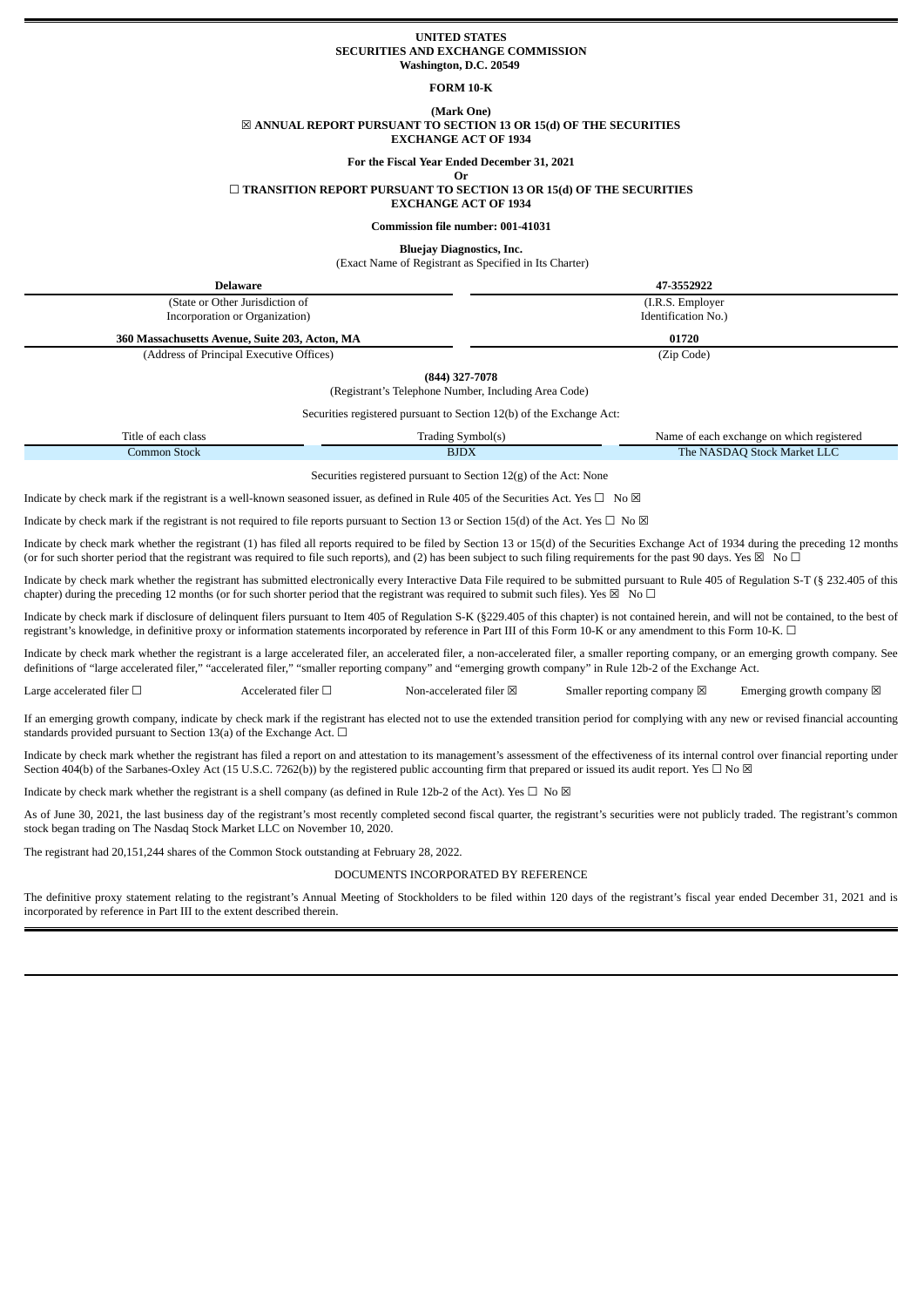**UNITED STATES**
**SECURITIES AND EXCHANGE COMMISSION**
**Washington, D.C. 20549**

**FORM 10-K**

**(Mark One)**
☒ **ANNUAL REPORT PURSUANT TO SECTION 13 OR 15(d) OF THE SECURITIES EXCHANGE ACT OF 1934**

**For the Fiscal Year Ended December 31, 2021**
**Or**
☐ **TRANSITION REPORT PURSUANT TO SECTION 13 OR 15(d) OF THE SECURITIES EXCHANGE ACT OF 1934**

**Commission file number: 001-41031**

**Bluejay Diagnostics, Inc.**
(Exact Name of Registrant as Specified in Its Charter)

| **Delaware** | **47-3552922** |
|---|---|
| (State or Other Jurisdiction of Incorporation or Organization) | (I.R.S. Employer Identification No.) |
| **360 Massachusetts Avenue, Suite 203, Acton, MA** | **01720** |
| (Address of Principal Executive Offices) | (Zip Code) |

**(844) 327-7078**
(Registrant's Telephone Number, Including Area Code)

Securities registered pursuant to Section 12(b) of the Exchange Act:

| Title of each class | Trading Symbol(s) | Name of each exchange on which registered |
|---|---|---|
| Common Stock | BJDX | The NASDAQ Stock Market LLC |

Securities registered pursuant to Section 12(g) of the Act: None

Indicate by check mark if the registrant is a well-known seasoned issuer, as defined in Rule 405 of the Securities Act. Yes ☐ No ☒

Indicate by check mark if the registrant is not required to file reports pursuant to Section 13 or Section 15(d) of the Act. Yes ☐ No ☒

Indicate by check mark whether the registrant (1) has filed all reports required to be filed by Section 13 or 15(d) of the Securities Exchange Act of 1934 during the preceding 12 months (or for such shorter period that the registrant was required to file such reports), and (2) has been subject to such filing requirements for the past 90 days. Yes ☒ No ☐

Indicate by check mark whether the registrant has submitted electronically every Interactive Data File required to be submitted pursuant to Rule 405 of Regulation S-T (§ 232.405 of this chapter) during the preceding 12 months (or for such shorter period that the registrant was required to submit such files). Yes ☒ No ☐

Indicate by check mark if disclosure of delinquent filers pursuant to Item 405 of Regulation S-K (§229.405 of this chapter) is not contained herein, and will not be contained, to the best of registrant's knowledge, in definitive proxy or information statements incorporated by reference in Part III of this Form 10-K or any amendment to this Form 10-K. ☐

Indicate by check mark whether the registrant is a large accelerated filer, an accelerated filer, a non-accelerated filer, a smaller reporting company, or an emerging growth company. See definitions of "large accelerated filer," "accelerated filer," "smaller reporting company" and "emerging growth company" in Rule 12b-2 of the Exchange Act.

| Large accelerated filer ☐ | Accelerated filer ☐ | Non-accelerated filer ☒ | Smaller reporting company ☒ | Emerging growth company ☒ |
|---|---|---|---|---|

If an emerging growth company, indicate by check mark if the registrant has elected not to use the extended transition period for complying with any new or revised financial accounting standards provided pursuant to Section 13(a) of the Exchange Act. ☐

Indicate by check mark whether the registrant has filed a report on and attestation to its management's assessment of the effectiveness of its internal control over financial reporting under Section 404(b) of the Sarbanes-Oxley Act (15 U.S.C. 7262(b)) by the registered public accounting firm that prepared or issued its audit report. Yes ☐ No ☒

Indicate by check mark whether the registrant is a shell company (as defined in Rule 12b-2 of the Act). Yes ☐ No ☒

As of June 30, 2021, the last business day of the registrant's most recently completed second fiscal quarter, the registrant's securities were not publicly traded. The registrant's common stock began trading on The Nasdaq Stock Market LLC on November 10, 2020.

The registrant had 20,151,244 shares of the Common Stock outstanding at February 28, 2022.

DOCUMENTS INCORPORATED BY REFERENCE

The definitive proxy statement relating to the registrant's Annual Meeting of Stockholders to be filed within 120 days of the registrant's fiscal year ended December 31, 2021 and is incorporated by reference in Part III to the extent described therein.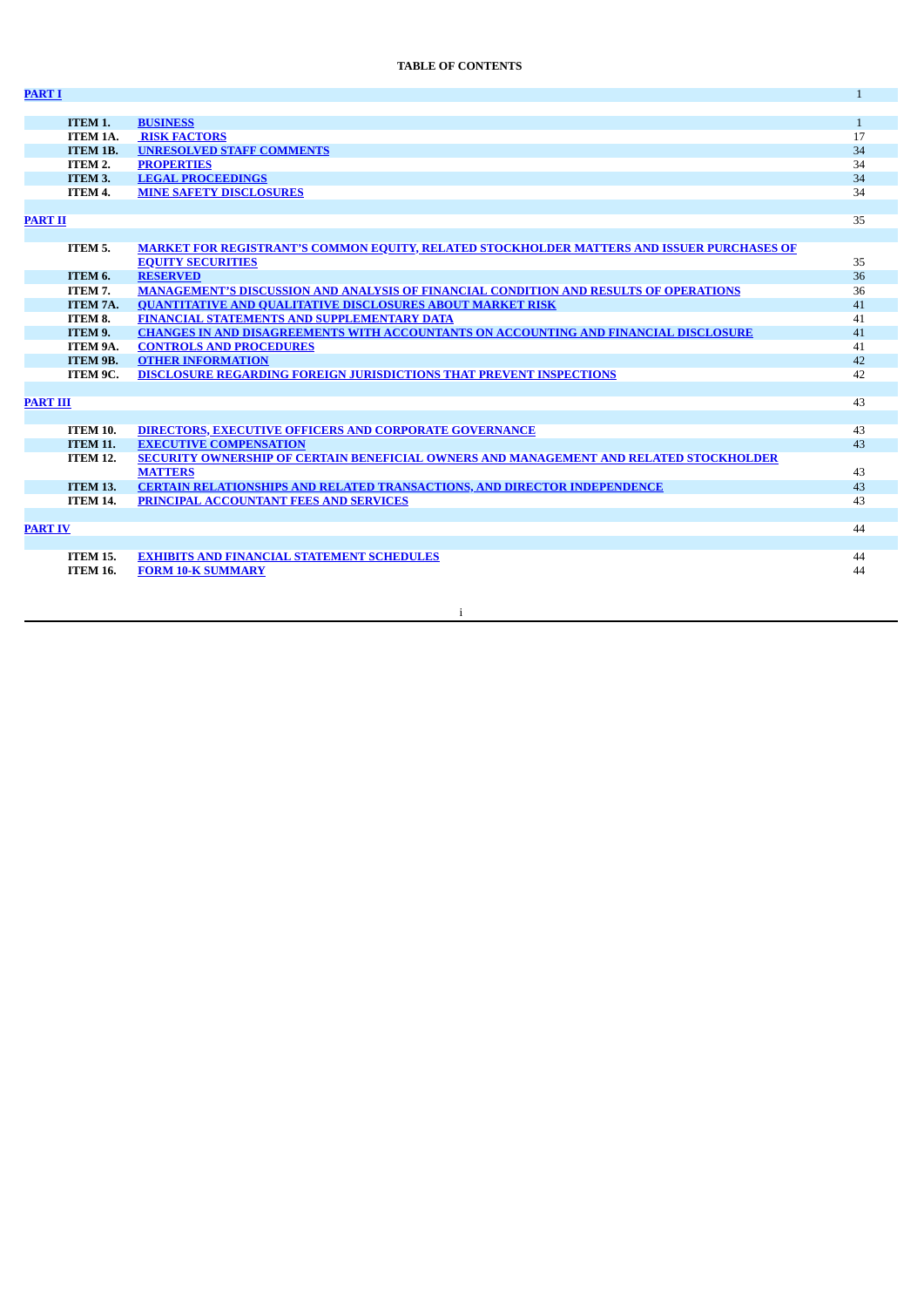**TABLE OF CONTENTS**

| | | |
|---|---|---|
| **PART I** | | 1 |
| **ITEM 1.** | **BUSINESS** | 1 |
| **ITEM 1A.** | **RISK FACTORS** | 17 |
| **ITEM 1B.** | **UNRESOLVED STAFF COMMENTS** | 34 |
| **ITEM 2.** | **PROPERTIES** | 34 |
| **ITEM 3.** | **LEGAL PROCEEDINGS** | 34 |
| **ITEM 4.** | **MINE SAFETY DISCLOSURES** | 34 |
| **PART II** | | 35 |
| **ITEM 5.** | **MARKET FOR REGISTRANT'S COMMON EQUITY, RELATED STOCKHOLDER MATTERS AND ISSUER PURCHASES OF EQUITY SECURITIES** | 35 |
| **ITEM 6.** | **RESERVED** | 36 |
| **ITEM 7.** | **MANAGEMENT'S DISCUSSION AND ANALYSIS OF FINANCIAL CONDITION AND RESULTS OF OPERATIONS** | 36 |
| **ITEM 7A.** | **QUANTITATIVE AND QUALITATIVE DISCLOSURES ABOUT MARKET RISK** | 41 |
| **ITEM 8.** | **FINANCIAL STATEMENTS AND SUPPLEMENTARY DATA** | 41 |
| **ITEM 9.** | **CHANGES IN AND DISAGREEMENTS WITH ACCOUNTANTS ON ACCOUNTING AND FINANCIAL DISCLOSURE** | 41 |
| **ITEM 9A.** | **CONTROLS AND PROCEDURES** | 41 |
| **ITEM 9B.** | **OTHER INFORMATION** | 42 |
| **ITEM 9C.** | **DISCLOSURE REGARDING FOREIGN JURISDICTIONS THAT PREVENT INSPECTIONS** | 42 |
| **PART III** | | 43 |
| **ITEM 10.** | **DIRECTORS, EXECUTIVE OFFICERS AND CORPORATE GOVERNANCE** | 43 |
| **ITEM 11.** | **EXECUTIVE COMPENSATION** | 43 |
| **ITEM 12.** | **SECURITY OWNERSHIP OF CERTAIN BENEFICIAL OWNERS AND MANAGEMENT AND RELATED STOCKHOLDER MATTERS** | 43 |
| **ITEM 13.** | **CERTAIN RELATIONSHIPS AND RELATED TRANSACTIONS, AND DIRECTOR INDEPENDENCE** | 43 |
| **ITEM 14.** | **PRINCIPAL ACCOUNTANT FEES AND SERVICES** | 43 |
| **PART IV** | | 44 |
| **ITEM 15.** | **EXHIBITS AND FINANCIAL STATEMENT SCHEDULES** | 44 |
| **ITEM 16.** | **FORM 10-K SUMMARY** | 44 |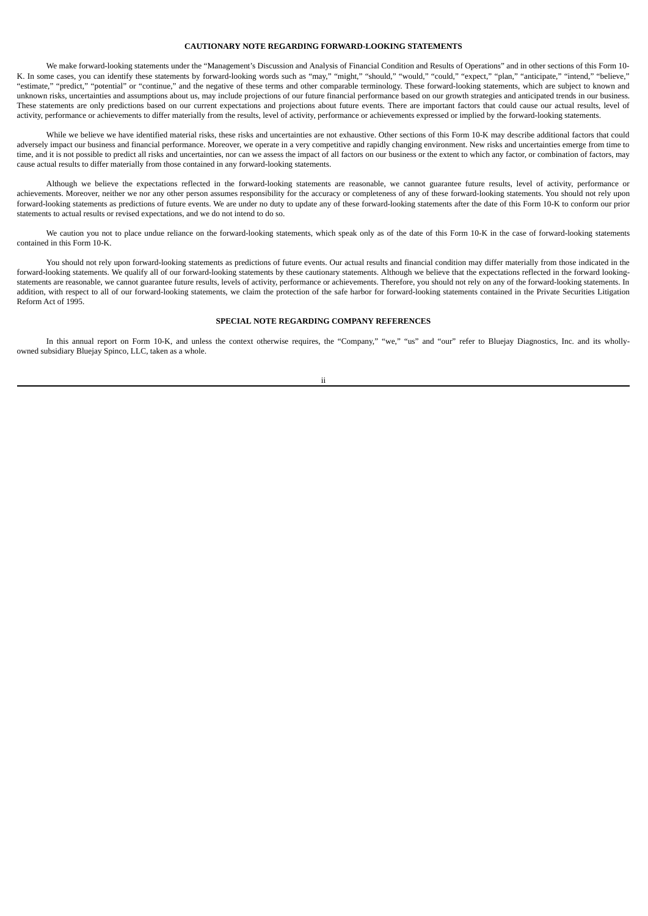## CAUTIONARY NOTE REGARDING FORWARD-LOOKING STATEMENTS

We make forward-looking statements under the "Management's Discussion and Analysis of Financial Condition and Results of Operations" and in other sections of this Form 10-K. In some cases, you can identify these statements by forward-looking words such as "may," "might," "should," "would," "could," "expect," "plan," "anticipate," "intend," "believe," "estimate," "predict," "potential" or "continue," and the negative of these terms and other comparable terminology. These forward-looking statements, which are subject to known and unknown risks, uncertainties and assumptions about us, may include projections of our future financial performance based on our growth strategies and anticipated trends in our business. These statements are only predictions based on our current expectations and projections about future events. There are important factors that could cause our actual results, level of activity, performance or achievements to differ materially from the results, level of activity, performance or achievements expressed or implied by the forward-looking statements.

While we believe we have identified material risks, these risks and uncertainties are not exhaustive. Other sections of this Form 10-K may describe additional factors that could adversely impact our business and financial performance. Moreover, we operate in a very competitive and rapidly changing environment. New risks and uncertainties emerge from time to time, and it is not possible to predict all risks and uncertainties, nor can we assess the impact of all factors on our business or the extent to which any factor, or combination of factors, may cause actual results to differ materially from those contained in any forward-looking statements.

Although we believe the expectations reflected in the forward-looking statements are reasonable, we cannot guarantee future results, level of activity, performance or achievements. Moreover, neither we nor any other person assumes responsibility for the accuracy or completeness of any of these forward-looking statements. You should not rely upon forward-looking statements as predictions of future events. We are under no duty to update any of these forward-looking statements after the date of this Form 10-K to conform our prior statements to actual results or revised expectations, and we do not intend to do so.

We caution you not to place undue reliance on the forward-looking statements, which speak only as of the date of this Form 10-K in the case of forward-looking statements contained in this Form 10-K.

You should not rely upon forward-looking statements as predictions of future events. Our actual results and financial condition may differ materially from those indicated in the forward-looking statements. We qualify all of our forward-looking statements by these cautionary statements. Although we believe that the expectations reflected in the forward looking-statements are reasonable, we cannot guarantee future results, levels of activity, performance or achievements. Therefore, you should not rely on any of the forward-looking statements. In addition, with respect to all of our forward-looking statements, we claim the protection of the safe harbor for forward-looking statements contained in the Private Securities Litigation Reform Act of 1995.

## SPECIAL NOTE REGARDING COMPANY REFERENCES

In this annual report on Form 10-K, and unless the context otherwise requires, the "Company," "we," "us" and "our" refer to Bluejay Diagnostics, Inc. and its wholly-owned subsidiary Bluejay Spinco, LLC, taken as a whole.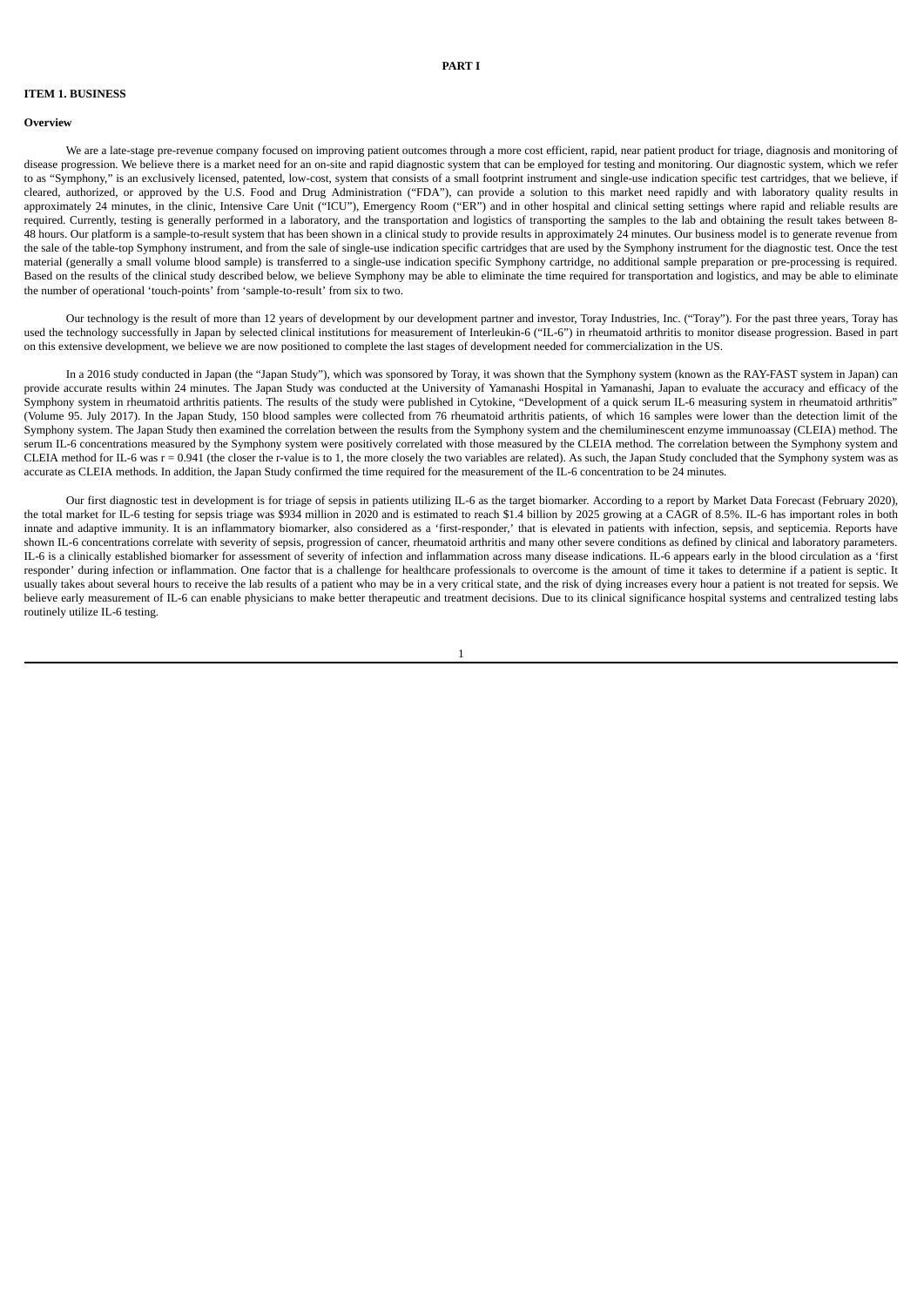# PART I

## ITEM 1. BUSINESS

### Overview

We are a late-stage pre-revenue company focused on improving patient outcomes through a more cost efficient, rapid, near patient product for triage, diagnosis and monitoring of disease progression. We believe there is a market need for an on-site and rapid diagnostic system that can be employed for testing and monitoring. Our diagnostic system, which we refer to as "Symphony," is an exclusively licensed, patented, low-cost, system that consists of a small footprint instrument and single-use indication specific test cartridges, that we believe, if cleared, authorized, or approved by the U.S. Food and Drug Administration ("FDA"), can provide a solution to this market need rapidly and with laboratory quality results in approximately 24 minutes, in the clinic, Intensive Care Unit ("ICU"), Emergency Room ("ER") and in other hospital and clinical setting settings where rapid and reliable results are required. Currently, testing is generally performed in a laboratory, and the transportation and logistics of transporting the samples to the lab and obtaining the result takes between 8-48 hours. Our platform is a sample-to-result system that has been shown in a clinical study to provide results in approximately 24 minutes. Our business model is to generate revenue from the sale of the table-top Symphony instrument, and from the sale of single-use indication specific cartridges that are used by the Symphony instrument for the diagnostic test. Once the test material (generally a small volume blood sample) is transferred to a single-use indication specific Symphony cartridge, no additional sample preparation or pre-processing is required. Based on the results of the clinical study described below, we believe Symphony may be able to eliminate the time required for transportation and logistics, and may be able to eliminate the number of operational 'touch-points' from 'sample-to-result' from six to two.

Our technology is the result of more than 12 years of development by our development partner and investor, Toray Industries, Inc. ("Toray"). For the past three years, Toray has used the technology successfully in Japan by selected clinical institutions for measurement of Interleukin-6 ("IL-6") in rheumatoid arthritis to monitor disease progression. Based in part on this extensive development, we believe we are now positioned to complete the last stages of development needed for commercialization in the US.

In a 2016 study conducted in Japan (the "Japan Study"), which was sponsored by Toray, it was shown that the Symphony system (known as the RAY-FAST system in Japan) can provide accurate results within 24 minutes. The Japan Study was conducted at the University of Yamanashi Hospital in Yamanashi, Japan to evaluate the accuracy and efficacy of the Symphony system in rheumatoid arthritis patients. The results of the study were published in Cytokine, "Development of a quick serum IL-6 measuring system in rheumatoid arthritis" (Volume 95. July 2017). In the Japan Study, 150 blood samples were collected from 76 rheumatoid arthritis patients, of which 16 samples were lower than the detection limit of the Symphony system. The Japan Study then examined the correlation between the results from the Symphony system and the chemiluminescent enzyme immunoassay (CLEIA) method. The serum IL-6 concentrations measured by the Symphony system were positively correlated with those measured by the CLEIA method. The correlation between the Symphony system and CLEIA method for IL-6 was $r = 0.941$ (the closer the r-value is to 1, the more closely the two variables are related). As such, the Japan Study concluded that the Symphony system was as accurate as CLEIA methods. In addition, the Japan Study confirmed the time required for the measurement of the IL-6 concentration to be 24 minutes.

Our first diagnostic test in development is for triage of sepsis in patients utilizing IL-6 as the target biomarker. According to a report by Market Data Forecast (February 2020), the total market for IL-6 testing for sepsis triage was $934 million in 2020 and is estimated to reach $1.4 billion by 2025 growing at a CAGR of 8.5%. IL-6 has important roles in both innate and adaptive immunity. It is an inflammatory biomarker, also considered as a 'first-responder,' that is elevated in patients with infection, sepsis, and septicemia. Reports have shown IL-6 concentrations correlate with severity of sepsis, progression of cancer, rheumatoid arthritis and many other severe conditions as defined by clinical and laboratory parameters. IL-6 is a clinically established biomarker for assessment of severity of infection and inflammation across many disease indications. IL-6 appears early in the blood circulation as a 'first responder' during infection or inflammation. One factor that is a challenge for healthcare professionals to overcome is the amount of time it takes to determine if a patient is septic. It usually takes about several hours to receive the lab results of a patient who may be in a very critical state, and the risk of dying increases every hour a patient is not treated for sepsis. We believe early measurement of IL-6 can enable physicians to make better therapeutic and treatment decisions. Due to its clinical significance hospital systems and centralized testing labs routinely utilize IL-6 testing.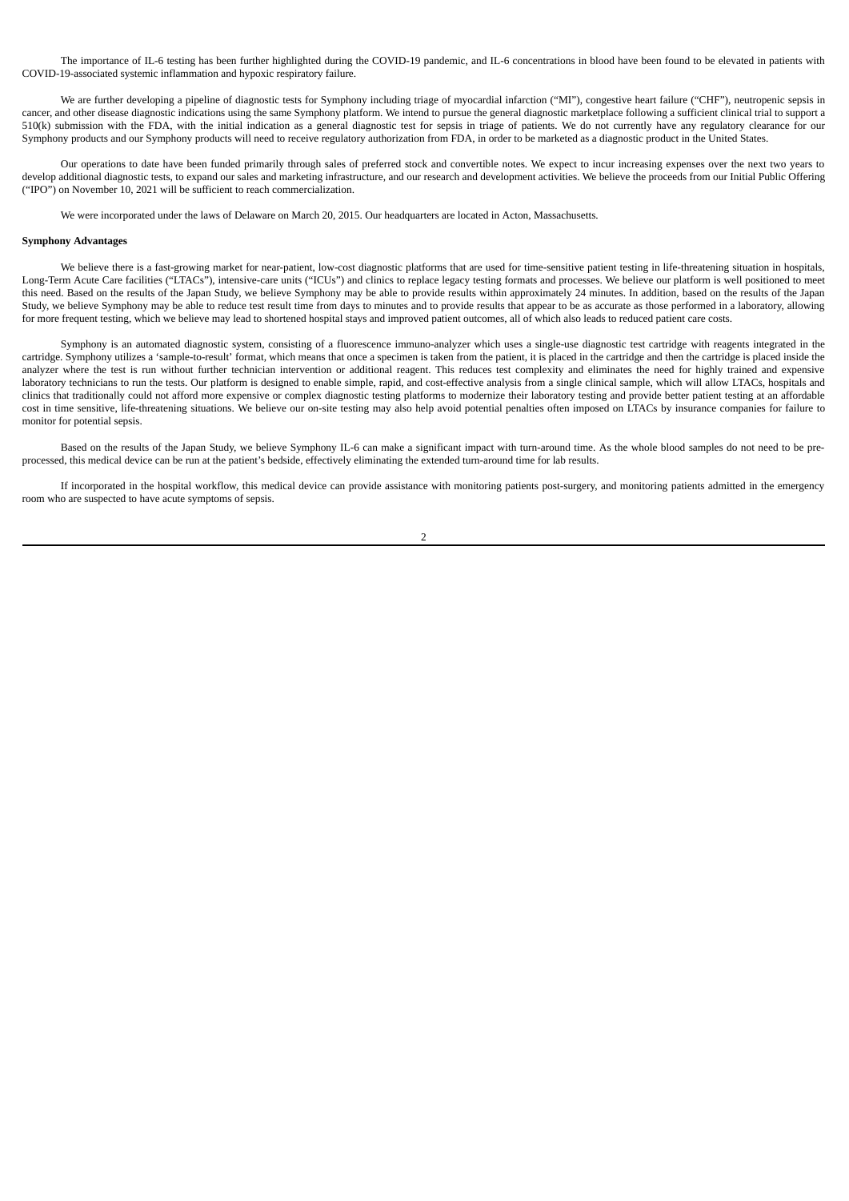The importance of IL-6 testing has been further highlighted during the COVID-19 pandemic, and IL-6 concentrations in blood have been found to be elevated in patients with COVID-19-associated systemic inflammation and hypoxic respiratory failure.

We are further developing a pipeline of diagnostic tests for Symphony including triage of myocardial infarction ("MI"), congestive heart failure ("CHF"), neutropenic sepsis in cancer, and other disease diagnostic indications using the same Symphony platform. We intend to pursue the general diagnostic marketplace following a sufficient clinical trial to support a 510(k) submission with the FDA, with the initial indication as a general diagnostic test for sepsis in triage of patients. We do not currently have any regulatory clearance for our Symphony products and our Symphony products will need to receive regulatory authorization from FDA, in order to be marketed as a diagnostic product in the United States.

Our operations to date have been funded primarily through sales of preferred stock and convertible notes. We expect to incur increasing expenses over the next two years to develop additional diagnostic tests, to expand our sales and marketing infrastructure, and our research and development activities. We believe the proceeds from our Initial Public Offering ("IPO") on November 10, 2021 will be sufficient to reach commercialization.

We were incorporated under the laws of Delaware on March 20, 2015. Our headquarters are located in Acton, Massachusetts.

**Symphony Advantages**

We believe there is a fast-growing market for near-patient, low-cost diagnostic platforms that are used for time-sensitive patient testing in life-threatening situation in hospitals, Long-Term Acute Care facilities ("LTACs"), intensive-care units ("ICUs") and clinics to replace legacy testing formats and processes. We believe our platform is well positioned to meet this need. Based on the results of the Japan Study, we believe Symphony may be able to provide results within approximately 24 minutes. In addition, based on the results of the Japan Study, we believe Symphony may be able to reduce test result time from days to minutes and to provide results that appear to be as accurate as those performed in a laboratory, allowing for more frequent testing, which we believe may lead to shortened hospital stays and improved patient outcomes, all of which also leads to reduced patient care costs.

Symphony is an automated diagnostic system, consisting of a fluorescence immuno-analyzer which uses a single-use diagnostic test cartridge with reagents integrated in the cartridge. Symphony utilizes a 'sample-to-result' format, which means that once a specimen is taken from the patient, it is placed in the cartridge and then the cartridge is placed inside the analyzer where the test is run without further technician intervention or additional reagent. This reduces test complexity and eliminates the need for highly trained and expensive laboratory technicians to run the tests. Our platform is designed to enable simple, rapid, and cost-effective analysis from a single clinical sample, which will allow LTACs, hospitals and clinics that traditionally could not afford more expensive or complex diagnostic testing platforms to modernize their laboratory testing and provide better patient testing at an affordable cost in time sensitive, life-threatening situations. We believe our on-site testing may also help avoid potential penalties often imposed on LTACs by insurance companies for failure to monitor for potential sepsis.

Based on the results of the Japan Study, we believe Symphony IL-6 can make a significant impact with turn-around time. As the whole blood samples do not need to be pre-processed, this medical device can be run at the patient's bedside, effectively eliminating the extended turn-around time for lab results.

If incorporated in the hospital workflow, this medical device can provide assistance with monitoring patients post-surgery, and monitoring patients admitted in the emergency room who are suspected to have acute symptoms of sepsis.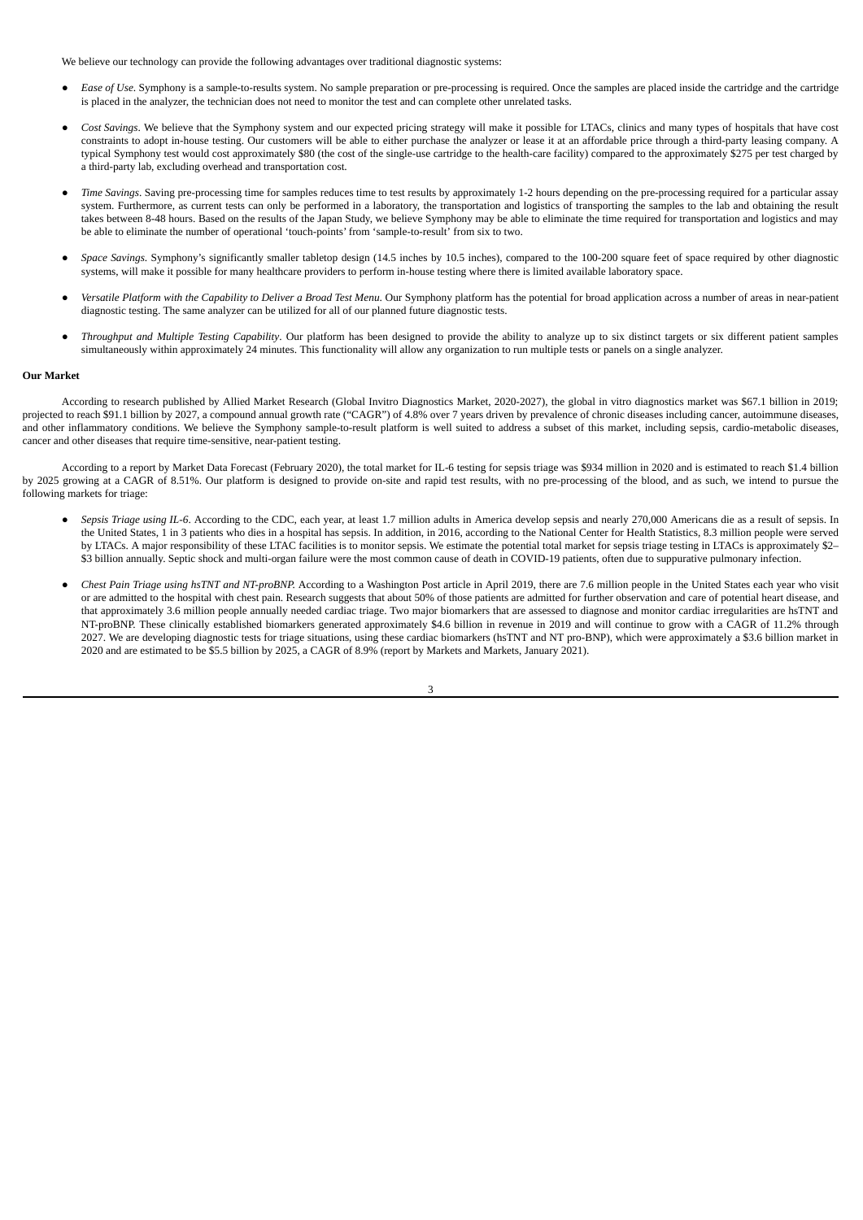We believe our technology can provide the following advantages over traditional diagnostic systems:

- *Ease of Use*. Symphony is a sample-to-results system. No sample preparation or pre-processing is required. Once the samples are placed inside the cartridge and the cartridge is placed in the analyzer, the technician does not need to monitor the test and can complete other unrelated tasks.
- *Cost Savings*. We believe that the Symphony system and our expected pricing strategy will make it possible for LTACs, clinics and many types of hospitals that have cost constraints to adopt in-house testing. Our customers will be able to either purchase the analyzer or lease it at an affordable price through a third-party leasing company. A typical Symphony test would cost approximately $80 (the cost of the single-use cartridge to the health-care facility) compared to the approximately $275 per test charged by a third-party lab, excluding overhead and transportation cost.
- *Time Savings*. Saving pre-processing time for samples reduces time to test results by approximately 1-2 hours depending on the pre-processing required for a particular assay system. Furthermore, as current tests can only be performed in a laboratory, the transportation and logistics of transporting the samples to the lab and obtaining the result takes between 8-48 hours. Based on the results of the Japan Study, we believe Symphony may be able to eliminate the time required for transportation and logistics and may be able to eliminate the number of operational 'touch-points' from 'sample-to-result' from six to two.
- *Space Savings*. Symphony's significantly smaller tabletop design (14.5 inches by 10.5 inches), compared to the 100-200 square feet of space required by other diagnostic systems, will make it possible for many healthcare providers to perform in-house testing where there is limited available laboratory space.
- *Versatile Platform with the Capability to Deliver a Broad Test Menu.* Our Symphony platform has the potential for broad application across a number of areas in near-patient diagnostic testing. The same analyzer can be utilized for all of our planned future diagnostic tests.
- *Throughput and Multiple Testing Capability*. Our platform has been designed to provide the ability to analyze up to six distinct targets or six different patient samples simultaneously within approximately 24 minutes. This functionality will allow any organization to run multiple tests or panels on a single analyzer.

**Our Market**

According to research published by Allied Market Research (Global Invitro Diagnostics Market, 2020-2027), the global in vitro diagnostics market was $67.1 billion in 2019; projected to reach $91.1 billion by 2027, a compound annual growth rate ("CAGR") of 4.8% over 7 years driven by prevalence of chronic diseases including cancer, autoimmune diseases, and other inflammatory conditions. We believe the Symphony sample-to-result platform is well suited to address a subset of this market, including sepsis, cardio-metabolic diseases, cancer and other diseases that require time-sensitive, near-patient testing.

According to a report by Market Data Forecast (February 2020), the total market for IL-6 testing for sepsis triage was $934 million in 2020 and is estimated to reach $1.4 billion by 2025 growing at a CAGR of 8.51%. Our platform is designed to provide on-site and rapid test results, with no pre-processing of the blood, and as such, we intend to pursue the following markets for triage:

- *Sepsis Triage using IL-6*. According to the CDC, each year, at least 1.7 million adults in America develop sepsis and nearly 270,000 Americans die as a result of sepsis. In the United States, 1 in 3 patients who dies in a hospital has sepsis. In addition, in 2016, according to the National Center for Health Statistics, 8.3 million people were served by LTACs. A major responsibility of these LTAC facilities is to monitor sepsis. We estimate the potential total market for sepsis triage testing in LTACs is approximately $2–$3 billion annually. Septic shock and multi-organ failure were the most common cause of death in COVID-19 patients, often due to suppurative pulmonary infection.
- *Chest Pain Triage using hsTNT and NT-proBNP.* According to a Washington Post article in April 2019, there are 7.6 million people in the United States each year who visit or are admitted to the hospital with chest pain. Research suggests that about 50% of those patients are admitted for further observation and care of potential heart disease, and that approximately 3.6 million people annually needed cardiac triage. Two major biomarkers that are assessed to diagnose and monitor cardiac irregularities are hsTNT and NT-proBNP. These clinically established biomarkers generated approximately $4.6 billion in revenue in 2019 and will continue to grow with a CAGR of 11.2% through 2027. We are developing diagnostic tests for triage situations, using these cardiac biomarkers (hsTNT and NT pro-BNP), which were approximately a $3.6 billion market in 2020 and are estimated to be $5.5 billion by 2025, a CAGR of 8.9% (report by Markets and Markets, January 2021).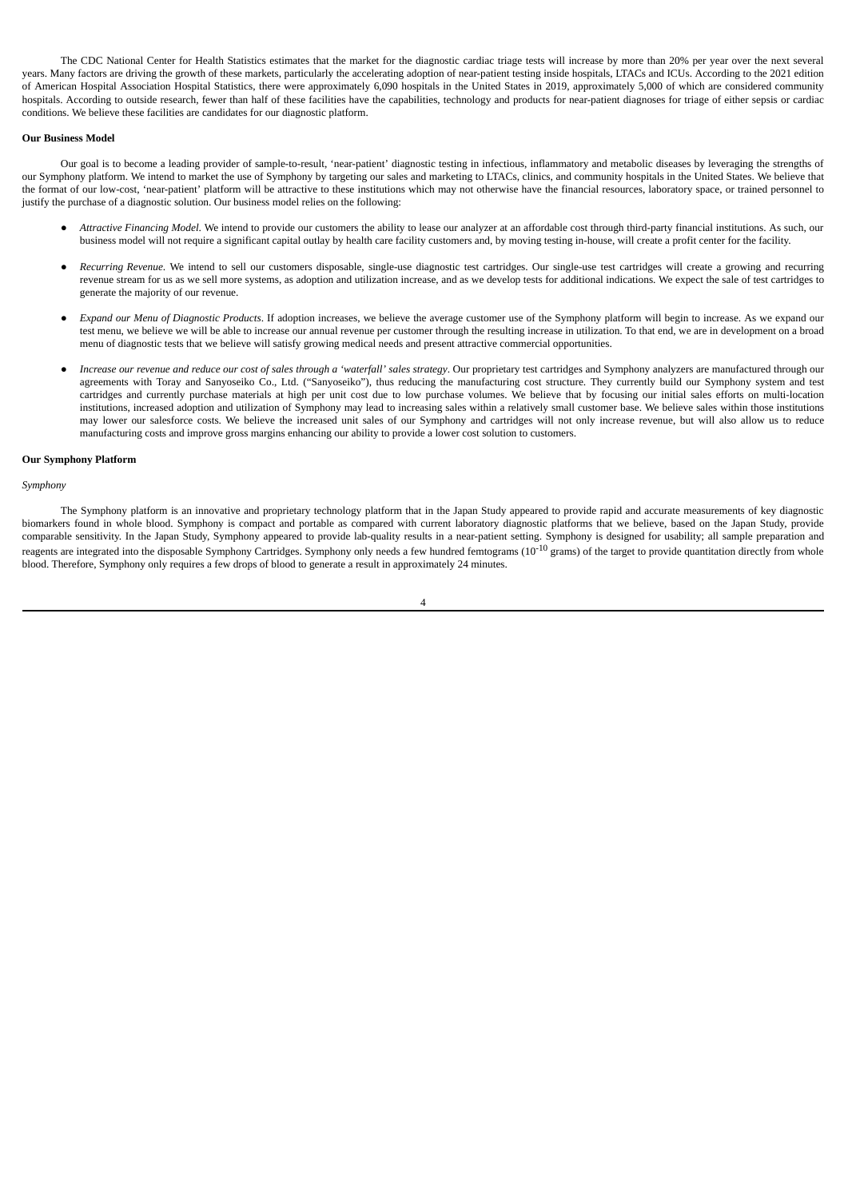The CDC National Center for Health Statistics estimates that the market for the diagnostic cardiac triage tests will increase by more than 20% per year over the next several years. Many factors are driving the growth of these markets, particularly the accelerating adoption of near-patient testing inside hospitals, LTACs and ICUs. According to the 2021 edition of American Hospital Association Hospital Statistics, there were approximately 6,090 hospitals in the United States in 2019, approximately 5,000 of which are considered community hospitals. According to outside research, fewer than half of these facilities have the capabilities, technology and products for near-patient diagnoses for triage of either sepsis or cardiac conditions. We believe these facilities are candidates for our diagnostic platform.

**Our Business Model**

Our goal is to become a leading provider of sample-to-result, 'near-patient' diagnostic testing in infectious, inflammatory and metabolic diseases by leveraging the strengths of our Symphony platform. We intend to market the use of Symphony by targeting our sales and marketing to LTACs, clinics, and community hospitals in the United States. We believe that the format of our low-cost, 'near-patient' platform will be attractive to these institutions which may not otherwise have the financial resources, laboratory space, or trained personnel to justify the purchase of a diagnostic solution. Our business model relies on the following:

- *Attractive Financing Model*. We intend to provide our customers the ability to lease our analyzer at an affordable cost through third-party financial institutions. As such, our business model will not require a significant capital outlay by health care facility customers and, by moving testing in-house, will create a profit center for the facility.
- *Recurring Revenue*. We intend to sell our customers disposable, single-use diagnostic test cartridges. Our single-use test cartridges will create a growing and recurring revenue stream for us as we sell more systems, as adoption and utilization increase, and as we develop tests for additional indications. We expect the sale of test cartridges to generate the majority of our revenue.
- *Expand our Menu of Diagnostic Products*. If adoption increases, we believe the average customer use of the Symphony platform will begin to increase. As we expand our test menu, we believe we will be able to increase our annual revenue per customer through the resulting increase in utilization. To that end, we are in development on a broad menu of diagnostic tests that we believe will satisfy growing medical needs and present attractive commercial opportunities.
- *Increase our revenue and reduce our cost of sales through a 'waterfall' sales strategy*. Our proprietary test cartridges and Symphony analyzers are manufactured through our agreements with Toray and Sanyoseiko Co., Ltd. ("Sanyoseiko"), thus reducing the manufacturing cost structure. They currently build our Symphony system and test cartridges and currently purchase materials at high per unit cost due to low purchase volumes. We believe that by focusing our initial sales efforts on multi-location institutions, increased adoption and utilization of Symphony may lead to increasing sales within a relatively small customer base. We believe sales within those institutions may lower our salesforce costs. We believe the increased unit sales of our Symphony and cartridges will not only increase revenue, but will also allow us to reduce manufacturing costs and improve gross margins enhancing our ability to provide a lower cost solution to customers.

**Our Symphony Platform**

*Symphony*

The Symphony platform is an innovative and proprietary technology platform that in the Japan Study appeared to provide rapid and accurate measurements of key diagnostic biomarkers found in whole blood. Symphony is compact and portable as compared with current laboratory diagnostic platforms that we believe, based on the Japan Study, provide comparable sensitivity. In the Japan Study, Symphony appeared to provide lab-quality results in a near-patient setting. Symphony is designed for usability; all sample preparation and reagents are integrated into the disposable Symphony Cartridges. Symphony only needs a few hundred femtograms ($10^{-10}$ grams) of the target to provide quantitation directly from whole blood. Therefore, Symphony only requires a few drops of blood to generate a result in approximately 24 minutes.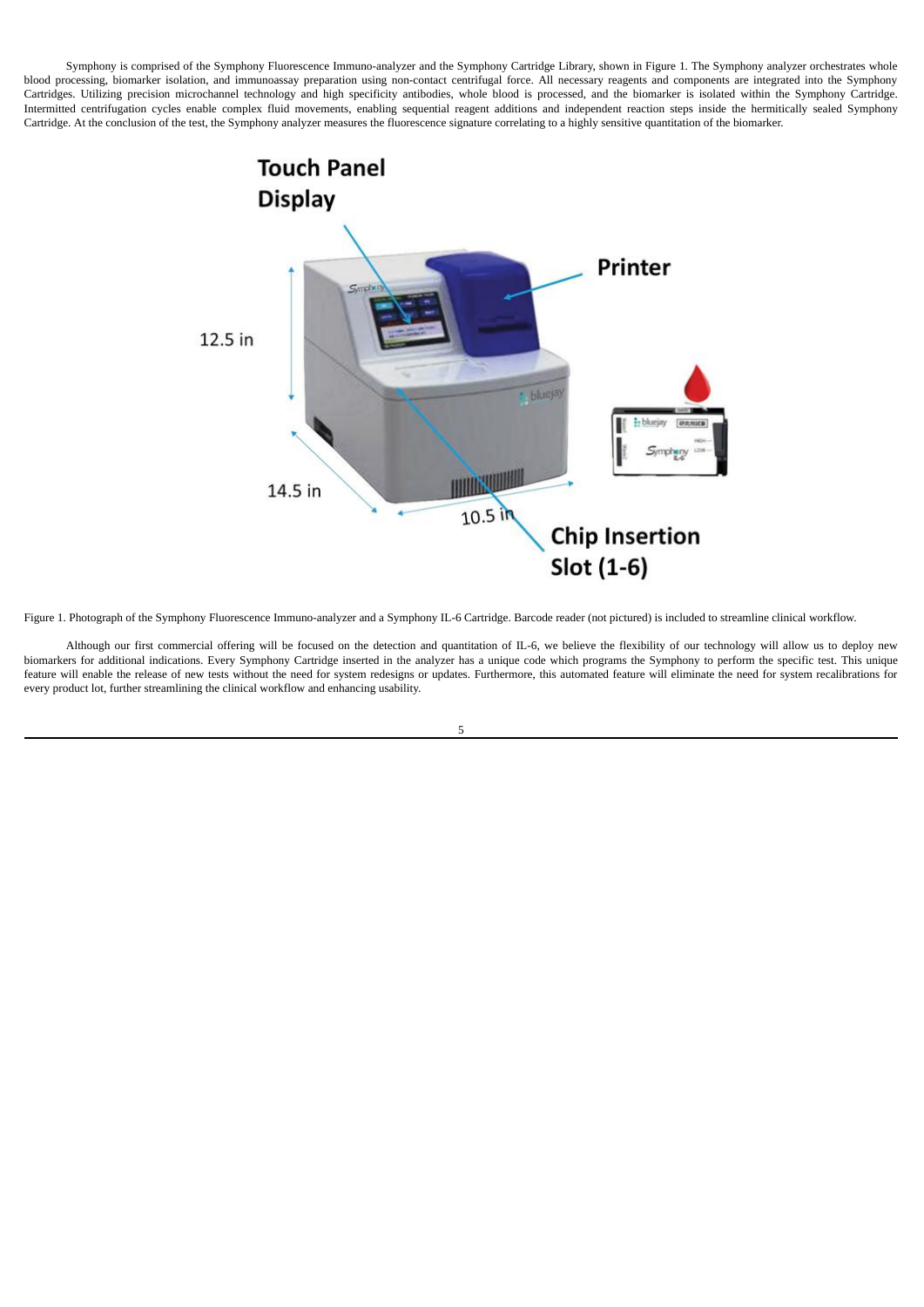Symphony is comprised of the Symphony Fluorescence Immuno-analyzer and the Symphony Cartridge Library, shown in Figure 1. The Symphony analyzer orchestrates whole blood processing, biomarker isolation, and immunoassay preparation using non-contact centrifugal force. All necessary reagents and components are integrated into the Symphony Cartridges. Utilizing precision microchannel technology and high specificity antibodies, whole blood is processed, and the biomarker is isolated within the Symphony Cartridge. Intermitted centrifugation cycles enable complex fluid movements, enabling sequential reagent additions and independent reaction steps inside the hermitically sealed Symphony Cartridge. At the conclusion of the test, the Symphony analyzer measures the fluorescence signature correlating to a highly sensitive quantitation of the biomarker.

Figure 1. Photograph of the Symphony Fluorescence Immuno-analyzer and a Symphony IL-6 Cartridge. Barcode reader (not pictured) is included to streamline clinical workflow.

Although our first commercial offering will be focused on the detection and quantitation of IL-6, we believe the flexibility of our technology will allow us to deploy new biomarkers for additional indications. Every Symphony Cartridge inserted in the analyzer has a unique code which programs the Symphony to perform the specific test. This unique feature will enable the release of new tests without the need for system redesigns or updates. Furthermore, this automated feature will eliminate the need for system recalibrations for every product lot, further streamlining the clinical workflow and enhancing usability.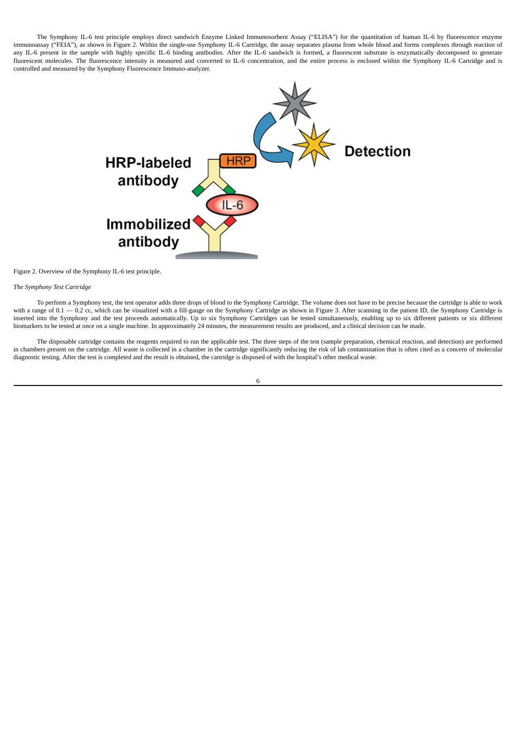The Symphony IL-6 test principle employs direct sandwich Enzyme Linked Immunosorbent Assay ("ELISA") for the quantitation of human IL-6 by fluorescence enzyme immunoassay ("FEIA"), as shown in Figure 2. Within the single-use Symphony IL-6 Cartridge, the assay separates plasma from whole blood and forms complexes through reaction of any IL-6 present in the sample with highly specific IL-6 binding antibodies. After the IL-6 sandwich is formed, a fluorescent substrate is enzymatically decomposed to generate fluorescent molecules. The fluorescence intensity is measured and converted to IL-6 concentration, and the entire process is enclosed within the Symphony IL-6 Cartridge and is controlled and measured by the Symphony Fluorescence Immuno-analyzer.

Figure 2. Overview of the Symphony IL-6 test principle.

*The Symphony Test Cartridge*

To perform a Symphony test, the test operator adds three drops of blood to the Symphony Cartridge. The volume does not have to be precise because the cartridge is able to work with a range of 0.1 — 0.2 cc, which can be visualized with a fill-gauge on the Symphony Cartridge as shown in Figure 3. After scanning in the patient ID, the Symphony Cartridge is inserted into the Symphony and the test proceeds automatically. Up to six Symphony Cartridges can be tested simultaneously, enabling up to six different patients or six different biomarkers to be tested at once on a single machine. In approximately 24 minutes, the measurement results are produced, and a clinical decision can be made.

The disposable cartridge contains the reagents required to run the applicable test. The three steps of the test (sample preparation, chemical reaction, and detection) are performed in chambers present on the cartridge. All waste is collected in a chamber in the cartridge significantly reducing the risk of lab contamination that is often cited as a concern of molecular diagnostic testing. After the test is completed and the result is obtained, the cartridge is disposed of with the hospital's other medical waste.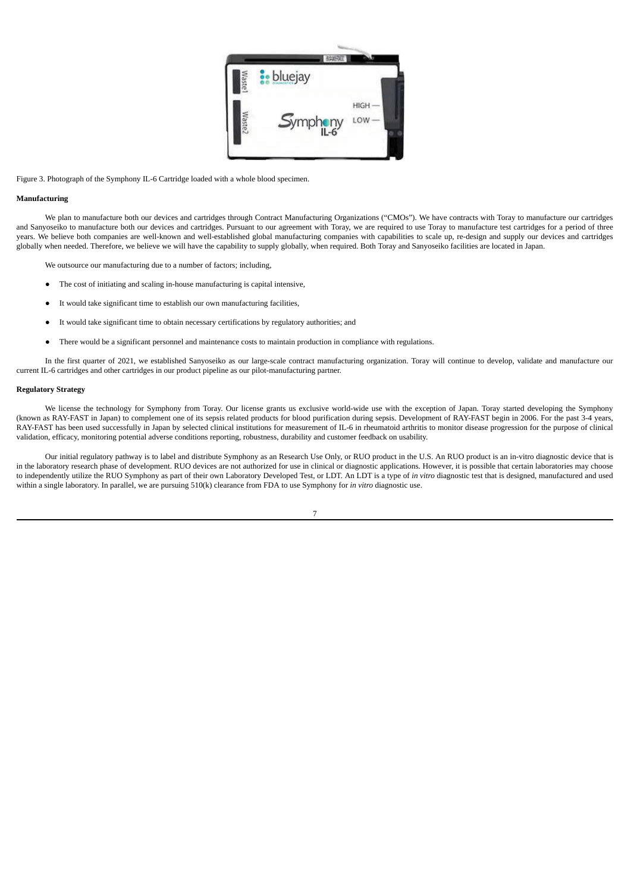Figure 3. Photograph of the Symphony IL-6 Cartridge loaded with a whole blood specimen.

**Manufacturing**

We plan to manufacture both our devices and cartridges through Contract Manufacturing Organizations ("CMOs"). We have contracts with Toray to manufacture our cartridges and Sanyoseiko to manufacture both our devices and cartridges. Pursuant to our agreement with Toray, we are required to use Toray to manufacture test cartridges for a period of three years. We believe both companies are well-known and well-established global manufacturing companies with capabilities to scale up, re-design and supply our devices and cartridges globally when needed. Therefore, we believe we will have the capability to supply globally, when required. Both Toray and Sanyoseiko facilities are located in Japan.

We outsource our manufacturing due to a number of factors; including,

- The cost of initiating and scaling in-house manufacturing is capital intensive,
- It would take significant time to establish our own manufacturing facilities,
- It would take significant time to obtain necessary certifications by regulatory authorities; and
- There would be a significant personnel and maintenance costs to maintain production in compliance with regulations.

In the first quarter of 2021, we established Sanyoseiko as our large-scale contract manufacturing organization. Toray will continue to develop, validate and manufacture our current IL-6 cartridges and other cartridges in our product pipeline as our pilot-manufacturing partner.

**Regulatory Strategy**

We license the technology for Symphony from Toray. Our license grants us exclusive world-wide use with the exception of Japan. Toray started developing the Symphony (known as RAY-FAST in Japan) to complement one of its sepsis related products for blood purification during sepsis. Development of RAY-FAST begin in 2006. For the past 3-4 years, RAY-FAST has been used successfully in Japan by selected clinical institutions for measurement of IL-6 in rheumatoid arthritis to monitor disease progression for the purpose of clinical validation, efficacy, monitoring potential adverse conditions reporting, robustness, durability and customer feedback on usability.

Our initial regulatory pathway is to label and distribute Symphony as an Research Use Only, or RUO product in the U.S. An RUO product is an in-vitro diagnostic device that is in the laboratory research phase of development. RUO devices are not authorized for use in clinical or diagnostic applications. However, it is possible that certain laboratories may choose to independently utilize the RUO Symphony as part of their own Laboratory Developed Test, or LDT. An LDT is a type of *in vitro* diagnostic test that is designed, manufactured and used within a single laboratory. In parallel, we are pursuing 510(k) clearance from FDA to use Symphony for *in vitro* diagnostic use.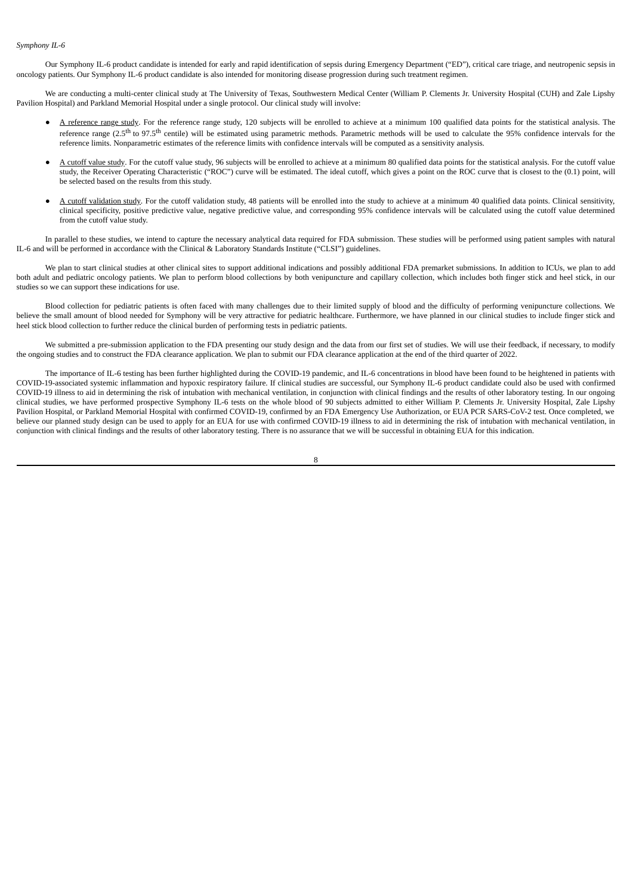*Symphony IL-6*

Our Symphony IL-6 product candidate is intended for early and rapid identification of sepsis during Emergency Department ("ED"), critical care triage, and neutropenic sepsis in oncology patients. Our Symphony IL-6 product candidate is also intended for monitoring disease progression during such treatment regimen.

We are conducting a multi-center clinical study at The University of Texas, Southwestern Medical Center (William P. Clements Jr. University Hospital (CUH) and Zale Lipshy Pavilion Hospital) and Parkland Memorial Hospital under a single protocol. Our clinical study will involve:

- A reference range study. For the reference range study, 120 subjects will be enrolled to achieve at a minimum 100 qualified data points for the statistical analysis. The reference range ($2.5^{th}$ to $97.5^{th}$ centile) will be estimated using parametric methods. Parametric methods will be used to calculate the 95% confidence intervals for the reference limits. Nonparametric estimates of the reference limits with confidence intervals will be computed as a sensitivity analysis.
- A cutoff value study. For the cutoff value study, 96 subjects will be enrolled to achieve at a minimum 80 qualified data points for the statistical analysis. For the cutoff value study, the Receiver Operating Characteristic ("ROC") curve will be estimated. The ideal cutoff, which gives a point on the ROC curve that is closest to the (0.1) point, will be selected based on the results from this study.
- A cutoff validation study. For the cutoff validation study, 48 patients will be enrolled into the study to achieve at a minimum 40 qualified data points. Clinical sensitivity, clinical specificity, positive predictive value, negative predictive value, and corresponding 95% confidence intervals will be calculated using the cutoff value determined from the cutoff value study.

In parallel to these studies, we intend to capture the necessary analytical data required for FDA submission. These studies will be performed using patient samples with natural IL-6 and will be performed in accordance with the Clinical & Laboratory Standards Institute ("CLSI") guidelines.

We plan to start clinical studies at other clinical sites to support additional indications and possibly additional FDA premarket submissions. In addition to ICUs, we plan to add both adult and pediatric oncology patients. We plan to perform blood collections by both venipuncture and capillary collection, which includes both finger stick and heel stick, in our studies so we can support these indications for use.

Blood collection for pediatric patients is often faced with many challenges due to their limited supply of blood and the difficulty of performing venipuncture collections. We believe the small amount of blood needed for Symphony will be very attractive for pediatric healthcare. Furthermore, we have planned in our clinical studies to include finger stick and heel stick blood collection to further reduce the clinical burden of performing tests in pediatric patients.

We submitted a pre-submission application to the FDA presenting our study design and the data from our first set of studies. We will use their feedback, if necessary, to modify the ongoing studies and to construct the FDA clearance application. We plan to submit our FDA clearance application at the end of the third quarter of 2022.

The importance of IL-6 testing has been further highlighted during the COVID-19 pandemic, and IL-6 concentrations in blood have been found to be heightened in patients with COVID-19-associated systemic inflammation and hypoxic respiratory failure. If clinical studies are successful, our Symphony IL-6 product candidate could also be used with confirmed COVID-19 illness to aid in determining the risk of intubation with mechanical ventilation, in conjunction with clinical findings and the results of other laboratory testing. In our ongoing clinical studies, we have performed prospective Symphony IL-6 tests on the whole blood of 90 subjects admitted to either William P. Clements Jr. University Hospital, Zale Lipshy Pavilion Hospital, or Parkland Memorial Hospital with confirmed COVID-19, confirmed by an FDA Emergency Use Authorization, or EUA PCR SARS-CoV-2 test. Once completed, we believe our planned study design can be used to apply for an EUA for use with confirmed COVID-19 illness to aid in determining the risk of intubation with mechanical ventilation, in conjunction with clinical findings and the results of other laboratory testing. There is no assurance that we will be successful in obtaining EUA for this indication.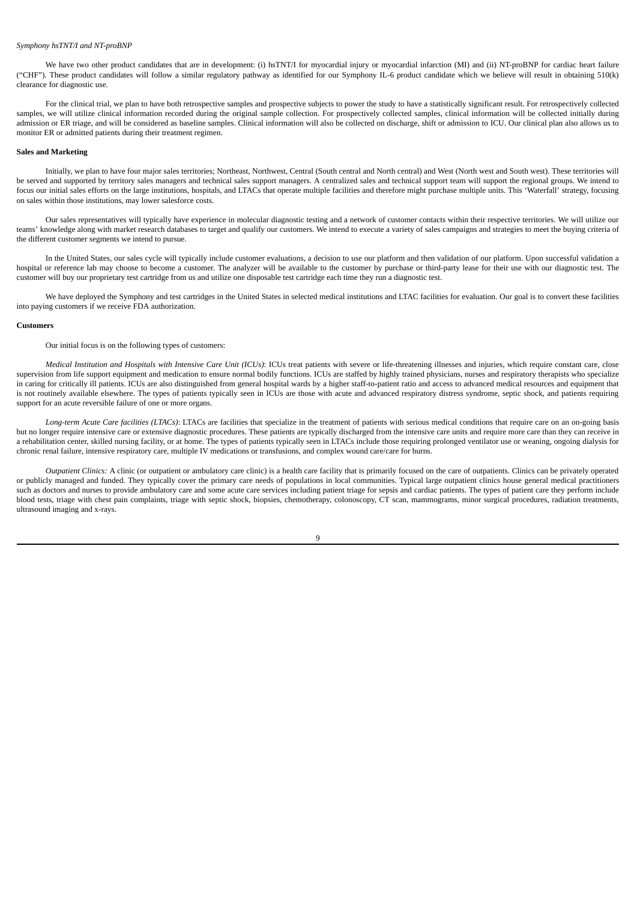*Symphony hsTNT/I and NT-proBNP*

We have two other product candidates that are in development: (i) hsTNT/I for myocardial injury or myocardial infarction (MI) and (ii) NT-proBNP for cardiac heart failure ("CHF"). These product candidates will follow a similar regulatory pathway as identified for our Symphony IL-6 product candidate which we believe will result in obtaining 510(k) clearance for diagnostic use.

For the clinical trial, we plan to have both retrospective samples and prospective subjects to power the study to have a statistically significant result. For retrospectively collected samples, we will utilize clinical information recorded during the original sample collection. For prospectively collected samples, clinical information will be collected initially during admission or ER triage, and will be considered as baseline samples. Clinical information will also be collected on discharge, shift or admission to ICU. Our clinical plan also allows us to monitor ER or admitted patients during their treatment regimen.

**Sales and Marketing**

Initially, we plan to have four major sales territories; Northeast, Northwest, Central (South central and North central) and West (North west and South west). These territories will be served and supported by territory sales managers and technical sales support managers. A centralized sales and technical support team will support the regional groups. We intend to focus our initial sales efforts on the large institutions, hospitals, and LTACs that operate multiple facilities and therefore might purchase multiple units. This 'Waterfall' strategy, focusing on sales within those institutions, may lower salesforce costs.

Our sales representatives will typically have experience in molecular diagnostic testing and a network of customer contacts within their respective territories. We will utilize our teams' knowledge along with market research databases to target and qualify our customers. We intend to execute a variety of sales campaigns and strategies to meet the buying criteria of the different customer segments we intend to pursue.

In the United States, our sales cycle will typically include customer evaluations, a decision to use our platform and then validation of our platform. Upon successful validation a hospital or reference lab may choose to become a customer. The analyzer will be available to the customer by purchase or third-party lease for their use with our diagnostic test. The customer will buy our proprietary test cartridge from us and utilize one disposable test cartridge each time they run a diagnostic test.

We have deployed the Symphony and test cartridges in the United States in selected medical institutions and LTAC facilities for evaluation. Our goal is to convert these facilities into paying customers if we receive FDA authorization.

**Customers**

Our initial focus is on the following types of customers:

*Medical Institution and Hospitals with Intensive Care Unit (ICUs)*: ICUs treat patients with severe or life-threatening illnesses and injuries, which require constant care, close supervision from life support equipment and medication to ensure normal bodily functions. ICUs are staffed by highly trained physicians, nurses and respiratory therapists who specialize in caring for critically ill patients. ICUs are also distinguished from general hospital wards by a higher staff-to-patient ratio and access to advanced medical resources and equipment that is not routinely available elsewhere. The types of patients typically seen in ICUs are those with acute and advanced respiratory distress syndrome, septic shock, and patients requiring support for an acute reversible failure of one or more organs.

*Long-term Acute Care facilities (LTACs)*: LTACs are facilities that specialize in the treatment of patients with serious medical conditions that require care on an on-going basis but no longer require intensive care or extensive diagnostic procedures. These patients are typically discharged from the intensive care units and require more care than they can receive in a rehabilitation center, skilled nursing facility, or at home. The types of patients typically seen in LTACs include those requiring prolonged ventilator use or weaning, ongoing dialysis for chronic renal failure, intensive respiratory care, multiple IV medications or transfusions, and complex wound care/care for burns.

*Outpatient Clinics:* A clinic (or outpatient or ambulatory care clinic) is a health care facility that is primarily focused on the care of outpatients. Clinics can be privately operated or publicly managed and funded. They typically cover the primary care needs of populations in local communities. Typical large outpatient clinics house general medical practitioners such as doctors and nurses to provide ambulatory care and some acute care services including patient triage for sepsis and cardiac patients. The types of patient care they perform include blood tests, triage with chest pain complaints, triage with septic shock, biopsies, chemotherapy, colonoscopy, CT scan, mammograms, minor surgical procedures, radiation treatments, ultrasound imaging and x-rays.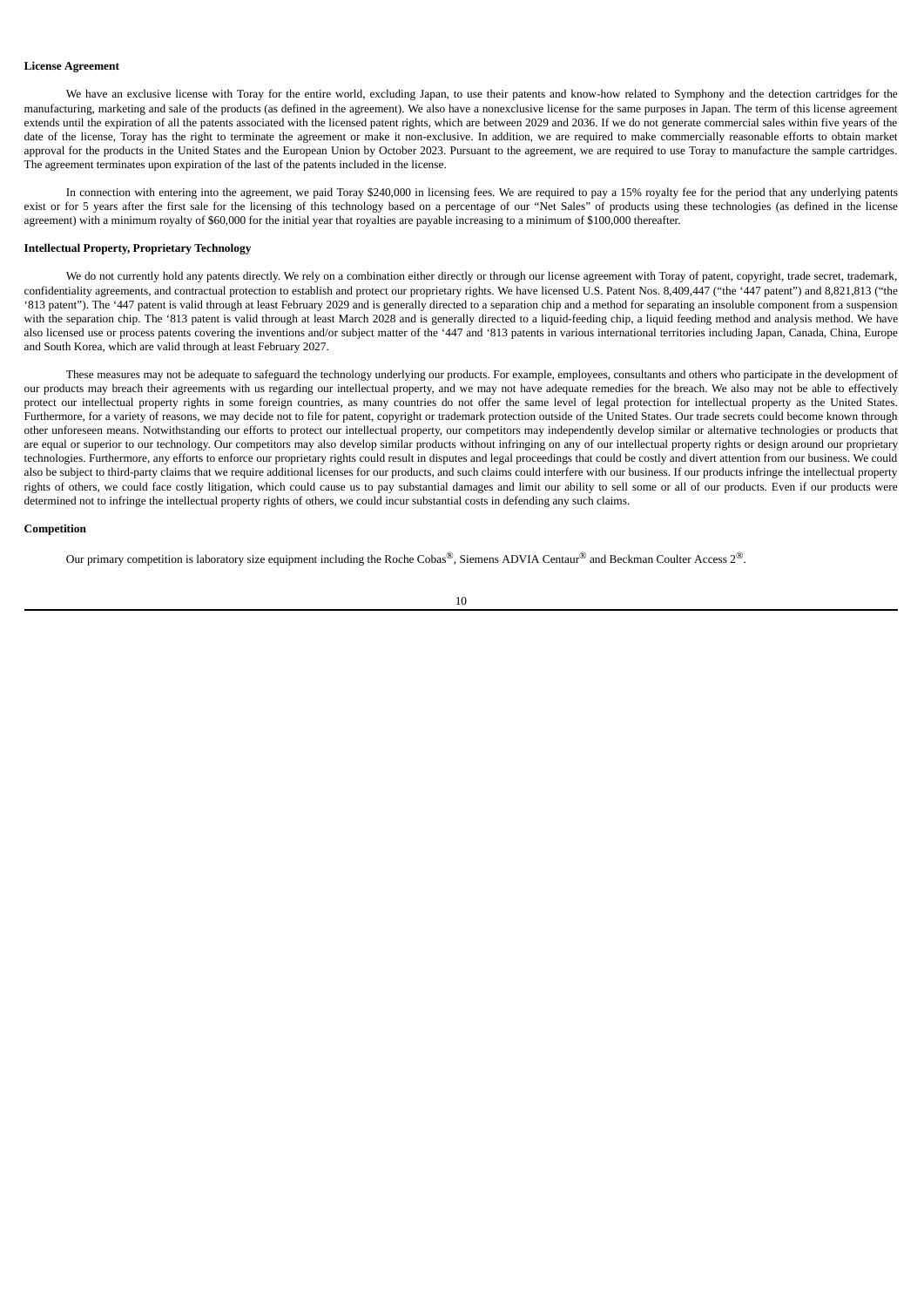**License Agreement**

We have an exclusive license with Toray for the entire world, excluding Japan, to use their patents and know-how related to Symphony and the detection cartridges for the manufacturing, marketing and sale of the products (as defined in the agreement). We also have a nonexclusive license for the same purposes in Japan. The term of this license agreement extends until the expiration of all the patents associated with the licensed patent rights, which are between 2029 and 2036. If we do not generate commercial sales within five years of the date of the license, Toray has the right to terminate the agreement or make it non-exclusive. In addition, we are required to make commercially reasonable efforts to obtain market approval for the products in the United States and the European Union by October 2023. Pursuant to the agreement, we are required to use Toray to manufacture the sample cartridges. The agreement terminates upon expiration of the last of the patents included in the license.

In connection with entering into the agreement, we paid Toray $240,000 in licensing fees. We are required to pay a 15% royalty fee for the period that any underlying patents exist or for 5 years after the first sale for the licensing of this technology based on a percentage of our "Net Sales" of products using these technologies (as defined in the license agreement) with a minimum royalty of $60,000 for the initial year that royalties are payable increasing to a minimum of $100,000 thereafter.

**Intellectual Property, Proprietary Technology**

We do not currently hold any patents directly. We rely on a combination either directly or through our license agreement with Toray of patent, copyright, trade secret, trademark, confidentiality agreements, and contractual protection to establish and protect our proprietary rights. We have licensed U.S. Patent Nos. 8,409,447 ("the '447 patent") and 8,821,813 ("the '813 patent"). The '447 patent is valid through at least February 2029 and is generally directed to a separation chip and a method for separating an insoluble component from a suspension with the separation chip. The '813 patent is valid through at least March 2028 and is generally directed to a liquid-feeding chip, a liquid feeding method and analysis method. We have also licensed use or process patents covering the inventions and/or subject matter of the '447 and '813 patents in various international territories including Japan, Canada, China, Europe and South Korea, which are valid through at least February 2027.

These measures may not be adequate to safeguard the technology underlying our products. For example, employees, consultants and others who participate in the development of our products may breach their agreements with us regarding our intellectual property, and we may not have adequate remedies for the breach. We also may not be able to effectively protect our intellectual property rights in some foreign countries, as many countries do not offer the same level of legal protection for intellectual property as the United States. Furthermore, for a variety of reasons, we may decide not to file for patent, copyright or trademark protection outside of the United States. Our trade secrets could become known through other unforeseen means. Notwithstanding our efforts to protect our intellectual property, our competitors may independently develop similar or alternative technologies or products that are equal or superior to our technology. Our competitors may also develop similar products without infringing on any of our intellectual property rights or design around our proprietary technologies. Furthermore, any efforts to enforce our proprietary rights could result in disputes and legal proceedings that could be costly and divert attention from our business. We could also be subject to third-party claims that we require additional licenses for our products, and such claims could interfere with our business. If our products infringe the intellectual property rights of others, we could face costly litigation, which could cause us to pay substantial damages and limit our ability to sell some or all of our products. Even if our products were determined not to infringe the intellectual property rights of others, we could incur substantial costs in defending any such claims.

**Competition**

Our primary competition is laboratory size equipment including the Roche Cobas®, Siemens ADVIA Centaur® and Beckman Coulter Access 2®.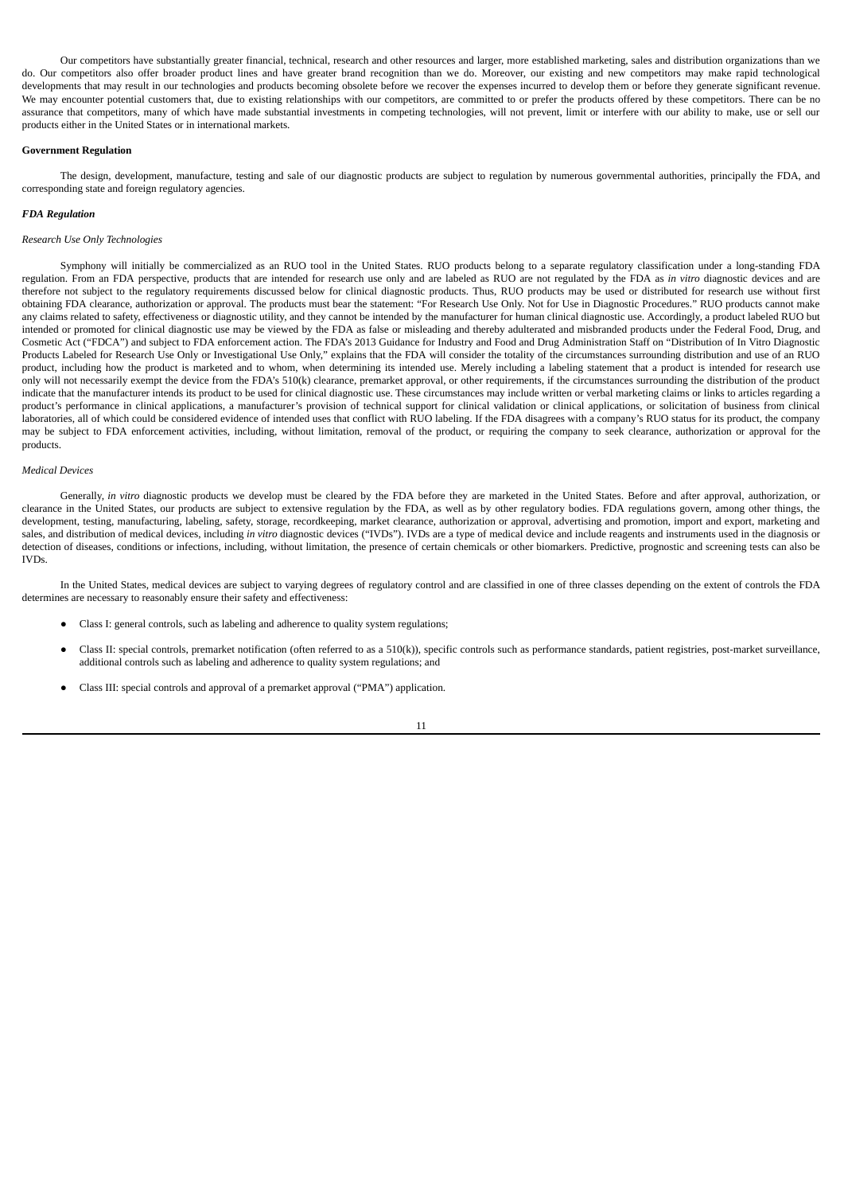Our competitors have substantially greater financial, technical, research and other resources and larger, more established marketing, sales and distribution organizations than we do. Our competitors also offer broader product lines and have greater brand recognition than we do. Moreover, our existing and new competitors may make rapid technological developments that may result in our technologies and products becoming obsolete before we recover the expenses incurred to develop them or before they generate significant revenue. We may encounter potential customers that, due to existing relationships with our competitors, are committed to or prefer the products offered by these competitors. There can be no assurance that competitors, many of which have made substantial investments in competing technologies, will not prevent, limit or interfere with our ability to make, use or sell our products either in the United States or in international markets.

**Government Regulation**

The design, development, manufacture, testing and sale of our diagnostic products are subject to regulation by numerous governmental authorities, principally the FDA, and corresponding state and foreign regulatory agencies.

***FDA Regulation***

*Research Use Only Technologies*

Symphony will initially be commercialized as an RUO tool in the United States. RUO products belong to a separate regulatory classification under a long-standing FDA regulation. From an FDA perspective, products that are intended for research use only and are labeled as RUO are not regulated by the FDA as *in vitro* diagnostic devices and are therefore not subject to the regulatory requirements discussed below for clinical diagnostic products. Thus, RUO products may be used or distributed for research use without first obtaining FDA clearance, authorization or approval. The products must bear the statement: "For Research Use Only. Not for Use in Diagnostic Procedures." RUO products cannot make any claims related to safety, effectiveness or diagnostic utility, and they cannot be intended by the manufacturer for human clinical diagnostic use. Accordingly, a product labeled RUO but intended or promoted for clinical diagnostic use may be viewed by the FDA as false or misleading and thereby adulterated and misbranded products under the Federal Food, Drug, and Cosmetic Act ("FDCA") and subject to FDA enforcement action. The FDA's 2013 Guidance for Industry and Food and Drug Administration Staff on "Distribution of In Vitro Diagnostic Products Labeled for Research Use Only or Investigational Use Only," explains that the FDA will consider the totality of the circumstances surrounding distribution and use of an RUO product, including how the product is marketed and to whom, when determining its intended use. Merely including a labeling statement that a product is intended for research use only will not necessarily exempt the device from the FDA's 510(k) clearance, premarket approval, or other requirements, if the circumstances surrounding the distribution of the product indicate that the manufacturer intends its product to be used for clinical diagnostic use. These circumstances may include written or verbal marketing claims or links to articles regarding a product's performance in clinical applications, a manufacturer's provision of technical support for clinical validation or clinical applications, or solicitation of business from clinical laboratories, all of which could be considered evidence of intended uses that conflict with RUO labeling. If the FDA disagrees with a company's RUO status for its product, the company may be subject to FDA enforcement activities, including, without limitation, removal of the product, or requiring the company to seek clearance, authorization or approval for the products.

*Medical Devices*

Generally, *in vitro* diagnostic products we develop must be cleared by the FDA before they are marketed in the United States. Before and after approval, authorization, or clearance in the United States, our products are subject to extensive regulation by the FDA, as well as by other regulatory bodies. FDA regulations govern, among other things, the development, testing, manufacturing, labeling, safety, storage, recordkeeping, market clearance, authorization or approval, advertising and promotion, import and export, marketing and sales, and distribution of medical devices, including *in vitro* diagnostic devices ("IVDs"). IVDs are a type of medical device and include reagents and instruments used in the diagnosis or detection of diseases, conditions or infections, including, without limitation, the presence of certain chemicals or other biomarkers. Predictive, prognostic and screening tests can also be IVDs.

In the United States, medical devices are subject to varying degrees of regulatory control and are classified in one of three classes depending on the extent of controls the FDA determines are necessary to reasonably ensure their safety and effectiveness:

- Class I: general controls, such as labeling and adherence to quality system regulations;
- Class II: special controls, premarket notification (often referred to as a 510(k)), specific controls such as performance standards, patient registries, post-market surveillance, additional controls such as labeling and adherence to quality system regulations; and
- Class III: special controls and approval of a premarket approval ("PMA") application.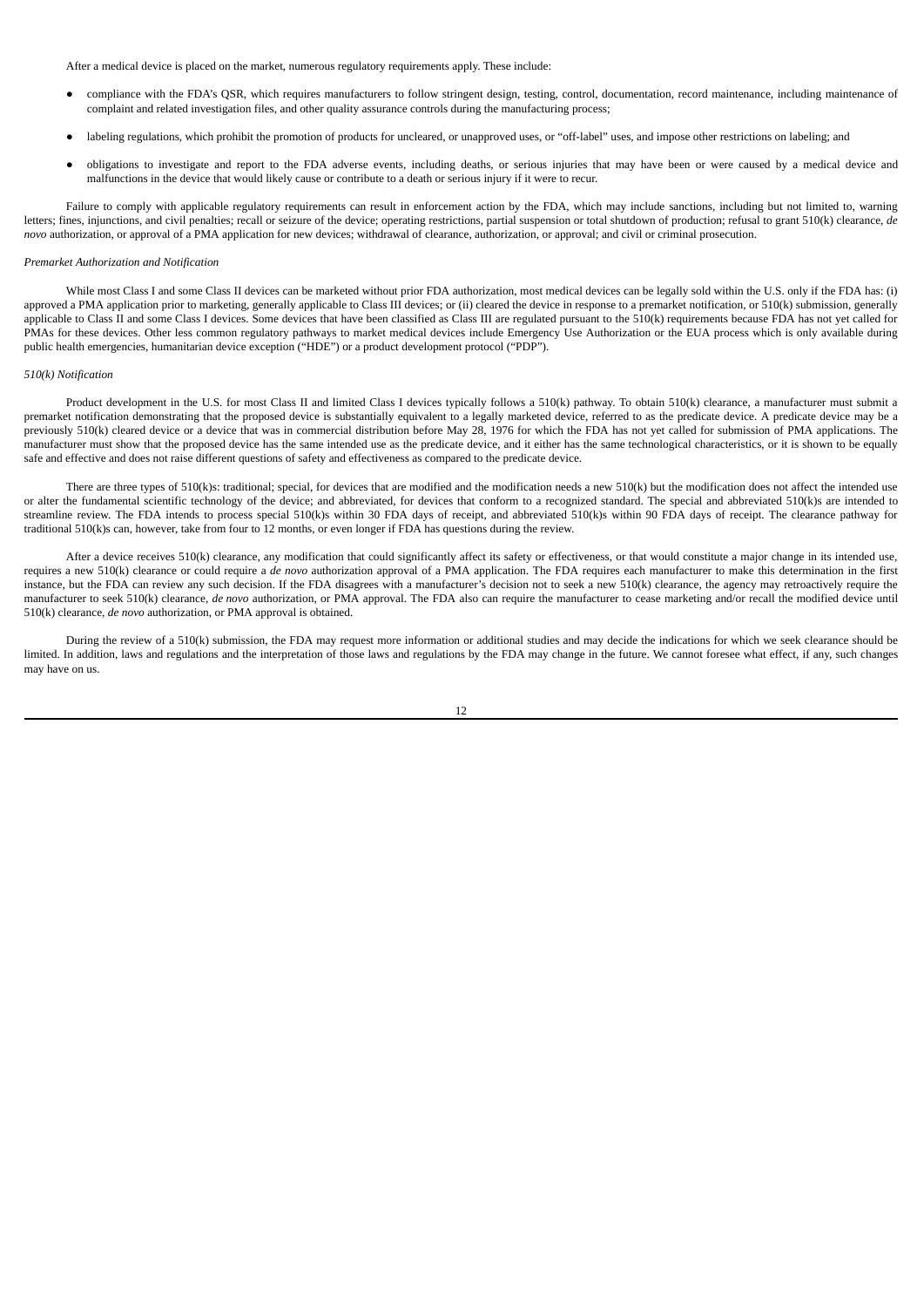After a medical device is placed on the market, numerous regulatory requirements apply. These include:

- compliance with the FDA's QSR, which requires manufacturers to follow stringent design, testing, control, documentation, record maintenance, including maintenance of complaint and related investigation files, and other quality assurance controls during the manufacturing process;
- labeling regulations, which prohibit the promotion of products for uncleared, or unapproved uses, or "off-label" uses, and impose other restrictions on labeling; and
- obligations to investigate and report to the FDA adverse events, including deaths, or serious injuries that may have been or were caused by a medical device and malfunctions in the device that would likely cause or contribute to a death or serious injury if it were to recur.

Failure to comply with applicable regulatory requirements can result in enforcement action by the FDA, which may include sanctions, including but not limited to, warning letters; fines, injunctions, and civil penalties; recall or seizure of the device; operating restrictions, partial suspension or total shutdown of production; refusal to grant 510(k) clearance, *de novo* authorization, or approval of a PMA application for new devices; withdrawal of clearance, authorization, or approval; and civil or criminal prosecution.

*Premarket Authorization and Notification*

While most Class I and some Class II devices can be marketed without prior FDA authorization, most medical devices can be legally sold within the U.S. only if the FDA has: (i) approved a PMA application prior to marketing, generally applicable to Class III devices; or (ii) cleared the device in response to a premarket notification, or 510(k) submission, generally applicable to Class II and some Class I devices. Some devices that have been classified as Class III are regulated pursuant to the 510(k) requirements because FDA has not yet called for PMAs for these devices. Other less common regulatory pathways to market medical devices include Emergency Use Authorization or the EUA process which is only available during public health emergencies, humanitarian device exception ("HDE") or a product development protocol ("PDP").

*510(k) Notification*

Product development in the U.S. for most Class II and limited Class I devices typically follows a 510(k) pathway. To obtain 510(k) clearance, a manufacturer must submit a premarket notification demonstrating that the proposed device is substantially equivalent to a legally marketed device, referred to as the predicate device. A predicate device may be a previously 510(k) cleared device or a device that was in commercial distribution before May 28, 1976 for which the FDA has not yet called for submission of PMA applications. The manufacturer must show that the proposed device has the same intended use as the predicate device, and it either has the same technological characteristics, or it is shown to be equally safe and effective and does not raise different questions of safety and effectiveness as compared to the predicate device.

There are three types of 510(k)s: traditional; special, for devices that are modified and the modification needs a new 510(k) but the modification does not affect the intended use or alter the fundamental scientific technology of the device; and abbreviated, for devices that conform to a recognized standard. The special and abbreviated 510(k)s are intended to streamline review. The FDA intends to process special 510(k)s within 30 FDA days of receipt, and abbreviated 510(k)s within 90 FDA days of receipt. The clearance pathway for traditional 510(k)s can, however, take from four to 12 months, or even longer if FDA has questions during the review.

After a device receives 510(k) clearance, any modification that could significantly affect its safety or effectiveness, or that would constitute a major change in its intended use, requires a new 510(k) clearance or could require a *de novo* authorization approval of a PMA application. The FDA requires each manufacturer to make this determination in the first instance, but the FDA can review any such decision. If the FDA disagrees with a manufacturer's decision not to seek a new 510(k) clearance, the agency may retroactively require the manufacturer to seek 510(k) clearance, *de novo* authorization, or PMA approval. The FDA also can require the manufacturer to cease marketing and/or recall the modified device until 510(k) clearance, *de novo* authorization, or PMA approval is obtained.

During the review of a 510(k) submission, the FDA may request more information or additional studies and may decide the indications for which we seek clearance should be limited. In addition, laws and regulations and the interpretation of those laws and regulations by the FDA may change in the future. We cannot foresee what effect, if any, such changes may have on us.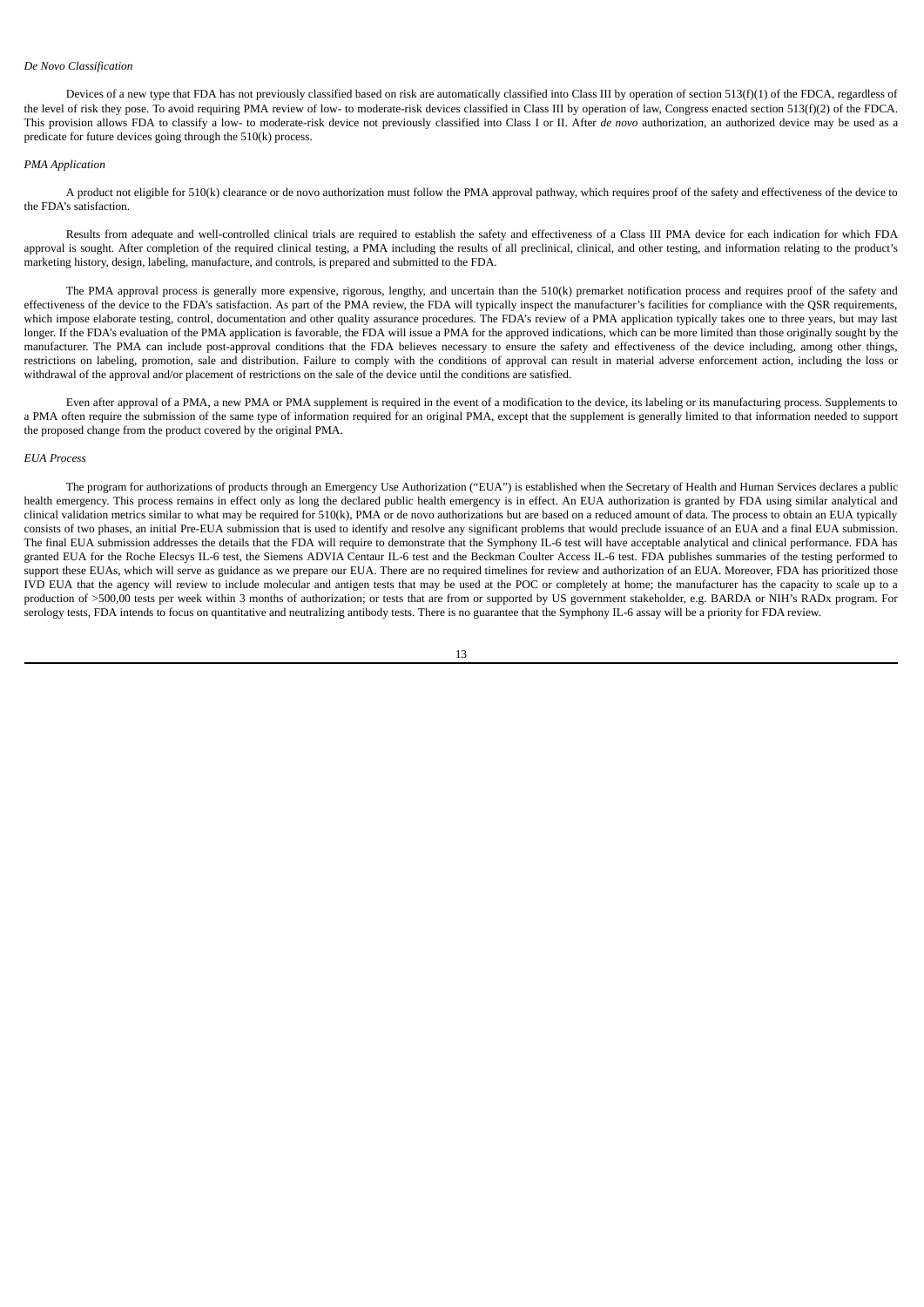*De Novo Classification*

Devices of a new type that FDA has not previously classified based on risk are automatically classified into Class III by operation of section 513(f)(1) of the FDCA, regardless of the level of risk they pose. To avoid requiring PMA review of low- to moderate-risk devices classified in Class III by operation of law, Congress enacted section 513(f)(2) of the FDCA. This provision allows FDA to classify a low- to moderate-risk device not previously classified into Class I or II. After *de novo* authorization, an authorized device may be used as a predicate for future devices going through the 510(k) process.

*PMA Application*

A product not eligible for 510(k) clearance or de novo authorization must follow the PMA approval pathway, which requires proof of the safety and effectiveness of the device to the FDA's satisfaction.

Results from adequate and well-controlled clinical trials are required to establish the safety and effectiveness of a Class III PMA device for each indication for which FDA approval is sought. After completion of the required clinical testing, a PMA including the results of all preclinical, clinical, and other testing, and information relating to the product's marketing history, design, labeling, manufacture, and controls, is prepared and submitted to the FDA.

The PMA approval process is generally more expensive, rigorous, lengthy, and uncertain than the 510(k) premarket notification process and requires proof of the safety and effectiveness of the device to the FDA's satisfaction. As part of the PMA review, the FDA will typically inspect the manufacturer's facilities for compliance with the QSR requirements, which impose elaborate testing, control, documentation and other quality assurance procedures. The FDA's review of a PMA application typically takes one to three years, but may last longer. If the FDA's evaluation of the PMA application is favorable, the FDA will issue a PMA for the approved indications, which can be more limited than those originally sought by the manufacturer. The PMA can include post-approval conditions that the FDA believes necessary to ensure the safety and effectiveness of the device including, among other things, restrictions on labeling, promotion, sale and distribution. Failure to comply with the conditions of approval can result in material adverse enforcement action, including the loss or withdrawal of the approval and/or placement of restrictions on the sale of the device until the conditions are satisfied.

Even after approval of a PMA, a new PMA or PMA supplement is required in the event of a modification to the device, its labeling or its manufacturing process. Supplements to a PMA often require the submission of the same type of information required for an original PMA, except that the supplement is generally limited to that information needed to support the proposed change from the product covered by the original PMA.

*EUA Process*

The program for authorizations of products through an Emergency Use Authorization ("EUA") is established when the Secretary of Health and Human Services declares a public health emergency. This process remains in effect only as long the declared public health emergency is in effect. An EUA authorization is granted by FDA using similar analytical and clinical validation metrics similar to what may be required for 510(k), PMA or de novo authorizations but are based on a reduced amount of data. The process to obtain an EUA typically consists of two phases, an initial Pre-EUA submission that is used to identify and resolve any significant problems that would preclude issuance of an EUA and a final EUA submission. The final EUA submission addresses the details that the FDA will require to demonstrate that the Symphony IL-6 test will have acceptable analytical and clinical performance. FDA has granted EUA for the Roche Elecsys IL-6 test, the Siemens ADVIA Centaur IL-6 test and the Beckman Coulter Access IL-6 test. FDA publishes summaries of the testing performed to support these EUAs, which will serve as guidance as we prepare our EUA. There are no required timelines for review and authorization of an EUA. Moreover, FDA has prioritized those IVD EUA that the agency will review to include molecular and antigen tests that may be used at the POC or completely at home; the manufacturer has the capacity to scale up to a production of >500,00 tests per week within 3 months of authorization; or tests that are from or supported by US government stakeholder, e.g. BARDA or NIH's RADx program. For serology tests, FDA intends to focus on quantitative and neutralizing antibody tests. There is no guarantee that the Symphony IL-6 assay will be a priority for FDA review.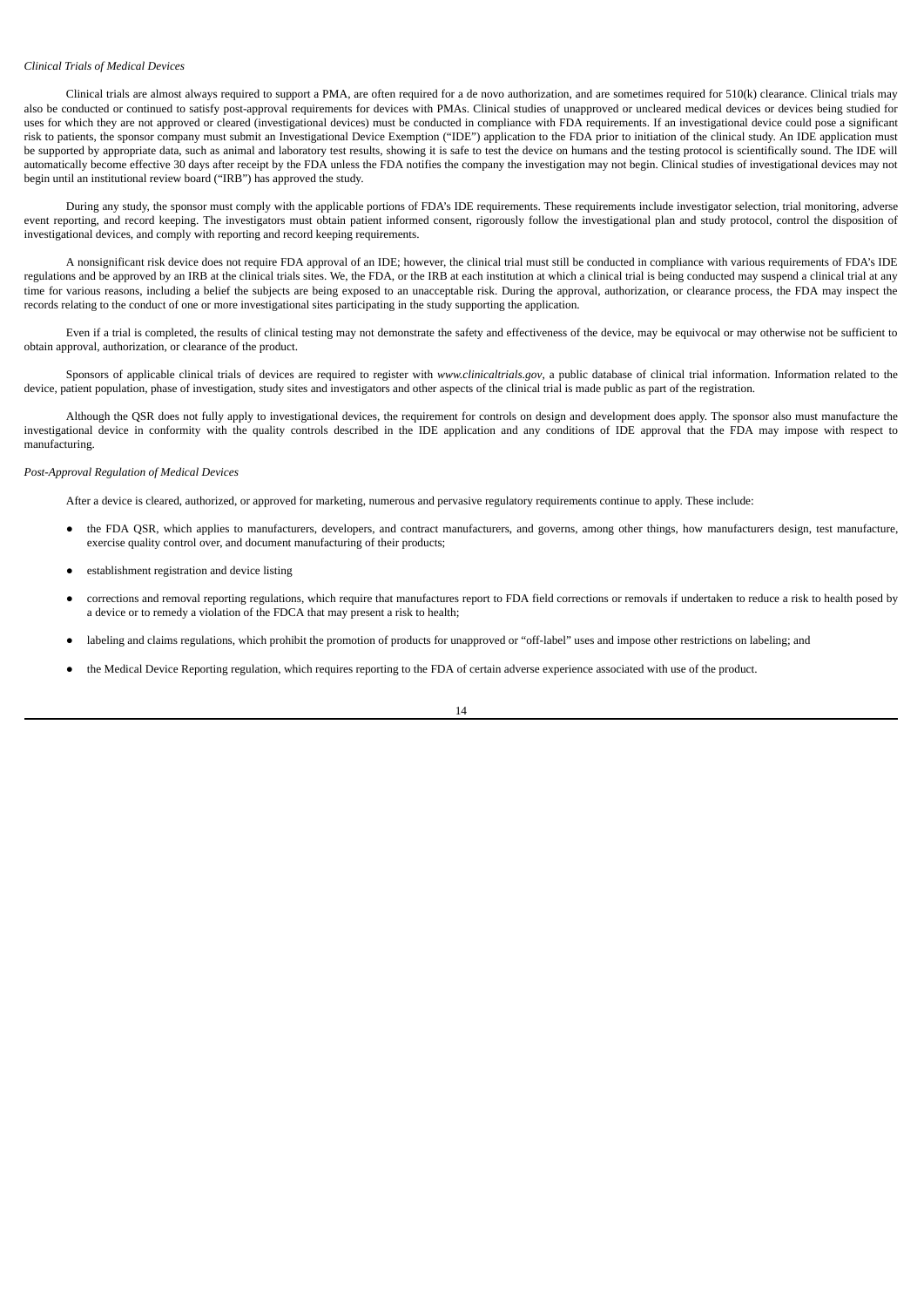*Clinical Trials of Medical Devices*

Clinical trials are almost always required to support a PMA, are often required for a de novo authorization, and are sometimes required for 510(k) clearance. Clinical trials may also be conducted or continued to satisfy post-approval requirements for devices with PMAs. Clinical studies of unapproved or uncleared medical devices or devices being studied for uses for which they are not approved or cleared (investigational devices) must be conducted in compliance with FDA requirements. If an investigational device could pose a significant risk to patients, the sponsor company must submit an Investigational Device Exemption ("IDE") application to the FDA prior to initiation of the clinical study. An IDE application must be supported by appropriate data, such as animal and laboratory test results, showing it is safe to test the device on humans and the testing protocol is scientifically sound. The IDE will automatically become effective 30 days after receipt by the FDA unless the FDA notifies the company the investigation may not begin. Clinical studies of investigational devices may not begin until an institutional review board ("IRB") has approved the study.

During any study, the sponsor must comply with the applicable portions of FDA's IDE requirements. These requirements include investigator selection, trial monitoring, adverse event reporting, and record keeping. The investigators must obtain patient informed consent, rigorously follow the investigational plan and study protocol, control the disposition of investigational devices, and comply with reporting and record keeping requirements.

A nonsignificant risk device does not require FDA approval of an IDE; however, the clinical trial must still be conducted in compliance with various requirements of FDA's IDE regulations and be approved by an IRB at the clinical trials sites. We, the FDA, or the IRB at each institution at which a clinical trial is being conducted may suspend a clinical trial at any time for various reasons, including a belief the subjects are being exposed to an unacceptable risk. During the approval, authorization, or clearance process, the FDA may inspect the records relating to the conduct of one or more investigational sites participating in the study supporting the application.

Even if a trial is completed, the results of clinical testing may not demonstrate the safety and effectiveness of the device, may be equivocal or may otherwise not be sufficient to obtain approval, authorization, or clearance of the product.

Sponsors of applicable clinical trials of devices are required to register with *www.clinicaltrials.gov*, a public database of clinical trial information. Information related to the device, patient population, phase of investigation, study sites and investigators and other aspects of the clinical trial is made public as part of the registration.

Although the QSR does not fully apply to investigational devices, the requirement for controls on design and development does apply. The sponsor also must manufacture the investigational device in conformity with the quality controls described in the IDE application and any conditions of IDE approval that the FDA may impose with respect to manufacturing.

*Post-Approval Regulation of Medical Devices*

After a device is cleared, authorized, or approved for marketing, numerous and pervasive regulatory requirements continue to apply. These include:

- the FDA QSR, which applies to manufacturers, developers, and contract manufacturers, and governs, among other things, how manufacturers design, test manufacture, exercise quality control over, and document manufacturing of their products;
- establishment registration and device listing
- corrections and removal reporting regulations, which require that manufactures report to FDA field corrections or removals if undertaken to reduce a risk to health posed by a device or to remedy a violation of the FDCA that may present a risk to health;
- labeling and claims regulations, which prohibit the promotion of products for unapproved or "off-label" uses and impose other restrictions on labeling; and
- the Medical Device Reporting regulation, which requires reporting to the FDA of certain adverse experience associated with use of the product.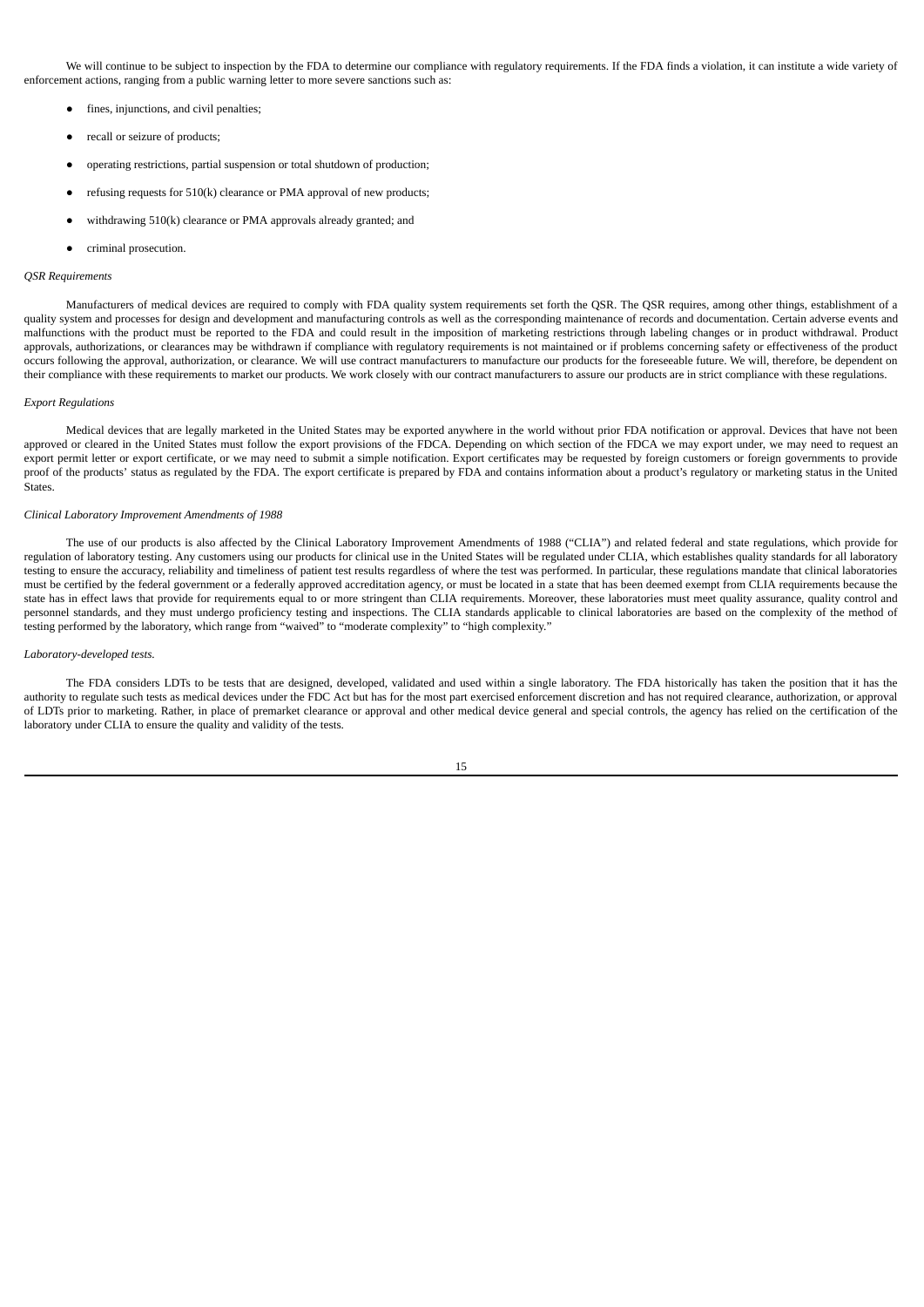We will continue to be subject to inspection by the FDA to determine our compliance with regulatory requirements. If the FDA finds a violation, it can institute a wide variety of enforcement actions, ranging from a public warning letter to more severe sanctions such as:

- fines, injunctions, and civil penalties;
- recall or seizure of products;
- operating restrictions, partial suspension or total shutdown of production;
- refusing requests for 510(k) clearance or PMA approval of new products;
- withdrawing 510(k) clearance or PMA approvals already granted; and
- criminal prosecution.

*QSR Requirements*

Manufacturers of medical devices are required to comply with FDA quality system requirements set forth the QSR. The QSR requires, among other things, establishment of a quality system and processes for design and development and manufacturing controls as well as the corresponding maintenance of records and documentation. Certain adverse events and malfunctions with the product must be reported to the FDA and could result in the imposition of marketing restrictions through labeling changes or in product withdrawal. Product approvals, authorizations, or clearances may be withdrawn if compliance with regulatory requirements is not maintained or if problems concerning safety or effectiveness of the product occurs following the approval, authorization, or clearance. We will use contract manufacturers to manufacture our products for the foreseeable future. We will, therefore, be dependent on their compliance with these requirements to market our products. We work closely with our contract manufacturers to assure our products are in strict compliance with these regulations.

*Export Regulations*

Medical devices that are legally marketed in the United States may be exported anywhere in the world without prior FDA notification or approval. Devices that have not been approved or cleared in the United States must follow the export provisions of the FDCA. Depending on which section of the FDCA we may export under, we may need to request an export permit letter or export certificate, or we may need to submit a simple notification. Export certificates may be requested by foreign customers or foreign governments to provide proof of the products' status as regulated by the FDA. The export certificate is prepared by FDA and contains information about a product's regulatory or marketing status in the United States.

*Clinical Laboratory Improvement Amendments of 1988*

The use of our products is also affected by the Clinical Laboratory Improvement Amendments of 1988 ("CLIA") and related federal and state regulations, which provide for regulation of laboratory testing. Any customers using our products for clinical use in the United States will be regulated under CLIA, which establishes quality standards for all laboratory testing to ensure the accuracy, reliability and timeliness of patient test results regardless of where the test was performed. In particular, these regulations mandate that clinical laboratories must be certified by the federal government or a federally approved accreditation agency, or must be located in a state that has been deemed exempt from CLIA requirements because the state has in effect laws that provide for requirements equal to or more stringent than CLIA requirements. Moreover, these laboratories must meet quality assurance, quality control and personnel standards, and they must undergo proficiency testing and inspections. The CLIA standards applicable to clinical laboratories are based on the complexity of the method of testing performed by the laboratory, which range from "waived" to "moderate complexity" to "high complexity."

*Laboratory-developed tests.*

The FDA considers LDTs to be tests that are designed, developed, validated and used within a single laboratory. The FDA historically has taken the position that it has the authority to regulate such tests as medical devices under the FDC Act but has for the most part exercised enforcement discretion and has not required clearance, authorization, or approval of LDTs prior to marketing. Rather, in place of premarket clearance or approval and other medical device general and special controls, the agency has relied on the certification of the laboratory under CLIA to ensure the quality and validity of the tests.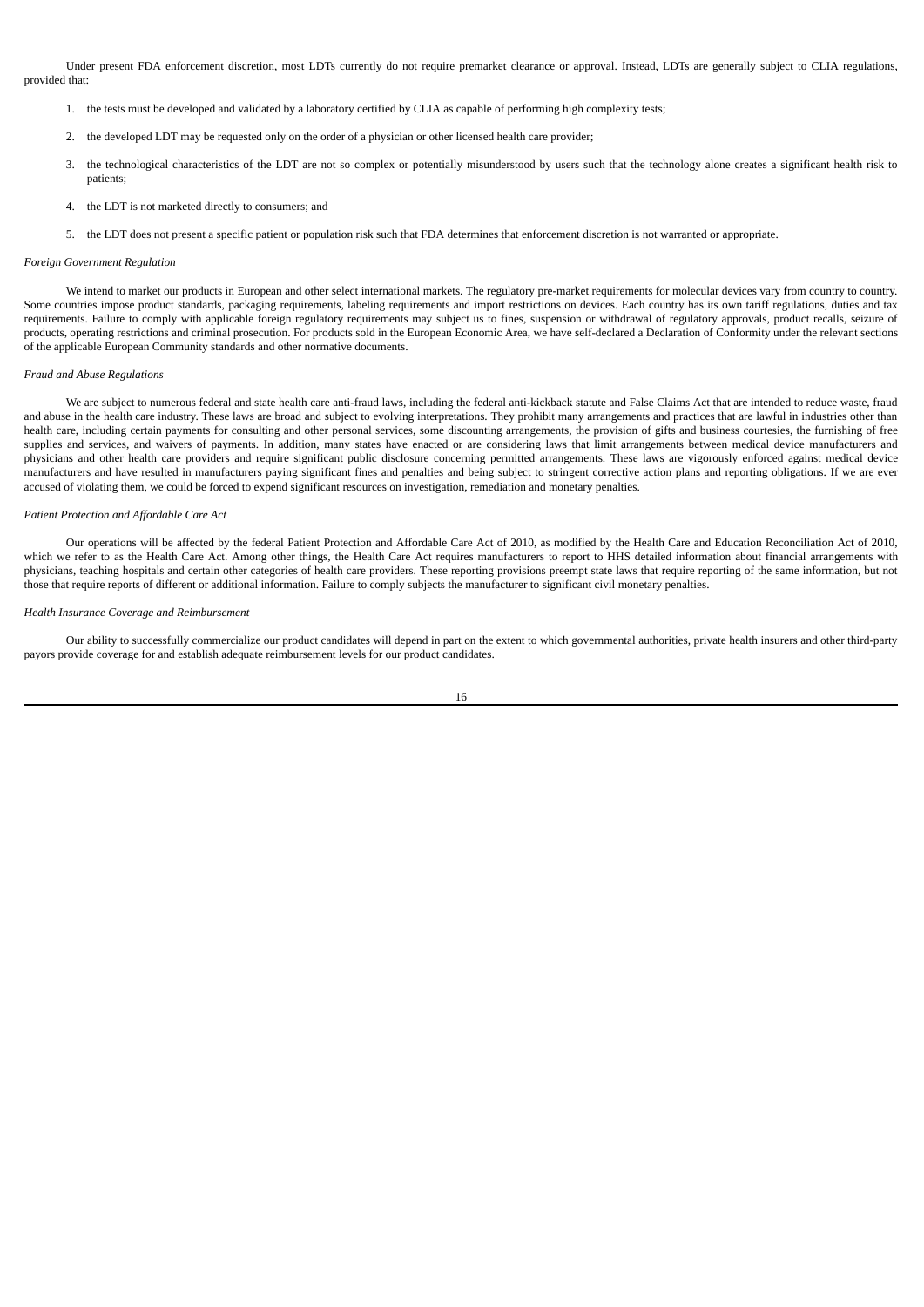Under present FDA enforcement discretion, most LDTs currently do not require premarket clearance or approval. Instead, LDTs are generally subject to CLIA regulations, provided that:

1. the tests must be developed and validated by a laboratory certified by CLIA as capable of performing high complexity tests;
2. the developed LDT may be requested only on the order of a physician or other licensed health care provider;
3. the technological characteristics of the LDT are not so complex or potentially misunderstood by users such that the technology alone creates a significant health risk to patients;
4. the LDT is not marketed directly to consumers; and
5. the LDT does not present a specific patient or population risk such that FDA determines that enforcement discretion is not warranted or appropriate.

*Foreign Government Regulation*

We intend to market our products in European and other select international markets. The regulatory pre-market requirements for molecular devices vary from country to country. Some countries impose product standards, packaging requirements, labeling requirements and import restrictions on devices. Each country has its own tariff regulations, duties and tax requirements. Failure to comply with applicable foreign regulatory requirements may subject us to fines, suspension or withdrawal of regulatory approvals, product recalls, seizure of products, operating restrictions and criminal prosecution. For products sold in the European Economic Area, we have self-declared a Declaration of Conformity under the relevant sections of the applicable European Community standards and other normative documents.

*Fraud and Abuse Regulations*

We are subject to numerous federal and state health care anti-fraud laws, including the federal anti-kickback statute and False Claims Act that are intended to reduce waste, fraud and abuse in the health care industry. These laws are broad and subject to evolving interpretations. They prohibit many arrangements and practices that are lawful in industries other than health care, including certain payments for consulting and other personal services, some discounting arrangements, the provision of gifts and business courtesies, the furnishing of free supplies and services, and waivers of payments. In addition, many states have enacted or are considering laws that limit arrangements between medical device manufacturers and physicians and other health care providers and require significant public disclosure concerning permitted arrangements. These laws are vigorously enforced against medical device manufacturers and have resulted in manufacturers paying significant fines and penalties and being subject to stringent corrective action plans and reporting obligations. If we are ever accused of violating them, we could be forced to expend significant resources on investigation, remediation and monetary penalties.

*Patient Protection and Affordable Care Act*

Our operations will be affected by the federal Patient Protection and Affordable Care Act of 2010, as modified by the Health Care and Education Reconciliation Act of 2010, which we refer to as the Health Care Act. Among other things, the Health Care Act requires manufacturers to report to HHS detailed information about financial arrangements with physicians, teaching hospitals and certain other categories of health care providers. These reporting provisions preempt state laws that require reporting of the same information, but not those that require reports of different or additional information. Failure to comply subjects the manufacturer to significant civil monetary penalties.

*Health Insurance Coverage and Reimbursement*

Our ability to successfully commercialize our product candidates will depend in part on the extent to which governmental authorities, private health insurers and other third-party payors provide coverage for and establish adequate reimbursement levels for our product candidates.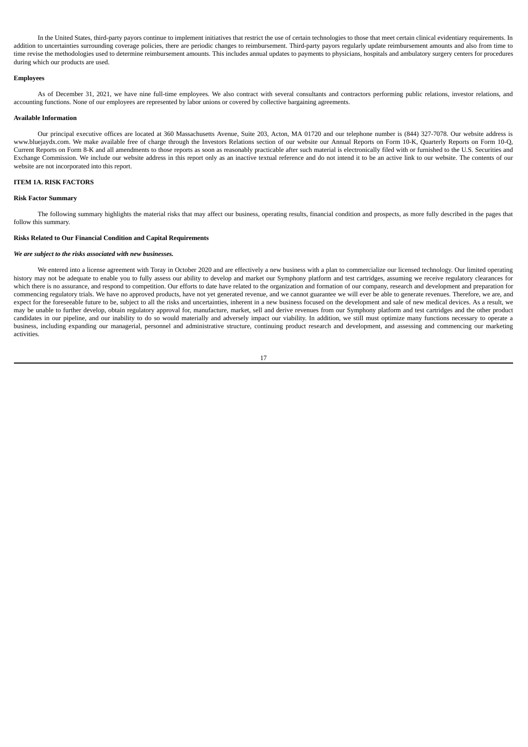In the United States, third-party payors continue to implement initiatives that restrict the use of certain technologies to those that meet certain clinical evidentiary requirements. In addition to uncertainties surrounding coverage policies, there are periodic changes to reimbursement. Third-party payors regularly update reimbursement amounts and also from time to time revise the methodologies used to determine reimbursement amounts. This includes annual updates to payments to physicians, hospitals and ambulatory surgery centers for procedures during which our products are used.

**Employees**

As of December 31, 2021, we have nine full-time employees. We also contract with several consultants and contractors performing public relations, investor relations, and accounting functions. None of our employees are represented by labor unions or covered by collective bargaining agreements.

**Available Information**

Our principal executive offices are located at 360 Massachusetts Avenue, Suite 203, Acton, MA 01720 and our telephone number is (844) 327-7078. Our website address is www.bluejaydx.com. We make available free of charge through the Investors Relations section of our website our Annual Reports on Form 10-K, Quarterly Reports on Form 10-Q, Current Reports on Form 8-K and all amendments to those reports as soon as reasonably practicable after such material is electronically filed with or furnished to the U.S. Securities and Exchange Commission. We include our website address in this report only as an inactive textual reference and do not intend it to be an active link to our website. The contents of our website are not incorporated into this report.

**ITEM 1A. RISK FACTORS**

**Risk Factor Summary**

The following summary highlights the material risks that may affect our business, operating results, financial condition and prospects, as more fully described in the pages that follow this summary.

**Risks Related to Our Financial Condition and Capital Requirements**

***We are subject to the risks associated with new businesses.***

We entered into a license agreement with Toray in October 2020 and are effectively a new business with a plan to commercialize our licensed technology. Our limited operating history may not be adequate to enable you to fully assess our ability to develop and market our Symphony platform and test cartridges, assuming we receive regulatory clearances for which there is no assurance, and respond to competition. Our efforts to date have related to the organization and formation of our company, research and development and preparation for commencing regulatory trials. We have no approved products, have not yet generated revenue, and we cannot guarantee we will ever be able to generate revenues. Therefore, we are, and expect for the foreseeable future to be, subject to all the risks and uncertainties, inherent in a new business focused on the development and sale of new medical devices. As a result, we may be unable to further develop, obtain regulatory approval for, manufacture, market, sell and derive revenues from our Symphony platform and test cartridges and the other product candidates in our pipeline, and our inability to do so would materially and adversely impact our viability. In addition, we still must optimize many functions necessary to operate a business, including expanding our managerial, personnel and administrative structure, continuing product research and development, and assessing and commencing our marketing activities.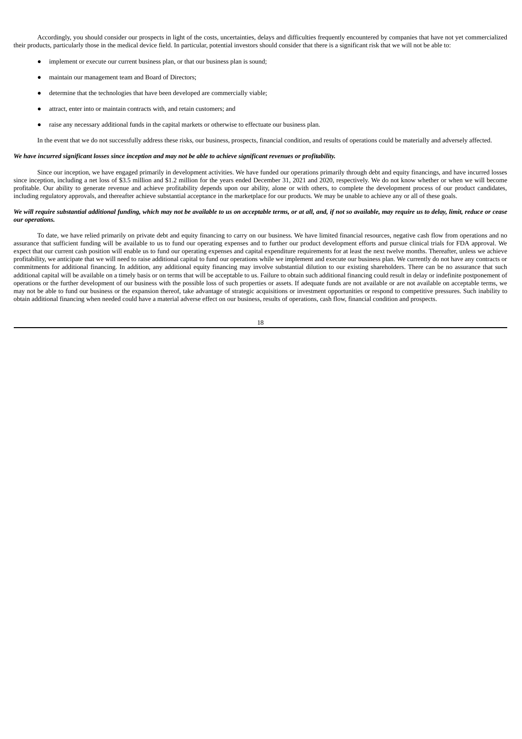Accordingly, you should consider our prospects in light of the costs, uncertainties, delays and difficulties frequently encountered by companies that have not yet commercialized their products, particularly those in the medical device field. In particular, potential investors should consider that there is a significant risk that we will not be able to:

- implement or execute our current business plan, or that our business plan is sound;
- maintain our management team and Board of Directors;
- determine that the technologies that have been developed are commercially viable;
- attract, enter into or maintain contracts with, and retain customers; and
- raise any necessary additional funds in the capital markets or otherwise to effectuate our business plan.

In the event that we do not successfully address these risks, our business, prospects, financial condition, and results of operations could be materially and adversely affected.

***We have incurred significant losses since inception and may not be able to achieve significant revenues or profitability.***

Since our inception, we have engaged primarily in development activities. We have funded our operations primarily through debt and equity financings, and have incurred losses since inception, including a net loss of $3.5 million and $1.2 million for the years ended December 31, 2021 and 2020, respectively. We do not know whether or when we will become profitable. Our ability to generate revenue and achieve profitability depends upon our ability, alone or with others, to complete the development process of our product candidates, including regulatory approvals, and thereafter achieve substantial acceptance in the marketplace for our products. We may be unable to achieve any or all of these goals.

***We will require substantial additional funding, which may not be available to us on acceptable terms, or at all, and, if not so available, may require us to delay, limit, reduce or cease our operations.***

To date, we have relied primarily on private debt and equity financing to carry on our business. We have limited financial resources, negative cash flow from operations and no assurance that sufficient funding will be available to us to fund our operating expenses and to further our product development efforts and pursue clinical trials for FDA approval. We expect that our current cash position will enable us to fund our operating expenses and capital expenditure requirements for at least the next twelve months. Thereafter, unless we achieve profitability, we anticipate that we will need to raise additional capital to fund our operations while we implement and execute our business plan. We currently do not have any contracts or commitments for additional financing. In addition, any additional equity financing may involve substantial dilution to our existing shareholders. There can be no assurance that such additional capital will be available on a timely basis or on terms that will be acceptable to us. Failure to obtain such additional financing could result in delay or indefinite postponement of operations or the further development of our business with the possible loss of such properties or assets. If adequate funds are not available or are not available on acceptable terms, we may not be able to fund our business or the expansion thereof, take advantage of strategic acquisitions or investment opportunities or respond to competitive pressures. Such inability to obtain additional financing when needed could have a material adverse effect on our business, results of operations, cash flow, financial condition and prospects.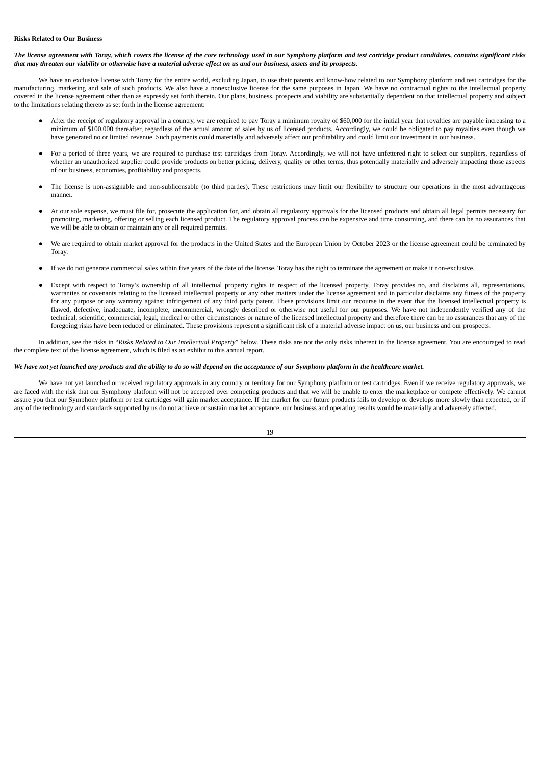**Risks Related to Our Business**

***The license agreement with Toray, which covers the license of the core technology used in our Symphony platform and test cartridge product candidates, contains significant risks that may threaten our viability or otherwise have a material adverse effect on us and our business, assets and its prospects.***

We have an exclusive license with Toray for the entire world, excluding Japan, to use their patents and know-how related to our Symphony platform and test cartridges for the manufacturing, marketing and sale of such products. We also have a nonexclusive license for the same purposes in Japan. We have no contractual rights to the intellectual property covered in the license agreement other than as expressly set forth therein. Our plans, business, prospects and viability are substantially dependent on that intellectual property and subject to the limitations relating thereto as set forth in the license agreement:

- After the receipt of regulatory approval in a country, we are required to pay Toray a minimum royalty of $60,000 for the initial year that royalties are payable increasing to a minimum of $100,000 thereafter, regardless of the actual amount of sales by us of licensed products. Accordingly, we could be obligated to pay royalties even though we have generated no or limited revenue. Such payments could materially and adversely affect our profitability and could limit our investment in our business.
- For a period of three years, we are required to purchase test cartridges from Toray. Accordingly, we will not have unfettered right to select our suppliers, regardless of whether an unauthorized supplier could provide products on better pricing, delivery, quality or other terms, thus potentially materially and adversely impacting those aspects of our business, economies, profitability and prospects.
- The license is non-assignable and non-sublicensable (to third parties). These restrictions may limit our flexibility to structure our operations in the most advantageous manner.
- At our sole expense, we must file for, prosecute the application for, and obtain all regulatory approvals for the licensed products and obtain all legal permits necessary for promoting, marketing, offering or selling each licensed product. The regulatory approval process can be expensive and time consuming, and there can be no assurances that we will be able to obtain or maintain any or all required permits.
- We are required to obtain market approval for the products in the United States and the European Union by October 2023 or the license agreement could be terminated by Toray.
- If we do not generate commercial sales within five years of the date of the license, Toray has the right to terminate the agreement or make it non-exclusive.
- Except with respect to Toray's ownership of all intellectual property rights in respect of the licensed property, Toray provides no, and disclaims all, representations, warranties or covenants relating to the licensed intellectual property or any other matters under the license agreement and in particular disclaims any fitness of the property for any purpose or any warranty against infringement of any third party patent. These provisions limit our recourse in the event that the licensed intellectual property is flawed, defective, inadequate, incomplete, uncommercial, wrongly described or otherwise not useful for our purposes. We have not independently verified any of the technical, scientific, commercial, legal, medical or other circumstances or nature of the licensed intellectual property and therefore there can be no assurances that any of the foregoing risks have been reduced or eliminated. These provisions represent a significant risk of a material adverse impact on us, our business and our prospects.

In addition, see the risks in "*Risks Related to Our Intellectual Property*" below. These risks are not the only risks inherent in the license agreement. You are encouraged to read the complete text of the license agreement, which is filed as an exhibit to this annual report.

***We have not yet launched any products and the ability to do so will depend on the acceptance of our Symphony platform in the healthcare market.***

We have not yet launched or received regulatory approvals in any country or territory for our Symphony platform or test cartridges. Even if we receive regulatory approvals, we are faced with the risk that our Symphony platform will not be accepted over competing products and that we will be unable to enter the marketplace or compete effectively. We cannot assure you that our Symphony platform or test cartridges will gain market acceptance. If the market for our future products fails to develop or develops more slowly than expected, or if any of the technology and standards supported by us do not achieve or sustain market acceptance, our business and operating results would be materially and adversely affected.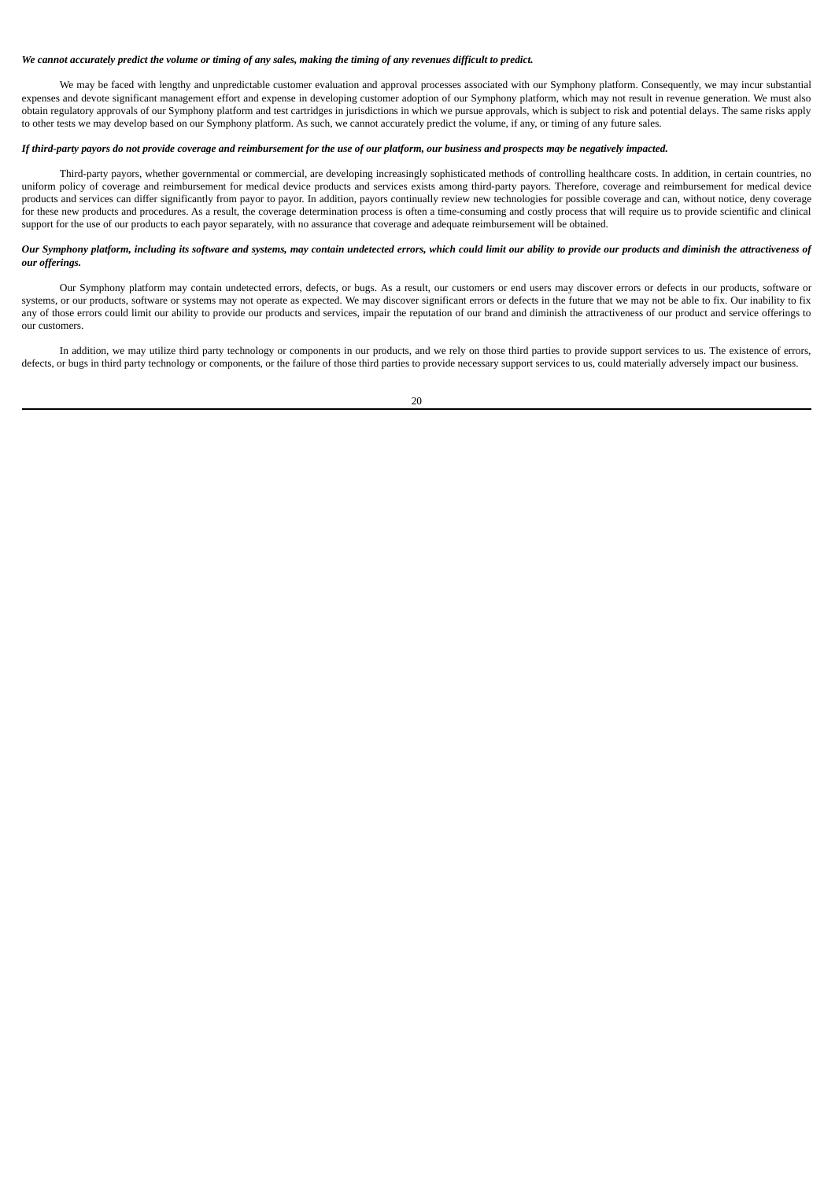***We cannot accurately predict the volume or timing of any sales, making the timing of any revenues difficult to predict.***

We may be faced with lengthy and unpredictable customer evaluation and approval processes associated with our Symphony platform. Consequently, we may incur substantial expenses and devote significant management effort and expense in developing customer adoption of our Symphony platform, which may not result in revenue generation. We must also obtain regulatory approvals of our Symphony platform and test cartridges in jurisdictions in which we pursue approvals, which is subject to risk and potential delays. The same risks apply to other tests we may develop based on our Symphony platform. As such, we cannot accurately predict the volume, if any, or timing of any future sales.

***If third-party payors do not provide coverage and reimbursement for the use of our platform, our business and prospects may be negatively impacted.***

Third-party payors, whether governmental or commercial, are developing increasingly sophisticated methods of controlling healthcare costs. In addition, in certain countries, no uniform policy of coverage and reimbursement for medical device products and services exists among third-party payors. Therefore, coverage and reimbursement for medical device products and services can differ significantly from payor to payor. In addition, payors continually review new technologies for possible coverage and can, without notice, deny coverage for these new products and procedures. As a result, the coverage determination process is often a time-consuming and costly process that will require us to provide scientific and clinical support for the use of our products to each payor separately, with no assurance that coverage and adequate reimbursement will be obtained.

***Our Symphony platform, including its software and systems, may contain undetected errors, which could limit our ability to provide our products and diminish the attractiveness of our offerings.***

Our Symphony platform may contain undetected errors, defects, or bugs. As a result, our customers or end users may discover errors or defects in our products, software or systems, or our products, software or systems may not operate as expected. We may discover significant errors or defects in the future that we may not be able to fix. Our inability to fix any of those errors could limit our ability to provide our products and services, impair the reputation of our brand and diminish the attractiveness of our product and service offerings to our customers.

In addition, we may utilize third party technology or components in our products, and we rely on those third parties to provide support services to us. The existence of errors, defects, or bugs in third party technology or components, or the failure of those third parties to provide necessary support services to us, could materially adversely impact our business.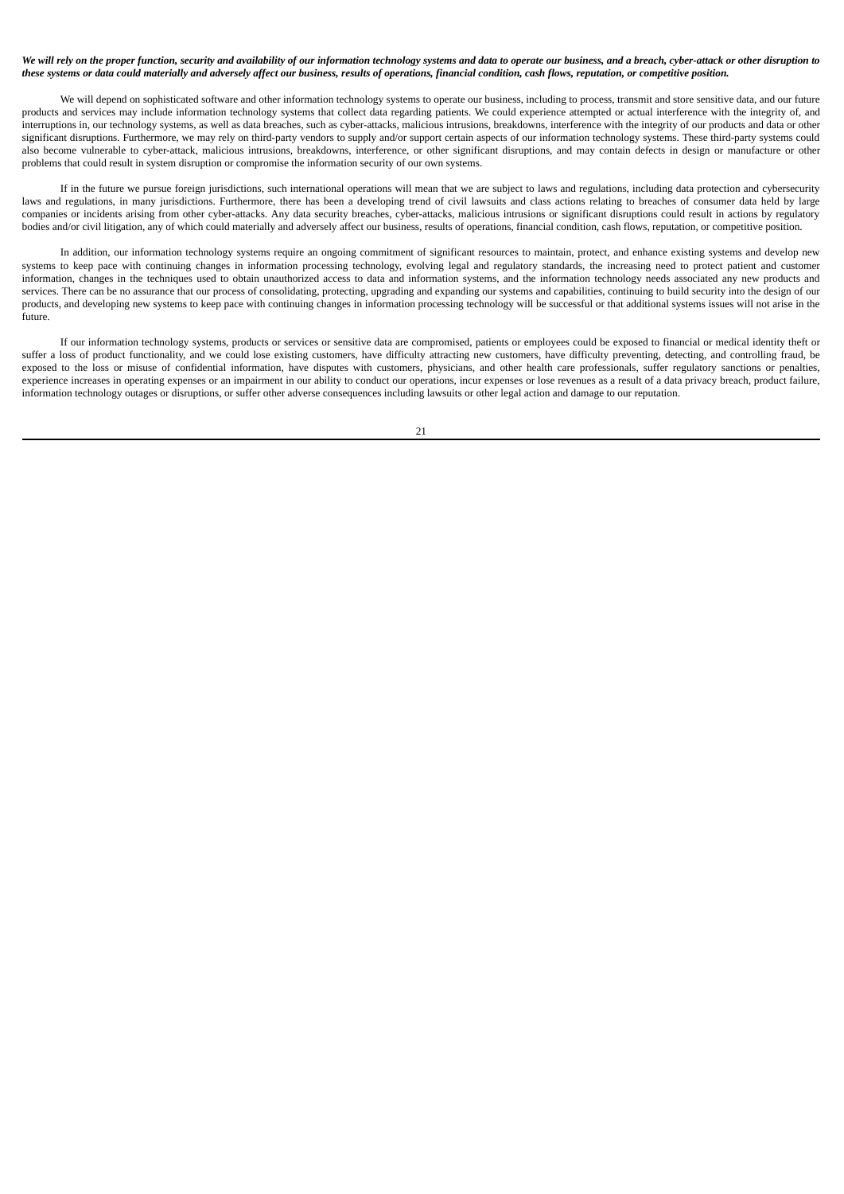***We will rely on the proper function, security and availability of our information technology systems and data to operate our business, and a breach, cyber-attack or other disruption to these systems or data could materially and adversely affect our business, results of operations, financial condition, cash flows, reputation, or competitive position.***

We will depend on sophisticated software and other information technology systems to operate our business, including to process, transmit and store sensitive data, and our future products and services may include information technology systems that collect data regarding patients. We could experience attempted or actual interference with the integrity of, and interruptions in, our technology systems, as well as data breaches, such as cyber-attacks, malicious intrusions, breakdowns, interference with the integrity of our products and data or other significant disruptions. Furthermore, we may rely on third-party vendors to supply and/or support certain aspects of our information technology systems. These third-party systems could also become vulnerable to cyber-attack, malicious intrusions, breakdowns, interference, or other significant disruptions, and may contain defects in design or manufacture or other problems that could result in system disruption or compromise the information security of our own systems.

If in the future we pursue foreign jurisdictions, such international operations will mean that we are subject to laws and regulations, including data protection and cybersecurity laws and regulations, in many jurisdictions. Furthermore, there has been a developing trend of civil lawsuits and class actions relating to breaches of consumer data held by large companies or incidents arising from other cyber-attacks. Any data security breaches, cyber-attacks, malicious intrusions or significant disruptions could result in actions by regulatory bodies and/or civil litigation, any of which could materially and adversely affect our business, results of operations, financial condition, cash flows, reputation, or competitive position.

In addition, our information technology systems require an ongoing commitment of significant resources to maintain, protect, and enhance existing systems and develop new systems to keep pace with continuing changes in information processing technology, evolving legal and regulatory standards, the increasing need to protect patient and customer information, changes in the techniques used to obtain unauthorized access to data and information systems, and the information technology needs associated any new products and services. There can be no assurance that our process of consolidating, protecting, upgrading and expanding our systems and capabilities, continuing to build security into the design of our products, and developing new systems to keep pace with continuing changes in information processing technology will be successful or that additional systems issues will not arise in the future.

If our information technology systems, products or services or sensitive data are compromised, patients or employees could be exposed to financial or medical identity theft or suffer a loss of product functionality, and we could lose existing customers, have difficulty attracting new customers, have difficulty preventing, detecting, and controlling fraud, be exposed to the loss or misuse of confidential information, have disputes with customers, physicians, and other health care professionals, suffer regulatory sanctions or penalties, experience increases in operating expenses or an impairment in our ability to conduct our operations, incur expenses or lose revenues as a result of a data privacy breach, product failure, information technology outages or disruptions, or suffer other adverse consequences including lawsuits or other legal action and damage to our reputation.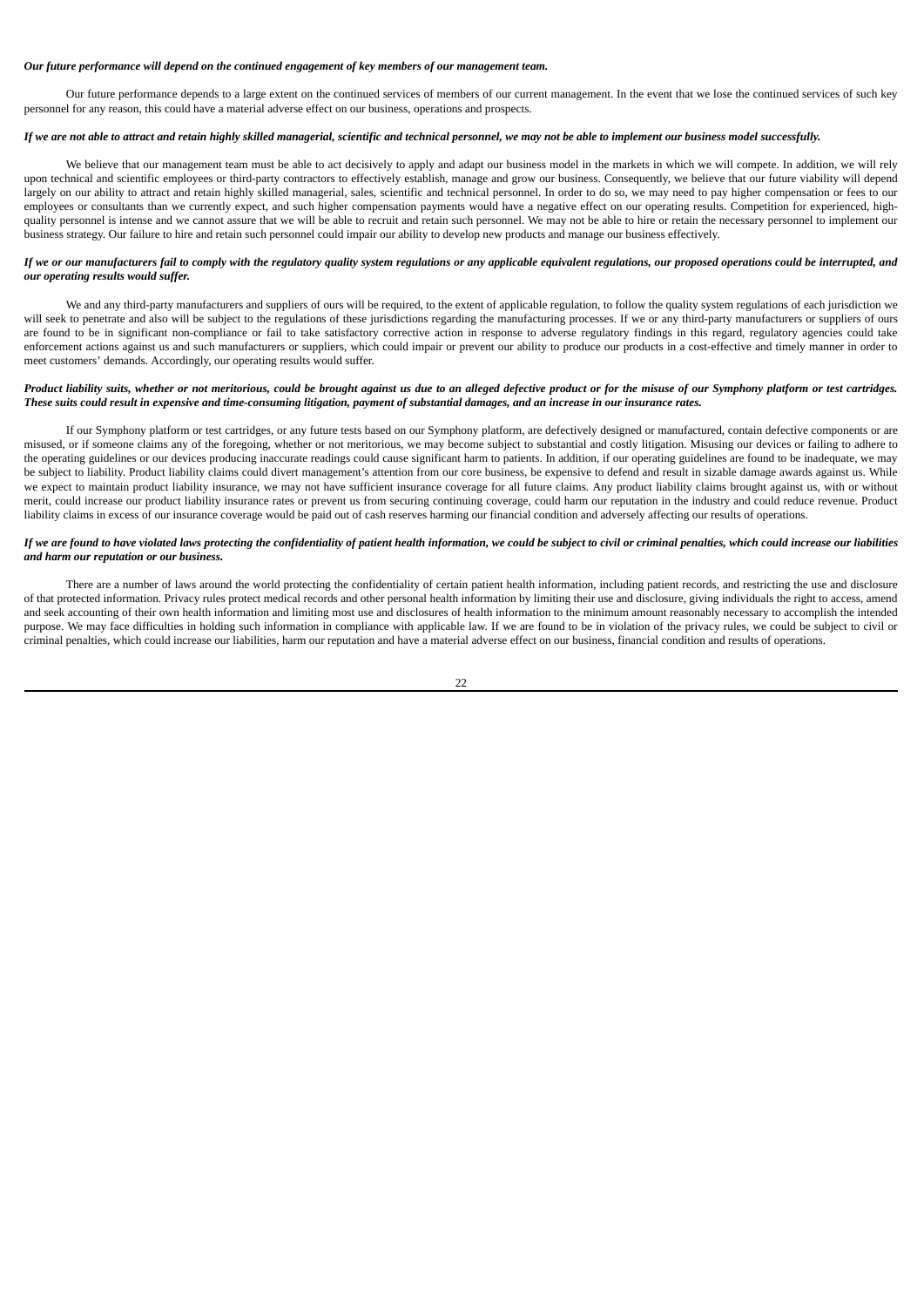***Our future performance will depend on the continued engagement of key members of our management team.***

Our future performance depends to a large extent on the continued services of members of our current management. In the event that we lose the continued services of such key personnel for any reason, this could have a material adverse effect on our business, operations and prospects.

***If we are not able to attract and retain highly skilled managerial, scientific and technical personnel, we may not be able to implement our business model successfully.***

We believe that our management team must be able to act decisively to apply and adapt our business model in the markets in which we will compete. In addition, we will rely upon technical and scientific employees or third-party contractors to effectively establish, manage and grow our business. Consequently, we believe that our future viability will depend largely on our ability to attract and retain highly skilled managerial, sales, scientific and technical personnel. In order to do so, we may need to pay higher compensation or fees to our employees or consultants than we currently expect, and such higher compensation payments would have a negative effect on our operating results. Competition for experienced, high-quality personnel is intense and we cannot assure that we will be able to recruit and retain such personnel. We may not be able to hire or retain the necessary personnel to implement our business strategy. Our failure to hire and retain such personnel could impair our ability to develop new products and manage our business effectively.

***If we or our manufacturers fail to comply with the regulatory quality system regulations or any applicable equivalent regulations, our proposed operations could be interrupted, and our operating results would suffer.***

We and any third-party manufacturers and suppliers of ours will be required, to the extent of applicable regulation, to follow the quality system regulations of each jurisdiction we will seek to penetrate and also will be subject to the regulations of these jurisdictions regarding the manufacturing processes. If we or any third-party manufacturers or suppliers of ours are found to be in significant non-compliance or fail to take satisfactory corrective action in response to adverse regulatory findings in this regard, regulatory agencies could take enforcement actions against us and such manufacturers or suppliers, which could impair or prevent our ability to produce our products in a cost-effective and timely manner in order to meet customers' demands. Accordingly, our operating results would suffer.

***Product liability suits, whether or not meritorious, could be brought against us due to an alleged defective product or for the misuse of our Symphony platform or test cartridges. These suits could result in expensive and time-consuming litigation, payment of substantial damages, and an increase in our insurance rates.***

If our Symphony platform or test cartridges, or any future tests based on our Symphony platform, are defectively designed or manufactured, contain defective components or are misused, or if someone claims any of the foregoing, whether or not meritorious, we may become subject to substantial and costly litigation. Misusing our devices or failing to adhere to the operating guidelines or our devices producing inaccurate readings could cause significant harm to patients. In addition, if our operating guidelines are found to be inadequate, we may be subject to liability. Product liability claims could divert management's attention from our core business, be expensive to defend and result in sizable damage awards against us. While we expect to maintain product liability insurance, we may not have sufficient insurance coverage for all future claims. Any product liability claims brought against us, with or without merit, could increase our product liability insurance rates or prevent us from securing continuing coverage, could harm our reputation in the industry and could reduce revenue. Product liability claims in excess of our insurance coverage would be paid out of cash reserves harming our financial condition and adversely affecting our results of operations.

***If we are found to have violated laws protecting the confidentiality of patient health information, we could be subject to civil or criminal penalties, which could increase our liabilities and harm our reputation or our business.***

There are a number of laws around the world protecting the confidentiality of certain patient health information, including patient records, and restricting the use and disclosure of that protected information. Privacy rules protect medical records and other personal health information by limiting their use and disclosure, giving individuals the right to access, amend and seek accounting of their own health information and limiting most use and disclosures of health information to the minimum amount reasonably necessary to accomplish the intended purpose. We may face difficulties in holding such information in compliance with applicable law. If we are found to be in violation of the privacy rules, we could be subject to civil or criminal penalties, which could increase our liabilities, harm our reputation and have a material adverse effect on our business, financial condition and results of operations.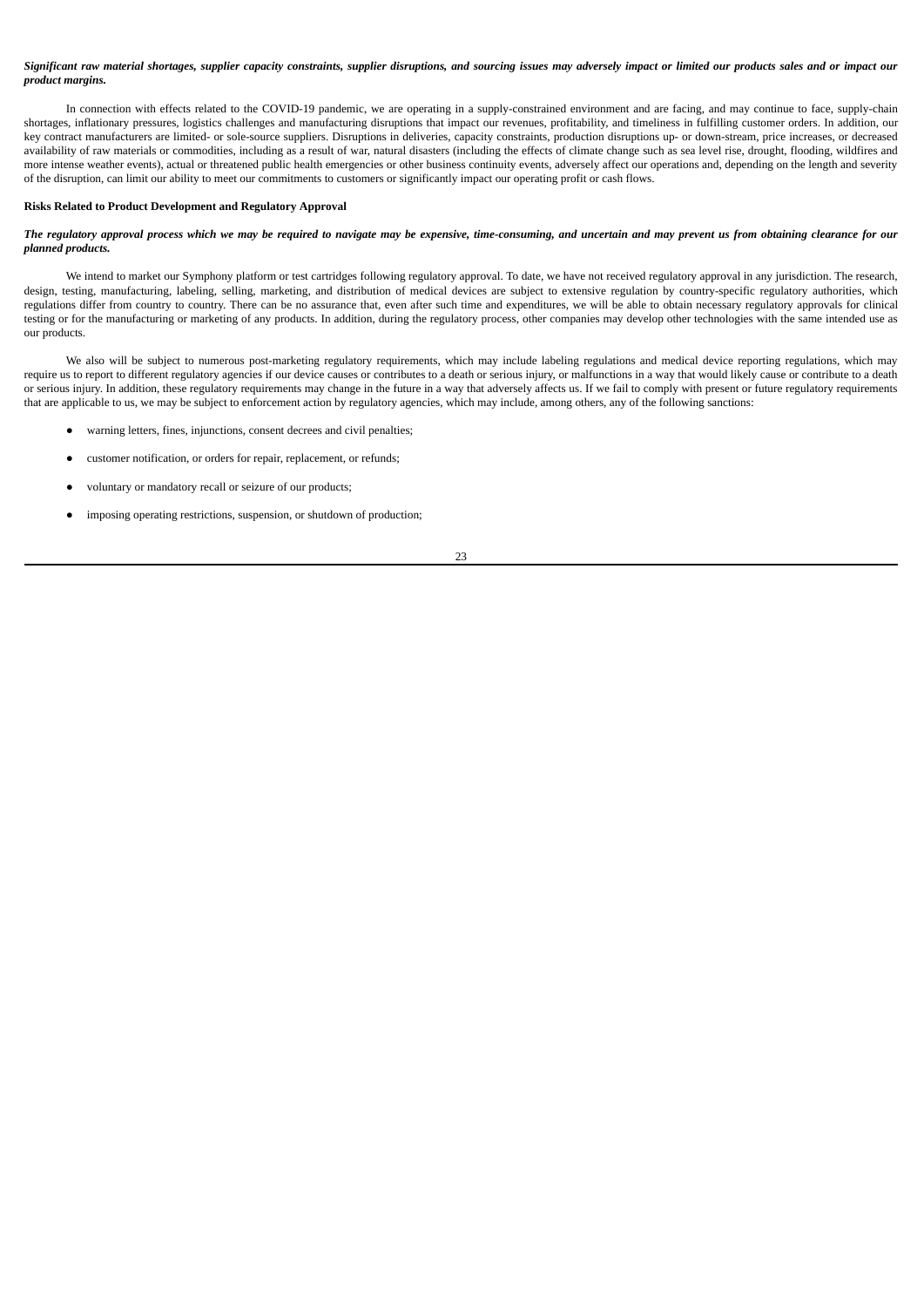***Significant raw material shortages, supplier capacity constraints, supplier disruptions, and sourcing issues may adversely impact or limited our products sales and or impact our product margins.***

In connection with effects related to the COVID-19 pandemic, we are operating in a supply-constrained environment and are facing, and may continue to face, supply-chain shortages, inflationary pressures, logistics challenges and manufacturing disruptions that impact our revenues, profitability, and timeliness in fulfilling customer orders. In addition, our key contract manufacturers are limited- or sole-source suppliers. Disruptions in deliveries, capacity constraints, production disruptions up- or down-stream, price increases, or decreased availability of raw materials or commodities, including as a result of war, natural disasters (including the effects of climate change such as sea level rise, drought, flooding, wildfires and more intense weather events), actual or threatened public health emergencies or other business continuity events, adversely affect our operations and, depending on the length and severity of the disruption, can limit our ability to meet our commitments to customers or significantly impact our operating profit or cash flows.

**Risks Related to Product Development and Regulatory Approval**

***The regulatory approval process which we may be required to navigate may be expensive, time-consuming, and uncertain and may prevent us from obtaining clearance for our planned products.***

We intend to market our Symphony platform or test cartridges following regulatory approval. To date, we have not received regulatory approval in any jurisdiction. The research, design, testing, manufacturing, labeling, selling, marketing, and distribution of medical devices are subject to extensive regulation by country-specific regulatory authorities, which regulations differ from country to country. There can be no assurance that, even after such time and expenditures, we will be able to obtain necessary regulatory approvals for clinical testing or for the manufacturing or marketing of any products. In addition, during the regulatory process, other companies may develop other technologies with the same intended use as our products.

We also will be subject to numerous post-marketing regulatory requirements, which may include labeling regulations and medical device reporting regulations, which may require us to report to different regulatory agencies if our device causes or contributes to a death or serious injury, or malfunctions in a way that would likely cause or contribute to a death or serious injury. In addition, these regulatory requirements may change in the future in a way that adversely affects us. If we fail to comply with present or future regulatory requirements that are applicable to us, we may be subject to enforcement action by regulatory agencies, which may include, among others, any of the following sanctions:

- warning letters, fines, injunctions, consent decrees and civil penalties;
- customer notification, or orders for repair, replacement, or refunds;
- voluntary or mandatory recall or seizure of our products;
- imposing operating restrictions, suspension, or shutdown of production;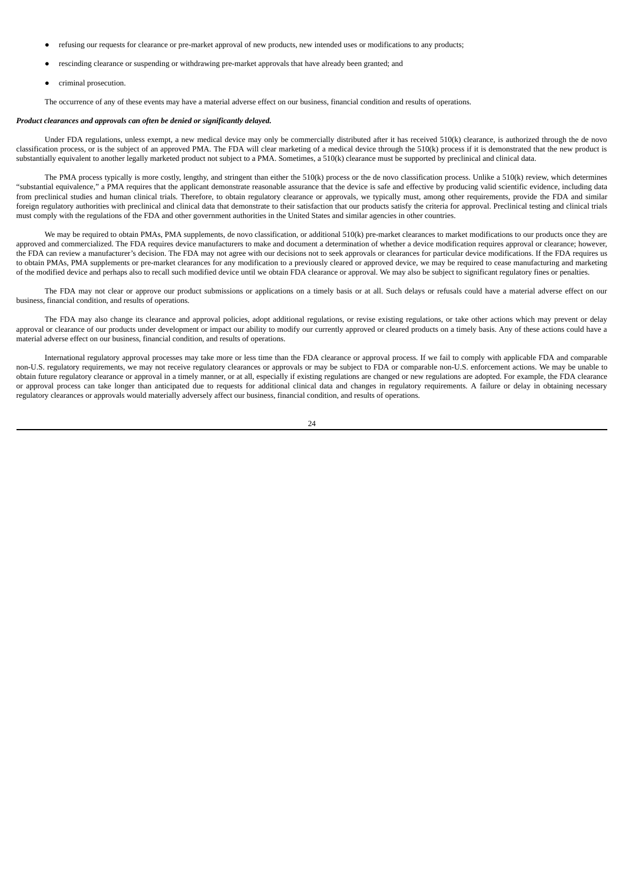- refusing our requests for clearance or pre-market approval of new products, new intended uses or modifications to any products;
- rescinding clearance or suspending or withdrawing pre-market approvals that have already been granted; and
- criminal prosecution.

The occurrence of any of these events may have a material adverse effect on our business, financial condition and results of operations.

***Product clearances and approvals can often be denied or significantly delayed.***

Under FDA regulations, unless exempt, a new medical device may only be commercially distributed after it has received 510(k) clearance, is authorized through the de novo classification process, or is the subject of an approved PMA. The FDA will clear marketing of a medical device through the 510(k) process if it is demonstrated that the new product is substantially equivalent to another legally marketed product not subject to a PMA. Sometimes, a 510(k) clearance must be supported by preclinical and clinical data.

The PMA process typically is more costly, lengthy, and stringent than either the 510(k) process or the de novo classification process. Unlike a 510(k) review, which determines "substantial equivalence," a PMA requires that the applicant demonstrate reasonable assurance that the device is safe and effective by producing valid scientific evidence, including data from preclinical studies and human clinical trials. Therefore, to obtain regulatory clearance or approvals, we typically must, among other requirements, provide the FDA and similar foreign regulatory authorities with preclinical and clinical data that demonstrate to their satisfaction that our products satisfy the criteria for approval. Preclinical testing and clinical trials must comply with the regulations of the FDA and other government authorities in the United States and similar agencies in other countries.

We may be required to obtain PMAs, PMA supplements, de novo classification, or additional 510(k) pre-market clearances to market modifications to our products once they are approved and commercialized. The FDA requires device manufacturers to make and document a determination of whether a device modification requires approval or clearance; however, the FDA can review a manufacturer's decision. The FDA may not agree with our decisions not to seek approvals or clearances for particular device modifications. If the FDA requires us to obtain PMAs, PMA supplements or pre-market clearances for any modification to a previously cleared or approved device, we may be required to cease manufacturing and marketing of the modified device and perhaps also to recall such modified device until we obtain FDA clearance or approval. We may also be subject to significant regulatory fines or penalties.

The FDA may not clear or approve our product submissions or applications on a timely basis or at all. Such delays or refusals could have a material adverse effect on our business, financial condition, and results of operations.

The FDA may also change its clearance and approval policies, adopt additional regulations, or revise existing regulations, or take other actions which may prevent or delay approval or clearance of our products under development or impact our ability to modify our currently approved or cleared products on a timely basis. Any of these actions could have a material adverse effect on our business, financial condition, and results of operations.

International regulatory approval processes may take more or less time than the FDA clearance or approval process. If we fail to comply with applicable FDA and comparable non-U.S. regulatory requirements, we may not receive regulatory clearances or approvals or may be subject to FDA or comparable non-U.S. enforcement actions. We may be unable to obtain future regulatory clearance or approval in a timely manner, or at all, especially if existing regulations are changed or new regulations are adopted. For example, the FDA clearance or approval process can take longer than anticipated due to requests for additional clinical data and changes in regulatory requirements. A failure or delay in obtaining necessary regulatory clearances or approvals would materially adversely affect our business, financial condition, and results of operations.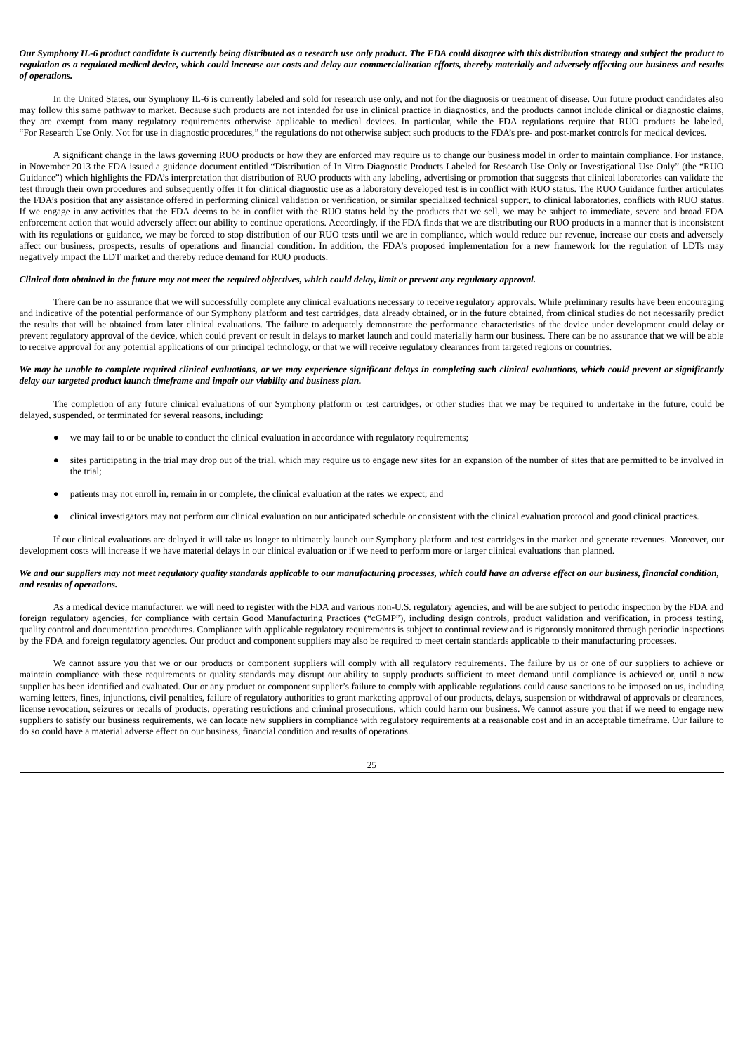***Our Symphony IL-6 product candidate is currently being distributed as a research use only product. The FDA could disagree with this distribution strategy and subject the product to regulation as a regulated medical device, which could increase our costs and delay our commercialization efforts, thereby materially and adversely affecting our business and results of operations.***

In the United States, our Symphony IL-6 is currently labeled and sold for research use only, and not for the diagnosis or treatment of disease. Our future product candidates also may follow this same pathway to market. Because such products are not intended for use in clinical practice in diagnostics, and the products cannot include clinical or diagnostic claims, they are exempt from many regulatory requirements otherwise applicable to medical devices. In particular, while the FDA regulations require that RUO products be labeled, "For Research Use Only. Not for use in diagnostic procedures," the regulations do not otherwise subject such products to the FDA's pre- and post-market controls for medical devices.

A significant change in the laws governing RUO products or how they are enforced may require us to change our business model in order to maintain compliance. For instance, in November 2013 the FDA issued a guidance document entitled "Distribution of In Vitro Diagnostic Products Labeled for Research Use Only or Investigational Use Only" (the "RUO Guidance") which highlights the FDA's interpretation that distribution of RUO products with any labeling, advertising or promotion that suggests that clinical laboratories can validate the test through their own procedures and subsequently offer it for clinical diagnostic use as a laboratory developed test is in conflict with RUO status. The RUO Guidance further articulates the FDA's position that any assistance offered in performing clinical validation or verification, or similar specialized technical support, to clinical laboratories, conflicts with RUO status. If we engage in any activities that the FDA deems to be in conflict with the RUO status held by the products that we sell, we may be subject to immediate, severe and broad FDA enforcement action that would adversely affect our ability to continue operations. Accordingly, if the FDA finds that we are distributing our RUO products in a manner that is inconsistent with its regulations or guidance, we may be forced to stop distribution of our RUO tests until we are in compliance, which would reduce our revenue, increase our costs and adversely affect our business, prospects, results of operations and financial condition. In addition, the FDA's proposed implementation for a new framework for the regulation of LDTs may negatively impact the LDT market and thereby reduce demand for RUO products.

***Clinical data obtained in the future may not meet the required objectives, which could delay, limit or prevent any regulatory approval.***

There can be no assurance that we will successfully complete any clinical evaluations necessary to receive regulatory approvals. While preliminary results have been encouraging and indicative of the potential performance of our Symphony platform and test cartridges, data already obtained, or in the future obtained, from clinical studies do not necessarily predict the results that will be obtained from later clinical evaluations. The failure to adequately demonstrate the performance characteristics of the device under development could delay or prevent regulatory approval of the device, which could prevent or result in delays to market launch and could materially harm our business. There can be no assurance that we will be able to receive approval for any potential applications of our principal technology, or that we will receive regulatory clearances from targeted regions or countries.

***We may be unable to complete required clinical evaluations, or we may experience significant delays in completing such clinical evaluations, which could prevent or significantly delay our targeted product launch timeframe and impair our viability and business plan.***

The completion of any future clinical evaluations of our Symphony platform or test cartridges, or other studies that we may be required to undertake in the future, could be delayed, suspended, or terminated for several reasons, including:

- we may fail to or be unable to conduct the clinical evaluation in accordance with regulatory requirements;
- sites participating in the trial may drop out of the trial, which may require us to engage new sites for an expansion of the number of sites that are permitted to be involved in the trial;
- patients may not enroll in, remain in or complete, the clinical evaluation at the rates we expect; and
- clinical investigators may not perform our clinical evaluation on our anticipated schedule or consistent with the clinical evaluation protocol and good clinical practices.

If our clinical evaluations are delayed it will take us longer to ultimately launch our Symphony platform and test cartridges in the market and generate revenues. Moreover, our development costs will increase if we have material delays in our clinical evaluation or if we need to perform more or larger clinical evaluations than planned.

***We and our suppliers may not meet regulatory quality standards applicable to our manufacturing processes, which could have an adverse effect on our business, financial condition, and results of operations.***

As a medical device manufacturer, we will need to register with the FDA and various non-U.S. regulatory agencies, and will be are subject to periodic inspection by the FDA and foreign regulatory agencies, for compliance with certain Good Manufacturing Practices ("cGMP"), including design controls, product validation and verification, in process testing, quality control and documentation procedures. Compliance with applicable regulatory requirements is subject to continual review and is rigorously monitored through periodic inspections by the FDA and foreign regulatory agencies. Our product and component suppliers may also be required to meet certain standards applicable to their manufacturing processes.

We cannot assure you that we or our products or component suppliers will comply with all regulatory requirements. The failure by us or one of our suppliers to achieve or maintain compliance with these requirements or quality standards may disrupt our ability to supply products sufficient to meet demand until compliance is achieved or, until a new supplier has been identified and evaluated. Our or any product or component supplier's failure to comply with applicable regulations could cause sanctions to be imposed on us, including warning letters, fines, injunctions, civil penalties, failure of regulatory authorities to grant marketing approval of our products, delays, suspension or withdrawal of approvals or clearances, license revocation, seizures or recalls of products, operating restrictions and criminal prosecutions, which could harm our business. We cannot assure you that if we need to engage new suppliers to satisfy our business requirements, we can locate new suppliers in compliance with regulatory requirements at a reasonable cost and in an acceptable timeframe. Our failure to do so could have a material adverse effect on our business, financial condition and results of operations.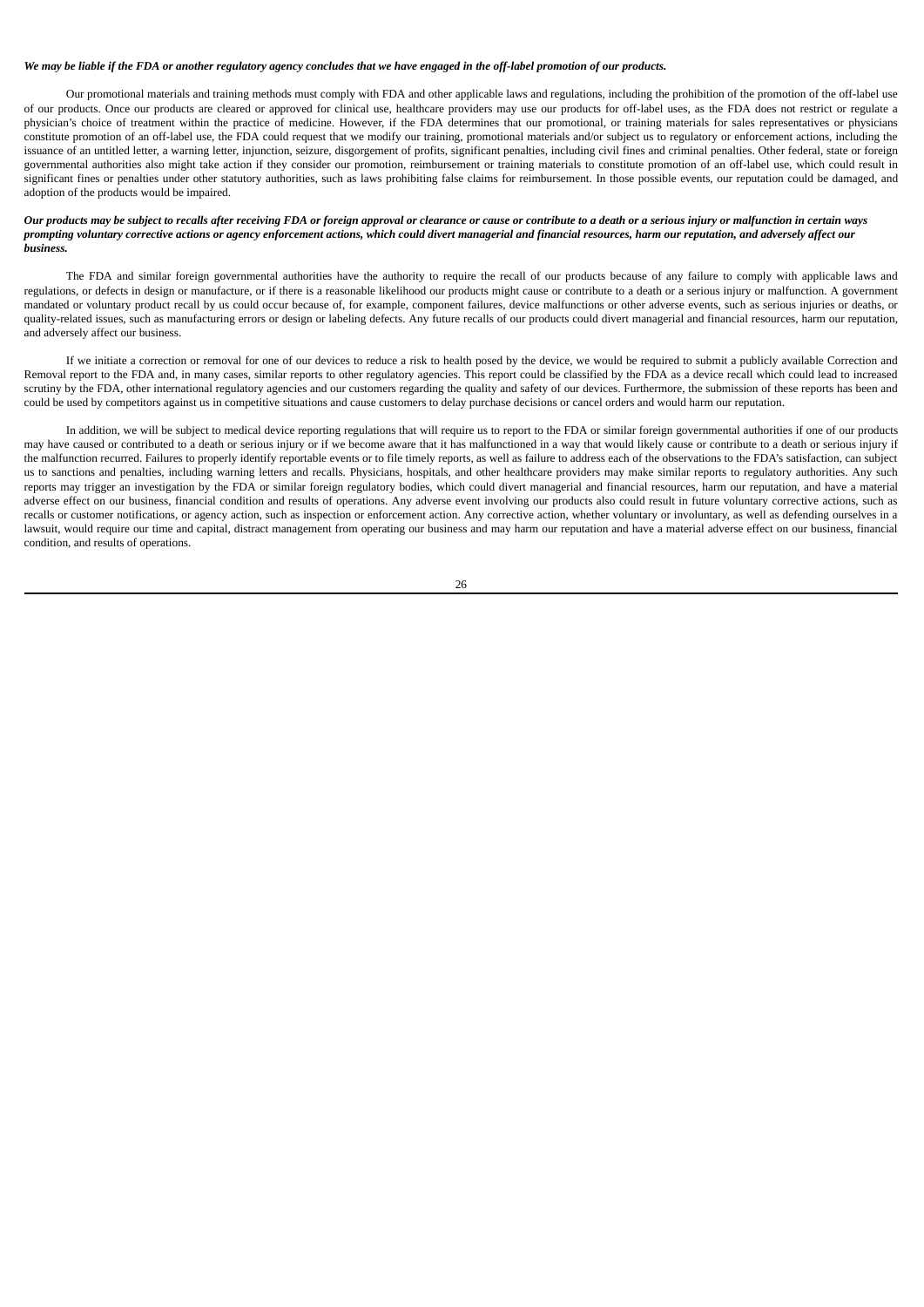***We may be liable if the FDA or another regulatory agency concludes that we have engaged in the off-label promotion of our products.***

Our promotional materials and training methods must comply with FDA and other applicable laws and regulations, including the prohibition of the promotion of the off-label use of our products. Once our products are cleared or approved for clinical use, healthcare providers may use our products for off-label uses, as the FDA does not restrict or regulate a physician's choice of treatment within the practice of medicine. However, if the FDA determines that our promotional, or training materials for sales representatives or physicians constitute promotion of an off-label use, the FDA could request that we modify our training, promotional materials and/or subject us to regulatory or enforcement actions, including the issuance of an untitled letter, a warning letter, injunction, seizure, disgorgement of profits, significant penalties, including civil fines and criminal penalties. Other federal, state or foreign governmental authorities also might take action if they consider our promotion, reimbursement or training materials to constitute promotion of an off-label use, which could result in significant fines or penalties under other statutory authorities, such as laws prohibiting false claims for reimbursement. In those possible events, our reputation could be damaged, and adoption of the products would be impaired.

***Our products may be subject to recalls after receiving FDA or foreign approval or clearance or cause or contribute to a death or a serious injury or malfunction in certain ways prompting voluntary corrective actions or agency enforcement actions, which could divert managerial and financial resources, harm our reputation, and adversely affect our business.***

The FDA and similar foreign governmental authorities have the authority to require the recall of our products because of any failure to comply with applicable laws and regulations, or defects in design or manufacture, or if there is a reasonable likelihood our products might cause or contribute to a death or a serious injury or malfunction. A government mandated or voluntary product recall by us could occur because of, for example, component failures, device malfunctions or other adverse events, such as serious injuries or deaths, or quality-related issues, such as manufacturing errors or design or labeling defects. Any future recalls of our products could divert managerial and financial resources, harm our reputation, and adversely affect our business.

If we initiate a correction or removal for one of our devices to reduce a risk to health posed by the device, we would be required to submit a publicly available Correction and Removal report to the FDA and, in many cases, similar reports to other regulatory agencies. This report could be classified by the FDA as a device recall which could lead to increased scrutiny by the FDA, other international regulatory agencies and our customers regarding the quality and safety of our devices. Furthermore, the submission of these reports has been and could be used by competitors against us in competitive situations and cause customers to delay purchase decisions or cancel orders and would harm our reputation.

In addition, we will be subject to medical device reporting regulations that will require us to report to the FDA or similar foreign governmental authorities if one of our products may have caused or contributed to a death or serious injury or if we become aware that it has malfunctioned in a way that would likely cause or contribute to a death or serious injury if the malfunction recurred. Failures to properly identify reportable events or to file timely reports, as well as failure to address each of the observations to the FDA's satisfaction, can subject us to sanctions and penalties, including warning letters and recalls. Physicians, hospitals, and other healthcare providers may make similar reports to regulatory authorities. Any such reports may trigger an investigation by the FDA or similar foreign regulatory bodies, which could divert managerial and financial resources, harm our reputation, and have a material adverse effect on our business, financial condition and results of operations. Any adverse event involving our products also could result in future voluntary corrective actions, such as recalls or customer notifications, or agency action, such as inspection or enforcement action. Any corrective action, whether voluntary or involuntary, as well as defending ourselves in a lawsuit, would require our time and capital, distract management from operating our business and may harm our reputation and have a material adverse effect on our business, financial condition, and results of operations.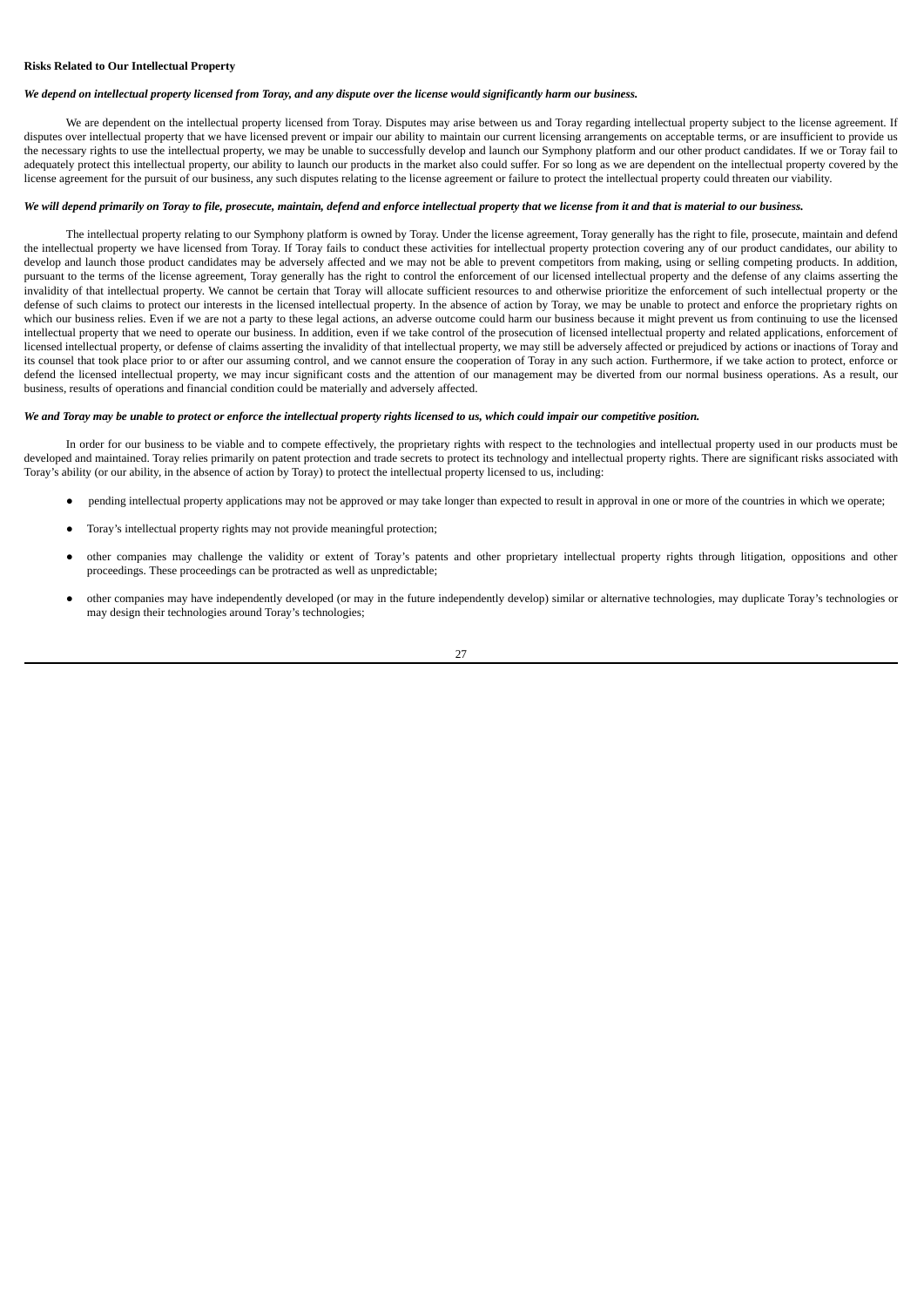**Risks Related to Our Intellectual Property**

***We depend on intellectual property licensed from Toray, and any dispute over the license would significantly harm our business.***

We are dependent on the intellectual property licensed from Toray. Disputes may arise between us and Toray regarding intellectual property subject to the license agreement. If disputes over intellectual property that we have licensed prevent or impair our ability to maintain our current licensing arrangements on acceptable terms, or are insufficient to provide us the necessary rights to use the intellectual property, we may be unable to successfully develop and launch our Symphony platform and our other product candidates. If we or Toray fail to adequately protect this intellectual property, our ability to launch our products in the market also could suffer. For so long as we are dependent on the intellectual property covered by the license agreement for the pursuit of our business, any such disputes relating to the license agreement or failure to protect the intellectual property could threaten our viability.

***We will depend primarily on Toray to file, prosecute, maintain, defend and enforce intellectual property that we license from it and that is material to our business.***

The intellectual property relating to our Symphony platform is owned by Toray. Under the license agreement, Toray generally has the right to file, prosecute, maintain and defend the intellectual property we have licensed from Toray. If Toray fails to conduct these activities for intellectual property protection covering any of our product candidates, our ability to develop and launch those product candidates may be adversely affected and we may not be able to prevent competitors from making, using or selling competing products. In addition, pursuant to the terms of the license agreement, Toray generally has the right to control the enforcement of our licensed intellectual property and the defense of any claims asserting the invalidity of that intellectual property. We cannot be certain that Toray will allocate sufficient resources to and otherwise prioritize the enforcement of such intellectual property or the defense of such claims to protect our interests in the licensed intellectual property. In the absence of action by Toray, we may be unable to protect and enforce the proprietary rights on which our business relies. Even if we are not a party to these legal actions, an adverse outcome could harm our business because it might prevent us from continuing to use the licensed intellectual property that we need to operate our business. In addition, even if we take control of the prosecution of licensed intellectual property and related applications, enforcement of licensed intellectual property, or defense of claims asserting the invalidity of that intellectual property, we may still be adversely affected or prejudiced by actions or inactions of Toray and its counsel that took place prior to or after our assuming control, and we cannot ensure the cooperation of Toray in any such action. Furthermore, if we take action to protect, enforce or defend the licensed intellectual property, we may incur significant costs and the attention of our management may be diverted from our normal business operations. As a result, our business, results of operations and financial condition could be materially and adversely affected.

***We and Toray may be unable to protect or enforce the intellectual property rights licensed to us, which could impair our competitive position.***

In order for our business to be viable and to compete effectively, the proprietary rights with respect to the technologies and intellectual property used in our products must be developed and maintained. Toray relies primarily on patent protection and trade secrets to protect its technology and intellectual property rights. There are significant risks associated with Toray's ability (or our ability, in the absence of action by Toray) to protect the intellectual property licensed to us, including:

- pending intellectual property applications may not be approved or may take longer than expected to result in approval in one or more of the countries in which we operate;
- Toray's intellectual property rights may not provide meaningful protection;
- other companies may challenge the validity or extent of Toray's patents and other proprietary intellectual property rights through litigation, oppositions and other proceedings. These proceedings can be protracted as well as unpredictable;
- other companies may have independently developed (or may in the future independently develop) similar or alternative technologies, may duplicate Toray's technologies or may design their technologies around Toray's technologies;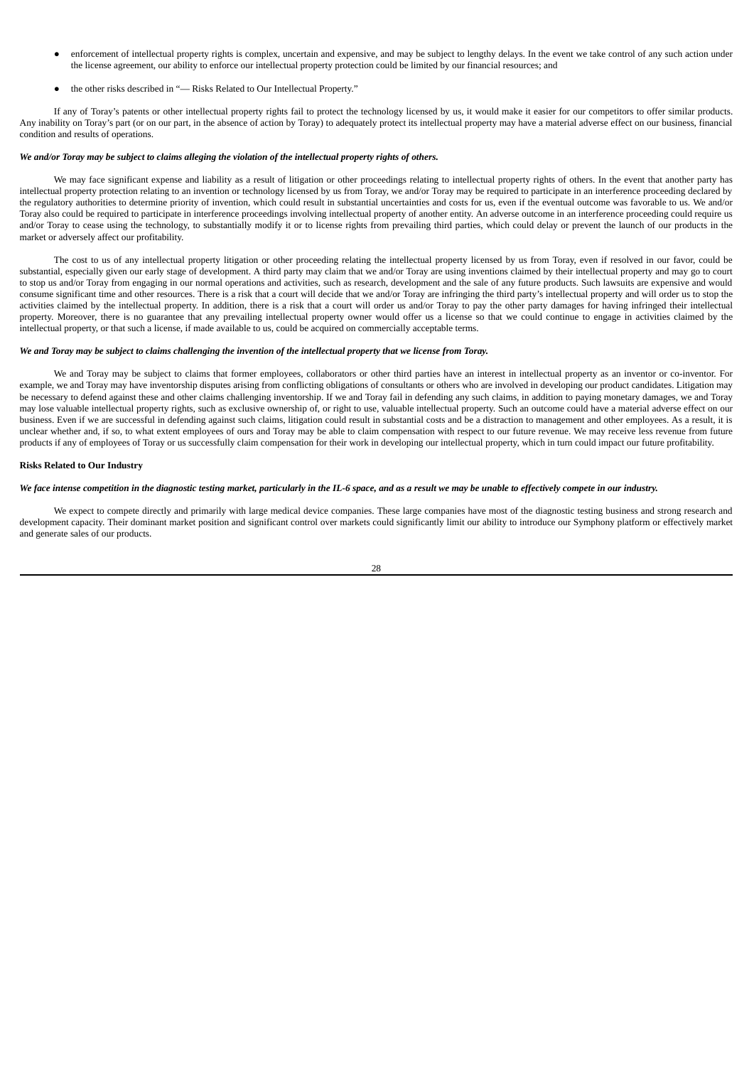- enforcement of intellectual property rights is complex, uncertain and expensive, and may be subject to lengthy delays. In the event we take control of any such action under the license agreement, our ability to enforce our intellectual property protection could be limited by our financial resources; and
- the other risks described in "— Risks Related to Our Intellectual Property."

If any of Toray's patents or other intellectual property rights fail to protect the technology licensed by us, it would make it easier for our competitors to offer similar products. Any inability on Toray's part (or on our part, in the absence of action by Toray) to adequately protect its intellectual property may have a material adverse effect on our business, financial condition and results of operations.

***We and/or Toray may be subject to claims alleging the violation of the intellectual property rights of others.***

We may face significant expense and liability as a result of litigation or other proceedings relating to intellectual property rights of others. In the event that another party has intellectual property protection relating to an invention or technology licensed by us from Toray, we and/or Toray may be required to participate in an interference proceeding declared by the regulatory authorities to determine priority of invention, which could result in substantial uncertainties and costs for us, even if the eventual outcome was favorable to us. We and/or Toray also could be required to participate in interference proceedings involving intellectual property of another entity. An adverse outcome in an interference proceeding could require us and/or Toray to cease using the technology, to substantially modify it or to license rights from prevailing third parties, which could delay or prevent the launch of our products in the market or adversely affect our profitability.

The cost to us of any intellectual property litigation or other proceeding relating the intellectual property licensed by us from Toray, even if resolved in our favor, could be substantial, especially given our early stage of development. A third party may claim that we and/or Toray are using inventions claimed by their intellectual property and may go to court to stop us and/or Toray from engaging in our normal operations and activities, such as research, development and the sale of any future products. Such lawsuits are expensive and would consume significant time and other resources. There is a risk that a court will decide that we and/or Toray are infringing the third party's intellectual property and will order us to stop the activities claimed by the intellectual property. In addition, there is a risk that a court will order us and/or Toray to pay the other party damages for having infringed their intellectual property. Moreover, there is no guarantee that any prevailing intellectual property owner would offer us a license so that we could continue to engage in activities claimed by the intellectual property, or that such a license, if made available to us, could be acquired on commercially acceptable terms.

***We and Toray may be subject to claims challenging the invention of the intellectual property that we license from Toray.***

We and Toray may be subject to claims that former employees, collaborators or other third parties have an interest in intellectual property as an inventor or co-inventor. For example, we and Toray may have inventorship disputes arising from conflicting obligations of consultants or others who are involved in developing our product candidates. Litigation may be necessary to defend against these and other claims challenging inventorship. If we and Toray fail in defending any such claims, in addition to paying monetary damages, we and Toray may lose valuable intellectual property rights, such as exclusive ownership of, or right to use, valuable intellectual property. Such an outcome could have a material adverse effect on our business. Even if we are successful in defending against such claims, litigation could result in substantial costs and be a distraction to management and other employees. As a result, it is unclear whether and, if so, to what extent employees of ours and Toray may be able to claim compensation with respect to our future revenue. We may receive less revenue from future products if any of employees of Toray or us successfully claim compensation for their work in developing our intellectual property, which in turn could impact our future profitability.

**Risks Related to Our Industry**

***We face intense competition in the diagnostic testing market, particularly in the IL-6 space, and as a result we may be unable to effectively compete in our industry.***

We expect to compete directly and primarily with large medical device companies. These large companies have most of the diagnostic testing business and strong research and development capacity. Their dominant market position and significant control over markets could significantly limit our ability to introduce our Symphony platform or effectively market and generate sales of our products.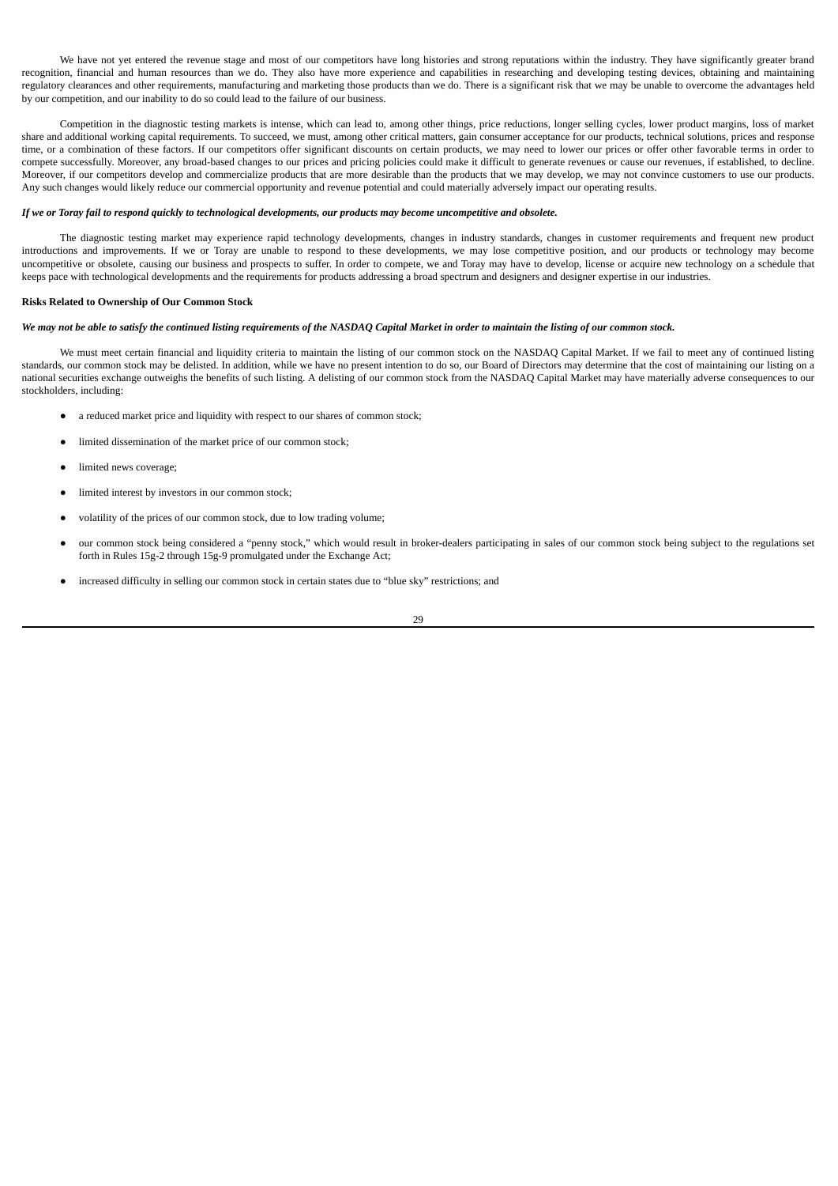We have not yet entered the revenue stage and most of our competitors have long histories and strong reputations within the industry. They have significantly greater brand recognition, financial and human resources than we do. They also have more experience and capabilities in researching and developing testing devices, obtaining and maintaining regulatory clearances and other requirements, manufacturing and marketing those products than we do. There is a significant risk that we may be unable to overcome the advantages held by our competition, and our inability to do so could lead to the failure of our business.

Competition in the diagnostic testing markets is intense, which can lead to, among other things, price reductions, longer selling cycles, lower product margins, loss of market share and additional working capital requirements. To succeed, we must, among other critical matters, gain consumer acceptance for our products, technical solutions, prices and response time, or a combination of these factors. If our competitors offer significant discounts on certain products, we may need to lower our prices or offer other favorable terms in order to compete successfully. Moreover, any broad-based changes to our prices and pricing policies could make it difficult to generate revenues or cause our revenues, if established, to decline. Moreover, if our competitors develop and commercialize products that are more desirable than the products that we may develop, we may not convince customers to use our products. Any such changes would likely reduce our commercial opportunity and revenue potential and could materially adversely impact our operating results.

***If we or Toray fail to respond quickly to technological developments, our products may become uncompetitive and obsolete.***

The diagnostic testing market may experience rapid technology developments, changes in industry standards, changes in customer requirements and frequent new product introductions and improvements. If we or Toray are unable to respond to these developments, we may lose competitive position, and our products or technology may become uncompetitive or obsolete, causing our business and prospects to suffer. In order to compete, we and Toray may have to develop, license or acquire new technology on a schedule that keeps pace with technological developments and the requirements for products addressing a broad spectrum and designers and designer expertise in our industries.

**Risks Related to Ownership of Our Common Stock**

***We may not be able to satisfy the continued listing requirements of the NASDAQ Capital Market in order to maintain the listing of our common stock.***

We must meet certain financial and liquidity criteria to maintain the listing of our common stock on the NASDAQ Capital Market. If we fail to meet any of continued listing standards, our common stock may be delisted. In addition, while we have no present intention to do so, our Board of Directors may determine that the cost of maintaining our listing on a national securities exchange outweighs the benefits of such listing. A delisting of our common stock from the NASDAQ Capital Market may have materially adverse consequences to our stockholders, including:

- a reduced market price and liquidity with respect to our shares of common stock;
- limited dissemination of the market price of our common stock;
- limited news coverage;
- limited interest by investors in our common stock;
- volatility of the prices of our common stock, due to low trading volume;
- our common stock being considered a "penny stock," which would result in broker-dealers participating in sales of our common stock being subject to the regulations set forth in Rules 15g-2 through 15g-9 promulgated under the Exchange Act;
- increased difficulty in selling our common stock in certain states due to "blue sky" restrictions; and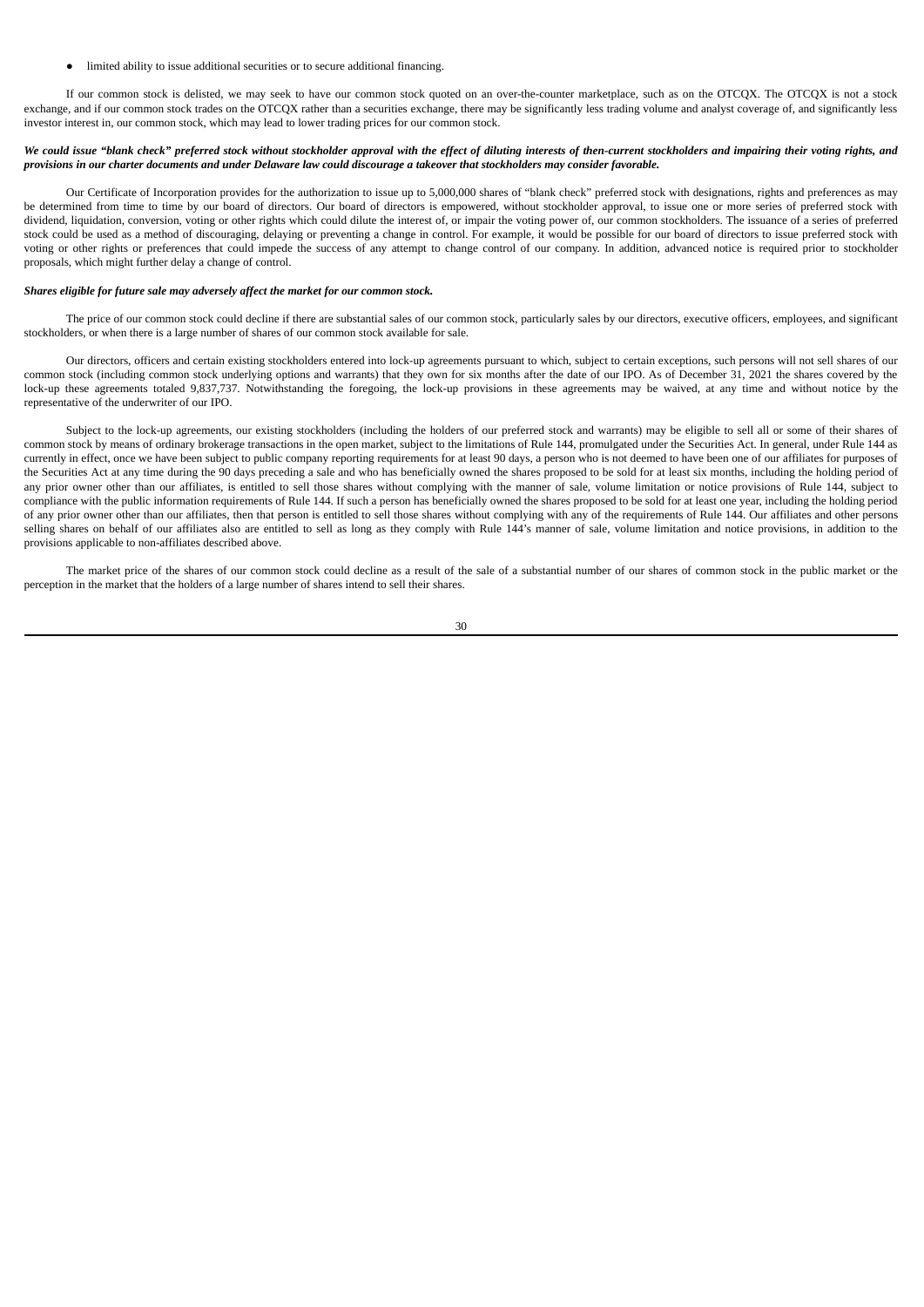- limited ability to issue additional securities or to secure additional financing.

If our common stock is delisted, we may seek to have our common stock quoted on an over-the-counter marketplace, such as on the OTCQX. The OTCQX is not a stock exchange, and if our common stock trades on the OTCQX rather than a securities exchange, there may be significantly less trading volume and analyst coverage of, and significantly less investor interest in, our common stock, which may lead to lower trading prices for our common stock.

***We could issue "blank check" preferred stock without stockholder approval with the effect of diluting interests of then-current stockholders and impairing their voting rights, and provisions in our charter documents and under Delaware law could discourage a takeover that stockholders may consider favorable.***

Our Certificate of Incorporation provides for the authorization to issue up to 5,000,000 shares of "blank check" preferred stock with designations, rights and preferences as may be determined from time to time by our board of directors. Our board of directors is empowered, without stockholder approval, to issue one or more series of preferred stock with dividend, liquidation, conversion, voting or other rights which could dilute the interest of, or impair the voting power of, our common stockholders. The issuance of a series of preferred stock could be used as a method of discouraging, delaying or preventing a change in control. For example, it would be possible for our board of directors to issue preferred stock with voting or other rights or preferences that could impede the success of any attempt to change control of our company. In addition, advanced notice is required prior to stockholder proposals, which might further delay a change of control.

***Shares eligible for future sale may adversely affect the market for our common stock.***

The price of our common stock could decline if there are substantial sales of our common stock, particularly sales by our directors, executive officers, employees, and significant stockholders, or when there is a large number of shares of our common stock available for sale.

Our directors, officers and certain existing stockholders entered into lock-up agreements pursuant to which, subject to certain exceptions, such persons will not sell shares of our common stock (including common stock underlying options and warrants) that they own for six months after the date of our IPO. As of December 31, 2021 the shares covered by the lock-up these agreements totaled 9,837,737. Notwithstanding the foregoing, the lock-up provisions in these agreements may be waived, at any time and without notice by the representative of the underwriter of our IPO.

Subject to the lock-up agreements, our existing stockholders (including the holders of our preferred stock and warrants) may be eligible to sell all or some of their shares of common stock by means of ordinary brokerage transactions in the open market, subject to the limitations of Rule 144, promulgated under the Securities Act. In general, under Rule 144 as currently in effect, once we have been subject to public company reporting requirements for at least 90 days, a person who is not deemed to have been one of our affiliates for purposes of the Securities Act at any time during the 90 days preceding a sale and who has beneficially owned the shares proposed to be sold for at least six months, including the holding period of any prior owner other than our affiliates, is entitled to sell those shares without complying with the manner of sale, volume limitation or notice provisions of Rule 144, subject to compliance with the public information requirements of Rule 144. If such a person has beneficially owned the shares proposed to be sold for at least one year, including the holding period of any prior owner other than our affiliates, then that person is entitled to sell those shares without complying with any of the requirements of Rule 144. Our affiliates and other persons selling shares on behalf of our affiliates also are entitled to sell as long as they comply with Rule 144's manner of sale, volume limitation and notice provisions, in addition to the provisions applicable to non-affiliates described above.

The market price of the shares of our common stock could decline as a result of the sale of a substantial number of our shares of common stock in the public market or the perception in the market that the holders of a large number of shares intend to sell their shares.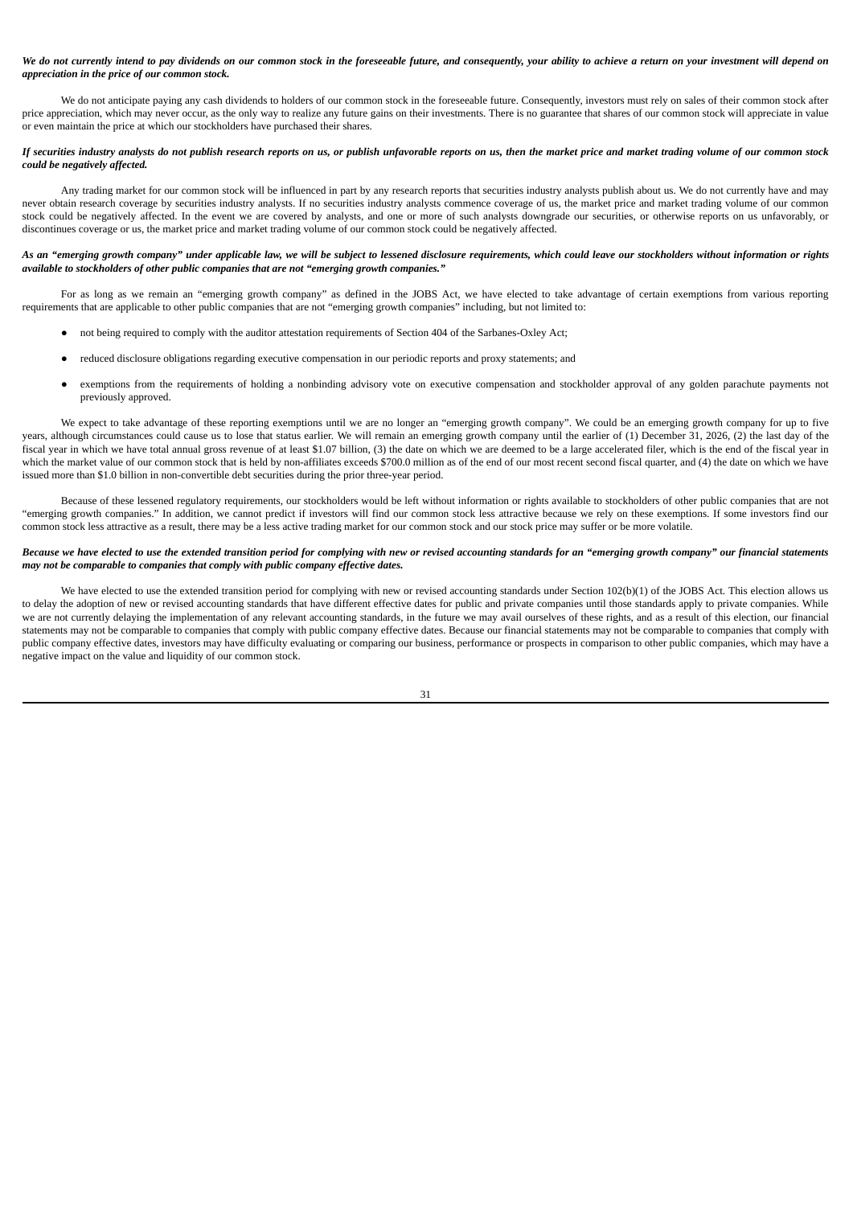***We do not currently intend to pay dividends on our common stock in the foreseeable future, and consequently, your ability to achieve a return on your investment will depend on appreciation in the price of our common stock.***

We do not anticipate paying any cash dividends to holders of our common stock in the foreseeable future. Consequently, investors must rely on sales of their common stock after price appreciation, which may never occur, as the only way to realize any future gains on their investments. There is no guarantee that shares of our common stock will appreciate in value or even maintain the price at which our stockholders have purchased their shares.

***If securities industry analysts do not publish research reports on us, or publish unfavorable reports on us, then the market price and market trading volume of our common stock could be negatively affected.***

Any trading market for our common stock will be influenced in part by any research reports that securities industry analysts publish about us. We do not currently have and may never obtain research coverage by securities industry analysts. If no securities industry analysts commence coverage of us, the market price and market trading volume of our common stock could be negatively affected. In the event we are covered by analysts, and one or more of such analysts downgrade our securities, or otherwise reports on us unfavorably, or discontinues coverage or us, the market price and market trading volume of our common stock could be negatively affected.

***As an "emerging growth company" under applicable law, we will be subject to lessened disclosure requirements, which could leave our stockholders without information or rights available to stockholders of other public companies that are not "emerging growth companies."***

For as long as we remain an "emerging growth company" as defined in the JOBS Act, we have elected to take advantage of certain exemptions from various reporting requirements that are applicable to other public companies that are not "emerging growth companies" including, but not limited to:

- not being required to comply with the auditor attestation requirements of Section 404 of the Sarbanes-Oxley Act;
- reduced disclosure obligations regarding executive compensation in our periodic reports and proxy statements; and
- exemptions from the requirements of holding a nonbinding advisory vote on executive compensation and stockholder approval of any golden parachute payments not previously approved.

We expect to take advantage of these reporting exemptions until we are no longer an "emerging growth company". We could be an emerging growth company for up to five years, although circumstances could cause us to lose that status earlier. We will remain an emerging growth company until the earlier of (1) December 31, 2026, (2) the last day of the fiscal year in which we have total annual gross revenue of at least $1.07 billion, (3) the date on which we are deemed to be a large accelerated filer, which is the end of the fiscal year in which the market value of our common stock that is held by non-affiliates exceeds $700.0 million as of the end of our most recent second fiscal quarter, and (4) the date on which we have issued more than $1.0 billion in non-convertible debt securities during the prior three-year period.

Because of these lessened regulatory requirements, our stockholders would be left without information or rights available to stockholders of other public companies that are not "emerging growth companies." In addition, we cannot predict if investors will find our common stock less attractive because we rely on these exemptions. If some investors find our common stock less attractive as a result, there may be a less active trading market for our common stock and our stock price may suffer or be more volatile.

***Because we have elected to use the extended transition period for complying with new or revised accounting standards for an "emerging growth company" our financial statements may not be comparable to companies that comply with public company effective dates.***

We have elected to use the extended transition period for complying with new or revised accounting standards under Section 102(b)(1) of the JOBS Act. This election allows us to delay the adoption of new or revised accounting standards that have different effective dates for public and private companies until those standards apply to private companies. While we are not currently delaying the implementation of any relevant accounting standards, in the future we may avail ourselves of these rights, and as a result of this election, our financial statements may not be comparable to companies that comply with public company effective dates. Because our financial statements may not be comparable to companies that comply with public company effective dates, investors may have difficulty evaluating or comparing our business, performance or prospects in comparison to other public companies, which may have a negative impact on the value and liquidity of our common stock.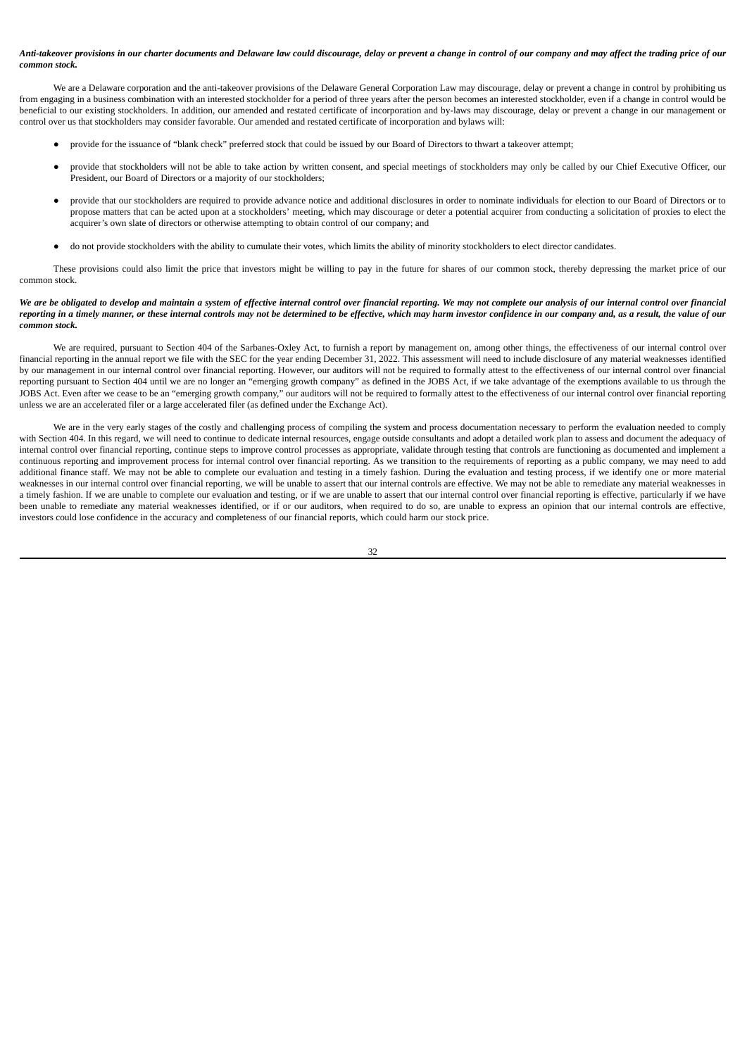***Anti-takeover provisions in our charter documents and Delaware law could discourage, delay or prevent a change in control of our company and may affect the trading price of our common stock.***

We are a Delaware corporation and the anti-takeover provisions of the Delaware General Corporation Law may discourage, delay or prevent a change in control by prohibiting us from engaging in a business combination with an interested stockholder for a period of three years after the person becomes an interested stockholder, even if a change in control would be beneficial to our existing stockholders. In addition, our amended and restated certificate of incorporation and by-laws may discourage, delay or prevent a change in our management or control over us that stockholders may consider favorable. Our amended and restated certificate of incorporation and bylaws will:

- provide for the issuance of "blank check" preferred stock that could be issued by our Board of Directors to thwart a takeover attempt;
- provide that stockholders will not be able to take action by written consent, and special meetings of stockholders may only be called by our Chief Executive Officer, our President, our Board of Directors or a majority of our stockholders;
- provide that our stockholders are required to provide advance notice and additional disclosures in order to nominate individuals for election to our Board of Directors or to propose matters that can be acted upon at a stockholders' meeting, which may discourage or deter a potential acquirer from conducting a solicitation of proxies to elect the acquirer's own slate of directors or otherwise attempting to obtain control of our company; and
- do not provide stockholders with the ability to cumulate their votes, which limits the ability of minority stockholders to elect director candidates.

These provisions could also limit the price that investors might be willing to pay in the future for shares of our common stock, thereby depressing the market price of our common stock.

***We are be obligated to develop and maintain a system of effective internal control over financial reporting. We may not complete our analysis of our internal control over financial reporting in a timely manner, or these internal controls may not be determined to be effective, which may harm investor confidence in our company and, as a result, the value of our common stock.***

We are required, pursuant to Section 404 of the Sarbanes-Oxley Act, to furnish a report by management on, among other things, the effectiveness of our internal control over financial reporting in the annual report we file with the SEC for the year ending December 31, 2022. This assessment will need to include disclosure of any material weaknesses identified by our management in our internal control over financial reporting. However, our auditors will not be required to formally attest to the effectiveness of our internal control over financial reporting pursuant to Section 404 until we are no longer an "emerging growth company" as defined in the JOBS Act, if we take advantage of the exemptions available to us through the JOBS Act. Even after we cease to be an "emerging growth company," our auditors will not be required to formally attest to the effectiveness of our internal control over financial reporting unless we are an accelerated filer or a large accelerated filer (as defined under the Exchange Act).

We are in the very early stages of the costly and challenging process of compiling the system and process documentation necessary to perform the evaluation needed to comply with Section 404. In this regard, we will need to continue to dedicate internal resources, engage outside consultants and adopt a detailed work plan to assess and document the adequacy of internal control over financial reporting, continue steps to improve control processes as appropriate, validate through testing that controls are functioning as documented and implement a continuous reporting and improvement process for internal control over financial reporting. As we transition to the requirements of reporting as a public company, we may need to add additional finance staff. We may not be able to complete our evaluation and testing in a timely fashion. During the evaluation and testing process, if we identify one or more material weaknesses in our internal control over financial reporting, we will be unable to assert that our internal controls are effective. We may not be able to remediate any material weaknesses in a timely fashion. If we are unable to complete our evaluation and testing, or if we are unable to assert that our internal control over financial reporting is effective, particularly if we have been unable to remediate any material weaknesses identified, or if or our auditors, when required to do so, are unable to express an opinion that our internal controls are effective, investors could lose confidence in the accuracy and completeness of our financial reports, which could harm our stock price.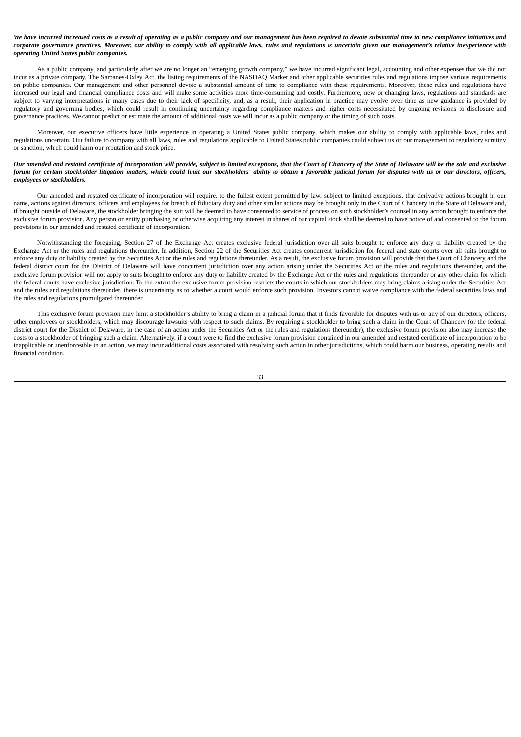***We have incurred increased costs as a result of operating as a public company and our management has been required to devote substantial time to new compliance initiatives and corporate governance practices. Moreover, our ability to comply with all applicable laws, rules and regulations is uncertain given our management's relative inexperience with operating United States public companies.***

As a public company, and particularly after we are no longer an "emerging growth company," we have incurred significant legal, accounting and other expenses that we did not incur as a private company. The Sarbanes-Oxley Act, the listing requirements of the NASDAQ Market and other applicable securities rules and regulations impose various requirements on public companies. Our management and other personnel devote a substantial amount of time to compliance with these requirements. Moreover, these rules and regulations have increased our legal and financial compliance costs and will make some activities more time-consuming and costly. Furthermore, new or changing laws, regulations and standards are subject to varying interpretations in many cases due to their lack of specificity, and, as a result, their application in practice may evolve over time as new guidance is provided by regulatory and governing bodies, which could result in continuing uncertainty regarding compliance matters and higher costs necessitated by ongoing revisions to disclosure and governance practices. We cannot predict or estimate the amount of additional costs we will incur as a public company or the timing of such costs.

Moreover, our executive officers have little experience in operating a United States public company, which makes our ability to comply with applicable laws, rules and regulations uncertain. Our failure to company with all laws, rules and regulations applicable to United States public companies could subject us or our management to regulatory scrutiny or sanction, which could harm our reputation and stock price.

***Our amended and restated certificate of incorporation will provide, subject to limited exceptions, that the Court of Chancery of the State of Delaware will be the sole and exclusive forum for certain stockholder litigation matters, which could limit our stockholders' ability to obtain a favorable judicial forum for disputes with us or our directors, officers, employees or stockholders.***

Our amended and restated certificate of incorporation will require, to the fullest extent permitted by law, subject to limited exceptions, that derivative actions brought in our name, actions against directors, officers and employees for breach of fiduciary duty and other similar actions may be brought only in the Court of Chancery in the State of Delaware and, if brought outside of Delaware, the stockholder bringing the suit will be deemed to have consented to service of process on such stockholder's counsel in any action brought to enforce the exclusive forum provision. Any person or entity purchasing or otherwise acquiring any interest in shares of our capital stock shall be deemed to have notice of and consented to the forum provisions in our amended and restated certificate of incorporation.

Notwithstanding the foregoing, Section 27 of the Exchange Act creates exclusive federal jurisdiction over all suits brought to enforce any duty or liability created by the Exchange Act or the rules and regulations thereunder. In addition, Section 22 of the Securities Act creates concurrent jurisdiction for federal and state courts over all suits brought to enforce any duty or liability created by the Securities Act or the rules and regulations thereunder. As a result, the exclusive forum provision will provide that the Court of Chancery and the federal district court for the District of Delaware will have concurrent jurisdiction over any action arising under the Securities Act or the rules and regulations thereunder, and the exclusive forum provision will not apply to suits brought to enforce any duty or liability created by the Exchange Act or the rules and regulations thereunder or any other claim for which the federal courts have exclusive jurisdiction. To the extent the exclusive forum provision restricts the courts in which our stockholders may bring claims arising under the Securities Act and the rules and regulations thereunder, there is uncertainty as to whether a court would enforce such provision. Investors cannot waive compliance with the federal securities laws and the rules and regulations promulgated thereunder.

This exclusive forum provision may limit a stockholder's ability to bring a claim in a judicial forum that it finds favorable for disputes with us or any of our directors, officers, other employees or stockholders, which may discourage lawsuits with respect to such claims. By requiring a stockholder to bring such a claim in the Court of Chancery (or the federal district court for the District of Delaware, in the case of an action under the Securities Act or the rules and regulations thereunder), the exclusive forum provision also may increase the costs to a stockholder of bringing such a claim. Alternatively, if a court were to find the exclusive forum provision contained in our amended and restated certificate of incorporation to be inapplicable or unenforceable in an action, we may incur additional costs associated with resolving such action in other jurisdictions, which could harm our business, operating results and financial condition.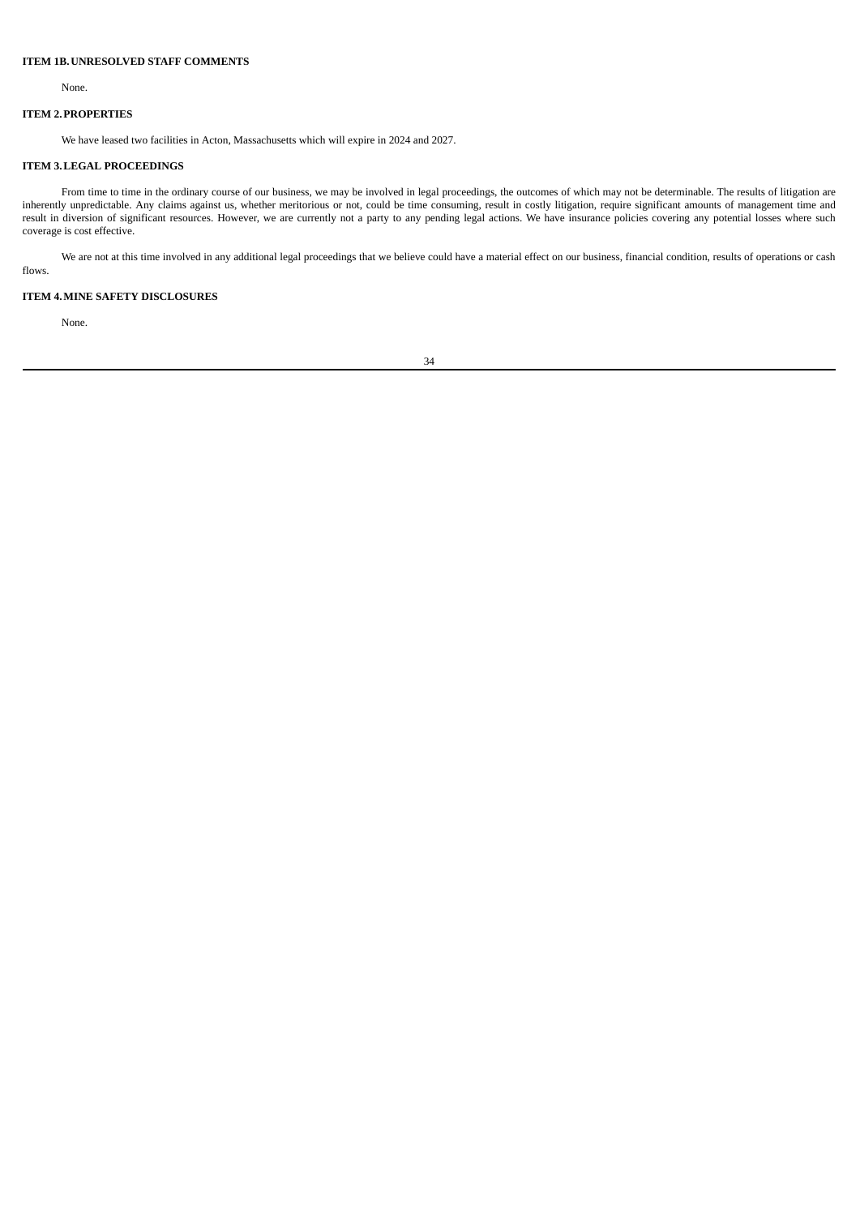## ITEM 1B. UNRESOLVED STAFF COMMENTS

None.

## ITEM 2. PROPERTIES

We have leased two facilities in Acton, Massachusetts which will expire in 2024 and 2027.

## ITEM 3. LEGAL PROCEEDINGS

From time to time in the ordinary course of our business, we may be involved in legal proceedings, the outcomes of which may not be determinable. The results of litigation are inherently unpredictable. Any claims against us, whether meritorious or not, could be time consuming, result in costly litigation, require significant amounts of management time and result in diversion of significant resources. However, we are currently not a party to any pending legal actions. We have insurance policies covering any potential losses where such coverage is cost effective.

We are not at this time involved in any additional legal proceedings that we believe could have a material effect on our business, financial condition, results of operations or cash flows.

## ITEM 4. MINE SAFETY DISCLOSURES

None.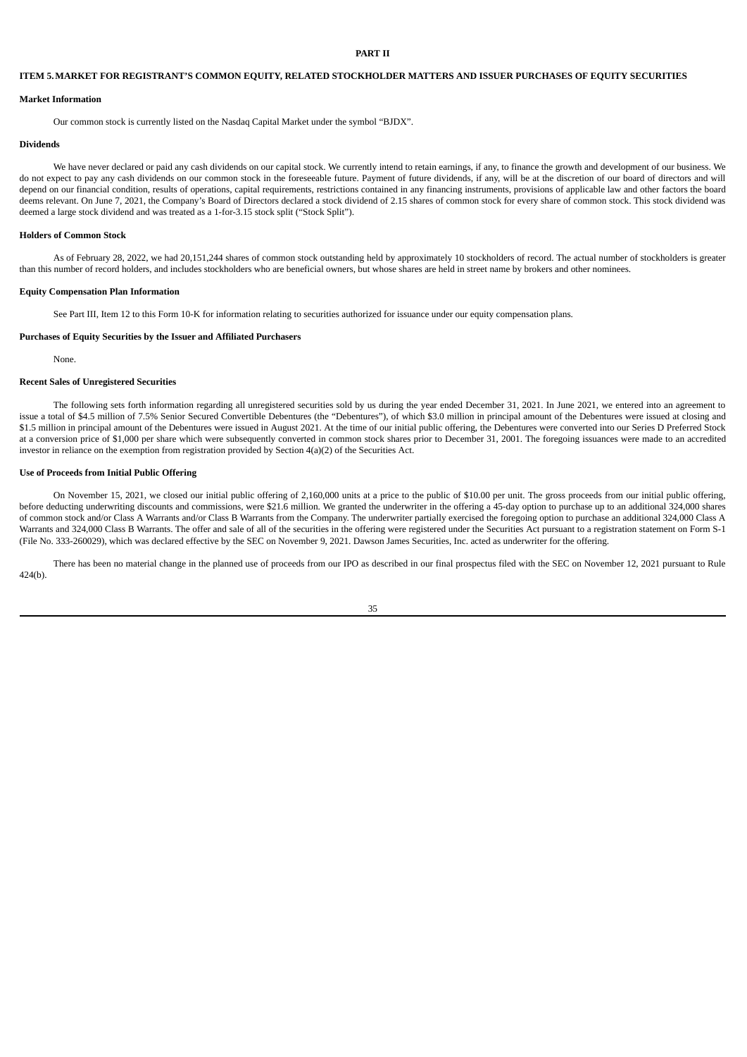# PART II

## ITEM 5. MARKET FOR REGISTRANT'S COMMON EQUITY, RELATED STOCKHOLDER MATTERS AND ISSUER PURCHASES OF EQUITY SECURITIES

### Market Information

Our common stock is currently listed on the Nasdaq Capital Market under the symbol "BJDX".

### Dividends

We have never declared or paid any cash dividends on our capital stock. We currently intend to retain earnings, if any, to finance the growth and development of our business. We do not expect to pay any cash dividends on our common stock in the foreseeable future. Payment of future dividends, if any, will be at the discretion of our board of directors and will depend on our financial condition, results of operations, capital requirements, restrictions contained in any financing instruments, provisions of applicable law and other factors the board deems relevant. On June 7, 2021, the Company's Board of Directors declared a stock dividend of 2.15 shares of common stock for every share of common stock. This stock dividend was deemed a large stock dividend and was treated as a 1-for-3.15 stock split ("Stock Split").

### Holders of Common Stock

As of February 28, 2022, we had 20,151,244 shares of common stock outstanding held by approximately 10 stockholders of record. The actual number of stockholders is greater than this number of record holders, and includes stockholders who are beneficial owners, but whose shares are held in street name by brokers and other nominees.

### Equity Compensation Plan Information

See Part III, Item 12 to this Form 10-K for information relating to securities authorized for issuance under our equity compensation plans.

### Purchases of Equity Securities by the Issuer and Affiliated Purchasers

None.

### Recent Sales of Unregistered Securities

The following sets forth information regarding all unregistered securities sold by us during the year ended December 31, 2021. In June 2021, we entered into an agreement to issue a total of $4.5 million of 7.5% Senior Secured Convertible Debentures (the "Debentures"), of which $3.0 million in principal amount of the Debentures were issued at closing and $1.5 million in principal amount of the Debentures were issued in August 2021. At the time of our initial public offering, the Debentures were converted into our Series D Preferred Stock at a conversion price of $1,000 per share which were subsequently converted in common stock shares prior to December 31, 2001. The foregoing issuances were made to an accredited investor in reliance on the exemption from registration provided by Section 4(a)(2) of the Securities Act.

### Use of Proceeds from Initial Public Offering

On November 15, 2021, we closed our initial public offering of 2,160,000 units at a price to the public of $10.00 per unit. The gross proceeds from our initial public offering, before deducting underwriting discounts and commissions, were $21.6 million. We granted the underwriter in the offering a 45-day option to purchase up to an additional 324,000 shares of common stock and/or Class A Warrants and/or Class B Warrants from the Company. The underwriter partially exercised the foregoing option to purchase an additional 324,000 Class A Warrants and 324,000 Class B Warrants. The offer and sale of all of the securities in the offering were registered under the Securities Act pursuant to a registration statement on Form S-1 (File No. 333-260029), which was declared effective by the SEC on November 9, 2021. Dawson James Securities, Inc. acted as underwriter for the offering.

There has been no material change in the planned use of proceeds from our IPO as described in our final prospectus filed with the SEC on November 12, 2021 pursuant to Rule 424(b).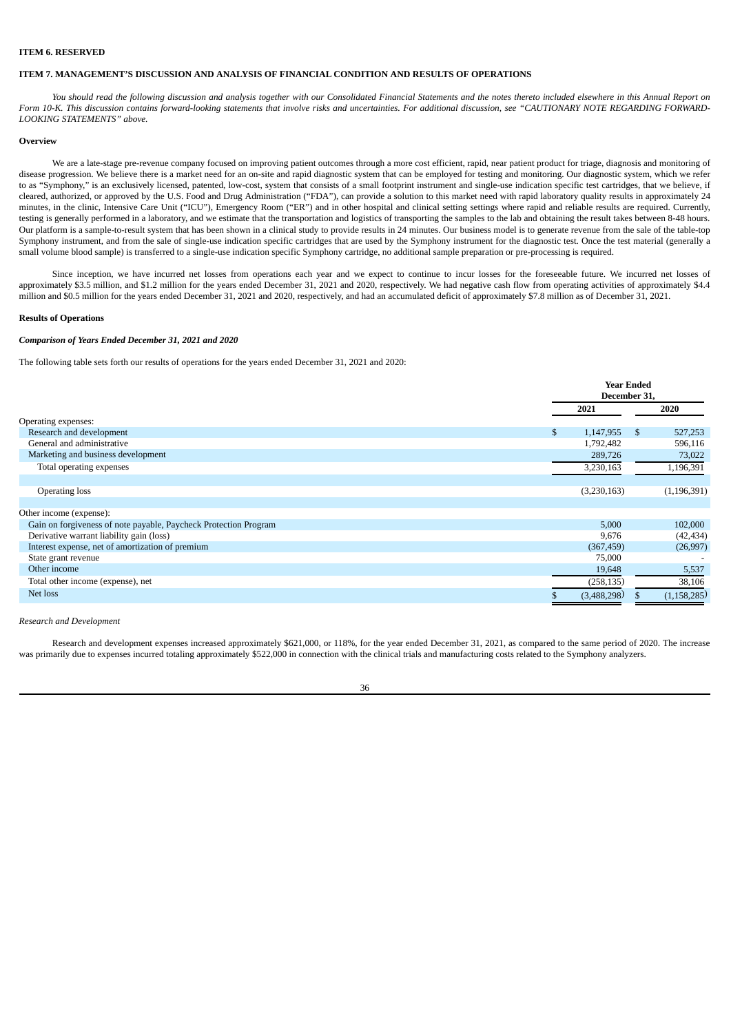**ITEM 6. RESERVED**

**ITEM 7. MANAGEMENT'S DISCUSSION AND ANALYSIS OF FINANCIAL CONDITION AND RESULTS OF OPERATIONS**

*You should read the following discussion and analysis together with our Consolidated Financial Statements and the notes thereto included elsewhere in this Annual Report on Form 10-K. This discussion contains forward-looking statements that involve risks and uncertainties. For additional discussion, see "CAUTIONARY NOTE REGARDING FORWARD-LOOKING STATEMENTS" above.*

**Overview**

We are a late-stage pre-revenue company focused on improving patient outcomes through a more cost efficient, rapid, near patient product for triage, diagnosis and monitoring of disease progression. We believe there is a market need for an on-site and rapid diagnostic system that can be employed for testing and monitoring. Our diagnostic system, which we refer to as "Symphony," is an exclusively licensed, patented, low-cost, system that consists of a small footprint instrument and single-use indication specific test cartridges, that we believe, if cleared, authorized, or approved by the U.S. Food and Drug Administration ("FDA"), can provide a solution to this market need with rapid laboratory quality results in approximately 24 minutes, in the clinic, Intensive Care Unit ("ICU"), Emergency Room ("ER") and in other hospital and clinical setting settings where rapid and reliable results are required. Currently, testing is generally performed in a laboratory, and we estimate that the transportation and logistics of transporting the samples to the lab and obtaining the result takes between 8-48 hours. Our platform is a sample-to-result system that has been shown in a clinical study to provide results in 24 minutes. Our business model is to generate revenue from the sale of the table-top Symphony instrument, and from the sale of single-use indication specific cartridges that are used by the Symphony instrument for the diagnostic test. Once the test material (generally a small volume blood sample) is transferred to a single-use indication specific Symphony cartridge, no additional sample preparation or pre-processing is required.

Since inception, we have incurred net losses from operations each year and we expect to continue to incur losses for the foreseeable future. We incurred net losses of approximately $3.5 million, and $1.2 million for the years ended December 31, 2021 and 2020, respectively. We had negative cash flow from operating activities of approximately $4.4 million and $0.5 million for the years ended December 31, 2021 and 2020, respectively, and had an accumulated deficit of approximately $7.8 million as of December 31, 2021.

**Results of Operations**

***Comparison of Years Ended December 31, 2021 and 2020***

The following table sets forth our results of operations for the years ended December 31, 2021 and 2020:

| | Year Ended December 31, | |
|---|---|---|
| | 2021 | 2020 |
| Operating expenses: | | |
| Research and development | $ 1,147,955 | $ 527,253 |
| General and administrative | 1,792,482 | 596,116 |
| Marketing and business development | 289,726 | 73,022 |
| Total operating expenses | 3,230,163 | 1,196,391 |
| | | |
| Operating loss | (3,230,163) | (1,196,391) |
| | | |
| Other income (expense): | | |
| Gain on forgiveness of note payable, Paycheck Protection Program | 5,000 | 102,000 |
| Derivative warrant liability gain (loss) | 9,676 | (42,434) |
| Interest expense, net of amortization of premium | (367,459) | (26,997) |
| State grant revenue | 75,000 | - |
| Other income | 19,648 | 5,537 |
| Total other income (expense), net | (258,135) | 38,106 |
| Net loss | $ (3,488,298) | $ (1,158,285) |

*Research and Development*

Research and development expenses increased approximately $621,000, or 118%, for the year ended December 31, 2021, as compared to the same period of 2020. The increase was primarily due to expenses incurred totaling approximately $522,000 in connection with the clinical trials and manufacturing costs related to the Symphony analyzers.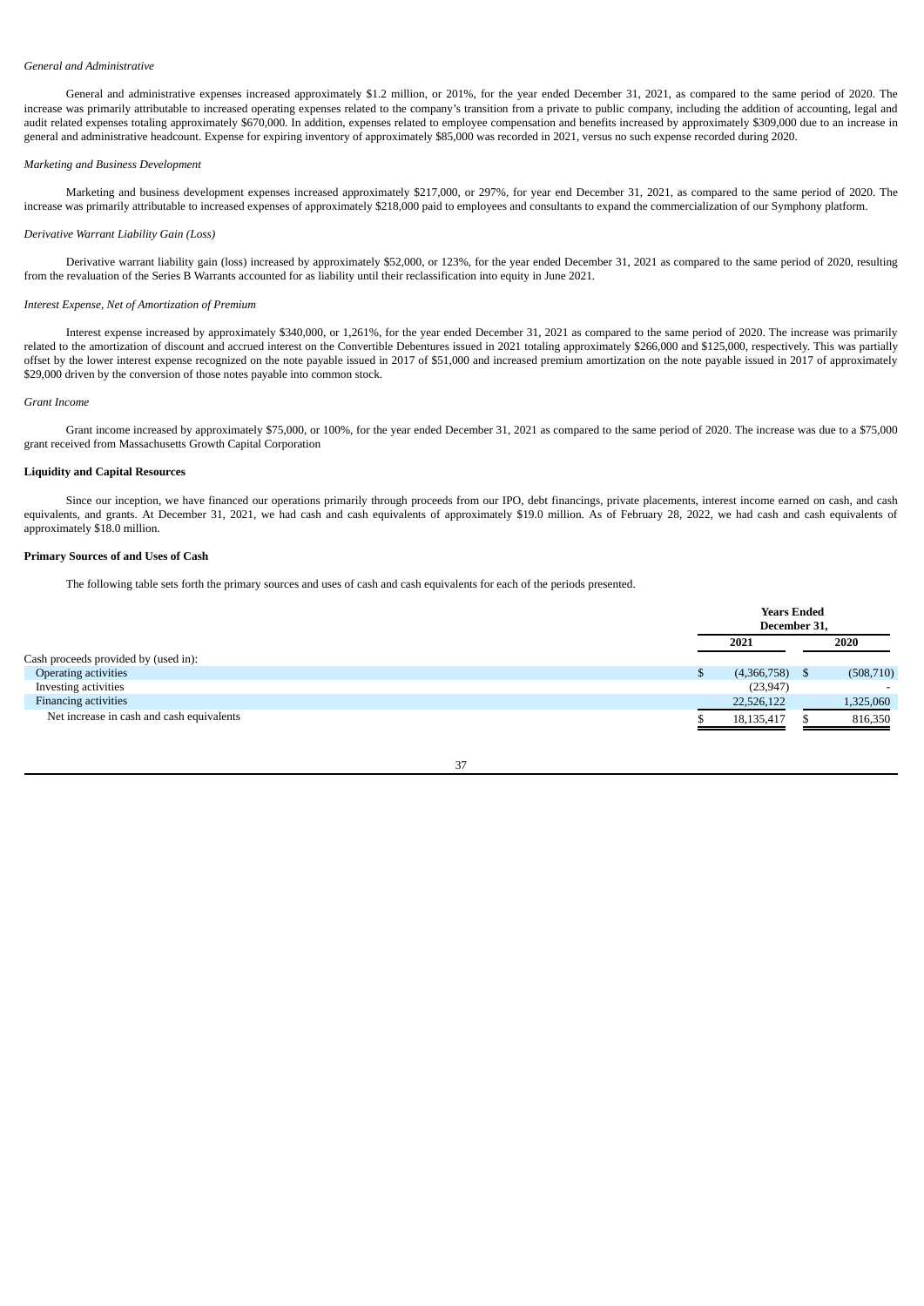*General and Administrative*

General and administrative expenses increased approximately $1.2 million, or 201%, for the year ended December 31, 2021, as compared to the same period of 2020. The increase was primarily attributable to increased operating expenses related to the company's transition from a private to public company, including the addition of accounting, legal and audit related expenses totaling approximately $670,000. In addition, expenses related to employee compensation and benefits increased by approximately $309,000 due to an increase in general and administrative headcount. Expense for expiring inventory of approximately $85,000 was recorded in 2021, versus no such expense recorded during 2020.

*Marketing and Business Development*

Marketing and business development expenses increased approximately $217,000, or 297%, for year end December 31, 2021, as compared to the same period of 2020. The increase was primarily attributable to increased expenses of approximately $218,000 paid to employees and consultants to expand the commercialization of our Symphony platform.

*Derivative Warrant Liability Gain (Loss)*

Derivative warrant liability gain (loss) increased by approximately $52,000, or 123%, for the year ended December 31, 2021 as compared to the same period of 2020, resulting from the revaluation of the Series B Warrants accounted for as liability until their reclassification into equity in June 2021.

*Interest Expense, Net of Amortization of Premium*

Interest expense increased by approximately $340,000, or 1,261%, for the year ended December 31, 2021 as compared to the same period of 2020. The increase was primarily related to the amortization of discount and accrued interest on the Convertible Debentures issued in 2021 totaling approximately $266,000 and $125,000, respectively. This was partially offset by the lower interest expense recognized on the note payable issued in 2017 of $51,000 and increased premium amortization on the note payable issued in 2017 of approximately $29,000 driven by the conversion of those notes payable into common stock.

*Grant Income*

Grant income increased by approximately $75,000, or 100%, for the year ended December 31, 2021 as compared to the same period of 2020. The increase was due to a $75,000 grant received from Massachusetts Growth Capital Corporation

**Liquidity and Capital Resources**

Since our inception, we have financed our operations primarily through proceeds from our IPO, debt financings, private placements, interest income earned on cash, and cash equivalents, and grants. At December 31, 2021, we had cash and cash equivalents of approximately $19.0 million. As of February 28, 2022, we had cash and cash equivalents of approximately $18.0 million.

**Primary Sources of and Uses of Cash**

The following table sets forth the primary sources and uses of cash and cash equivalents for each of the periods presented.

| | Years Ended December 31, | |
|---|---|---|
| | 2021 | 2020 |
| Cash proceeds provided by (used in): | | |
| Operating activities | $ (4,366,758) | $ (508,710) |
| Investing activities | (23,947) | - |
| Financing activities | 22,526,122 | 1,325,060 |
| Net increase in cash and cash equivalents | $ 18,135,417 | $ 816,350 |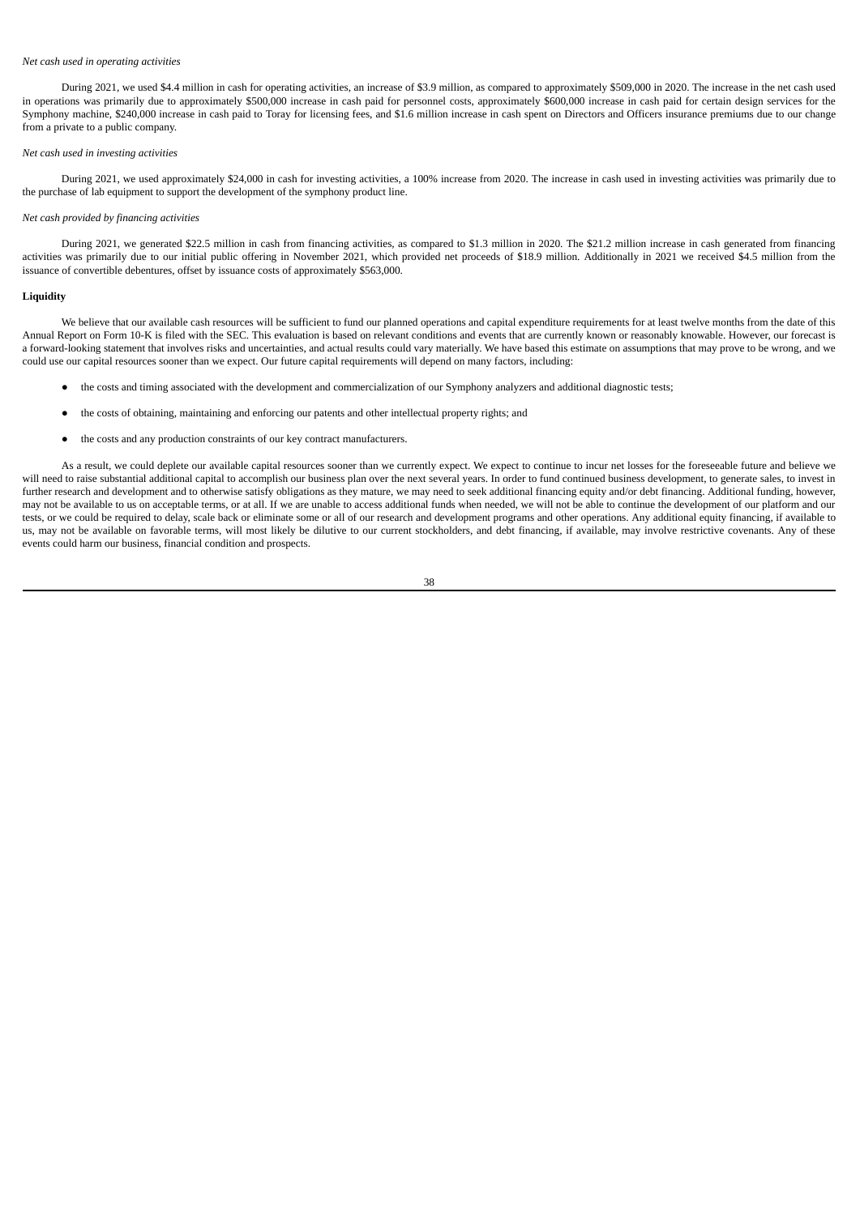*Net cash used in operating activities*

During 2021, we used $4.4 million in cash for operating activities, an increase of $3.9 million, as compared to approximately $509,000 in 2020. The increase in the net cash used in operations was primarily due to approximately $500,000 increase in cash paid for personnel costs, approximately $600,000 increase in cash paid for certain design services for the Symphony machine, $240,000 increase in cash paid to Toray for licensing fees, and $1.6 million increase in cash spent on Directors and Officers insurance premiums due to our change from a private to a public company.

*Net cash used in investing activities*

During 2021, we used approximately $24,000 in cash for investing activities, a 100% increase from 2020. The increase in cash used in investing activities was primarily due to the purchase of lab equipment to support the development of the symphony product line.

*Net cash provided by financing activities*

During 2021, we generated $22.5 million in cash from financing activities, as compared to $1.3 million in 2020. The $21.2 million increase in cash generated from financing activities was primarily due to our initial public offering in November 2021, which provided net proceeds of $18.9 million. Additionally in 2021 we received $4.5 million from the issuance of convertible debentures, offset by issuance costs of approximately $563,000.

**Liquidity**

We believe that our available cash resources will be sufficient to fund our planned operations and capital expenditure requirements for at least twelve months from the date of this Annual Report on Form 10-K is filed with the SEC. This evaluation is based on relevant conditions and events that are currently known or reasonably knowable. However, our forecast is a forward-looking statement that involves risks and uncertainties, and actual results could vary materially. We have based this estimate on assumptions that may prove to be wrong, and we could use our capital resources sooner than we expect. Our future capital requirements will depend on many factors, including:

- the costs and timing associated with the development and commercialization of our Symphony analyzers and additional diagnostic tests;
- the costs of obtaining, maintaining and enforcing our patents and other intellectual property rights; and
- the costs and any production constraints of our key contract manufacturers.

As a result, we could deplete our available capital resources sooner than we currently expect. We expect to continue to incur net losses for the foreseeable future and believe we will need to raise substantial additional capital to accomplish our business plan over the next several years. In order to fund continued business development, to generate sales, to invest in further research and development and to otherwise satisfy obligations as they mature, we may need to seek additional financing equity and/or debt financing. Additional funding, however, may not be available to us on acceptable terms, or at all. If we are unable to access additional funds when needed, we will not be able to continue the development of our platform and our tests, or we could be required to delay, scale back or eliminate some or all of our research and development programs and other operations. Any additional equity financing, if available to us, may not be available on favorable terms, will most likely be dilutive to our current stockholders, and debt financing, if available, may involve restrictive covenants. Any of these events could harm our business, financial condition and prospects.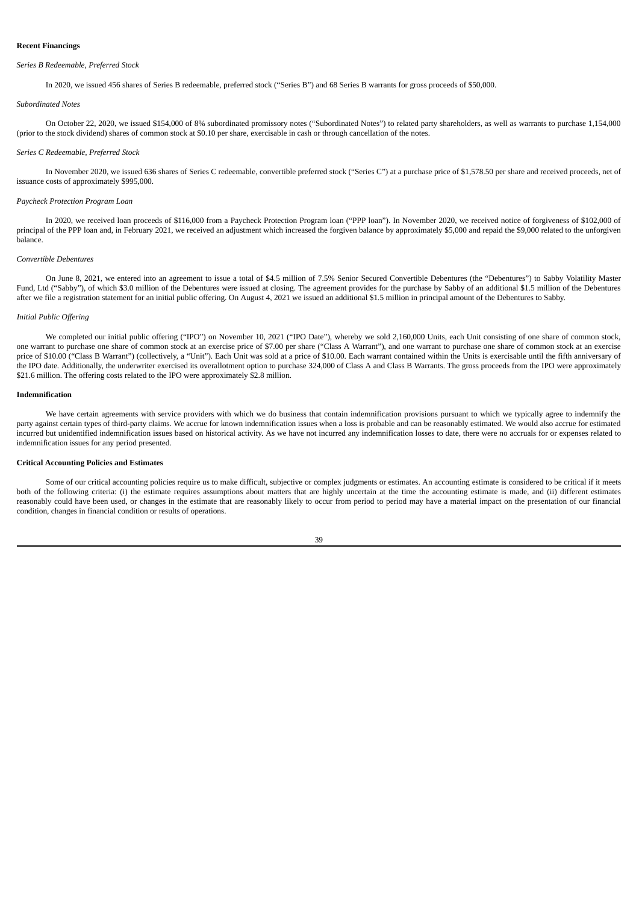**Recent Financings**

*Series B Redeemable, Preferred Stock*

In 2020, we issued 456 shares of Series B redeemable, preferred stock ("Series B") and 68 Series B warrants for gross proceeds of $50,000.

*Subordinated Notes*

On October 22, 2020, we issued $154,000 of 8% subordinated promissory notes ("Subordinated Notes") to related party shareholders, as well as warrants to purchase 1,154,000 (prior to the stock dividend) shares of common stock at $0.10 per share, exercisable in cash or through cancellation of the notes.

*Series C Redeemable, Preferred Stock*

In November 2020, we issued 636 shares of Series C redeemable, convertible preferred stock ("Series C") at a purchase price of $1,578.50 per share and received proceeds, net of issuance costs of approximately $995,000.

*Paycheck Protection Program Loan*

In 2020, we received loan proceeds of $116,000 from a Paycheck Protection Program loan ("PPP loan"). In November 2020, we received notice of forgiveness of $102,000 of principal of the PPP loan and, in February 2021, we received an adjustment which increased the forgiven balance by approximately $5,000 and repaid the $9,000 related to the unforgiven balance.

*Convertible Debentures*

On June 8, 2021, we entered into an agreement to issue a total of $4.5 million of 7.5% Senior Secured Convertible Debentures (the "Debentures") to Sabby Volatility Master Fund, Ltd ("Sabby"), of which $3.0 million of the Debentures were issued at closing. The agreement provides for the purchase by Sabby of an additional $1.5 million of the Debentures after we file a registration statement for an initial public offering. On August 4, 2021 we issued an additional $1.5 million in principal amount of the Debentures to Sabby.

*Initial Public Offering*

We completed our initial public offering ("IPO") on November 10, 2021 ("IPO Date"), whereby we sold 2,160,000 Units, each Unit consisting of one share of common stock, one warrant to purchase one share of common stock at an exercise price of $7.00 per share ("Class A Warrant"), and one warrant to purchase one share of common stock at an exercise price of $10.00 ("Class B Warrant") (collectively, a "Unit"). Each Unit was sold at a price of $10.00. Each warrant contained within the Units is exercisable until the fifth anniversary of the IPO date. Additionally, the underwriter exercised its overallotment option to purchase 324,000 of Class A and Class B Warrants. The gross proceeds from the IPO were approximately $21.6 million. The offering costs related to the IPO were approximately $2.8 million.

**Indemnification**

We have certain agreements with service providers with which we do business that contain indemnification provisions pursuant to which we typically agree to indemnify the party against certain types of third-party claims. We accrue for known indemnification issues when a loss is probable and can be reasonably estimated. We would also accrue for estimated incurred but unidentified indemnification issues based on historical activity. As we have not incurred any indemnification losses to date, there were no accruals for or expenses related to indemnification issues for any period presented.

**Critical Accounting Policies and Estimates**

Some of our critical accounting policies require us to make difficult, subjective or complex judgments or estimates. An accounting estimate is considered to be critical if it meets both of the following criteria: (i) the estimate requires assumptions about matters that are highly uncertain at the time the accounting estimate is made, and (ii) different estimates reasonably could have been used, or changes in the estimate that are reasonably likely to occur from period to period may have a material impact on the presentation of our financial condition, changes in financial condition or results of operations.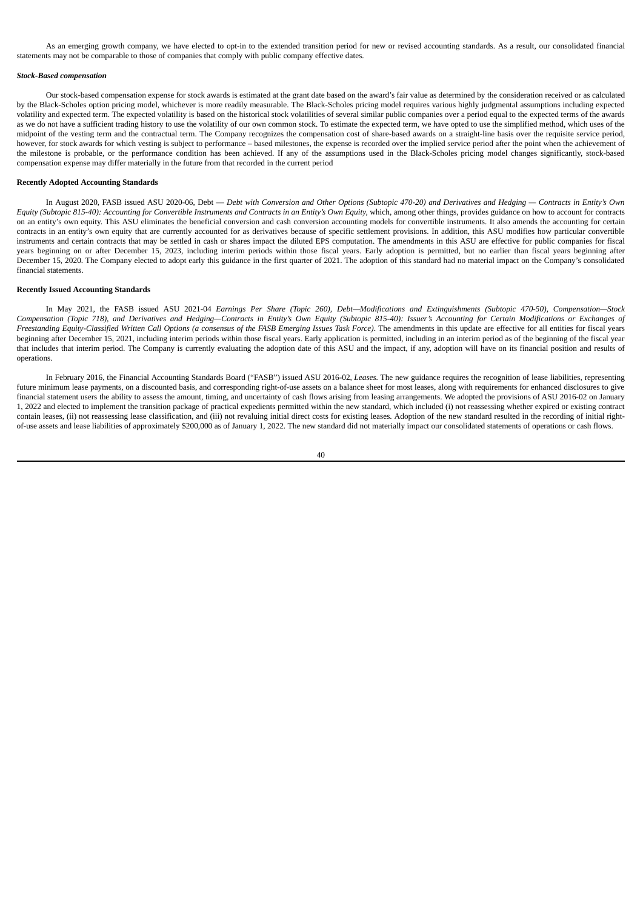As an emerging growth company, we have elected to opt-in to the extended transition period for new or revised accounting standards. As a result, our consolidated financial statements may not be comparable to those of companies that comply with public company effective dates.

***Stock-Based compensation***

Our stock-based compensation expense for stock awards is estimated at the grant date based on the award's fair value as determined by the consideration received or as calculated by the Black-Scholes option pricing model, whichever is more readily measurable. The Black-Scholes pricing model requires various highly judgmental assumptions including expected volatility and expected term. The expected volatility is based on the historical stock volatilities of several similar public companies over a period equal to the expected terms of the awards as we do not have a sufficient trading history to use the volatility of our own common stock. To estimate the expected term, we have opted to use the simplified method, which uses of the midpoint of the vesting term and the contractual term. The Company recognizes the compensation cost of share-based awards on a straight-line basis over the requisite service period, however, for stock awards for which vesting is subject to performance – based milestones, the expense is recorded over the implied service period after the point when the achievement of the milestone is probable, or the performance condition has been achieved. If any of the assumptions used in the Black-Scholes pricing model changes significantly, stock-based compensation expense may differ materially in the future from that recorded in the current period

**Recently Adopted Accounting Standards**

In August 2020, FASB issued ASU 2020-06, Debt — *Debt with Conversion and Other Options (Subtopic 470-20) and Derivatives and Hedging — Contracts in Entity's Own Equity (Subtopic 815-40): Accounting for Convertible Instruments and Contracts in an Entity's Own Equity*, which, among other things, provides guidance on how to account for contracts on an entity's own equity. This ASU eliminates the beneficial conversion and cash conversion accounting models for convertible instruments. It also amends the accounting for certain contracts in an entity's own equity that are currently accounted for as derivatives because of specific settlement provisions. In addition, this ASU modifies how particular convertible instruments and certain contracts that may be settled in cash or shares impact the diluted EPS computation. The amendments in this ASU are effective for public companies for fiscal years beginning on or after December 15, 2023, including interim periods within those fiscal years. Early adoption is permitted, but no earlier than fiscal years beginning after December 15, 2020. The Company elected to adopt early this guidance in the first quarter of 2021. The adoption of this standard had no material impact on the Company's consolidated financial statements.

**Recently Issued Accounting Standards**

In May 2021, the FASB issued ASU 2021-04 *Earnings Per Share (Topic 260), Debt—Modifications and Extinguishments (Subtopic 470-50), Compensation—Stock Compensation (Topic 718), and Derivatives and Hedging—Contracts in Entity's Own Equity (Subtopic 815-40): Issuer's Accounting for Certain Modifications or Exchanges of Freestanding Equity-Classified Written Call Options (a consensus of the FASB Emerging Issues Task Force)*. The amendments in this update are effective for all entities for fiscal years beginning after December 15, 2021, including interim periods within those fiscal years. Early application is permitted, including in an interim period as of the beginning of the fiscal year that includes that interim period. The Company is currently evaluating the adoption date of this ASU and the impact, if any, adoption will have on its financial position and results of operations.

In February 2016, the Financial Accounting Standards Board ("FASB") issued ASU 2016-02, *Leases*. The new guidance requires the recognition of lease liabilities, representing future minimum lease payments, on a discounted basis, and corresponding right-of-use assets on a balance sheet for most leases, along with requirements for enhanced disclosures to give financial statement users the ability to assess the amount, timing, and uncertainty of cash flows arising from leasing arrangements. We adopted the provisions of ASU 2016-02 on January 1, 2022 and elected to implement the transition package of practical expedients permitted within the new standard, which included (i) not reassessing whether expired or existing contract contain leases, (ii) not reassessing lease classification, and (iii) not revaluing initial direct costs for existing leases. Adoption of the new standard resulted in the recording of initial right-of-use assets and lease liabilities of approximately $200,000 as of January 1, 2022. The new standard did not materially impact our consolidated statements of operations or cash flows.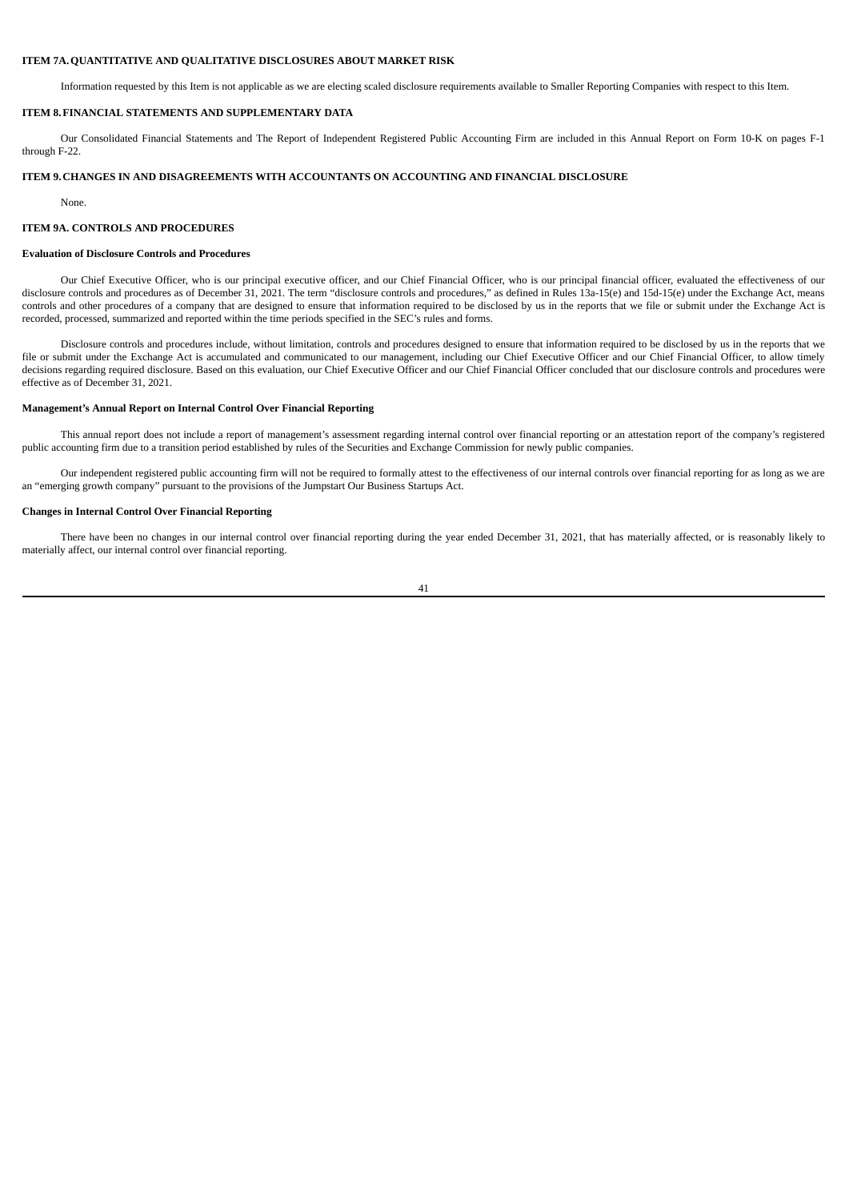## ITEM 7A. QUANTITATIVE AND QUALITATIVE DISCLOSURES ABOUT MARKET RISK

Information requested by this Item is not applicable as we are electing scaled disclosure requirements available to Smaller Reporting Companies with respect to this Item.

## ITEM 8. FINANCIAL STATEMENTS AND SUPPLEMENTARY DATA

Our Consolidated Financial Statements and The Report of Independent Registered Public Accounting Firm are included in this Annual Report on Form 10-K on pages F-1 through F-22.

## ITEM 9. CHANGES IN AND DISAGREEMENTS WITH ACCOUNTANTS ON ACCOUNTING AND FINANCIAL DISCLOSURE

None.

## ITEM 9A. CONTROLS AND PROCEDURES

### Evaluation of Disclosure Controls and Procedures

Our Chief Executive Officer, who is our principal executive officer, and our Chief Financial Officer, who is our principal financial officer, evaluated the effectiveness of our disclosure controls and procedures as of December 31, 2021. The term "disclosure controls and procedures," as defined in Rules 13a-15(e) and 15d-15(e) under the Exchange Act, means controls and other procedures of a company that are designed to ensure that information required to be disclosed by us in the reports that we file or submit under the Exchange Act is recorded, processed, summarized and reported within the time periods specified in the SEC's rules and forms.

Disclosure controls and procedures include, without limitation, controls and procedures designed to ensure that information required to be disclosed by us in the reports that we file or submit under the Exchange Act is accumulated and communicated to our management, including our Chief Executive Officer and our Chief Financial Officer, to allow timely decisions regarding required disclosure. Based on this evaluation, our Chief Executive Officer and our Chief Financial Officer concluded that our disclosure controls and procedures were effective as of December 31, 2021.

### Management's Annual Report on Internal Control Over Financial Reporting

This annual report does not include a report of management's assessment regarding internal control over financial reporting or an attestation report of the company's registered public accounting firm due to a transition period established by rules of the Securities and Exchange Commission for newly public companies.

Our independent registered public accounting firm will not be required to formally attest to the effectiveness of our internal controls over financial reporting for as long as we are an "emerging growth company" pursuant to the provisions of the Jumpstart Our Business Startups Act.

### Changes in Internal Control Over Financial Reporting

There have been no changes in our internal control over financial reporting during the year ended December 31, 2021, that has materially affected, or is reasonably likely to materially affect, our internal control over financial reporting.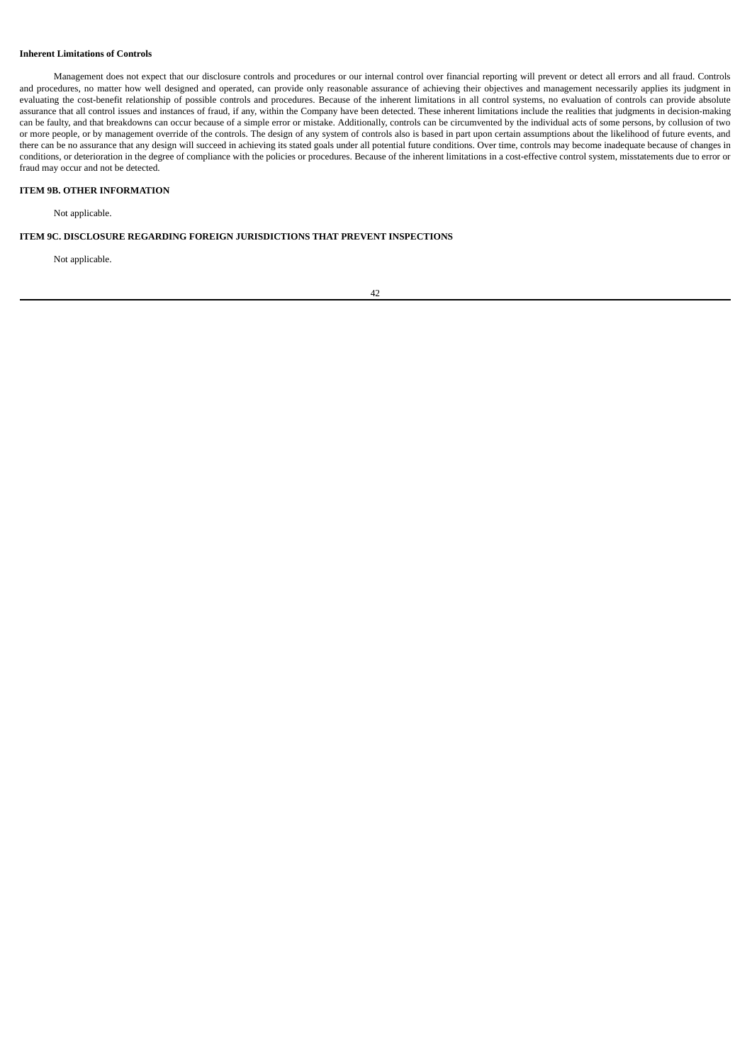**Inherent Limitations of Controls**

Management does not expect that our disclosure controls and procedures or our internal control over financial reporting will prevent or detect all errors and all fraud. Controls and procedures, no matter how well designed and operated, can provide only reasonable assurance of achieving their objectives and management necessarily applies its judgment in evaluating the cost-benefit relationship of possible controls and procedures. Because of the inherent limitations in all control systems, no evaluation of controls can provide absolute assurance that all control issues and instances of fraud, if any, within the Company have been detected. These inherent limitations include the realities that judgments in decision-making can be faulty, and that breakdowns can occur because of a simple error or mistake. Additionally, controls can be circumvented by the individual acts of some persons, by collusion of two or more people, or by management override of the controls. The design of any system of controls also is based in part upon certain assumptions about the likelihood of future events, and there can be no assurance that any design will succeed in achieving its stated goals under all potential future conditions. Over time, controls may become inadequate because of changes in conditions, or deterioration in the degree of compliance with the policies or procedures. Because of the inherent limitations in a cost-effective control system, misstatements due to error or fraud may occur and not be detected.

## ITEM 9B. OTHER INFORMATION

Not applicable.

## ITEM 9C. DISCLOSURE REGARDING FOREIGN JURISDICTIONS THAT PREVENT INSPECTIONS

Not applicable.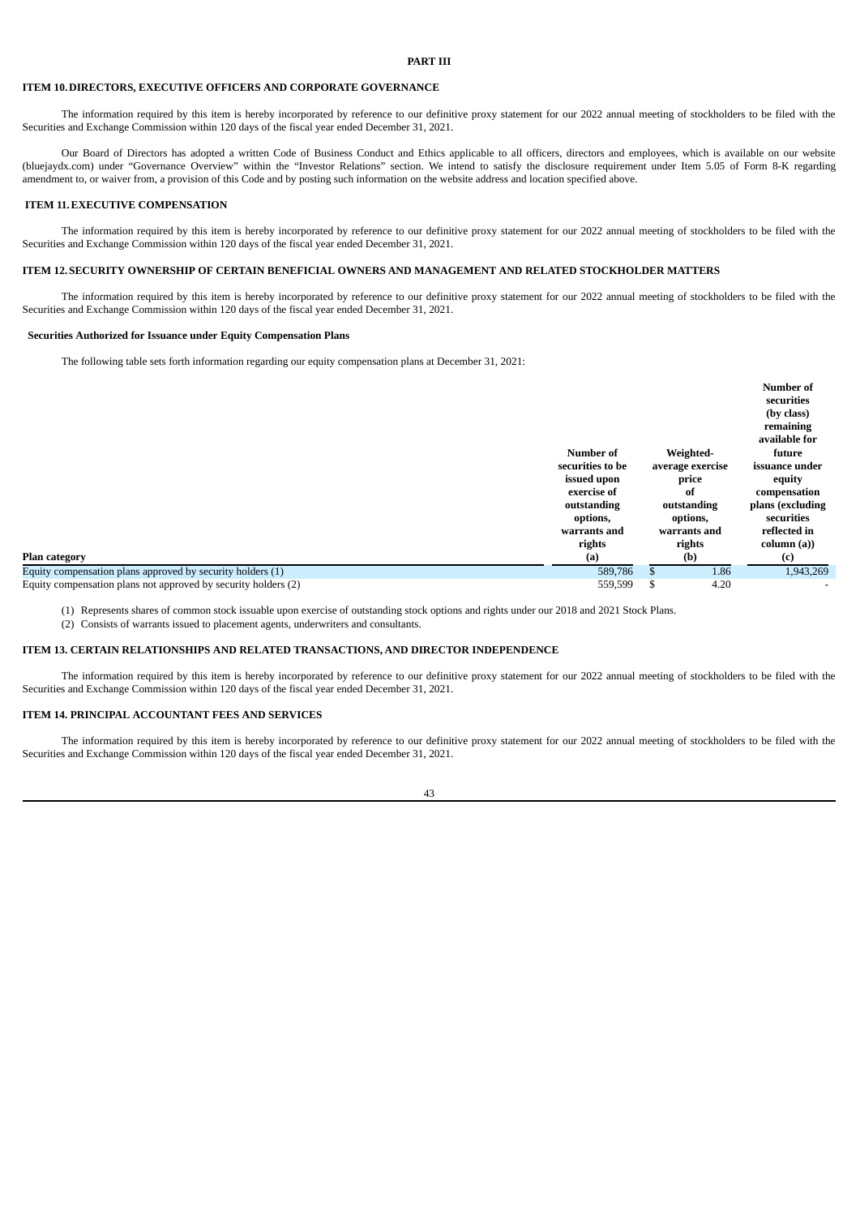# PART III

## ITEM 10. DIRECTORS, EXECUTIVE OFFICERS AND CORPORATE GOVERNANCE

The information required by this item is hereby incorporated by reference to our definitive proxy statement for our 2022 annual meeting of stockholders to be filed with the Securities and Exchange Commission within 120 days of the fiscal year ended December 31, 2021.

Our Board of Directors has adopted a written Code of Business Conduct and Ethics applicable to all officers, directors and employees, which is available on our website (bluejaydx.com) under "Governance Overview" within the "Investor Relations" section. We intend to satisfy the disclosure requirement under Item 5.05 of Form 8-K regarding amendment to, or waiver from, a provision of this Code and by posting such information on the website address and location specified above.

## ITEM 11. EXECUTIVE COMPENSATION

The information required by this item is hereby incorporated by reference to our definitive proxy statement for our 2022 annual meeting of stockholders to be filed with the Securities and Exchange Commission within 120 days of the fiscal year ended December 31, 2021.

## ITEM 12. SECURITY OWNERSHIP OF CERTAIN BENEFICIAL OWNERS AND MANAGEMENT AND RELATED STOCKHOLDER MATTERS

The information required by this item is hereby incorporated by reference to our definitive proxy statement for our 2022 annual meeting of stockholders to be filed with the Securities and Exchange Commission within 120 days of the fiscal year ended December 31, 2021.

### Securities Authorized for Issuance under Equity Compensation Plans

The following table sets forth information regarding our equity compensation plans at December 31, 2021:

| Plan category | Number of securities to be issued upon exercise of outstanding options, warrants and rights (a) | Weighted-average exercise price of outstanding options, warrants and rights (b) | Number of securities (by class) remaining available for future issuance under equity compensation plans (excluding securities reflected in column (a)) (c) |
|---|---|---|---|
| Equity compensation plans approved by security holders (1) | 589,786 | $ 1.86 | 1,943,269 |
| Equity compensation plans not approved by security holders (2) | 559,599 | $ 4.20 | - |

(1) Represents shares of common stock issuable upon exercise of outstanding stock options and rights under our 2018 and 2021 Stock Plans.

(2) Consists of warrants issued to placement agents, underwriters and consultants.

## ITEM 13. CERTAIN RELATIONSHIPS AND RELATED TRANSACTIONS, AND DIRECTOR INDEPENDENCE

The information required by this item is hereby incorporated by reference to our definitive proxy statement for our 2022 annual meeting of stockholders to be filed with the Securities and Exchange Commission within 120 days of the fiscal year ended December 31, 2021.

## ITEM 14. PRINCIPAL ACCOUNTANT FEES AND SERVICES

The information required by this item is hereby incorporated by reference to our definitive proxy statement for our 2022 annual meeting of stockholders to be filed with the Securities and Exchange Commission within 120 days of the fiscal year ended December 31, 2021.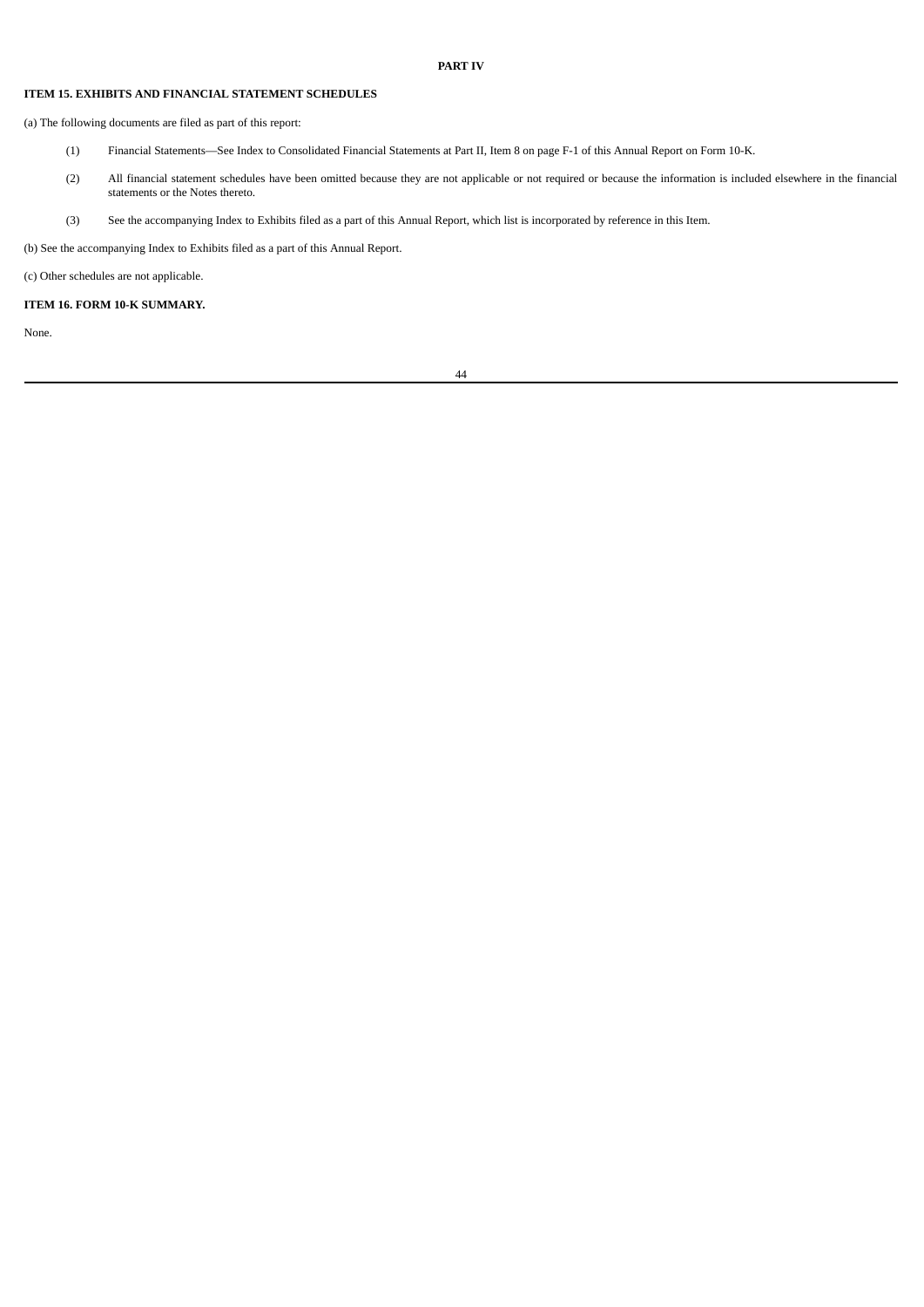# PART IV

## ITEM 15. EXHIBITS AND FINANCIAL STATEMENT SCHEDULES

(a) The following documents are filed as part of this report:

(1) Financial Statements—See Index to Consolidated Financial Statements at Part II, Item 8 on page F-1 of this Annual Report on Form 10-K.

(2) All financial statement schedules have been omitted because they are not applicable or not required or because the information is included elsewhere in the financial statements or the Notes thereto.

(3) See the accompanying Index to Exhibits filed as a part of this Annual Report, which list is incorporated by reference in this Item.

(b) See the accompanying Index to Exhibits filed as a part of this Annual Report.

(c) Other schedules are not applicable.

## ITEM 16. FORM 10-K SUMMARY.

None.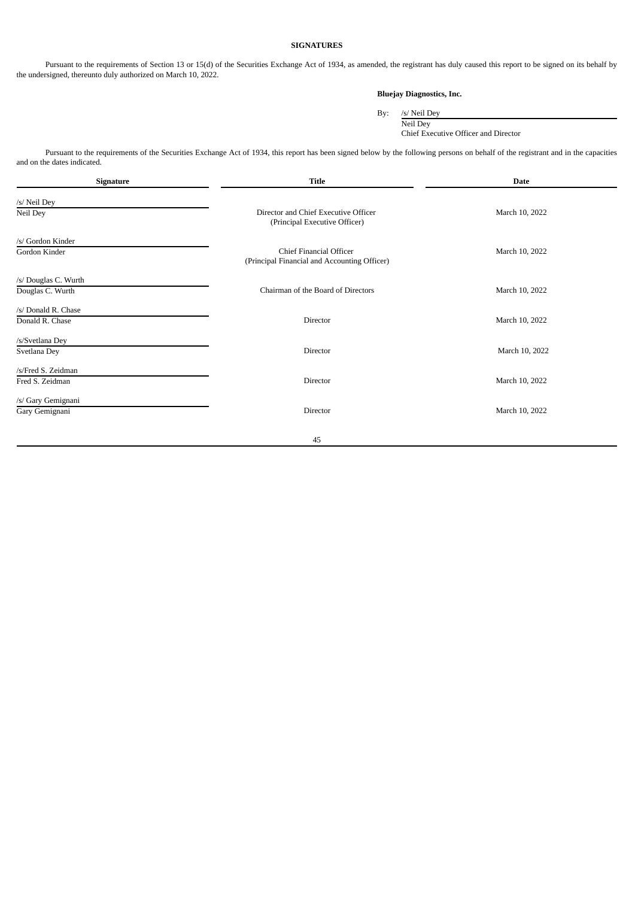## SIGNATURES

Pursuant to the requirements of Section 13 or 15(d) of the Securities Exchange Act of 1934, as amended, the registrant has duly caused this report to be signed on its behalf by the undersigned, thereunto duly authorized on March 10, 2022.

**Bluejay Diagnostics, Inc.**

By: /s/ Neil Dey
Neil Dey
Chief Executive Officer and Director

Pursuant to the requirements of the Securities Exchange Act of 1934, this report has been signed below by the following persons on behalf of the registrant and in the capacities and on the dates indicated.

| Signature | Title | Date |
|---|---|---|
| /s/ Neil Dey<br>Neil Dey | Director and Chief Executive Officer<br>(Principal Executive Officer) | March 10, 2022 |
| /s/ Gordon Kinder<br>Gordon Kinder | Chief Financial Officer<br>(Principal Financial and Accounting Officer) | March 10, 2022 |
| /s/ Douglas C. Wurth<br>Douglas C. Wurth | Chairman of the Board of Directors | March 10, 2022 |
| /s/ Donald R. Chase<br>Donald R. Chase | Director | March 10, 2022 |
| /s/Svetlana Dey<br>Svetlana Dey | Director | March 10, 2022 |
| /s/Fred S. Zeidman<br>Fred S. Zeidman | Director | March 10, 2022 |
| /s/ Gary Gemignani<br>Gary Gemignani | Director | March 10, 2022 |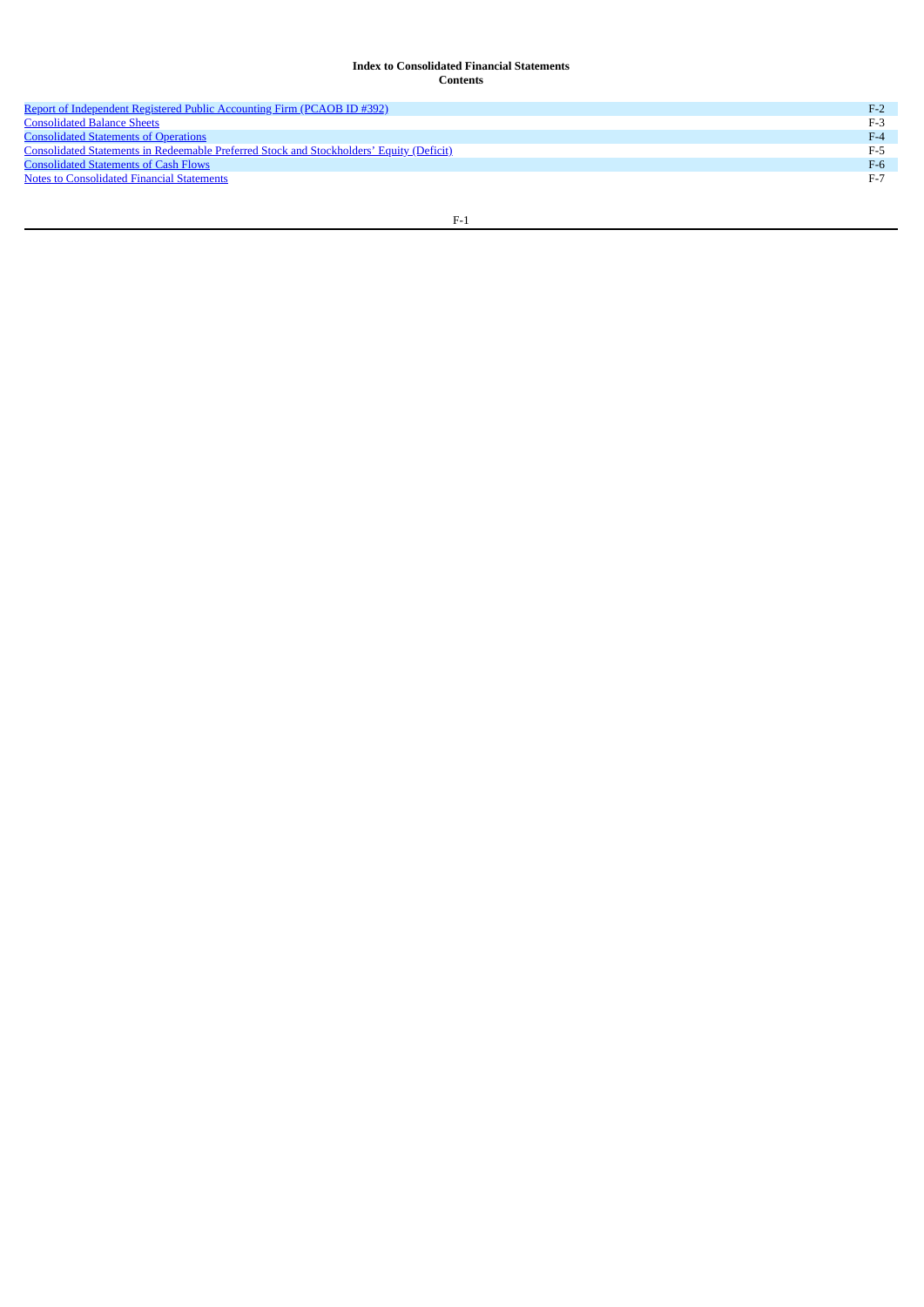**Index to Consolidated Financial Statements**
**Contents**

| | |
|---|---|
| Report of Independent Registered Public Accounting Firm (PCAOB ID #392) | F-2 |
| Consolidated Balance Sheets | F-3 |
| Consolidated Statements of Operations | F-4 |
| Consolidated Statements in Redeemable Preferred Stock and Stockholders' Equity (Deficit) | F-5 |
| Consolidated Statements of Cash Flows | F-6 |
| Notes to Consolidated Financial Statements | F-7 |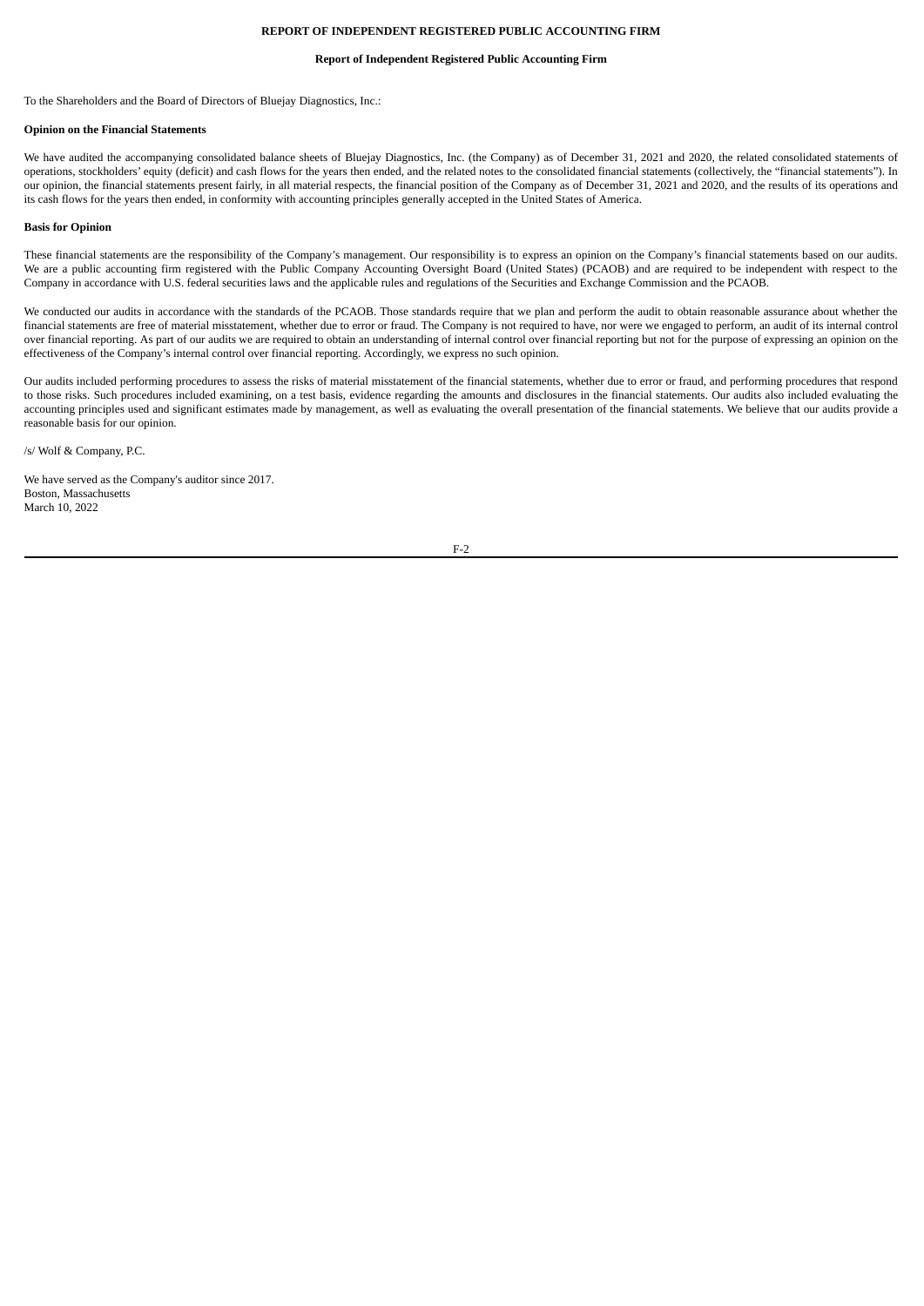**REPORT OF INDEPENDENT REGISTERED PUBLIC ACCOUNTING FIRM**

**Report of Independent Registered Public Accounting Firm**

To the Shareholders and the Board of Directors of Bluejay Diagnostics, Inc.:

**Opinion on the Financial Statements**

We have audited the accompanying consolidated balance sheets of Bluejay Diagnostics, Inc. (the Company) as of December 31, 2021 and 2020, the related consolidated statements of operations, stockholders' equity (deficit) and cash flows for the years then ended, and the related notes to the consolidated financial statements (collectively, the "financial statements"). In our opinion, the financial statements present fairly, in all material respects, the financial position of the Company as of December 31, 2021 and 2020, and the results of its operations and its cash flows for the years then ended, in conformity with accounting principles generally accepted in the United States of America.

**Basis for Opinion**

These financial statements are the responsibility of the Company's management. Our responsibility is to express an opinion on the Company's financial statements based on our audits. We are a public accounting firm registered with the Public Company Accounting Oversight Board (United States) (PCAOB) and are required to be independent with respect to the Company in accordance with U.S. federal securities laws and the applicable rules and regulations of the Securities and Exchange Commission and the PCAOB.

We conducted our audits in accordance with the standards of the PCAOB. Those standards require that we plan and perform the audit to obtain reasonable assurance about whether the financial statements are free of material misstatement, whether due to error or fraud. The Company is not required to have, nor were we engaged to perform, an audit of its internal control over financial reporting. As part of our audits we are required to obtain an understanding of internal control over financial reporting but not for the purpose of expressing an opinion on the effectiveness of the Company's internal control over financial reporting. Accordingly, we express no such opinion.

Our audits included performing procedures to assess the risks of material misstatement of the financial statements, whether due to error or fraud, and performing procedures that respond to those risks. Such procedures included examining, on a test basis, evidence regarding the amounts and disclosures in the financial statements. Our audits also included evaluating the accounting principles used and significant estimates made by management, as well as evaluating the overall presentation of the financial statements. We believe that our audits provide a reasonable basis for our opinion.

/s/ Wolf & Company, P.C.

We have served as the Company's auditor since 2017.
Boston, Massachusetts
March 10, 2022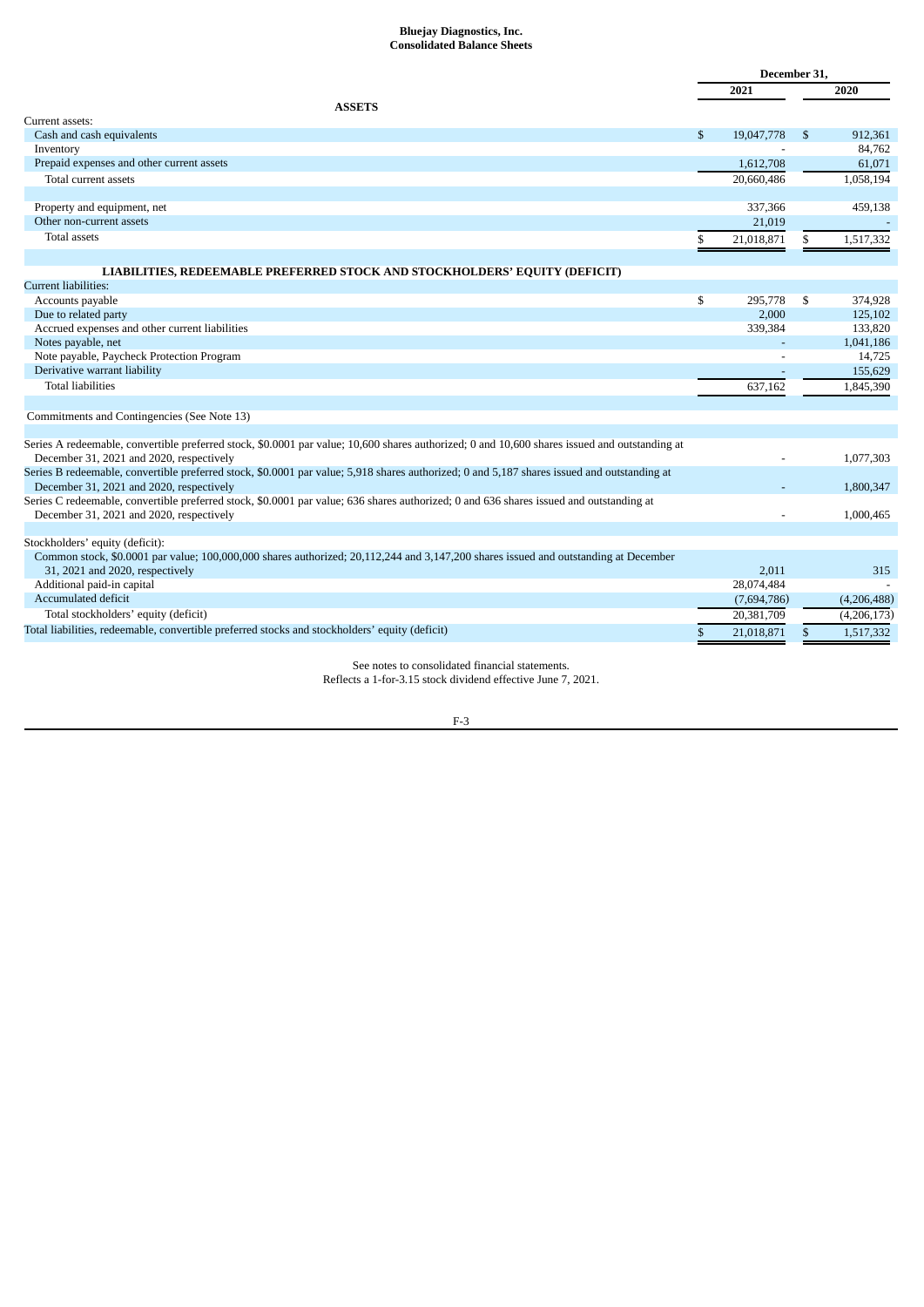# Bluejay Diagnostics, Inc.
## Consolidated Balance Sheets

| | December 31, | |
|---|---|---|
| | 2021 | 2020 |
| **ASSETS** | | |
| Current assets: | | |
| Cash and cash equivalents | $ 19,047,778 | $ 912,361 |
| Inventory | - | 84,762 |
| Prepaid expenses and other current assets | 1,612,708 | 61,071 |
| Total current assets | 20,660,486 | 1,058,194 |
| | | |
| Property and equipment, net | 337,366 | 459,138 |
| Other non-current assets | 21,019 | - |
| Total assets | $ 21,018,871 | $ 1,517,332 |
| | | |
| **LIABILITIES, REDEEMABLE PREFERRED STOCK AND STOCKHOLDERS' EQUITY (DEFICIT)** | | |
| Current liabilities: | | |
| Accounts payable | $ 295,778 | $ 374,928 |
| Due to related party | 2,000 | 125,102 |
| Accrued expenses and other current liabilities | 339,384 | 133,820 |
| Notes payable, net | - | 1,041,186 |
| Note payable, Paycheck Protection Program | - | 14,725 |
| Derivative warrant liability | - | 155,629 |
| Total liabilities | 637,162 | 1,845,390 |
| | | |
| Commitments and Contingencies (See Note 13) | | |
| | | |
| Series A redeemable, convertible preferred stock, \$0.0001 par value; 10,600 shares authorized; 0 and 10,600 shares issued and outstanding at December 31, 2021 and 2020, respectively | - | 1,077,303 |
| Series B redeemable, convertible preferred stock, \$0.0001 par value; 5,918 shares authorized; 0 and 5,187 shares issued and outstanding at December 31, 2021 and 2020, respectively | - | 1,800,347 |
| Series C redeemable, convertible preferred stock, \$0.0001 par value; 636 shares authorized; 0 and 636 shares issued and outstanding at December 31, 2021 and 2020, respectively | - | 1,000,465 |
| | | |
| Stockholders' equity (deficit): | | |
| Common stock, \$0.0001 par value; 100,000,000 shares authorized; 20,112,244 and 3,147,200 shares issued and outstanding at December 31, 2021 and 2020, respectively | 2,011 | 315 |
| Additional paid-in capital | 28,074,484 | - |
| Accumulated deficit | (7,694,786) | (4,206,488) |
| Total stockholders' equity (deficit) | 20,381,709 | (4,206,173) |
| Total liabilities, redeemable, convertible preferred stocks and stockholders' equity (deficit) | $ 21,018,871 | $ 1,517,332 |

See notes to consolidated financial statements.
Reflects a 1-for-3.15 stock dividend effective June 7, 2021.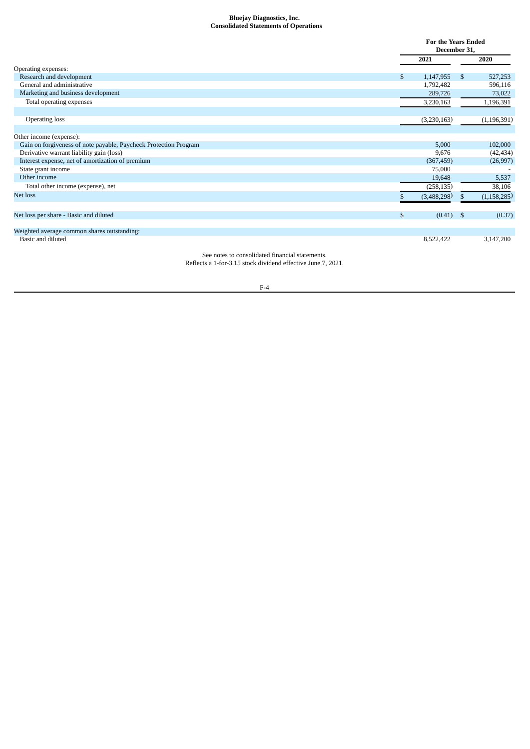**Bluejay Diagnostics, Inc.**
**Consolidated Statements of Operations**

| | For the Years Ended December 31, | |
|---|---|---|
| | 2021 | 2020 |
| Operating expenses: | | |
| Research and development | $ 1,147,955 | $ 527,253 |
| General and administrative | 1,792,482 | 596,116 |
| Marketing and business development | 289,726 | 73,022 |
| Total operating expenses | 3,230,163 | 1,196,391 |
| | | |
| Operating loss | (3,230,163) | (1,196,391) |
| | | |
| Other income (expense): | | |
| Gain on forgiveness of note payable, Paycheck Protection Program | 5,000 | 102,000 |
| Derivative warrant liability gain (loss) | 9,676 | (42,434) |
| Interest expense, net of amortization of premium | (367,459) | (26,997) |
| State grant income | 75,000 | - |
| Other income | 19,648 | 5,537 |
| Total other income (expense), net | (258,135) | 38,106 |
| Net loss | $ (3,488,298) | $ (1,158,285) |
| | | |
| Net loss per share - Basic and diluted | $ (0.41) | $ (0.37) |
| | | |
| Weighted average common shares outstanding: | | |
| Basic and diluted | 8,522,422 | 3,147,200 |

See notes to consolidated financial statements.
Reflects a 1-for-3.15 stock dividend effective June 7, 2021.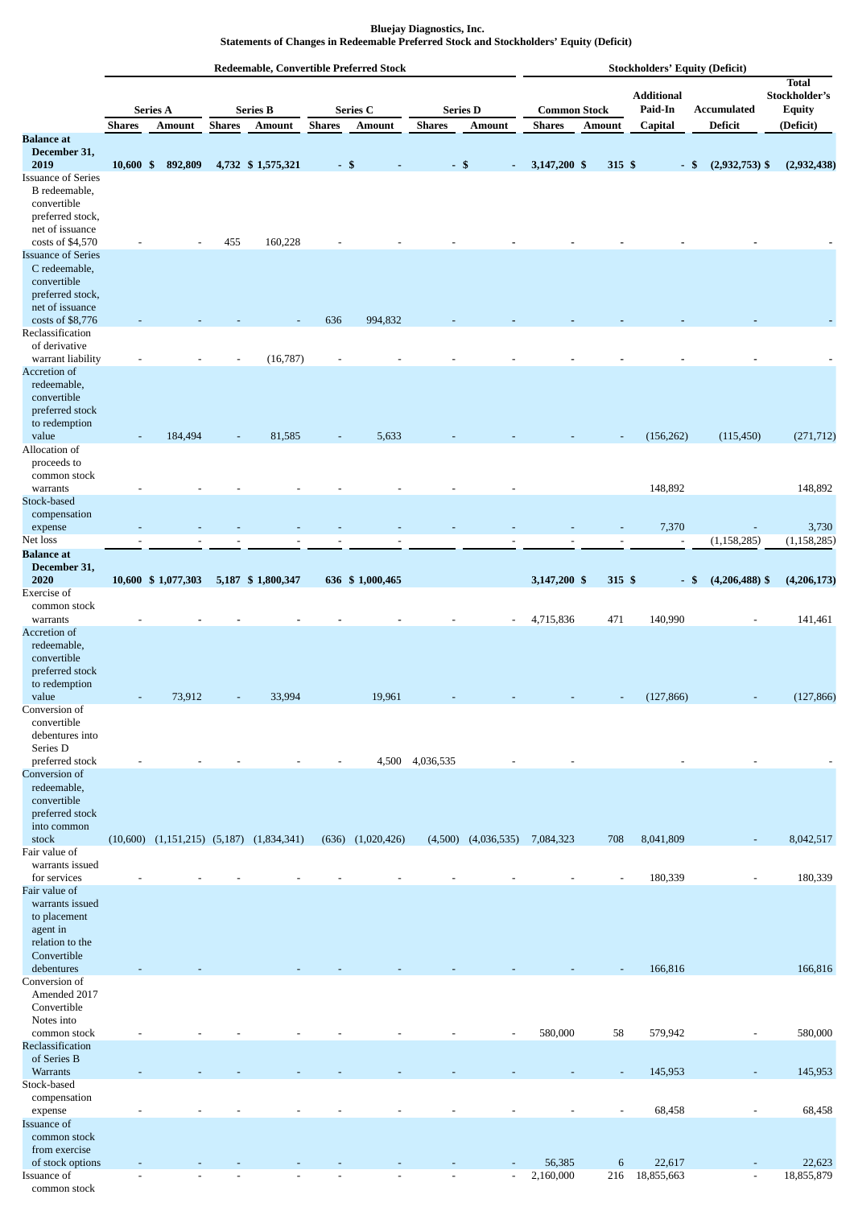**Bluejay Diagnostics, Inc.**
**Statements of Changes in Redeemable Preferred Stock and Stockholders' Equity (Deficit)**

| | Redeemable, Convertible Preferred Stock | | | | | | | | Stockholders' Equity (Deficit) | | | | |
|---|---|---|---|---|---|---|---|---|---|---|---|---|---|
| | Series A | | Series B | | Series C | | Series D | | Common Stock | | Additional Paid-In | Accumulated | Total Stockholder's Equity |
| | Shares | Amount | Shares | Amount | Shares | Amount | Shares | Amount | Shares | Amount | Capital | Deficit | (Deficit) |
| **Balance at December 31, 2019** | **10,600** | **$ 892,809** | **4,732** | **$ 1,575,321** | **-** | **$ -** | **-** | **$ -** | **3,147,200** | **$ 315** | **$ -** | **$ (2,932,753)** | **$ (2,932,438)** |
| Issuance of Series B redeemable, convertible preferred stock, net of issuance costs of $4,570 | - | - | 455 | 160,228 | - | - | - | - | - | - | - | - | - |
| Issuance of Series C redeemable, convertible preferred stock, net of issuance costs of $8,776 | - | - | - | - | 636 | 994,832 | - | - | - | - | - | - | - |
| Reclassification of derivative warrant liability | - | - | - | (16,787) | - | - | - | - | - | - | - | - | - |
| Accretion of redeemable, convertible preferred stock to redemption value | - | 184,494 | - | 81,585 | - | 5,633 | - | - | - | - | (156,262) | (115,450) | (271,712) |
| Allocation of proceeds to common stock warrants | - | - | - | - | - | - | - | - | | | 148,892 | | 148,892 |
| Stock-based compensation expense | - | - | - | - | - | - | - | - | - | - | 7,370 | - | 3,730 |
| Net loss | - | - | - | - | - | - | - | - | - | - | - | (1,158,285) | (1,158,285) |
| **Balance at December 31, 2020** | **10,600** | **$ 1,077,303** | **5,187** | **$ 1,800,347** | **636** | **$ 1,000,465** | | | **3,147,200** | **$ 315** | **$ -** | **$ (4,206,488)** | **$ (4,206,173)** |
| Exercise of common stock warrants | - | - | - | - | - | - | - | - | 4,715,836 | 471 | 140,990 | - | 141,461 |
| Accretion of redeemable, convertible preferred stock to redemption value | - | 73,912 | - | 33,994 | | 19,961 | - | - | - | - | (127,866) | - | (127,866) |
| Conversion of convertible debentures into Series D preferred stock | - | - | - | - | - | 4,500 | 4,036,535 | - | - | | - | - | - |
| Conversion of redeemable, convertible preferred stock into common stock | (10,600) | (1,151,215) | (5,187) | (1,834,341) | (636) | (1,020,426) | (4,500) | (4,036,535) | 7,084,323 | 708 | 8,041,809 | - | 8,042,517 |
| Fair value of warrants issued for services | - | - | - | - | - | - | - | - | - | - | 180,339 | - | 180,339 |
| Fair value of warrants issued to placement agent in relation to the Convertible debentures | - | - | | - | - | - | - | - | - | - | 166,816 | | 166,816 |
| Conversion of Amended 2017 Convertible Notes into common stock | - | - | - | - | - | - | - | - | 580,000 | 58 | 579,942 | - | 580,000 |
| Reclassification of Series B Warrants | - | - | - | - | - | - | - | - | - | - | 145,953 | - | 145,953 |
| Stock-based compensation expense | - | - | - | - | - | - | - | - | - | - | 68,458 | - | 68,458 |
| Issuance of common stock from exercise of stock options | - | - | - | - | - | - | - | - | 56,385 | 6 | 22,617 | - | 22,623 |
| Issuance of common stock | - | - | - | - | - | - | - | - | 2,160,000 | 216 | 18,855,663 | - | 18,855,879 |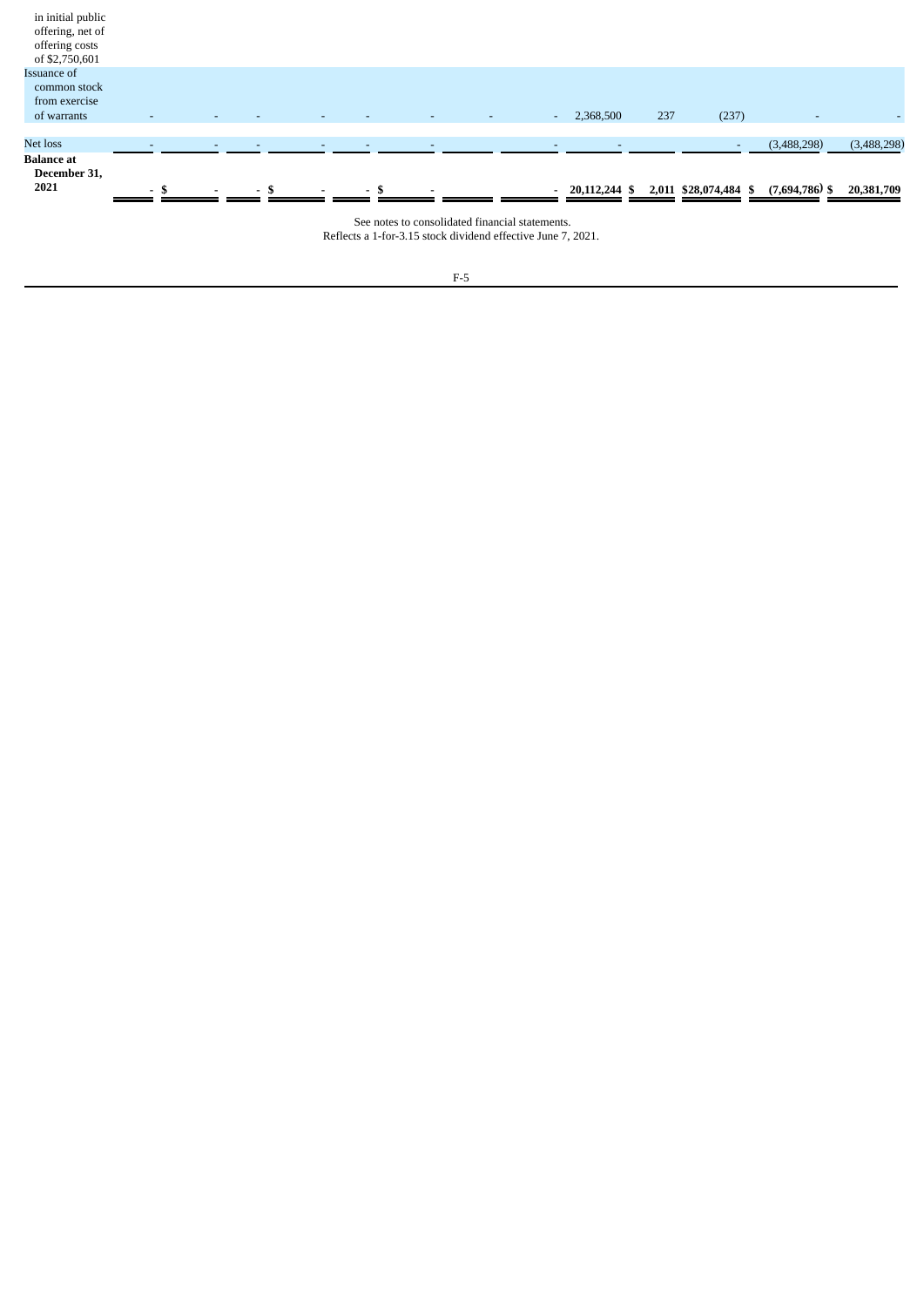| | | | | | | | | | | | | | |
|---|---|---|---|---|---|---|---|---|---|---|---|---|---|
| in initial public offering, net of offering costs of $2,750,601 | | | | | | | | | | | | | |
| Issuance of common stock from exercise of warrants | - | - | - | - | - | - | - | - | 2,368,500 | 237 | (237) | - | - |
| Net loss | - | - | - | - | - | - | - | - | - | - | - | (3,488,298) | (3,488,298) |
| **Balance at December 31, 2021** | **- $** | **-** | **- $** | **-** | **- $** | **-** | | **-** | **20,112,244 $** | **2,011** | **$28,074,484 $** | **(7,694,786) $** | **20,381,709** |

See notes to consolidated financial statements.
Reflects a 1-for-3.15 stock dividend effective June 7, 2021.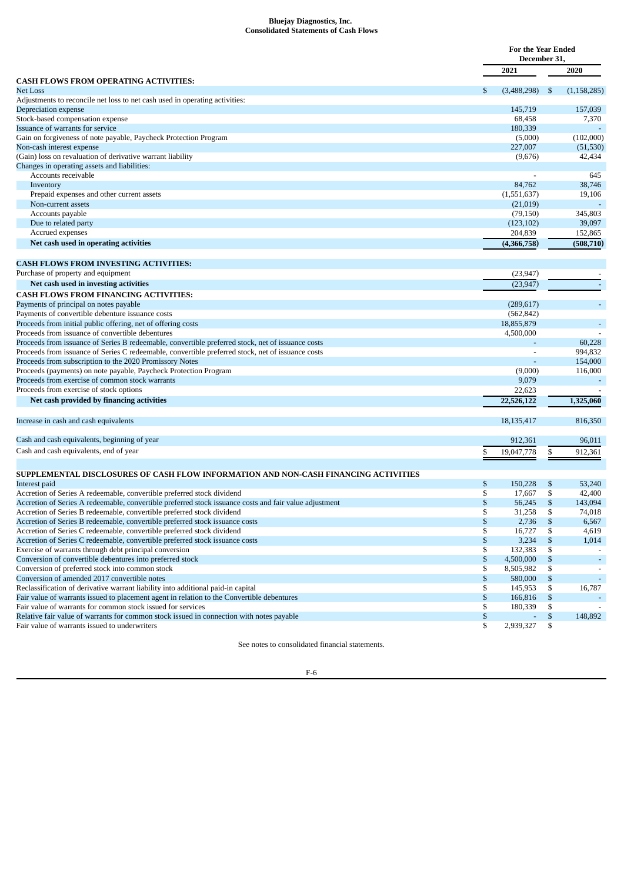**Bluejay Diagnostics, Inc.**
**Consolidated Statements of Cash Flows**

| | For the Year Ended December 31, | |
|---|---|---|
| | 2021 | 2020 |
| **CASH FLOWS FROM OPERATING ACTIVITIES:** | | |
| Net Loss | $ (3,488,298) | $ (1,158,285) |
| Adjustments to reconcile net loss to net cash used in operating activities: | | |
| Depreciation expense | 145,719 | 157,039 |
| Stock-based compensation expense | 68,458 | 7,370 |
| Issuance of warrants for service | 180,339 | - |
| Gain on forgiveness of note payable, Paycheck Protection Program | (5,000) | (102,000) |
| Non-cash interest expense | 227,007 | (51,530) |
| (Gain) loss on revaluation of derivative warrant liability | (9,676) | 42,434 |
| Changes in operating assets and liabilities: | | |
| Accounts receivable | - | 645 |
| Inventory | 84,762 | 38,746 |
| Prepaid expenses and other current assets | (1,551,637) | 19,106 |
| Non-current assets | (21,019) | - |
| Accounts payable | (79,150) | 345,803 |
| Due to related party | (123,102) | 39,097 |
| Accrued expenses | 204,839 | 152,865 |
| **Net cash used in operating activities** | **(4,366,758)** | **(508,710)** |
| **CASH FLOWS FROM INVESTING ACTIVITIES:** | | |
| Purchase of property and equipment | (23,947) | - |
| **Net cash used in investing activities** | (23,947) | - |
| **CASH FLOWS FROM FINANCING ACTIVITIES:** | | |
| Payments of principal on notes payable | (289,617) | - |
| Payments of convertible debenture issuance costs | (562,842) | |
| Proceeds from initial public offering, net of offering costs | 18,855,879 | - |
| Proceeds from issuance of convertible debentures | 4,500,000 | - |
| Proceeds from issuance of Series B redeemable, convertible preferred stock, net of issuance costs | - | 60,228 |
| Proceeds from issuance of Series C redeemable, convertible preferred stock, net of issuance costs | - | 994,832 |
| Proceeds from subscription to the 2020 Promissory Notes | - | 154,000 |
| Proceeds (payments) on note payable, Paycheck Protection Program | (9,000) | 116,000 |
| Proceeds from exercise of common stock warrants | 9,079 | - |
| Proceeds from exercise of stock options | 22,623 | - |
| **Net cash provided by financing activities** | **22,526,122** | **1,325,060** |
| Increase in cash and cash equivalents | 18,135,417 | 816,350 |
| Cash and cash equivalents, beginning of year | 912,361 | 96,011 |
| Cash and cash equivalents, end of year | $ 19,047,778 | $ 912,361 |
| **SUPPLEMENTAL DISCLOSURES OF CASH FLOW INFORMATION AND NON-CASH FINANCING ACTIVITIES** | | |
| Interest paid | $ 150,228 | $ 53,240 |
| Accretion of Series A redeemable, convertible preferred stock dividend | $ 17,667 | $ 42,400 |
| Accretion of Series A redeemable, convertible preferred stock issuance costs and fair value adjustment | $ 56,245 | $ 143,094 |
| Accretion of Series B redeemable, convertible preferred stock dividend | $ 31,258 | $ 74,018 |
| Accretion of Series B redeemable, convertible preferred stock issuance costs | $ 2,736 | $ 6,567 |
| Accretion of Series C redeemable, convertible preferred stock dividend | $ 16,727 | $ 4,619 |
| Accretion of Series C redeemable, convertible preferred stock issuance costs | $ 3,234 | $ 1,014 |
| Exercise of warrants through debt principal conversion | $ 132,383 | $ - |
| Conversion of convertible debentures into preferred stock | $ 4,500,000 | $ - |
| Conversion of preferred stock into common stock | $ 8,505,982 | $ - |
| Conversion of amended 2017 convertible notes | $ 580,000 | $ - |
| Reclassification of derivative warrant liability into additional paid-in capital | $ 145,953 | $ 16,787 |
| Fair value of warrants issued to placement agent in relation to the Convertible debentures | $ 166,816 | $ - |
| Fair value of warrants for common stock issued for services | $ 180,339 | $ - |
| Relative fair value of warrants for common stock issued in connection with notes payable | $ - | $ 148,892 |
| Fair value of warrants issued to underwriters | $ 2,939,327 | $ |

See notes to consolidated financial statements.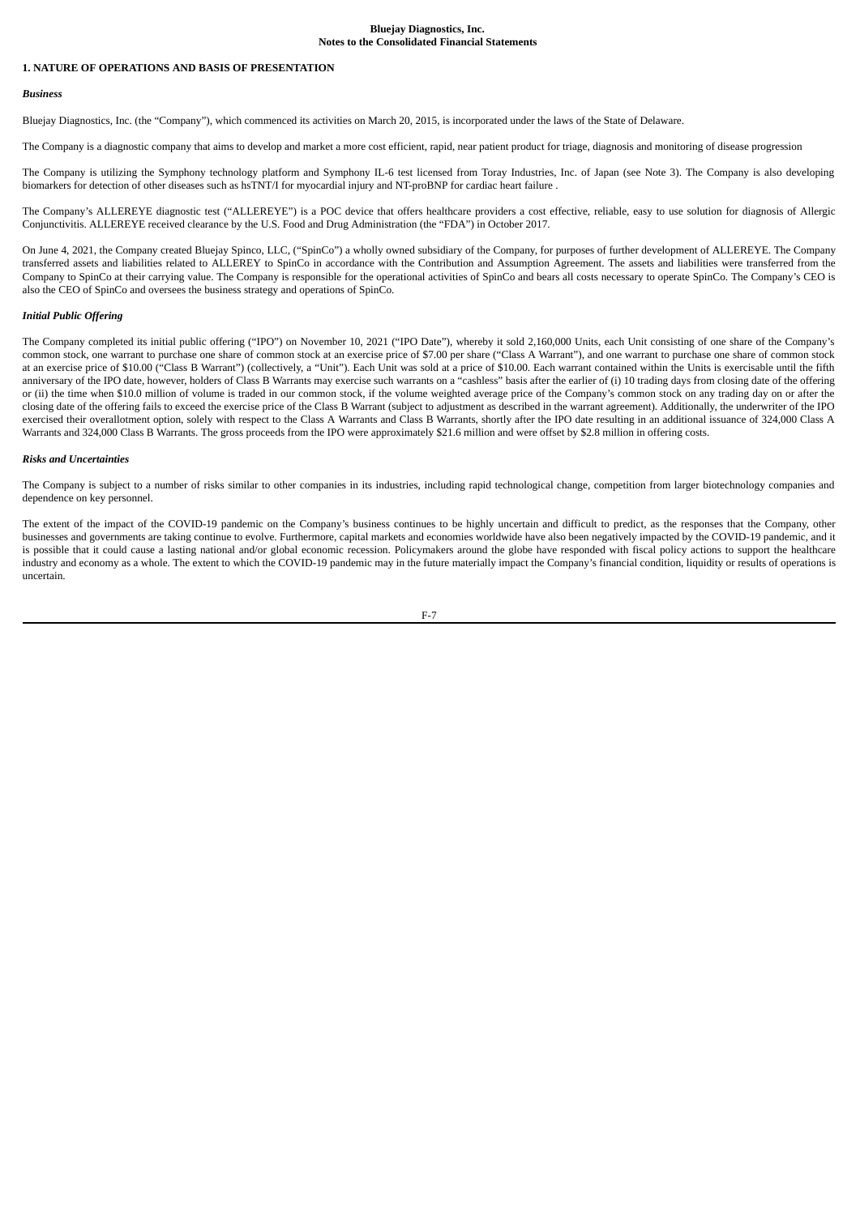# 1. NATURE OF OPERATIONS AND BASIS OF PRESENTATION

### *Business*

Bluejay Diagnostics, Inc. (the "Company"), which commenced its activities on March 20, 2015, is incorporated under the laws of the State of Delaware.

The Company is a diagnostic company that aims to develop and market a more cost efficient, rapid, near patient product for triage, diagnosis and monitoring of disease progression

The Company is utilizing the Symphony technology platform and Symphony IL-6 test licensed from Toray Industries, Inc. of Japan (see Note 3). The Company is also developing biomarkers for detection of other diseases such as hsTNT/I for myocardial injury and NT-proBNP for cardiac heart failure .

The Company's ALLEREYE diagnostic test ("ALLEREYE") is a POC device that offers healthcare providers a cost effective, reliable, easy to use solution for diagnosis of Allergic Conjunctivitis. ALLEREYE received clearance by the U.S. Food and Drug Administration (the "FDA") in October 2017.

On June 4, 2021, the Company created Bluejay Spinco, LLC, ("SpinCo") a wholly owned subsidiary of the Company, for purposes of further development of ALLEREYE. The Company transferred assets and liabilities related to ALLEREY to SpinCo in accordance with the Contribution and Assumption Agreement. The assets and liabilities were transferred from the Company to SpinCo at their carrying value. The Company is responsible for the operational activities of SpinCo and bears all costs necessary to operate SpinCo. The Company's CEO is also the CEO of SpinCo and oversees the business strategy and operations of SpinCo.

### *Initial Public Offering*

The Company completed its initial public offering ("IPO") on November 10, 2021 ("IPO Date"), whereby it sold 2,160,000 Units, each Unit consisting of one share of the Company's common stock, one warrant to purchase one share of common stock at an exercise price of $7.00 per share ("Class A Warrant"), and one warrant to purchase one share of common stock at an exercise price of $10.00 ("Class B Warrant") (collectively, a "Unit"). Each Unit was sold at a price of $10.00. Each warrant contained within the Units is exercisable until the fifth anniversary of the IPO date, however, holders of Class B Warrants may exercise such warrants on a "cashless" basis after the earlier of (i) 10 trading days from closing date of the offering or (ii) the time when $10.0 million of volume is traded in our common stock, if the volume weighted average price of the Company's common stock on any trading day on or after the closing date of the offering fails to exceed the exercise price of the Class B Warrant (subject to adjustment as described in the warrant agreement). Additionally, the underwriter of the IPO exercised their overallotment option, solely with respect to the Class A Warrants and Class B Warrants, shortly after the IPO date resulting in an additional issuance of 324,000 Class A Warrants and 324,000 Class B Warrants. The gross proceeds from the IPO were approximately $21.6 million and were offset by $2.8 million in offering costs.

### *Risks and Uncertainties*

The Company is subject to a number of risks similar to other companies in its industries, including rapid technological change, competition from larger biotechnology companies and dependence on key personnel.

The extent of the impact of the COVID-19 pandemic on the Company's business continues to be highly uncertain and difficult to predict, as the responses that the Company, other businesses and governments are taking continue to evolve. Furthermore, capital markets and economies worldwide have also been negatively impacted by the COVID-19 pandemic, and it is possible that it could cause a lasting national and/or global economic recession. Policymakers around the globe have responded with fiscal policy actions to support the healthcare industry and economy as a whole. The extent to which the COVID-19 pandemic may in the future materially impact the Company's financial condition, liquidity or results of operations is uncertain.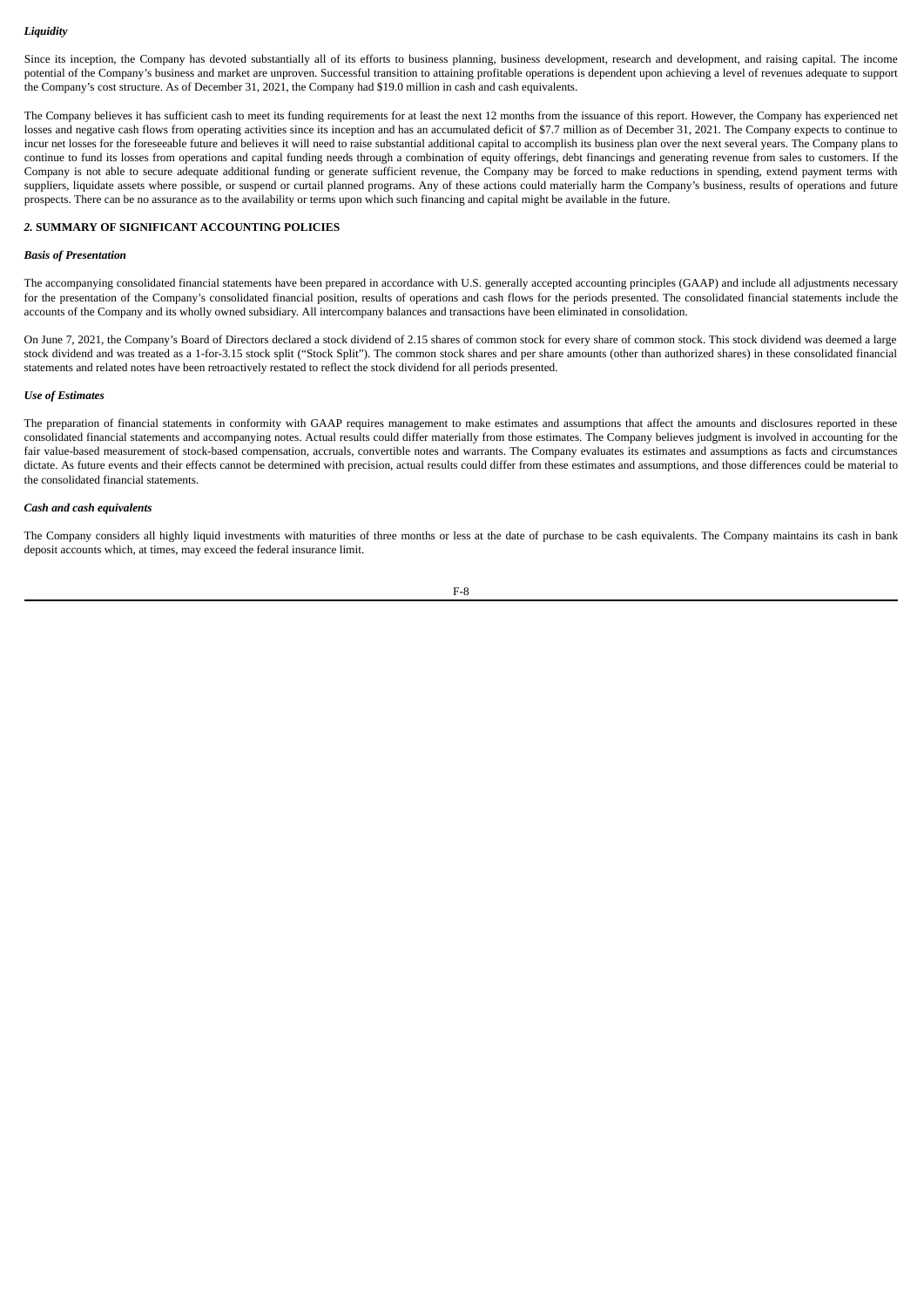***Liquidity***

Since its inception, the Company has devoted substantially all of its efforts to business planning, business development, research and development, and raising capital. The income potential of the Company's business and market are unproven. Successful transition to attaining profitable operations is dependent upon achieving a level of revenues adequate to support the Company's cost structure. As of December 31, 2021, the Company had $19.0 million in cash and cash equivalents.

The Company believes it has sufficient cash to meet its funding requirements for at least the next 12 months from the issuance of this report. However, the Company has experienced net losses and negative cash flows from operating activities since its inception and has an accumulated deficit of $7.7 million as of December 31, 2021. The Company expects to continue to incur net losses for the foreseeable future and believes it will need to raise substantial additional capital to accomplish its business plan over the next several years. The Company plans to continue to fund its losses from operations and capital funding needs through a combination of equity offerings, debt financings and generating revenue from sales to customers. If the Company is not able to secure adequate additional funding or generate sufficient revenue, the Company may be forced to make reductions in spending, extend payment terms with suppliers, liquidate assets where possible, or suspend or curtail planned programs. Any of these actions could materially harm the Company's business, results of operations and future prospects. There can be no assurance as to the availability or terms upon which such financing and capital might be available in the future.

## *2.* SUMMARY OF SIGNIFICANT ACCOUNTING POLICIES

***Basis of Presentation***

The accompanying consolidated financial statements have been prepared in accordance with U.S. generally accepted accounting principles (GAAP) and include all adjustments necessary for the presentation of the Company's consolidated financial position, results of operations and cash flows for the periods presented. The consolidated financial statements include the accounts of the Company and its wholly owned subsidiary. All intercompany balances and transactions have been eliminated in consolidation.

On June 7, 2021, the Company's Board of Directors declared a stock dividend of 2.15 shares of common stock for every share of common stock. This stock dividend was deemed a large stock dividend and was treated as a 1-for-3.15 stock split ("Stock Split"). The common stock shares and per share amounts (other than authorized shares) in these consolidated financial statements and related notes have been retroactively restated to reflect the stock dividend for all periods presented.

***Use of Estimates***

The preparation of financial statements in conformity with GAAP requires management to make estimates and assumptions that affect the amounts and disclosures reported in these consolidated financial statements and accompanying notes. Actual results could differ materially from those estimates. The Company believes judgment is involved in accounting for the fair value-based measurement of stock-based compensation, accruals, convertible notes and warrants. The Company evaluates its estimates and assumptions as facts and circumstances dictate. As future events and their effects cannot be determined with precision, actual results could differ from these estimates and assumptions, and those differences could be material to the consolidated financial statements.

***Cash and cash equivalents***

The Company considers all highly liquid investments with maturities of three months or less at the date of purchase to be cash equivalents. The Company maintains its cash in bank deposit accounts which, at times, may exceed the federal insurance limit.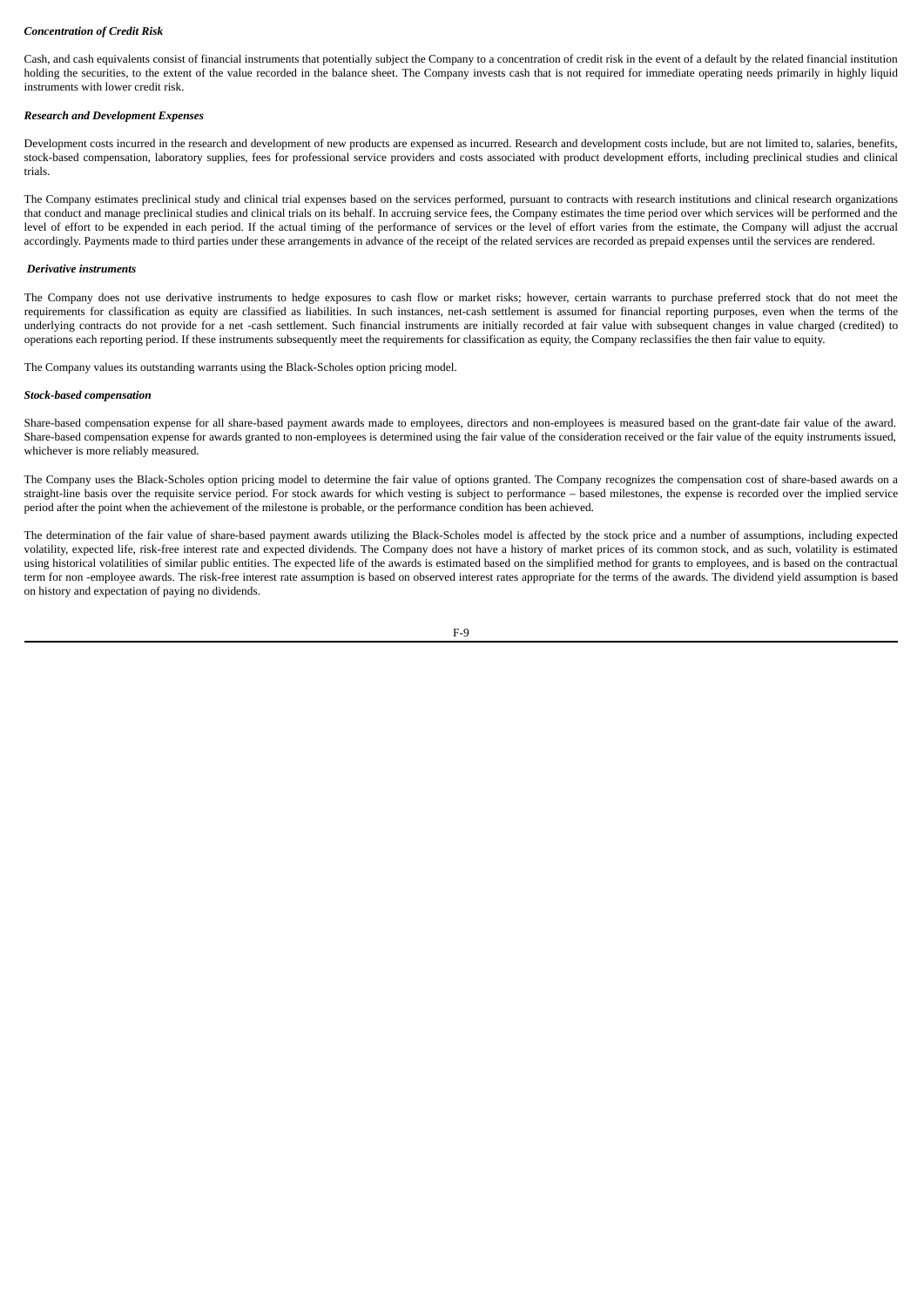***Concentration of Credit Risk***

Cash, and cash equivalents consist of financial instruments that potentially subject the Company to a concentration of credit risk in the event of a default by the related financial institution holding the securities, to the extent of the value recorded in the balance sheet. The Company invests cash that is not required for immediate operating needs primarily in highly liquid instruments with lower credit risk.

***Research and Development Expenses***

Development costs incurred in the research and development of new products are expensed as incurred. Research and development costs include, but are not limited to, salaries, benefits, stock-based compensation, laboratory supplies, fees for professional service providers and costs associated with product development efforts, including preclinical studies and clinical trials.

The Company estimates preclinical study and clinical trial expenses based on the services performed, pursuant to contracts with research institutions and clinical research organizations that conduct and manage preclinical studies and clinical trials on its behalf. In accruing service fees, the Company estimates the time period over which services will be performed and the level of effort to be expended in each period. If the actual timing of the performance of services or the level of effort varies from the estimate, the Company will adjust the accrual accordingly. Payments made to third parties under these arrangements in advance of the receipt of the related services are recorded as prepaid expenses until the services are rendered.

***Derivative instruments***

The Company does not use derivative instruments to hedge exposures to cash flow or market risks; however, certain warrants to purchase preferred stock that do not meet the requirements for classification as equity are classified as liabilities. In such instances, net-cash settlement is assumed for financial reporting purposes, even when the terms of the underlying contracts do not provide for a net -cash settlement. Such financial instruments are initially recorded at fair value with subsequent changes in value charged (credited) to operations each reporting period. If these instruments subsequently meet the requirements for classification as equity, the Company reclassifies the then fair value to equity.

The Company values its outstanding warrants using the Black-Scholes option pricing model.

***Stock-based compensation***

Share-based compensation expense for all share-based payment awards made to employees, directors and non-employees is measured based on the grant-date fair value of the award. Share-based compensation expense for awards granted to non-employees is determined using the fair value of the consideration received or the fair value of the equity instruments issued, whichever is more reliably measured.

The Company uses the Black-Scholes option pricing model to determine the fair value of options granted. The Company recognizes the compensation cost of share-based awards on a straight-line basis over the requisite service period. For stock awards for which vesting is subject to performance – based milestones, the expense is recorded over the implied service period after the point when the achievement of the milestone is probable, or the performance condition has been achieved.

The determination of the fair value of share-based payment awards utilizing the Black-Scholes model is affected by the stock price and a number of assumptions, including expected volatility, expected life, risk-free interest rate and expected dividends. The Company does not have a history of market prices of its common stock, and as such, volatility is estimated using historical volatilities of similar public entities. The expected life of the awards is estimated based on the simplified method for grants to employees, and is based on the contractual term for non -employee awards. The risk-free interest rate assumption is based on observed interest rates appropriate for the terms of the awards. The dividend yield assumption is based on history and expectation of paying no dividends.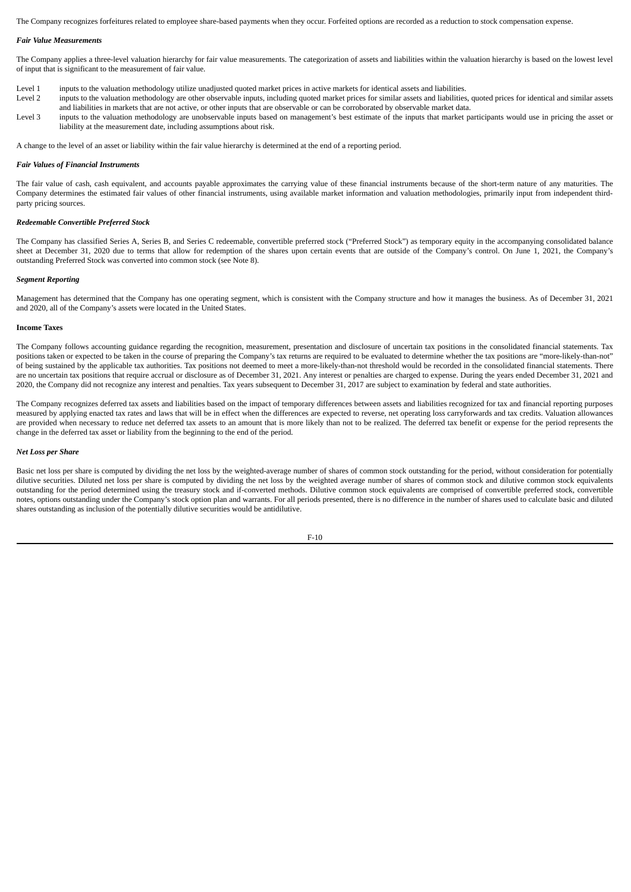The Company recognizes forfeitures related to employee share-based payments when they occur. Forfeited options are recorded as a reduction to stock compensation expense.

***Fair Value Measurements***

The Company applies a three-level valuation hierarchy for fair value measurements. The categorization of assets and liabilities within the valuation hierarchy is based on the lowest level of input that is significant to the measurement of fair value.

- Level 1 inputs to the valuation methodology utilize unadjusted quoted market prices in active markets for identical assets and liabilities.
- Level 2 inputs to the valuation methodology are other observable inputs, including quoted market prices for similar assets and liabilities, quoted prices for identical and similar assets and liabilities in markets that are not active, or other inputs that are observable or can be corroborated by observable market data.
- Level 3 inputs to the valuation methodology are unobservable inputs based on management's best estimate of the inputs that market participants would use in pricing the asset or liability at the measurement date, including assumptions about risk.

A change to the level of an asset or liability within the fair value hierarchy is determined at the end of a reporting period.

***Fair Values of Financial Instruments***

The fair value of cash, cash equivalent, and accounts payable approximates the carrying value of these financial instruments because of the short-term nature of any maturities. The Company determines the estimated fair values of other financial instruments, using available market information and valuation methodologies, primarily input from independent third-party pricing sources.

***Redeemable Convertible Preferred Stock***

The Company has classified Series A, Series B, and Series C redeemable, convertible preferred stock ("Preferred Stock") as temporary equity in the accompanying consolidated balance sheet at December 31, 2020 due to terms that allow for redemption of the shares upon certain events that are outside of the Company's control. On June 1, 2021, the Company's outstanding Preferred Stock was converted into common stock (see Note 8).

***Segment Reporting***

Management has determined that the Company has one operating segment, which is consistent with the Company structure and how it manages the business. As of December 31, 2021 and 2020, all of the Company's assets were located in the United States.

**Income Taxes**

The Company follows accounting guidance regarding the recognition, measurement, presentation and disclosure of uncertain tax positions in the consolidated financial statements. Tax positions taken or expected to be taken in the course of preparing the Company's tax returns are required to be evaluated to determine whether the tax positions are "more-likely-than-not" of being sustained by the applicable tax authorities. Tax positions not deemed to meet a more-likely-than-not threshold would be recorded in the consolidated financial statements. There are no uncertain tax positions that require accrual or disclosure as of December 31, 2021. Any interest or penalties are charged to expense. During the years ended December 31, 2021 and 2020, the Company did not recognize any interest and penalties. Tax years subsequent to December 31, 2017 are subject to examination by federal and state authorities.

The Company recognizes deferred tax assets and liabilities based on the impact of temporary differences between assets and liabilities recognized for tax and financial reporting purposes measured by applying enacted tax rates and laws that will be in effect when the differences are expected to reverse, net operating loss carryforwards and tax credits. Valuation allowances are provided when necessary to reduce net deferred tax assets to an amount that is more likely than not to be realized. The deferred tax benefit or expense for the period represents the change in the deferred tax asset or liability from the beginning to the end of the period.

***Net Loss per Share***

Basic net loss per share is computed by dividing the net loss by the weighted-average number of shares of common stock outstanding for the period, without consideration for potentially dilutive securities. Diluted net loss per share is computed by dividing the net loss by the weighted average number of shares of common stock and dilutive common stock equivalents outstanding for the period determined using the treasury stock and if-converted methods. Dilutive common stock equivalents are comprised of convertible preferred stock, convertible notes, options outstanding under the Company's stock option plan and warrants. For all periods presented, there is no difference in the number of shares used to calculate basic and diluted shares outstanding as inclusion of the potentially dilutive securities would be antidilutive.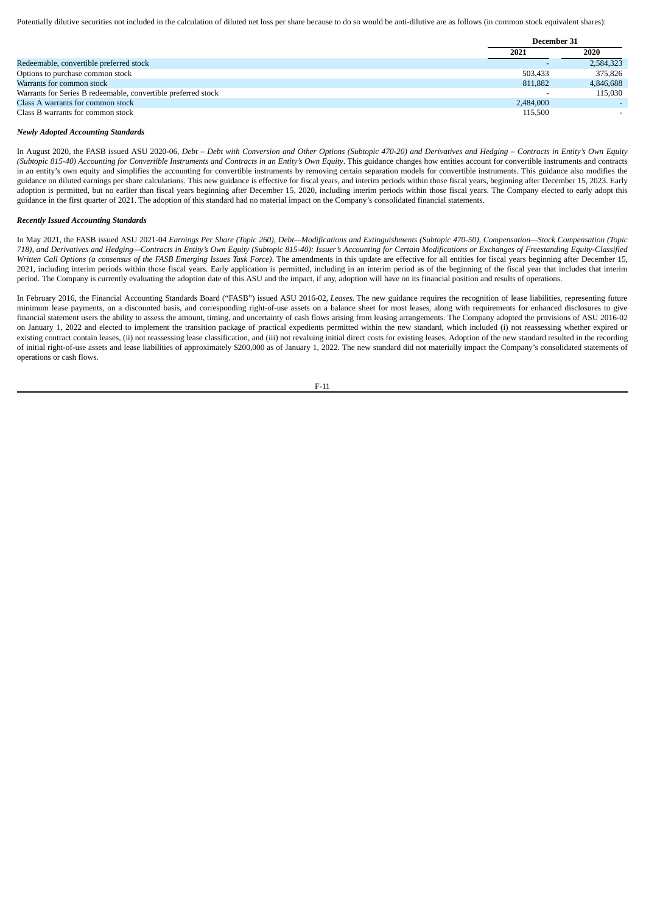Potentially dilutive securities not included in the calculation of diluted net loss per share because to do so would be anti-dilutive are as follows (in common stock equivalent shares):

| | December 31 | |
|---|---|---|
| | 2021 | 2020 |
| Redeemable, convertible preferred stock | - | 2,584,323 |
| Options to purchase common stock | 503,433 | 375,826 |
| Warrants for common stock | 811,882 | 4,846,688 |
| Warrants for Series B redeemable, convertible preferred stock | - | 115,030 |
| Class A warrants for common stock | 2,484,000 | - |
| Class B warrants for common stock | 115,500 | - |

***Newly Adopted Accounting Standards***

In August 2020, the FASB issued ASU 2020-06, *Debt – Debt with Conversion and Other Options (Subtopic 470-20) and Derivatives and Hedging – Contracts in Entity's Own Equity (Subtopic 815-40) Accounting for Convertible Instruments and Contracts in an Entity's Own Equity*. This guidance changes how entities account for convertible instruments and contracts in an entity's own equity and simplifies the accounting for convertible instruments by removing certain separation models for convertible instruments. This guidance also modifies the guidance on diluted earnings per share calculations. This new guidance is effective for fiscal years, and interim periods within those fiscal years, beginning after December 15, 2023. Early adoption is permitted, but no earlier than fiscal years beginning after December 15, 2020, including interim periods within those fiscal years. The Company elected to early adopt this guidance in the first quarter of 2021. The adoption of this standard had no material impact on the Company's consolidated financial statements.

***Recently Issued Accounting Standards***

In May 2021, the FASB issued ASU 2021-04 *Earnings Per Share (Topic 260), Debt—Modifications and Extinguishments (Subtopic 470-50), Compensation—Stock Compensation (Topic 718), and Derivatives and Hedging—Contracts in Entity's Own Equity (Subtopic 815-40): Issuer's Accounting for Certain Modifications or Exchanges of Freestanding Equity-Classified Written Call Options (a consensus of the FASB Emerging Issues Task Force)*. The amendments in this update are effective for all entities for fiscal years beginning after December 15, 2021, including interim periods within those fiscal years. Early application is permitted, including in an interim period as of the beginning of the fiscal year that includes that interim period. The Company is currently evaluating the adoption date of this ASU and the impact, if any, adoption will have on its financial position and results of operations.

In February 2016, the Financial Accounting Standards Board ("FASB") issued ASU 2016-02, *Leases*. The new guidance requires the recognition of lease liabilities, representing future minimum lease payments, on a discounted basis, and corresponding right-of-use assets on a balance sheet for most leases, along with requirements for enhanced disclosures to give financial statement users the ability to assess the amount, timing, and uncertainty of cash flows arising from leasing arrangements. The Company adopted the provisions of ASU 2016-02 on January 1, 2022 and elected to implement the transition package of practical expedients permitted within the new standard, which included (i) not reassessing whether expired or existing contract contain leases, (ii) not reassessing lease classification, and (iii) not revaluing initial direct costs for existing leases. Adoption of the new standard resulted in the recording of initial right-of-use assets and lease liabilities of approximately $200,000 as of January 1, 2022. The new standard did not materially impact the Company's consolidated statements of operations or cash flows.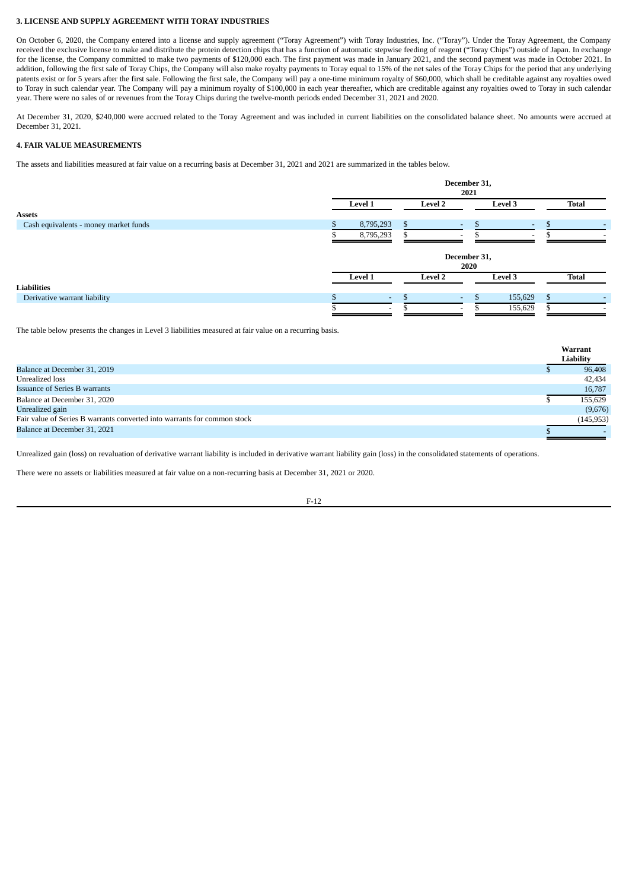### 3. LICENSE AND SUPPLY AGREEMENT WITH TORAY INDUSTRIES

On October 6, 2020, the Company entered into a license and supply agreement ("Toray Agreement") with Toray Industries, Inc. ("Toray"). Under the Toray Agreement, the Company received the exclusive license to make and distribute the protein detection chips that has a function of automatic stepwise feeding of reagent ("Toray Chips") outside of Japan. In exchange for the license, the Company committed to make two payments of $120,000 each. The first payment was made in January 2021, and the second payment was made in October 2021. In addition, following the first sale of Toray Chips, the Company will also make royalty payments to Toray equal to 15% of the net sales of the Toray Chips for the period that any underlying patents exist or for 5 years after the first sale. Following the first sale, the Company will pay a one-time minimum royalty of $60,000, which shall be creditable against any royalties owed to Toray in such calendar year. The Company will pay a minimum royalty of $100,000 in each year thereafter, which are creditable against any royalties owed to Toray in such calendar year. There were no sales of or revenues from the Toray Chips during the twelve-month periods ended December 31, 2021 and 2020.

At December 31, 2020, $240,000 were accrued related to the Toray Agreement and was included in current liabilities on the consolidated balance sheet. No amounts were accrued at December 31, 2021.

### 4. FAIR VALUE MEASUREMENTS

The assets and liabilities measured at fair value on a recurring basis at December 31, 2021 and 2021 are summarized in the tables below.

| | December 31, 2021 | | | |
|---|---|---|---|---|
| | Level 1 | Level 2 | Level 3 | Total |
| **Assets** | | | | |
| Cash equivalents - money market funds | $ 8,795,293 | $ - | $ - | $ - |
| | $ 8,795,293 | $ - | $ - | $ - |

| | December 31, 2020 | | | |
|---|---|---|---|---|
| | Level 1 | Level 2 | Level 3 | Total |
| **Liabilities** | | | | |
| Derivative warrant liability | $ - | $ - | $ 155,629 | $ - |
| | $ - | $ - | $ 155,629 | $ - |

The table below presents the changes in Level 3 liabilities measured at fair value on a recurring basis.

| | Warrant Liability |
|---|---|
| Balance at December 31, 2019 | $ 96,408 |
| Unrealized loss | 42,434 |
| Issuance of Series B warrants | 16,787 |
| Balance at December 31, 2020 | $ 155,629 |
| Unrealized gain | (9,676) |
| Fair value of Series B warrants converted into warrants for common stock | (145,953) |
| Balance at December 31, 2021 | $ - |

Unrealized gain (loss) on revaluation of derivative warrant liability is included in derivative warrant liability gain (loss) in the consolidated statements of operations.

There were no assets or liabilities measured at fair value on a non-recurring basis at December 31, 2021 or 2020.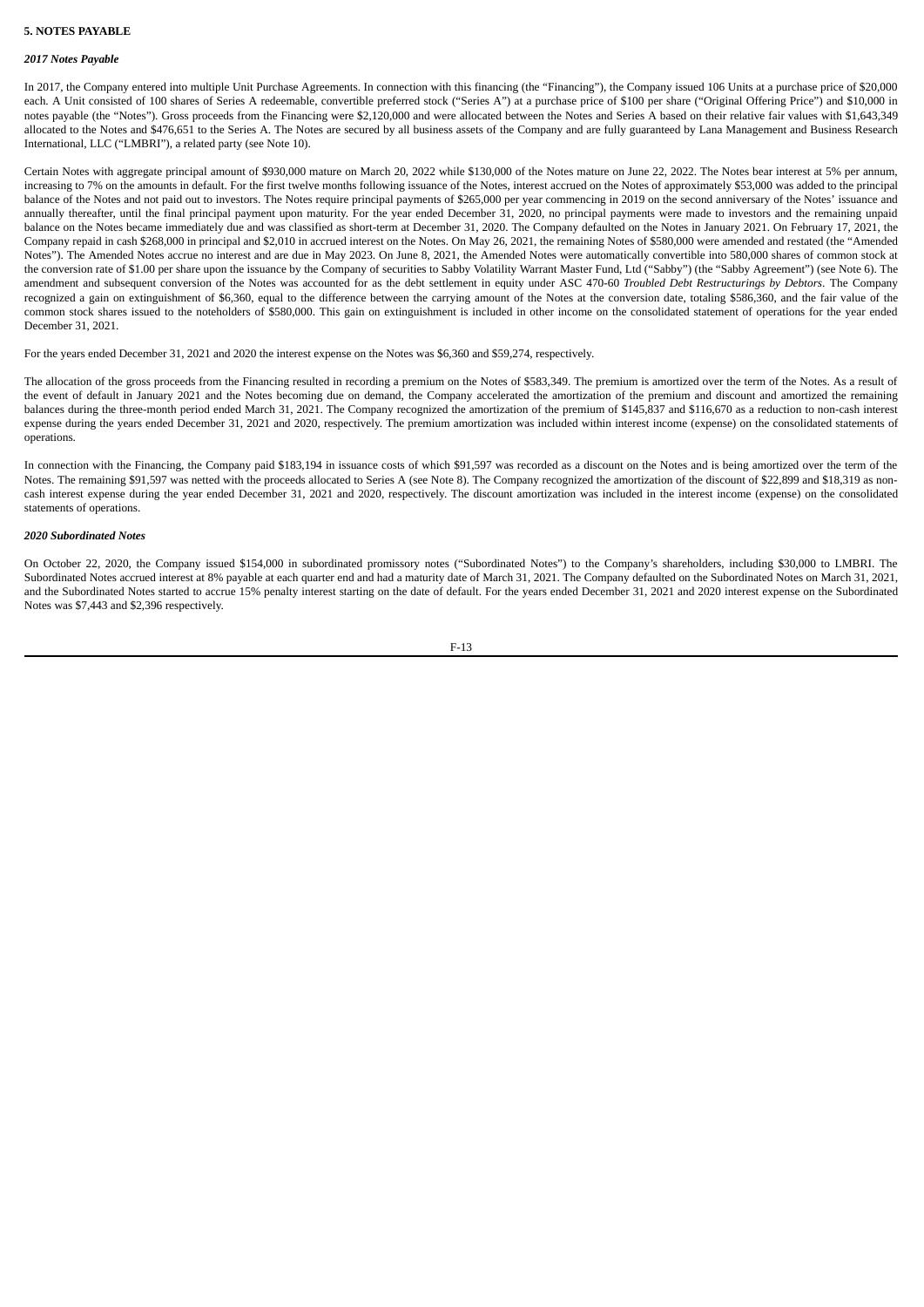**5. NOTES PAYABLE**

***2017 Notes Payable***

In 2017, the Company entered into multiple Unit Purchase Agreements. In connection with this financing (the "Financing"), the Company issued 106 Units at a purchase price of $20,000 each. A Unit consisted of 100 shares of Series A redeemable, convertible preferred stock ("Series A") at a purchase price of $100 per share ("Original Offering Price") and $10,000 in notes payable (the "Notes"). Gross proceeds from the Financing were $2,120,000 and were allocated between the Notes and Series A based on their relative fair values with $1,643,349 allocated to the Notes and $476,651 to the Series A. The Notes are secured by all business assets of the Company and are fully guaranteed by Lana Management and Business Research International, LLC ("LMBRI"), a related party (see Note 10).

Certain Notes with aggregate principal amount of $930,000 mature on March 20, 2022 while $130,000 of the Notes mature on June 22, 2022. The Notes bear interest at 5% per annum, increasing to 7% on the amounts in default. For the first twelve months following issuance of the Notes, interest accrued on the Notes of approximately $53,000 was added to the principal balance of the Notes and not paid out to investors. The Notes require principal payments of $265,000 per year commencing in 2019 on the second anniversary of the Notes' issuance and annually thereafter, until the final principal payment upon maturity. For the year ended December 31, 2020, no principal payments were made to investors and the remaining unpaid balance on the Notes became immediately due and was classified as short-term at December 31, 2020. The Company defaulted on the Notes in January 2021. On February 17, 2021, the Company repaid in cash $268,000 in principal and $2,010 in accrued interest on the Notes. On May 26, 2021, the remaining Notes of $580,000 were amended and restated (the "Amended Notes"). The Amended Notes accrue no interest and are due in May 2023. On June 8, 2021, the Amended Notes were automatically convertible into 580,000 shares of common stock at the conversion rate of $1.00 per share upon the issuance by the Company of securities to Sabby Volatility Warrant Master Fund, Ltd ("Sabby") (the "Sabby Agreement") (see Note 6). The amendment and subsequent conversion of the Notes was accounted for as the debt settlement in equity under ASC 470-60 *Troubled Debt Restructurings by Debtors*. The Company recognized a gain on extinguishment of $6,360, equal to the difference between the carrying amount of the Notes at the conversion date, totaling $586,360, and the fair value of the common stock shares issued to the noteholders of $580,000. This gain on extinguishment is included in other income on the consolidated statement of operations for the year ended December 31, 2021.

For the years ended December 31, 2021 and 2020 the interest expense on the Notes was $6,360 and $59,274, respectively.

The allocation of the gross proceeds from the Financing resulted in recording a premium on the Notes of $583,349. The premium is amortized over the term of the Notes. As a result of the event of default in January 2021 and the Notes becoming due on demand, the Company accelerated the amortization of the premium and discount and amortized the remaining balances during the three-month period ended March 31, 2021. The Company recognized the amortization of the premium of $145,837 and $116,670 as a reduction to non-cash interest expense during the years ended December 31, 2021 and 2020, respectively. The premium amortization was included within interest income (expense) on the consolidated statements of operations.

In connection with the Financing, the Company paid $183,194 in issuance costs of which $91,597 was recorded as a discount on the Notes and is being amortized over the term of the Notes. The remaining $91,597 was netted with the proceeds allocated to Series A (see Note 8). The Company recognized the amortization of the discount of $22,899 and $18,319 as non-cash interest expense during the year ended December 31, 2021 and 2020, respectively. The discount amortization was included in the interest income (expense) on the consolidated statements of operations.

***2020 Subordinated Notes***

On October 22, 2020, the Company issued $154,000 in subordinated promissory notes ("Subordinated Notes") to the Company's shareholders, including $30,000 to LMBRI. The Subordinated Notes accrued interest at 8% payable at each quarter end and had a maturity date of March 31, 2021. The Company defaulted on the Subordinated Notes on March 31, 2021, and the Subordinated Notes started to accrue 15% penalty interest starting on the date of default. For the years ended December 31, 2021 and 2020 interest expense on the Subordinated Notes was $7,443 and $2,396 respectively.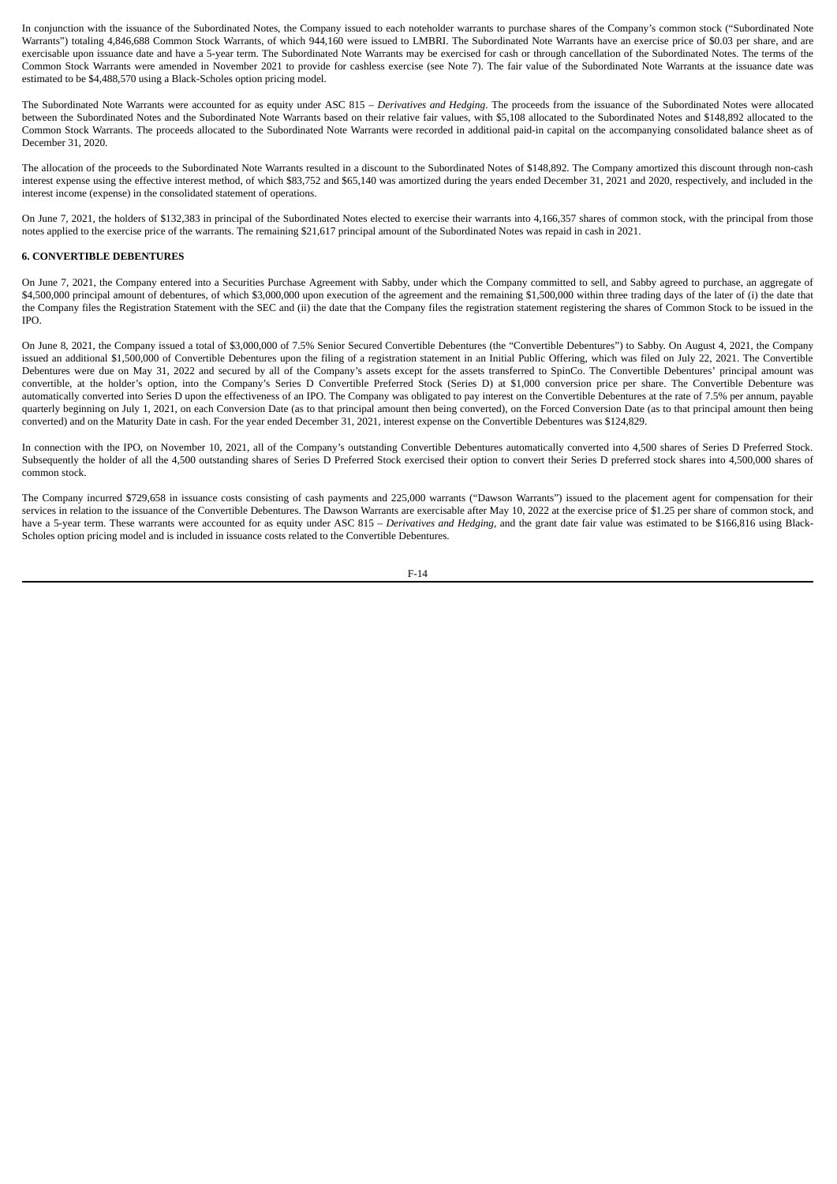In conjunction with the issuance of the Subordinated Notes, the Company issued to each noteholder warrants to purchase shares of the Company's common stock ("Subordinated Note Warrants") totaling 4,846,688 Common Stock Warrants, of which 944,160 were issued to LMBRI. The Subordinated Note Warrants have an exercise price of $0.03 per share, and are exercisable upon issuance date and have a 5-year term. The Subordinated Note Warrants may be exercised for cash or through cancellation of the Subordinated Notes. The terms of the Common Stock Warrants were amended in November 2021 to provide for cashless exercise (see Note 7). The fair value of the Subordinated Note Warrants at the issuance date was estimated to be $4,488,570 using a Black-Scholes option pricing model.

The Subordinated Note Warrants were accounted for as equity under ASC 815 – *Derivatives and Hedging*. The proceeds from the issuance of the Subordinated Notes were allocated between the Subordinated Notes and the Subordinated Note Warrants based on their relative fair values, with $5,108 allocated to the Subordinated Notes and $148,892 allocated to the Common Stock Warrants. The proceeds allocated to the Subordinated Note Warrants were recorded in additional paid-in capital on the accompanying consolidated balance sheet as of December 31, 2020.

The allocation of the proceeds to the Subordinated Note Warrants resulted in a discount to the Subordinated Notes of $148,892. The Company amortized this discount through non-cash interest expense using the effective interest method, of which $83,752 and $65,140 was amortized during the years ended December 31, 2021 and 2020, respectively, and included in the interest income (expense) in the consolidated statement of operations.

On June 7, 2021, the holders of $132,383 in principal of the Subordinated Notes elected to exercise their warrants into 4,166,357 shares of common stock, with the principal from those notes applied to the exercise price of the warrants. The remaining $21,617 principal amount of the Subordinated Notes was repaid in cash in 2021.

**6. CONVERTIBLE DEBENTURES**

On June 7, 2021, the Company entered into a Securities Purchase Agreement with Sabby, under which the Company committed to sell, and Sabby agreed to purchase, an aggregate of $4,500,000 principal amount of debentures, of which $3,000,000 upon execution of the agreement and the remaining $1,500,000 within three trading days of the later of (i) the date that the Company files the Registration Statement with the SEC and (ii) the date that the Company files the registration statement registering the shares of Common Stock to be issued in the IPO.

On June 8, 2021, the Company issued a total of $3,000,000 of 7.5% Senior Secured Convertible Debentures (the "Convertible Debentures") to Sabby. On August 4, 2021, the Company issued an additional $1,500,000 of Convertible Debentures upon the filing of a registration statement in an Initial Public Offering, which was filed on July 22, 2021. The Convertible Debentures were due on May 31, 2022 and secured by all of the Company's assets except for the assets transferred to SpinCo. The Convertible Debentures' principal amount was convertible, at the holder's option, into the Company's Series D Convertible Preferred Stock (Series D) at $1,000 conversion price per share. The Convertible Debenture was automatically converted into Series D upon the effectiveness of an IPO. The Company was obligated to pay interest on the Convertible Debentures at the rate of 7.5% per annum, payable quarterly beginning on July 1, 2021, on each Conversion Date (as to that principal amount then being converted), on the Forced Conversion Date (as to that principal amount then being converted) and on the Maturity Date in cash. For the year ended December 31, 2021, interest expense on the Convertible Debentures was $124,829.

In connection with the IPO, on November 10, 2021, all of the Company's outstanding Convertible Debentures automatically converted into 4,500 shares of Series D Preferred Stock. Subsequently the holder of all the 4,500 outstanding shares of Series D Preferred Stock exercised their option to convert their Series D preferred stock shares into 4,500,000 shares of common stock.

The Company incurred $729,658 in issuance costs consisting of cash payments and 225,000 warrants ("Dawson Warrants") issued to the placement agent for compensation for their services in relation to the issuance of the Convertible Debentures. The Dawson Warrants are exercisable after May 10, 2022 at the exercise price of $1.25 per share of common stock, and have a 5-year term. These warrants were accounted for as equity under ASC 815 – *Derivatives and Hedging*, and the grant date fair value was estimated to be $166,816 using Black-Scholes option pricing model and is included in issuance costs related to the Convertible Debentures.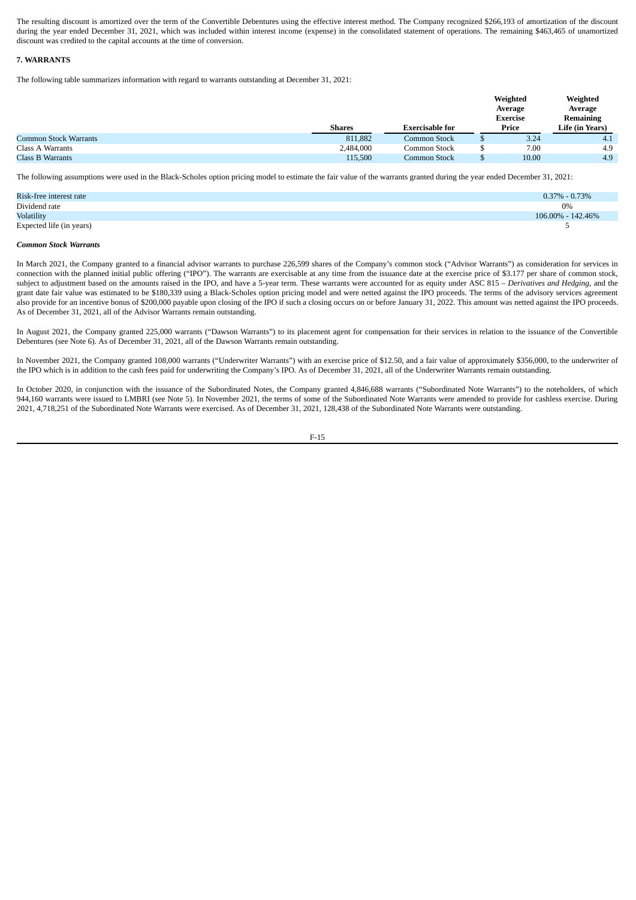The resulting discount is amortized over the term of the Convertible Debentures using the effective interest method. The Company recognized $266,193 of amortization of the discount during the year ended December 31, 2021, which was included within interest income (expense) in the consolidated statement of operations. The remaining $463,465 of unamortized discount was credited to the capital accounts at the time of conversion.

## 7. WARRANTS

The following table summarizes information with regard to warrants outstanding at December 31, 2021:

| | Shares | Exercisable for | Weighted Average Exercise Price | Weighted Average Remaining Life (in Years) |
|---|---|---|---|---|
| Common Stock Warrants | 811,882 | Common Stock | $ 3.24 | 4.1 |
| Class A Warrants | 2,484,000 | Common Stock | $ 7.00 | 4.9 |
| Class B Warrants | 115,500 | Common Stock | $ 10.00 | 4.9 |

The following assumptions were used in the Black-Scholes option pricing model to estimate the fair value of the warrants granted during the year ended December 31, 2021:

| | |
|---|---|
| Risk-free interest rate | 0.37% - 0.73% |
| Dividend rate | 0% |
| Volatility | 106.00% - 142.46% |
| Expected life (in years) | 5 |

***Common Stock Warrants***

In March 2021, the Company granted to a financial advisor warrants to purchase 226,599 shares of the Company's common stock ("Advisor Warrants") as consideration for services in connection with the planned initial public offering ("IPO"). The warrants are exercisable at any time from the issuance date at the exercise price of $3.177 per share of common stock, subject to adjustment based on the amounts raised in the IPO, and have a 5-year term. These warrants were accounted for as equity under ASC 815 – *Derivatives and Hedging*, and the grant date fair value was estimated to be $180,339 using a Black-Scholes option pricing model and were netted against the IPO proceeds. The terms of the advisory services agreement also provide for an incentive bonus of $200,000 payable upon closing of the IPO if such a closing occurs on or before January 31, 2022. This amount was netted against the IPO proceeds. As of December 31, 2021, all of the Advisor Warrants remain outstanding.

In August 2021, the Company granted 225,000 warrants ("Dawson Warrants") to its placement agent for compensation for their services in relation to the issuance of the Convertible Debentures (see Note 6). As of December 31, 2021, all of the Dawson Warrants remain outstanding.

In November 2021, the Company granted 108,000 warrants ("Underwriter Warrants") with an exercise price of $12.50, and a fair value of approximately $356,000, to the underwriter of the IPO which is in addition to the cash fees paid for underwriting the Company's IPO. As of December 31, 2021, all of the Underwriter Warrants remain outstanding.

In October 2020, in conjunction with the issuance of the Subordinated Notes, the Company granted 4,846,688 warrants ("Subordinated Note Warrants") to the noteholders, of which 944,160 warrants were issued to LMBRI (see Note 5). In November 2021, the terms of some of the Subordinated Note Warrants were amended to provide for cashless exercise. During 2021, 4,718,251 of the Subordinated Note Warrants were exercised. As of December 31, 2021, 128,438 of the Subordinated Note Warrants were outstanding.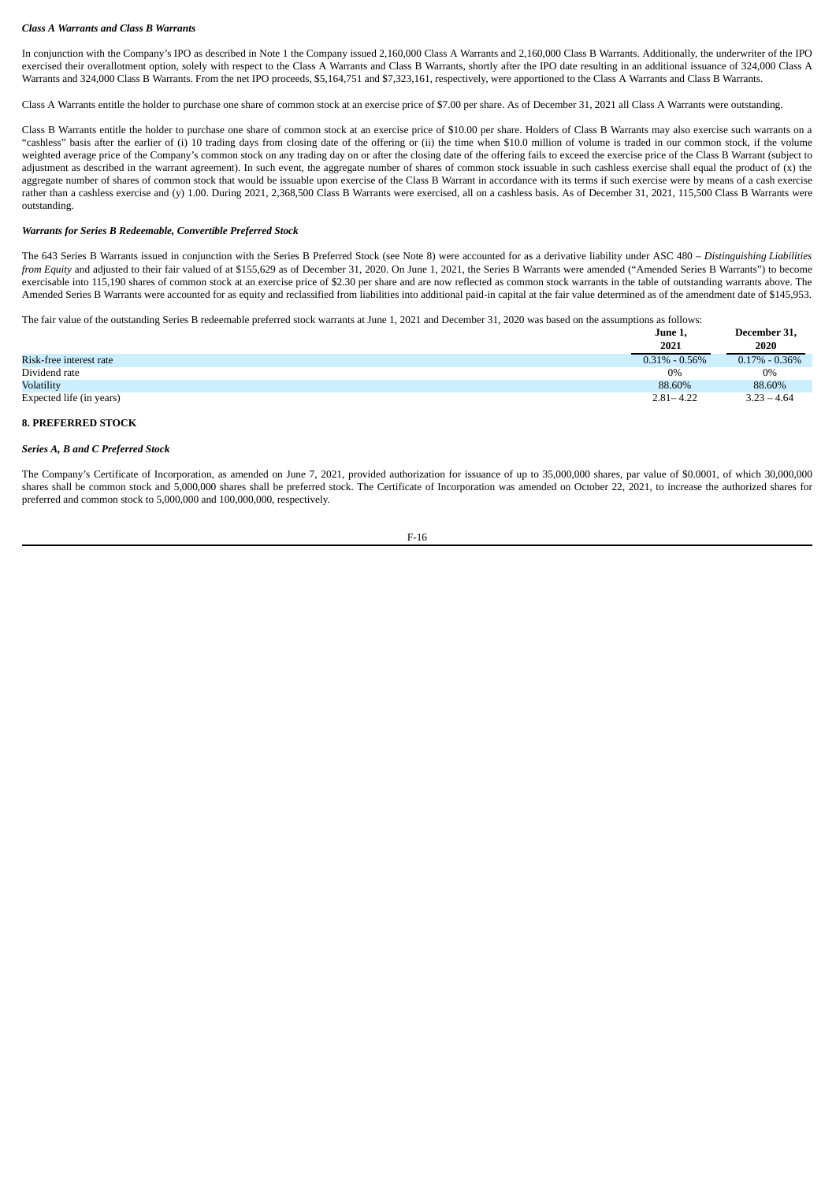***Class A Warrants and Class B Warrants***

In conjunction with the Company's IPO as described in Note 1 the Company issued 2,160,000 Class A Warrants and 2,160,000 Class B Warrants. Additionally, the underwriter of the IPO exercised their overallotment option, solely with respect to the Class A Warrants and Class B Warrants, shortly after the IPO date resulting in an additional issuance of 324,000 Class A Warrants and 324,000 Class B Warrants. From the net IPO proceeds, $5,164,751 and $7,323,161, respectively, were apportioned to the Class A Warrants and Class B Warrants.

Class A Warrants entitle the holder to purchase one share of common stock at an exercise price of $7.00 per share. As of December 31, 2021 all Class A Warrants were outstanding.

Class B Warrants entitle the holder to purchase one share of common stock at an exercise price of $10.00 per share. Holders of Class B Warrants may also exercise such warrants on a "cashless" basis after the earlier of (i) 10 trading days from closing date of the offering or (ii) the time when $10.0 million of volume is traded in our common stock, if the volume weighted average price of the Company's common stock on any trading day on or after the closing date of the offering fails to exceed the exercise price of the Class B Warrant (subject to adjustment as described in the warrant agreement). In such event, the aggregate number of shares of common stock issuable in such cashless exercise shall equal the product of (x) the aggregate number of shares of common stock that would be issuable upon exercise of the Class B Warrant in accordance with its terms if such exercise were by means of a cash exercise rather than a cashless exercise and (y) 1.00. During 2021, 2,368,500 Class B Warrants were exercised, all on a cashless basis. As of December 31, 2021, 115,500 Class B Warrants were outstanding.

***Warrants for Series B Redeemable, Convertible Preferred Stock***

The 643 Series B Warrants issued in conjunction with the Series B Preferred Stock (see Note 8) were accounted for as a derivative liability under ASC 480 – *Distinguishing Liabilities from Equity* and adjusted to their fair valued of at $155,629 as of December 31, 2020. On June 1, 2021, the Series B Warrants were amended ("Amended Series B Warrants") to become exercisable into 115,190 shares of common stock at an exercise price of $2.30 per share and are now reflected as common stock warrants in the table of outstanding warrants above. The Amended Series B Warrants were accounted for as equity and reclassified from liabilities into additional paid-in capital at the fair value determined as of the amendment date of $145,953.

The fair value of the outstanding Series B redeemable preferred stock warrants at June 1, 2021 and December 31, 2020 was based on the assumptions as follows:

| | June 1, 2021 | December 31, 2020 |
|---|---|---|
| Risk-free interest rate | 0.31% - 0.56% | 0.17% - 0.36% |
| Dividend rate | 0% | 0% |
| Volatility | 88.60% | 88.60% |
| Expected life (in years) | 2.81– 4.22 | 3.23 – 4.64 |

**8. PREFERRED STOCK**

***Series A, B and C Preferred Stock***

The Company's Certificate of Incorporation, as amended on June 7, 2021, provided authorization for issuance of up to 35,000,000 shares, par value of $0.0001, of which 30,000,000 shares shall be common stock and 5,000,000 shares shall be preferred stock. The Certificate of Incorporation was amended on October 22, 2021, to increase the authorized shares for preferred and common stock to 5,000,000 and 100,000,000, respectively.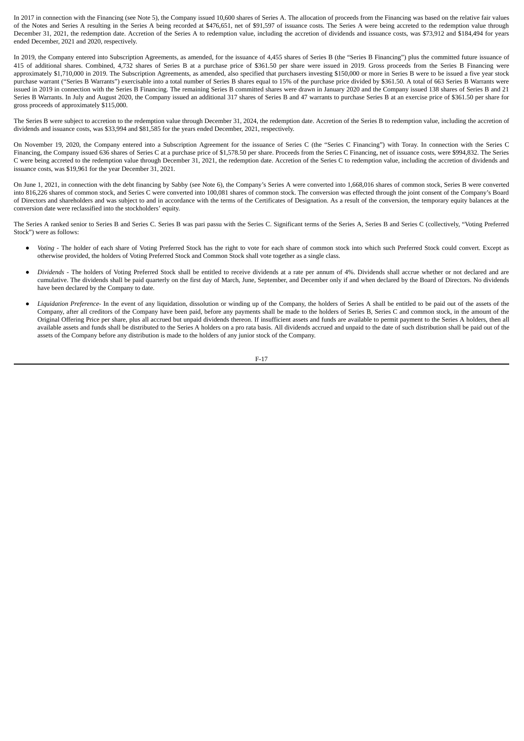In 2017 in connection with the Financing (see Note 5), the Company issued 10,600 shares of Series A. The allocation of proceeds from the Financing was based on the relative fair values of the Notes and Series A resulting in the Series A being recorded at $476,651, net of $91,597 of issuance costs. The Series A were being accreted to the redemption value through December 31, 2021, the redemption date. Accretion of the Series A to redemption value, including the accretion of dividends and issuance costs, was $73,912 and $184,494 for years ended December, 2021 and 2020, respectively.

In 2019, the Company entered into Subscription Agreements, as amended, for the issuance of 4,455 shares of Series B (the "Series B Financing") plus the committed future issuance of 415 of additional shares. Combined, 4,732 shares of Series B at a purchase price of $361.50 per share were issued in 2019. Gross proceeds from the Series B Financing were approximately $1,710,000 in 2019. The Subscription Agreements, as amended, also specified that purchasers investing $150,000 or more in Series B were to be issued a five year stock purchase warrant ("Series B Warrants") exercisable into a total number of Series B shares equal to 15% of the purchase price divided by $361.50. A total of 663 Series B Warrants were issued in 2019 in connection with the Series B Financing. The remaining Series B committed shares were drawn in January 2020 and the Company issued 138 shares of Series B and 21 Series B Warrants. In July and August 2020, the Company issued an additional 317 shares of Series B and 47 warrants to purchase Series B at an exercise price of $361.50 per share for gross proceeds of approximately $115,000.

The Series B were subject to accretion to the redemption value through December 31, 2024, the redemption date. Accretion of the Series B to redemption value, including the accretion of dividends and issuance costs, was $33,994 and $81,585 for the years ended December, 2021, respectively.

On November 19, 2020, the Company entered into a Subscription Agreement for the issuance of Series C (the "Series C Financing") with Toray. In connection with the Series C Financing, the Company issued 636 shares of Series C at a purchase price of $1,578.50 per share. Proceeds from the Series C Financing, net of issuance costs, were $994,832. The Series C were being accreted to the redemption value through December 31, 2021, the redemption date. Accretion of the Series C to redemption value, including the accretion of dividends and issuance costs, was $19,961 for the year December 31, 2021.

On June 1, 2021, in connection with the debt financing by Sabby (see Note 6), the Company's Series A were converted into 1,668,016 shares of common stock, Series B were converted into 816,226 shares of common stock, and Series C were converted into 100,081 shares of common stock. The conversion was effected through the joint consent of the Company's Board of Directors and shareholders and was subject to and in accordance with the terms of the Certificates of Designation. As a result of the conversion, the temporary equity balances at the conversion date were reclassified into the stockholders' equity.

The Series A ranked senior to Series B and Series C. Series B was pari passu with the Series C. Significant terms of the Series A, Series B and Series C (collectively, "Voting Preferred Stock") were as follows:

- *Voting* - The holder of each share of Voting Preferred Stock has the right to vote for each share of common stock into which such Preferred Stock could convert. Except as otherwise provided, the holders of Voting Preferred Stock and Common Stock shall vote together as a single class.

- *Dividends* - The holders of Voting Preferred Stock shall be entitled to receive dividends at a rate per annum of 4%. Dividends shall accrue whether or not declared and are cumulative. The dividends shall be paid quarterly on the first day of March, June, September, and December only if and when declared by the Board of Directors. No dividends have been declared by the Company to date.

- *Liquidation Preference*- In the event of any liquidation, dissolution or winding up of the Company, the holders of Series A shall be entitled to be paid out of the assets of the Company, after all creditors of the Company have been paid, before any payments shall be made to the holders of Series B, Series C and common stock, in the amount of the Original Offering Price per share, plus all accrued but unpaid dividends thereon. If insufficient assets and funds are available to permit payment to the Series A holders, then all available assets and funds shall be distributed to the Series A holders on a pro rata basis. All dividends accrued and unpaid to the date of such distribution shall be paid out of the assets of the Company before any distribution is made to the holders of any junior stock of the Company.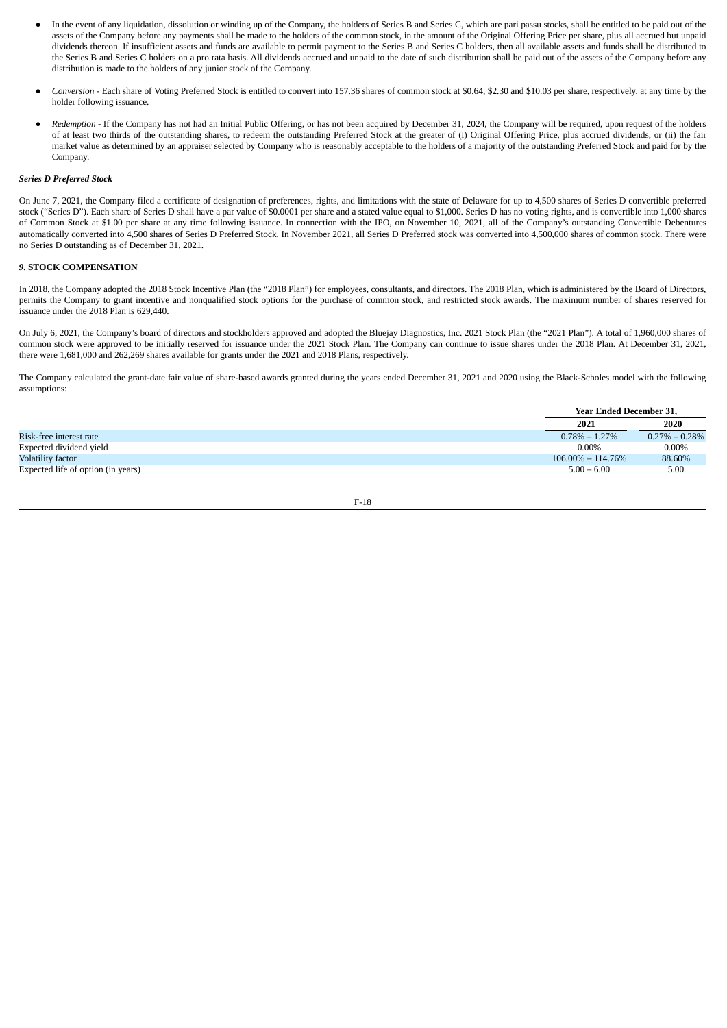- In the event of any liquidation, dissolution or winding up of the Company, the holders of Series B and Series C, which are pari passu stocks, shall be entitled to be paid out of the assets of the Company before any payments shall be made to the holders of the common stock, in the amount of the Original Offering Price per share, plus all accrued but unpaid dividends thereon. If insufficient assets and funds are available to permit payment to the Series B and Series C holders, then all available assets and funds shall be distributed to the Series B and Series C holders on a pro rata basis. All dividends accrued and unpaid to the date of such distribution shall be paid out of the assets of the Company before any distribution is made to the holders of any junior stock of the Company.

- *Conversion* - Each share of Voting Preferred Stock is entitled to convert into 157.36 shares of common stock at $0.64, $2.30 and $10.03 per share, respectively, at any time by the holder following issuance.

- *Redemption* - If the Company has not had an Initial Public Offering, or has not been acquired by December 31, 2024, the Company will be required, upon request of the holders of at least two thirds of the outstanding shares, to redeem the outstanding Preferred Stock at the greater of (i) Original Offering Price, plus accrued dividends, or (ii) the fair market value as determined by an appraiser selected by Company who is reasonably acceptable to the holders of a majority of the outstanding Preferred Stock and paid for by the Company.

***Series D Preferred Stock***

On June 7, 2021, the Company filed a certificate of designation of preferences, rights, and limitations with the state of Delaware for up to 4,500 shares of Series D convertible preferred stock ("Series D"). Each share of Series D shall have a par value of $0.0001 per share and a stated value equal to $1,000. Series D has no voting rights, and is convertible into 1,000 shares of Common Stock at $1.00 per share at any time following issuance. In connection with the IPO, on November 10, 2021, all of the Company's outstanding Convertible Debentures automatically converted into 4,500 shares of Series D Preferred Stock. In November 2021, all Series D Preferred stock was converted into 4,500,000 shares of common stock. There were no Series D outstanding as of December 31, 2021.

## 9. STOCK COMPENSATION

In 2018, the Company adopted the 2018 Stock Incentive Plan (the "2018 Plan") for employees, consultants, and directors. The 2018 Plan, which is administered by the Board of Directors, permits the Company to grant incentive and nonqualified stock options for the purchase of common stock, and restricted stock awards. The maximum number of shares reserved for issuance under the 2018 Plan is 629,440.

On July 6, 2021, the Company's board of directors and stockholders approved and adopted the Bluejay Diagnostics, Inc. 2021 Stock Plan (the "2021 Plan"). A total of 1,960,000 shares of common stock were approved to be initially reserved for issuance under the 2021 Stock Plan. The Company can continue to issue shares under the 2018 Plan. At December 31, 2021, there were 1,681,000 and 262,269 shares available for grants under the 2021 and 2018 Plans, respectively.

The Company calculated the grant-date fair value of share-based awards granted during the years ended December 31, 2021 and 2020 using the Black-Scholes model with the following assumptions:

| | Year Ended December 31, | |
|---|---|---|
| | 2021 | 2020 |
| Risk-free interest rate | 0.78% – 1.27% | 0.27% – 0.28% |
| Expected dividend yield | 0.00% | 0.00% |
| Volatility factor | 106.00% – 114.76% | 88.60% |
| Expected life of option (in years) | 5.00 – 6.00 | 5.00 |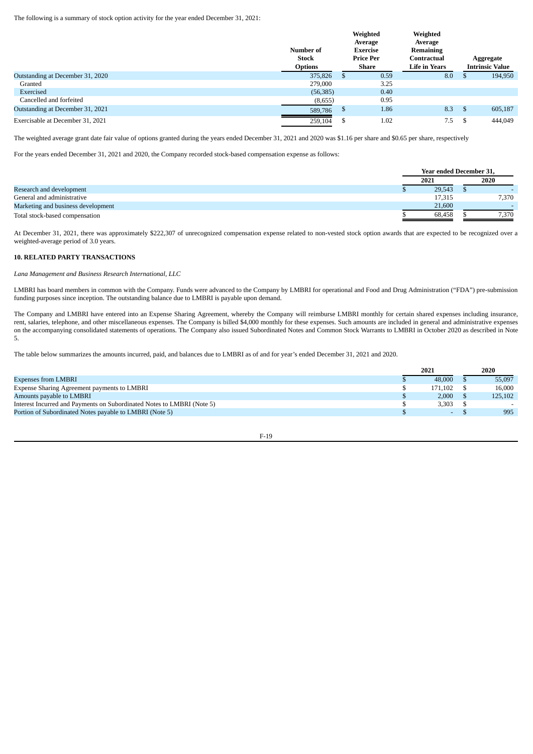The following is a summary of stock option activity for the year ended December 31, 2021:

| | Number of Stock Options | Weighted Average Exercise Price Per Share | Weighted Average Remaining Contractual Life in Years | Aggregate Intrinsic Value |
|---|---|---|---|---|
| Outstanding at December 31, 2020 | 375,826 | $ 0.59 | 8.0 | $ 194,950 |
| Granted | 279,000 | 3.25 | | |
| Exercised | (56,385) | 0.40 | | |
| Cancelled and forfeited | (8,655) | 0.95 | | |
| Outstanding at December 31, 2021 | 589,786 | $ 1.86 | 8.3 | $ 605,187 |
| Exercisable at December 31, 2021 | 259,104 | $ 1.02 | 7.5 | $ 444,049 |

The weighted average grant date fair value of options granted during the years ended December 31, 2021 and 2020 was $1.16 per share and $0.65 per share, respectively

For the years ended December 31, 2021 and 2020, the Company recorded stock-based compensation expense as follows:

| | Year ended December 31, | |
|---|---|---|
| | 2021 | 2020 |
| Research and development | $ 29,543 | $ - |
| General and administrative | 17,315 | 7,370 |
| Marketing and business development | 21,600 | - |
| Total stock-based compensation | $ 68,458 | $ 7,370 |

At December 31, 2021, there was approximately $222,307 of unrecognized compensation expense related to non-vested stock option awards that are expected to be recognized over a weighted-average period of 3.0 years.

## 10. RELATED PARTY TRANSACTIONS

*Lana Management and Business Research International, LLC*

LMBRI has board members in common with the Company. Funds were advanced to the Company by LMBRI for operational and Food and Drug Administration ("FDA") pre-submission funding purposes since inception. The outstanding balance due to LMBRI is payable upon demand.

The Company and LMBRI have entered into an Expense Sharing Agreement, whereby the Company will reimburse LMBRI monthly for certain shared expenses including insurance, rent, salaries, telephone, and other miscellaneous expenses. The Company is billed $4,000 monthly for these expenses. Such amounts are included in general and administrative expenses on the accompanying consolidated statements of operations. The Company also issued Subordinated Notes and Common Stock Warrants to LMBRI in October 2020 as described in Note 5.

The table below summarizes the amounts incurred, paid, and balances due to LMBRI as of and for year's ended December 31, 2021 and 2020.

| | 2021 | 2020 |
|---|---|---|
| Expenses from LMBRI | $ 48,000 | $ 55,097 |
| Expense Sharing Agreement payments to LMBRI | $ 171,102 | $ 16,000 |
| Amounts payable to LMBRI | $ 2,000 | $ 125,102 |
| Interest Incurred and Payments on Subordinated Notes to LMBRI (Note 5) | $ 3,303 | $ - |
| Portion of Subordinated Notes payable to LMBRI (Note 5) | $ - | $ 995 |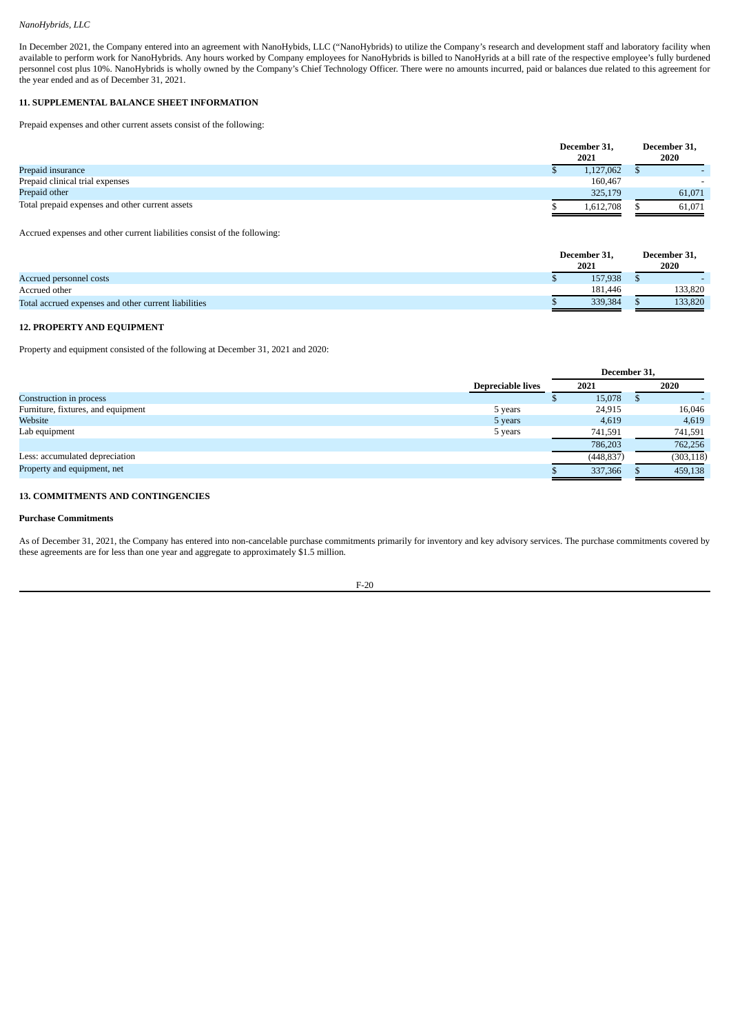*NanoHybrids, LLC*

In December 2021, the Company entered into an agreement with NanoHybids, LLC ("NanoHybrids) to utilize the Company's research and development staff and laboratory facility when available to perform work for NanoHybrids. Any hours worked by Company employees for NanoHybrids is billed to NanoHyrids at a bill rate of the respective employee's fully burdened personnel cost plus 10%. NanoHybrids is wholly owned by the Company's Chief Technology Officer. There were no amounts incurred, paid or balances due related to this agreement for the year ended and as of December 31, 2021.

## 11. SUPPLEMENTAL BALANCE SHEET INFORMATION

Prepaid expenses and other current assets consist of the following:

| | December 31, 2021 | December 31, 2020 |
|---|---|---|
| Prepaid insurance | $ 1,127,062 | $ - |
| Prepaid clinical trial expenses | 160,467 | - |
| Prepaid other | 325,179 | 61,071 |
| Total prepaid expenses and other current assets | $ 1,612,708 | $ 61,071 |

Accrued expenses and other current liabilities consist of the following:

| | December 31, 2021 | December 31, 2020 |
|---|---|---|
| Accrued personnel costs | $ 157,938 | $ - |
| Accrued other | 181,446 | 133,820 |
| Total accrued expenses and other current liabilities | $ 339,384 | $ 133,820 |

## 12. PROPERTY AND EQUIPMENT

Property and equipment consisted of the following at December 31, 2021 and 2020:

| | | December 31, | |
|---|---|---|---|
| | Depreciable lives | 2021 | 2020 |
| Construction in process | | $ 15,078 | $ - |
| Furniture, fixtures, and equipment | 5 years | 24,915 | 16,046 |
| Website | 5 years | 4,619 | 4,619 |
| Lab equipment | 5 years | 741,591 | 741,591 |
| | | 786,203 | 762,256 |
| Less: accumulated depreciation | | (448,837) | (303,118) |
| Property and equipment, net | | $ 337,366 | $ 459,138 |

## 13. COMMITMENTS AND CONTINGENCIES

### Purchase Commitments

As of December 31, 2021, the Company has entered into non-cancelable purchase commitments primarily for inventory and key advisory services. The purchase commitments covered by these agreements are for less than one year and aggregate to approximately $1.5 million.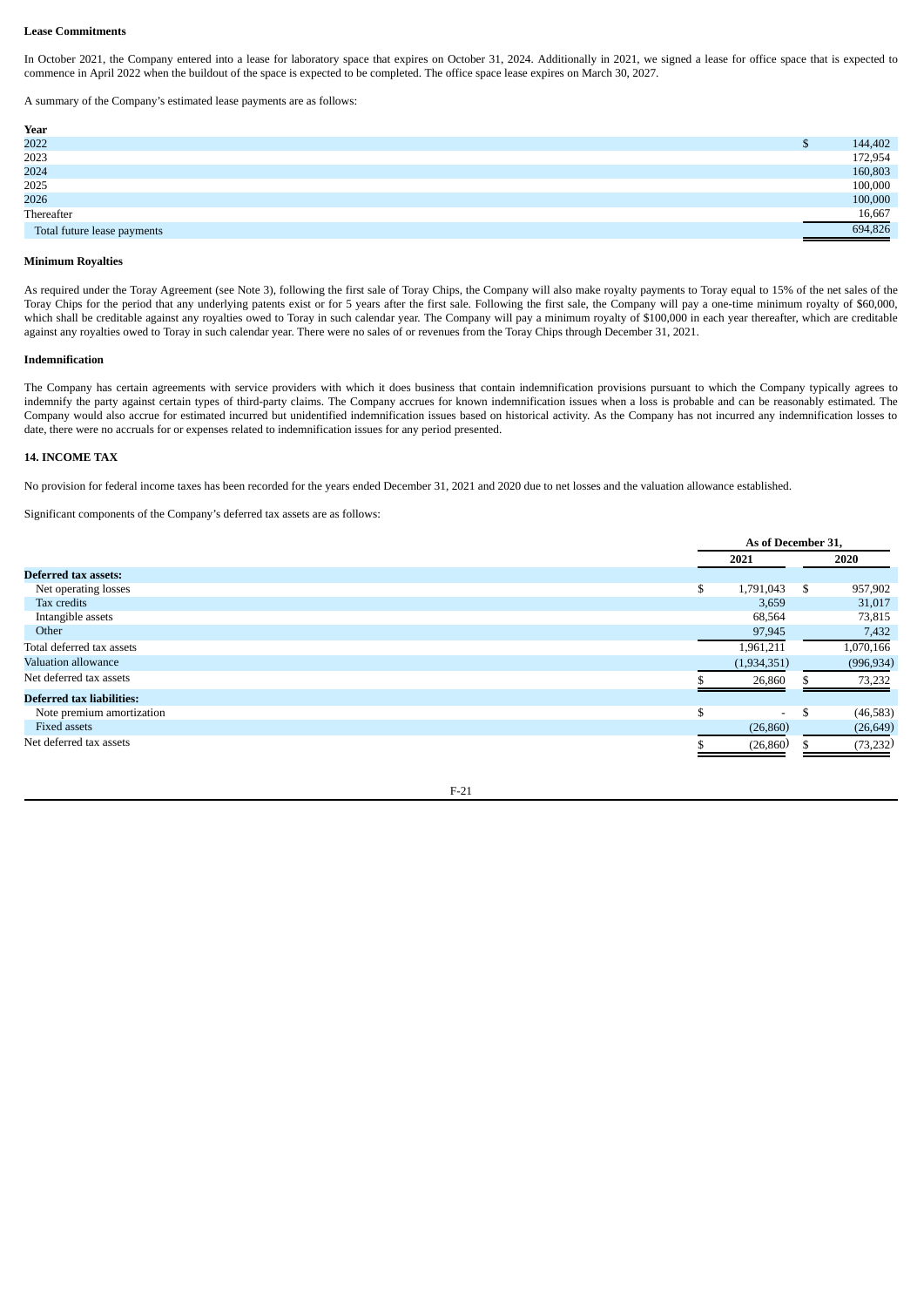**Lease Commitments**

In October 2021, the Company entered into a lease for laboratory space that expires on October 31, 2024. Additionally in 2021, we signed a lease for office space that is expected to commence in April 2022 when the buildout of the space is expected to be completed. The office space lease expires on March 30, 2027.

A summary of the Company's estimated lease payments are as follows:

| Year | |
|---|---|
| 2022 | $ 144,402 |
| 2023 | 172,954 |
| 2024 | 160,803 |
| 2025 | 100,000 |
| 2026 | 100,000 |
| Thereafter | 16,667 |
| Total future lease payments | 694,826 |

**Minimum Royalties**

As required under the Toray Agreement (see Note 3), following the first sale of Toray Chips, the Company will also make royalty payments to Toray equal to 15% of the net sales of the Toray Chips for the period that any underlying patents exist or for 5 years after the first sale. Following the first sale, the Company will pay a one-time minimum royalty of $60,000, which shall be creditable against any royalties owed to Toray in such calendar year. The Company will pay a minimum royalty of $100,000 in each year thereafter, which are creditable against any royalties owed to Toray in such calendar year. There were no sales of or revenues from the Toray Chips through December 31, 2021.

**Indemnification**

The Company has certain agreements with service providers with which it does business that contain indemnification provisions pursuant to which the Company typically agrees to indemnify the party against certain types of third-party claims. The Company accrues for known indemnification issues when a loss is probable and can be reasonably estimated. The Company would also accrue for estimated incurred but unidentified indemnification issues based on historical activity. As the Company has not incurred any indemnification losses to date, there were no accruals for or expenses related to indemnification issues for any period presented.

## 14. INCOME TAX

No provision for federal income taxes has been recorded for the years ended December 31, 2021 and 2020 due to net losses and the valuation allowance established.

Significant components of the Company's deferred tax assets are as follows:

| | As of December 31, | |
|---|---|---|
| | 2021 | 2020 |
| **Deferred tax assets:** | | |
| Net operating losses | $ 1,791,043 | $ 957,902 |
| Tax credits | 3,659 | 31,017 |
| Intangible assets | 68,564 | 73,815 |
| Other | 97,945 | 7,432 |
| Total deferred tax assets | 1,961,211 | 1,070,166 |
| Valuation allowance | (1,934,351) | (996,934) |
| Net deferred tax assets | $ 26,860 | $ 73,232 |
| **Deferred tax liabilities:** | | |
| Note premium amortization | $ - | $ (46,583) |
| Fixed assets | (26,860) | (26,649) |
| Net deferred tax assets | $ (26,860) | $ (73,232) |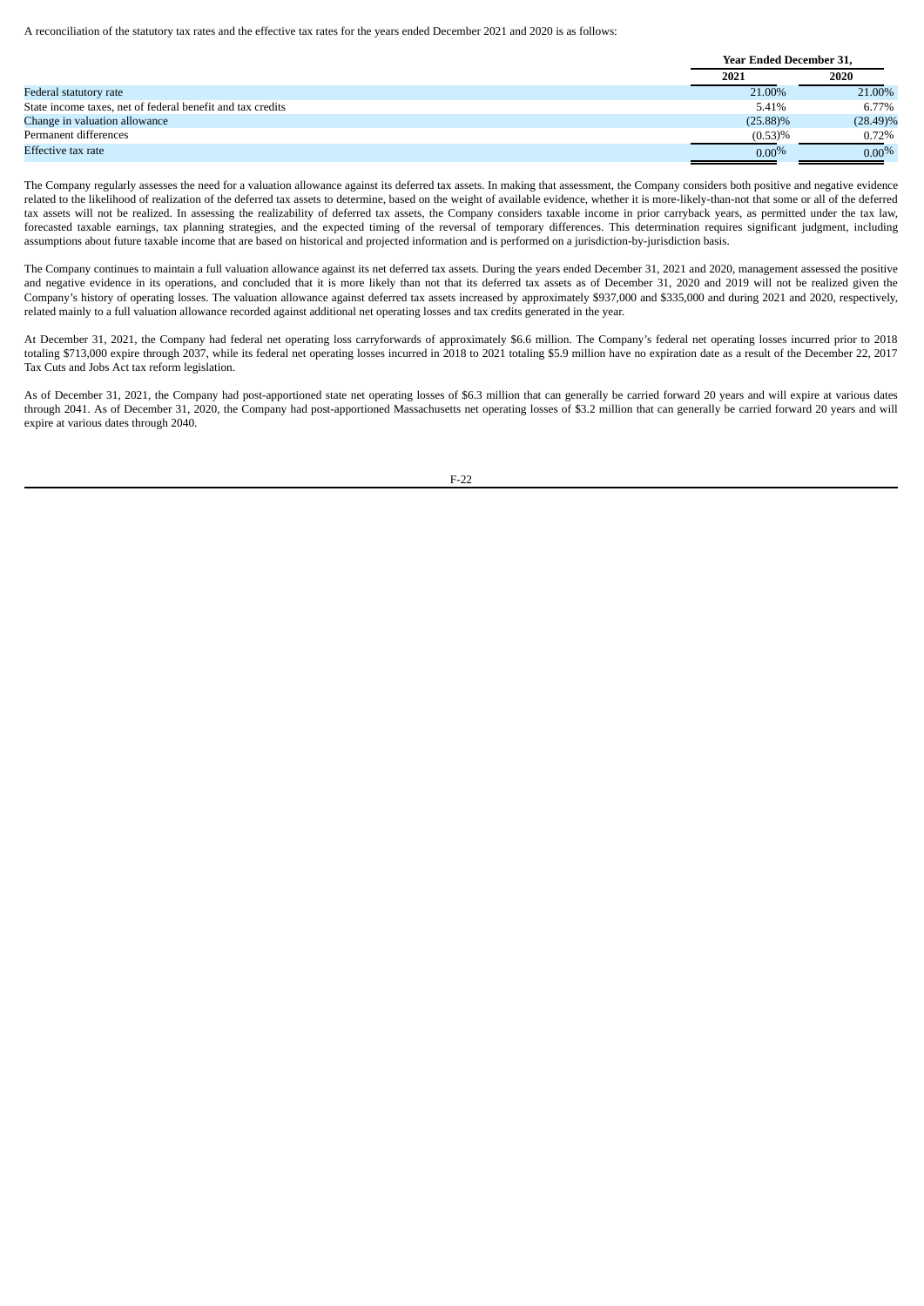A reconciliation of the statutory tax rates and the effective tax rates for the years ended December 2021 and 2020 is as follows:

| | Year Ended December 31, | |
|---|---|---|
| | 2021 | 2020 |
| Federal statutory rate | 21.00% | 21.00% |
| State income taxes, net of federal benefit and tax credits | 5.41% | 6.77% |
| Change in valuation allowance | (25.88)% | (28.49)% |
| Permanent differences | (0.53)% | 0.72% |
| Effective tax rate | 0.00% | 0.00% |

The Company regularly assesses the need for a valuation allowance against its deferred tax assets. In making that assessment, the Company considers both positive and negative evidence related to the likelihood of realization of the deferred tax assets to determine, based on the weight of available evidence, whether it is more-likely-than-not that some or all of the deferred tax assets will not be realized. In assessing the realizability of deferred tax assets, the Company considers taxable income in prior carryback years, as permitted under the tax law, forecasted taxable earnings, tax planning strategies, and the expected timing of the reversal of temporary differences. This determination requires significant judgment, including assumptions about future taxable income that are based on historical and projected information and is performed on a jurisdiction-by-jurisdiction basis.

The Company continues to maintain a full valuation allowance against its net deferred tax assets. During the years ended December 31, 2021 and 2020, management assessed the positive and negative evidence in its operations, and concluded that it is more likely than not that its deferred tax assets as of December 31, 2020 and 2019 will not be realized given the Company's history of operating losses. The valuation allowance against deferred tax assets increased by approximately $937,000 and $335,000 and during 2021 and 2020, respectively, related mainly to a full valuation allowance recorded against additional net operating losses and tax credits generated in the year.

At December 31, 2021, the Company had federal net operating loss carryforwards of approximately $6.6 million. The Company's federal net operating losses incurred prior to 2018 totaling $713,000 expire through 2037, while its federal net operating losses incurred in 2018 to 2021 totaling $5.9 million have no expiration date as a result of the December 22, 2017 Tax Cuts and Jobs Act tax reform legislation.

As of December 31, 2021, the Company had post-apportioned state net operating losses of $6.3 million that can generally be carried forward 20 years and will expire at various dates through 2041. As of December 31, 2020, the Company had post-apportioned Massachusetts net operating losses of $3.2 million that can generally be carried forward 20 years and will expire at various dates through 2040.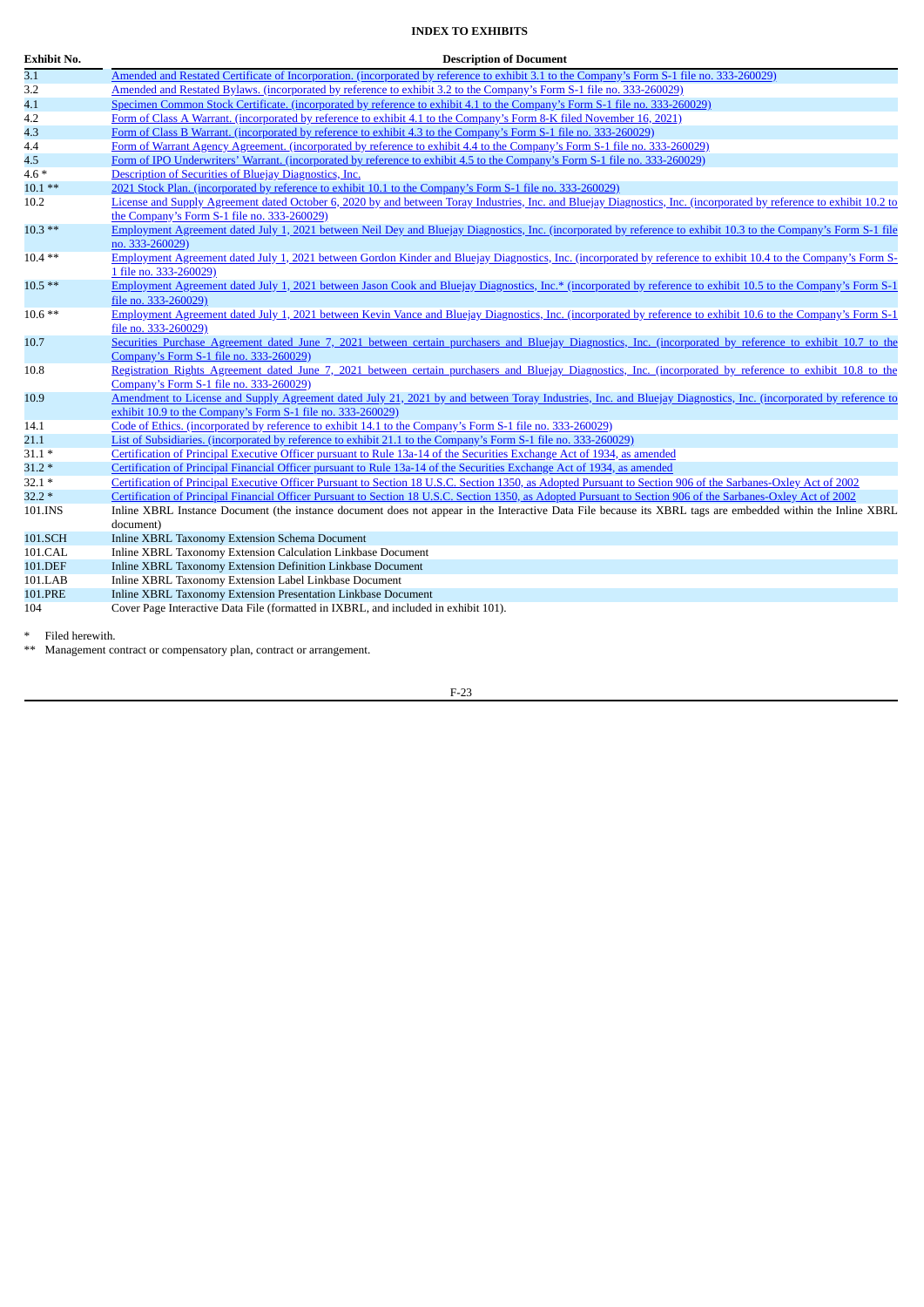**INDEX TO EXHIBITS**

| Exhibit No. | Description of Document |
|---|---|
| 3.1 | Amended and Restated Certificate of Incorporation. (incorporated by reference to exhibit 3.1 to the Company's Form S-1 file no. 333-260029) |
| 3.2 | Amended and Restated Bylaws. (incorporated by reference to exhibit 3.2 to the Company's Form S-1 file no. 333-260029) |
| 4.1 | Specimen Common Stock Certificate. (incorporated by reference to exhibit 4.1 to the Company's Form S-1 file no. 333-260029) |
| 4.2 | Form of Class A Warrant. (incorporated by reference to exhibit 4.1 to the Company's Form 8-K filed November 16, 2021) |
| 4.3 | Form of Class B Warrant. (incorporated by reference to exhibit 4.3 to the Company's Form S-1 file no. 333-260029) |
| 4.4 | Form of Warrant Agency Agreement. (incorporated by reference to exhibit 4.4 to the Company's Form S-1 file no. 333-260029) |
| 4.5 | Form of IPO Underwriters' Warrant. (incorporated by reference to exhibit 4.5 to the Company's Form S-1 file no. 333-260029) |
| 4.6 * | Description of Securities of Bluejay Diagnostics, Inc. |
| 10.1 ** | 2021 Stock Plan. (incorporated by reference to exhibit 10.1 to the Company's Form S-1 file no. 333-260029) |
| 10.2 | License and Supply Agreement dated October 6, 2020 by and between Toray Industries, Inc. and Bluejay Diagnostics, Inc. (incorporated by reference to exhibit 10.2 to the Company's Form S-1 file no. 333-260029) |
| 10.3 ** | Employment Agreement dated July 1, 2021 between Neil Dey and Bluejay Diagnostics, Inc. (incorporated by reference to exhibit 10.3 to the Company's Form S-1 file no. 333-260029) |
| 10.4 ** | Employment Agreement dated July 1, 2021 between Gordon Kinder and Bluejay Diagnostics, Inc. (incorporated by reference to exhibit 10.4 to the Company's Form S-1 file no. 333-260029) |
| 10.5 ** | Employment Agreement dated July 1, 2021 between Jason Cook and Bluejay Diagnostics, Inc.* (incorporated by reference to exhibit 10.5 to the Company's Form S-1 file no. 333-260029) |
| 10.6 ** | Employment Agreement dated July 1, 2021 between Kevin Vance and Bluejay Diagnostics, Inc. (incorporated by reference to exhibit 10.6 to the Company's Form S-1 file no. 333-260029) |
| 10.7 | Securities Purchase Agreement dated June 7, 2021 between certain purchasers and Bluejay Diagnostics, Inc. (incorporated by reference to exhibit 10.7 to the Company's Form S-1 file no. 333-260029) |
| 10.8 | Registration Rights Agreement dated June 7, 2021 between certain purchasers and Bluejay Diagnostics, Inc. (incorporated by reference to exhibit 10.8 to the Company's Form S-1 file no. 333-260029) |
| 10.9 | Amendment to License and Supply Agreement dated July 21, 2021 by and between Toray Industries, Inc. and Bluejay Diagnostics, Inc. (incorporated by reference to exhibit 10.9 to the Company's Form S-1 file no. 333-260029) |
| 14.1 | Code of Ethics. (incorporated by reference to exhibit 14.1 to the Company's Form S-1 file no. 333-260029) |
| 21.1 | List of Subsidiaries. (incorporated by reference to exhibit 21.1 to the Company's Form S-1 file no. 333-260029) |
| 31.1 * | Certification of Principal Executive Officer pursuant to Rule 13a-14 of the Securities Exchange Act of 1934, as amended |
| 31.2 * | Certification of Principal Financial Officer pursuant to Rule 13a-14 of the Securities Exchange Act of 1934, as amended |
| 32.1 * | Certification of Principal Executive Officer Pursuant to Section 18 U.S.C. Section 1350, as Adopted Pursuant to Section 906 of the Sarbanes-Oxley Act of 2002 |
| 32.2 * | Certification of Principal Financial Officer Pursuant to Section 18 U.S.C. Section 1350, as Adopted Pursuant to Section 906 of the Sarbanes-Oxley Act of 2002 |
| 101.INS | Inline XBRL Instance Document (the instance document does not appear in the Interactive Data File because its XBRL tags are embedded within the Inline XBRL document) |
| 101.SCH | Inline XBRL Taxonomy Extension Schema Document |
| 101.CAL | Inline XBRL Taxonomy Extension Calculation Linkbase Document |
| 101.DEF | Inline XBRL Taxonomy Extension Definition Linkbase Document |
| 101.LAB | Inline XBRL Taxonomy Extension Label Linkbase Document |
| 101.PRE | Inline XBRL Taxonomy Extension Presentation Linkbase Document |
| 104 | Cover Page Interactive Data File (formatted in IXBRL, and included in exhibit 101). |

\* Filed herewith.

\*\* Management contract or compensatory plan, contract or arrangement.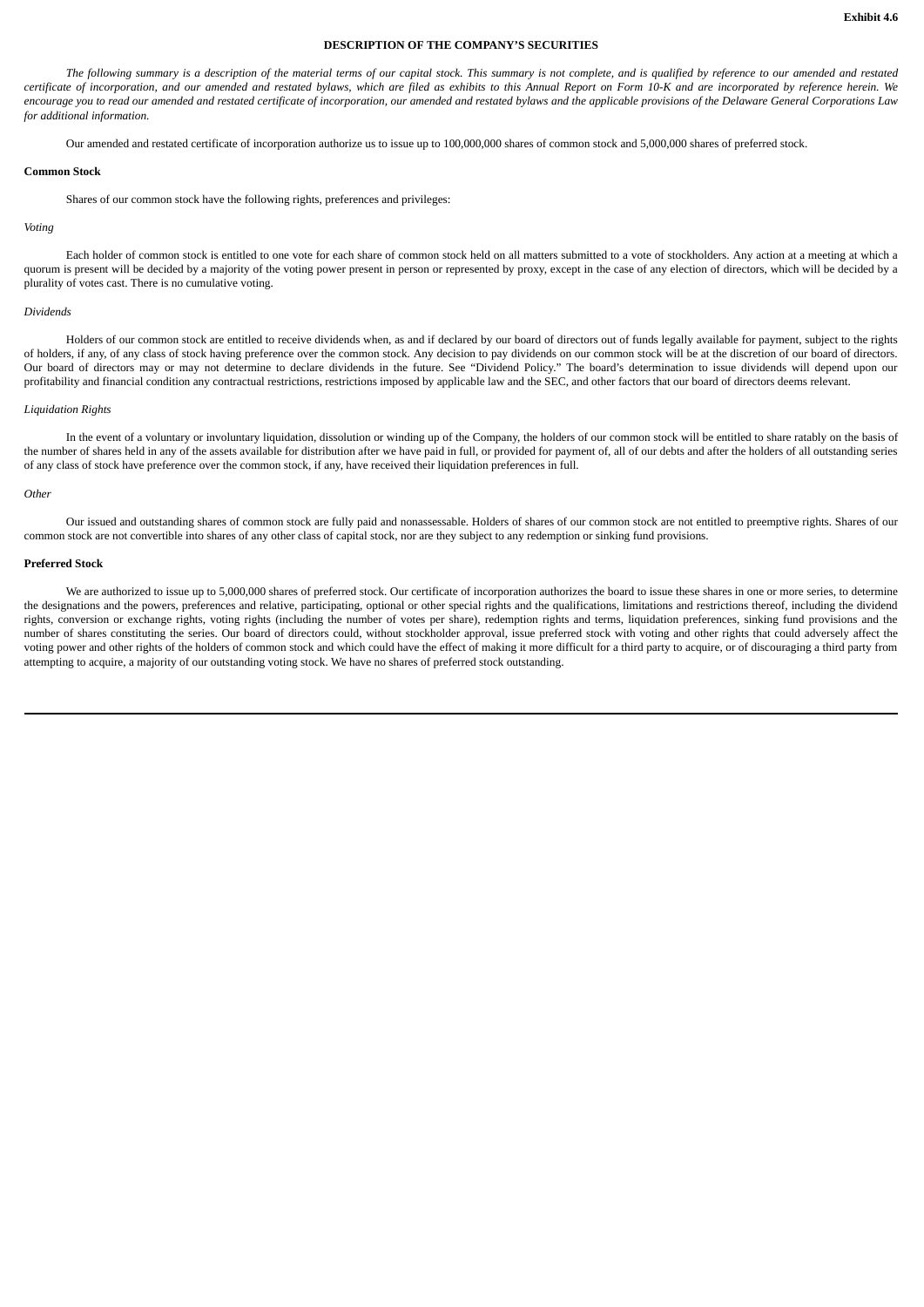**Exhibit 4.6**

# DESCRIPTION OF THE COMPANY'S SECURITIES

*The following summary is a description of the material terms of our capital stock. This summary is not complete, and is qualified by reference to our amended and restated certificate of incorporation, and our amended and restated bylaws, which are filed as exhibits to this Annual Report on Form 10-K and are incorporated by reference herein. We encourage you to read our amended and restated certificate of incorporation, our amended and restated bylaws and the applicable provisions of the Delaware General Corporations Law for additional information.*

Our amended and restated certificate of incorporation authorize us to issue up to 100,000,000 shares of common stock and 5,000,000 shares of preferred stock.

## Common Stock

Shares of our common stock have the following rights, preferences and privileges:

### *Voting*

Each holder of common stock is entitled to one vote for each share of common stock held on all matters submitted to a vote of stockholders. Any action at a meeting at which a quorum is present will be decided by a majority of the voting power present in person or represented by proxy, except in the case of any election of directors, which will be decided by a plurality of votes cast. There is no cumulative voting.

### *Dividends*

Holders of our common stock are entitled to receive dividends when, as and if declared by our board of directors out of funds legally available for payment, subject to the rights of holders, if any, of any class of stock having preference over the common stock. Any decision to pay dividends on our common stock will be at the discretion of our board of directors. Our board of directors may or may not determine to declare dividends in the future. See "Dividend Policy." The board's determination to issue dividends will depend upon our profitability and financial condition any contractual restrictions, restrictions imposed by applicable law and the SEC, and other factors that our board of directors deems relevant.

### *Liquidation Rights*

In the event of a voluntary or involuntary liquidation, dissolution or winding up of the Company, the holders of our common stock will be entitled to share ratably on the basis of the number of shares held in any of the assets available for distribution after we have paid in full, or provided for payment of, all of our debts and after the holders of all outstanding series of any class of stock have preference over the common stock, if any, have received their liquidation preferences in full.

### *Other*

Our issued and outstanding shares of common stock are fully paid and nonassessable. Holders of shares of our common stock are not entitled to preemptive rights. Shares of our common stock are not convertible into shares of any other class of capital stock, nor are they subject to any redemption or sinking fund provisions.

## Preferred Stock

We are authorized to issue up to 5,000,000 shares of preferred stock. Our certificate of incorporation authorizes the board to issue these shares in one or more series, to determine the designations and the powers, preferences and relative, participating, optional or other special rights and the qualifications, limitations and restrictions thereof, including the dividend rights, conversion or exchange rights, voting rights (including the number of votes per share), redemption rights and terms, liquidation preferences, sinking fund provisions and the number of shares constituting the series. Our board of directors could, without stockholder approval, issue preferred stock with voting and other rights that could adversely affect the voting power and other rights of the holders of common stock and which could have the effect of making it more difficult for a third party to acquire, or of discouraging a third party from attempting to acquire, a majority of our outstanding voting stock. We have no shares of preferred stock outstanding.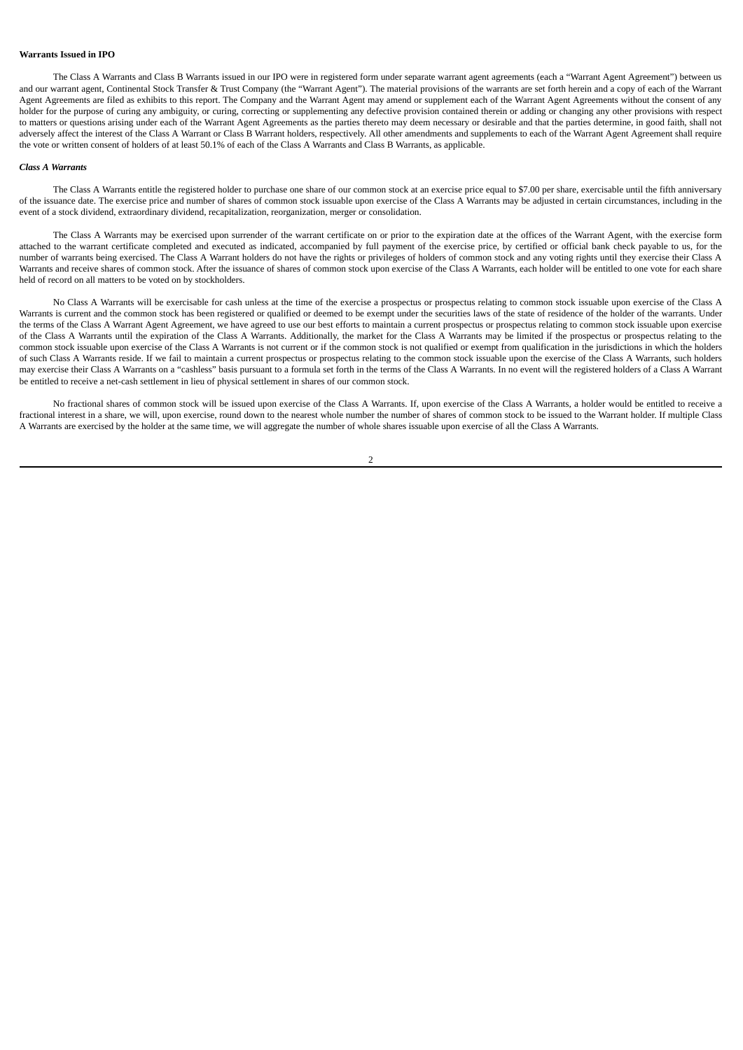**Warrants Issued in IPO**

The Class A Warrants and Class B Warrants issued in our IPO were in registered form under separate warrant agent agreements (each a "Warrant Agent Agreement") between us and our warrant agent, Continental Stock Transfer & Trust Company (the "Warrant Agent"). The material provisions of the warrants are set forth herein and a copy of each of the Warrant Agent Agreements are filed as exhibits to this report. The Company and the Warrant Agent may amend or supplement each of the Warrant Agent Agreements without the consent of any holder for the purpose of curing any ambiguity, or curing, correcting or supplementing any defective provision contained therein or adding or changing any other provisions with respect to matters or questions arising under each of the Warrant Agent Agreements as the parties thereto may deem necessary or desirable and that the parties determine, in good faith, shall not adversely affect the interest of the Class A Warrant or Class B Warrant holders, respectively. All other amendments and supplements to each of the Warrant Agent Agreement shall require the vote or written consent of holders of at least 50.1% of each of the Class A Warrants and Class B Warrants, as applicable.

***Class A Warrants***

The Class A Warrants entitle the registered holder to purchase one share of our common stock at an exercise price equal to $7.00 per share, exercisable until the fifth anniversary of the issuance date. The exercise price and number of shares of common stock issuable upon exercise of the Class A Warrants may be adjusted in certain circumstances, including in the event of a stock dividend, extraordinary dividend, recapitalization, reorganization, merger or consolidation.

The Class A Warrants may be exercised upon surrender of the warrant certificate on or prior to the expiration date at the offices of the Warrant Agent, with the exercise form attached to the warrant certificate completed and executed as indicated, accompanied by full payment of the exercise price, by certified or official bank check payable to us, for the number of warrants being exercised. The Class A Warrant holders do not have the rights or privileges of holders of common stock and any voting rights until they exercise their Class A Warrants and receive shares of common stock. After the issuance of shares of common stock upon exercise of the Class A Warrants, each holder will be entitled to one vote for each share held of record on all matters to be voted on by stockholders.

No Class A Warrants will be exercisable for cash unless at the time of the exercise a prospectus or prospectus relating to common stock issuable upon exercise of the Class A Warrants is current and the common stock has been registered or qualified or deemed to be exempt under the securities laws of the state of residence of the holder of the warrants. Under the terms of the Class A Warrant Agent Agreement, we have agreed to use our best efforts to maintain a current prospectus or prospectus relating to common stock issuable upon exercise of the Class A Warrants until the expiration of the Class A Warrants. Additionally, the market for the Class A Warrants may be limited if the prospectus or prospectus relating to the common stock issuable upon exercise of the Class A Warrants is not current or if the common stock is not qualified or exempt from qualification in the jurisdictions in which the holders of such Class A Warrants reside. If we fail to maintain a current prospectus or prospectus relating to the common stock issuable upon the exercise of the Class A Warrants, such holders may exercise their Class A Warrants on a "cashless" basis pursuant to a formula set forth in the terms of the Class A Warrants. In no event will the registered holders of a Class A Warrant be entitled to receive a net-cash settlement in lieu of physical settlement in shares of our common stock.

No fractional shares of common stock will be issued upon exercise of the Class A Warrants. If, upon exercise of the Class A Warrants, a holder would be entitled to receive a fractional interest in a share, we will, upon exercise, round down to the nearest whole number the number of shares of common stock to be issued to the Warrant holder. If multiple Class A Warrants are exercised by the holder at the same time, we will aggregate the number of whole shares issuable upon exercise of all the Class A Warrants.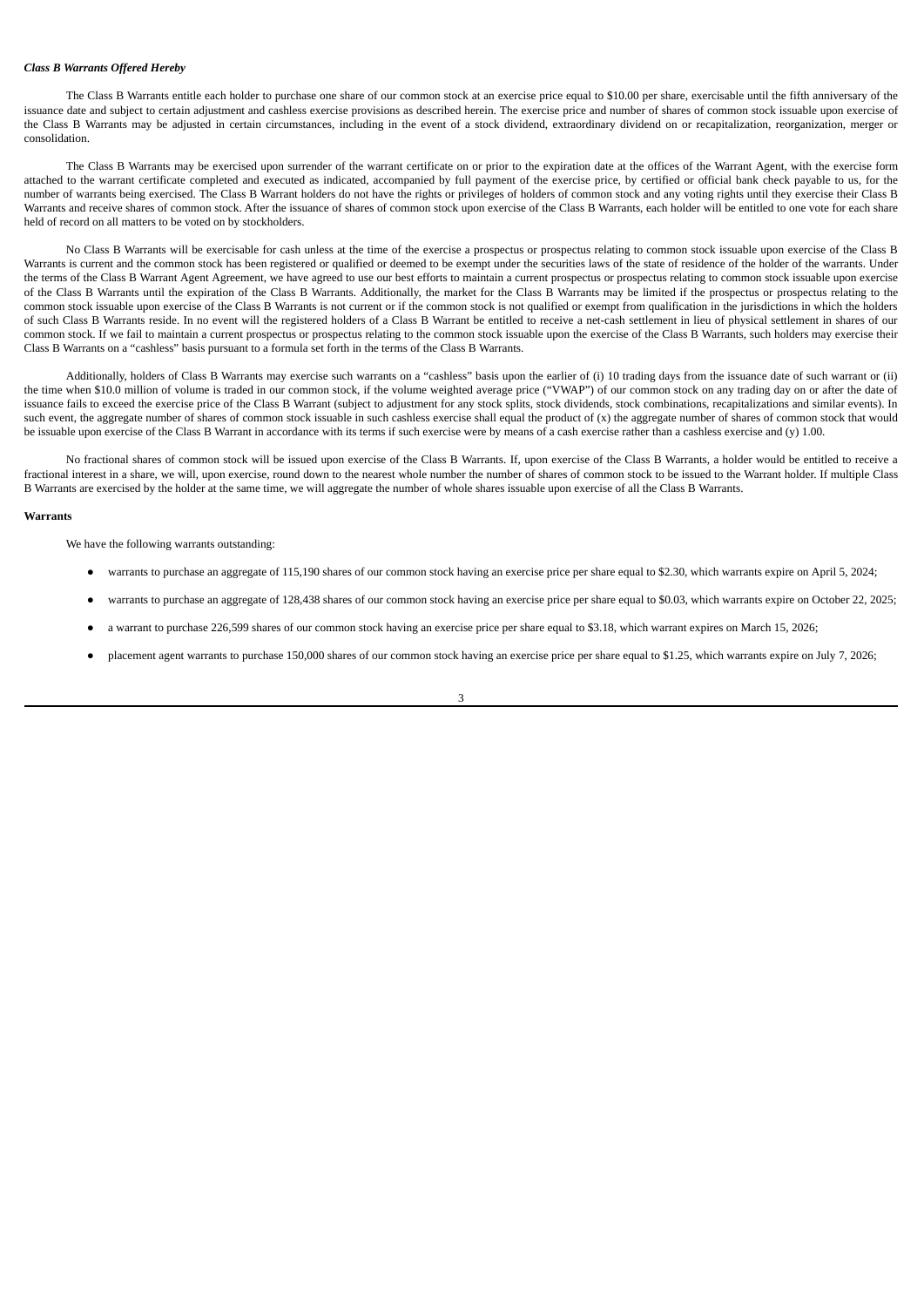***Class B Warrants Offered Hereby***

The Class B Warrants entitle each holder to purchase one share of our common stock at an exercise price equal to $10.00 per share, exercisable until the fifth anniversary of the issuance date and subject to certain adjustment and cashless exercise provisions as described herein. The exercise price and number of shares of common stock issuable upon exercise of the Class B Warrants may be adjusted in certain circumstances, including in the event of a stock dividend, extraordinary dividend on or recapitalization, reorganization, merger or consolidation.

The Class B Warrants may be exercised upon surrender of the warrant certificate on or prior to the expiration date at the offices of the Warrant Agent, with the exercise form attached to the warrant certificate completed and executed as indicated, accompanied by full payment of the exercise price, by certified or official bank check payable to us, for the number of warrants being exercised. The Class B Warrant holders do not have the rights or privileges of holders of common stock and any voting rights until they exercise their Class B Warrants and receive shares of common stock. After the issuance of shares of common stock upon exercise of the Class B Warrants, each holder will be entitled to one vote for each share held of record on all matters to be voted on by stockholders.

No Class B Warrants will be exercisable for cash unless at the time of the exercise a prospectus or prospectus relating to common stock issuable upon exercise of the Class B Warrants is current and the common stock has been registered or qualified or deemed to be exempt under the securities laws of the state of residence of the holder of the warrants. Under the terms of the Class B Warrant Agent Agreement, we have agreed to use our best efforts to maintain a current prospectus or prospectus relating to common stock issuable upon exercise of the Class B Warrants until the expiration of the Class B Warrants. Additionally, the market for the Class B Warrants may be limited if the prospectus or prospectus relating to the common stock issuable upon exercise of the Class B Warrants is not current or if the common stock is not qualified or exempt from qualification in the jurisdictions in which the holders of such Class B Warrants reside. In no event will the registered holders of a Class B Warrant be entitled to receive a net-cash settlement in lieu of physical settlement in shares of our common stock. If we fail to maintain a current prospectus or prospectus relating to the common stock issuable upon the exercise of the Class B Warrants, such holders may exercise their Class B Warrants on a "cashless" basis pursuant to a formula set forth in the terms of the Class B Warrants.

Additionally, holders of Class B Warrants may exercise such warrants on a "cashless" basis upon the earlier of (i) 10 trading days from the issuance date of such warrant or (ii) the time when $10.0 million of volume is traded in our common stock, if the volume weighted average price ("VWAP") of our common stock on any trading day on or after the date of issuance fails to exceed the exercise price of the Class B Warrant (subject to adjustment for any stock splits, stock dividends, stock combinations, recapitalizations and similar events). In such event, the aggregate number of shares of common stock issuable in such cashless exercise shall equal the product of (x) the aggregate number of shares of common stock that would be issuable upon exercise of the Class B Warrant in accordance with its terms if such exercise were by means of a cash exercise rather than a cashless exercise and (y) 1.00.

No fractional shares of common stock will be issued upon exercise of the Class B Warrants. If, upon exercise of the Class B Warrants, a holder would be entitled to receive a fractional interest in a share, we will, upon exercise, round down to the nearest whole number the number of shares of common stock to be issued to the Warrant holder. If multiple Class B Warrants are exercised by the holder at the same time, we will aggregate the number of whole shares issuable upon exercise of all the Class B Warrants.

**Warrants**

We have the following warrants outstanding:

- warrants to purchase an aggregate of 115,190 shares of our common stock having an exercise price per share equal to $2.30, which warrants expire on April 5, 2024;
- warrants to purchase an aggregate of 128,438 shares of our common stock having an exercise price per share equal to $0.03, which warrants expire on October 22, 2025;
- a warrant to purchase 226,599 shares of our common stock having an exercise price per share equal to $3.18, which warrant expires on March 15, 2026;
- placement agent warrants to purchase 150,000 shares of our common stock having an exercise price per share equal to $1.25, which warrants expire on July 7, 2026;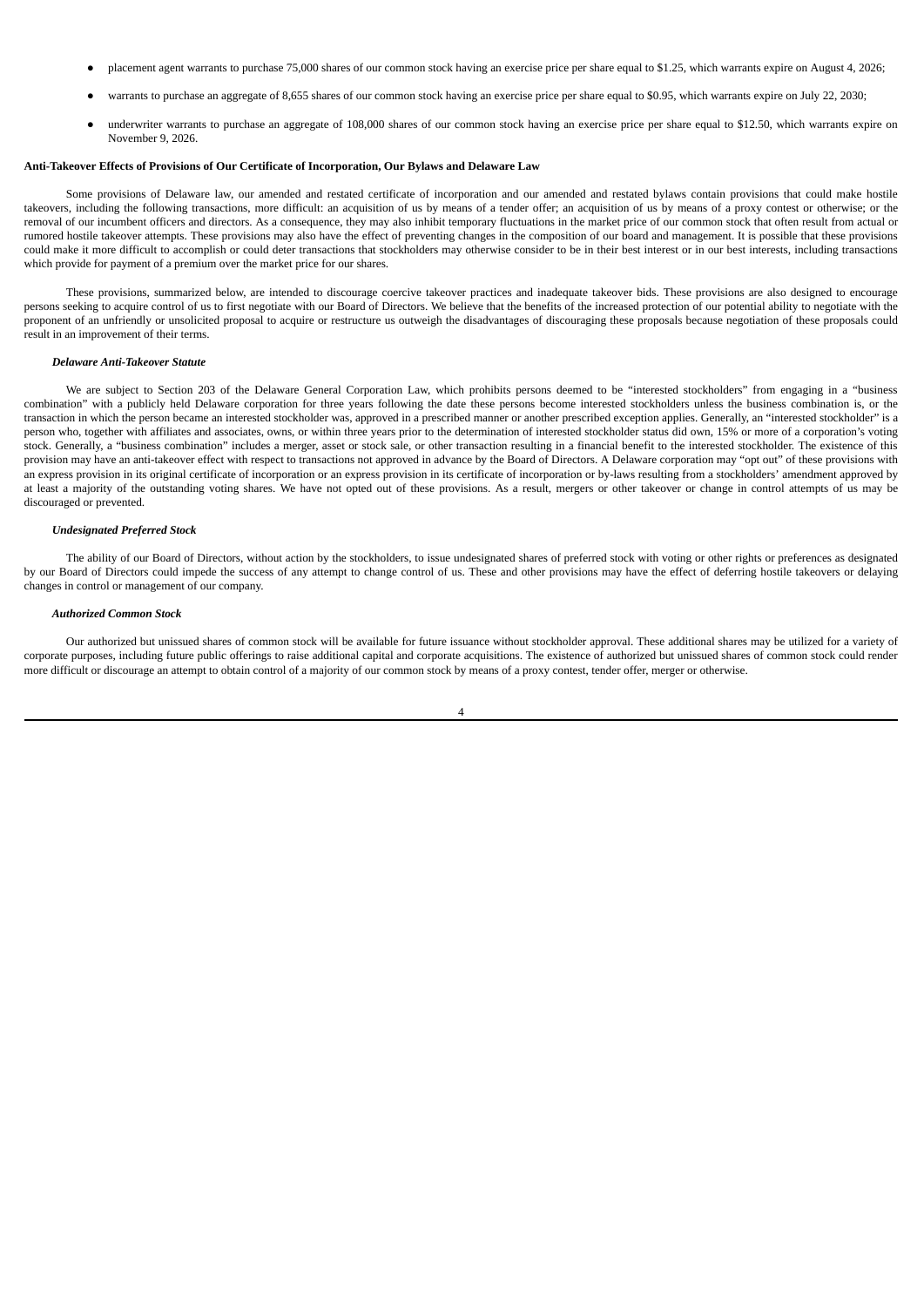- placement agent warrants to purchase 75,000 shares of our common stock having an exercise price per share equal to $1.25, which warrants expire on August 4, 2026;
- warrants to purchase an aggregate of 8,655 shares of our common stock having an exercise price per share equal to $0.95, which warrants expire on July 22, 2030;
- underwriter warrants to purchase an aggregate of 108,000 shares of our common stock having an exercise price per share equal to $12.50, which warrants expire on November 9, 2026.

**Anti-Takeover Effects of Provisions of Our Certificate of Incorporation, Our Bylaws and Delaware Law**

Some provisions of Delaware law, our amended and restated certificate of incorporation and our amended and restated bylaws contain provisions that could make hostile takeovers, including the following transactions, more difficult: an acquisition of us by means of a tender offer; an acquisition of us by means of a proxy contest or otherwise; or the removal of our incumbent officers and directors. As a consequence, they may also inhibit temporary fluctuations in the market price of our common stock that often result from actual or rumored hostile takeover attempts. These provisions may also have the effect of preventing changes in the composition of our board and management. It is possible that these provisions could make it more difficult to accomplish or could deter transactions that stockholders may otherwise consider to be in their best interest or in our best interests, including transactions which provide for payment of a premium over the market price for our shares.

These provisions, summarized below, are intended to discourage coercive takeover practices and inadequate takeover bids. These provisions are also designed to encourage persons seeking to acquire control of us to first negotiate with our Board of Directors. We believe that the benefits of the increased protection of our potential ability to negotiate with the proponent of an unfriendly or unsolicited proposal to acquire or restructure us outweigh the disadvantages of discouraging these proposals because negotiation of these proposals could result in an improvement of their terms.

***Delaware Anti-Takeover Statute***

We are subject to Section 203 of the Delaware General Corporation Law, which prohibits persons deemed to be "interested stockholders" from engaging in a "business combination" with a publicly held Delaware corporation for three years following the date these persons become interested stockholders unless the business combination is, or the transaction in which the person became an interested stockholder was, approved in a prescribed manner or another prescribed exception applies. Generally, an "interested stockholder" is a person who, together with affiliates and associates, owns, or within three years prior to the determination of interested stockholder status did own, 15% or more of a corporation's voting stock. Generally, a "business combination" includes a merger, asset or stock sale, or other transaction resulting in a financial benefit to the interested stockholder. The existence of this provision may have an anti-takeover effect with respect to transactions not approved in advance by the Board of Directors. A Delaware corporation may "opt out" of these provisions with an express provision in its original certificate of incorporation or an express provision in its certificate of incorporation or by-laws resulting from a stockholders' amendment approved by at least a majority of the outstanding voting shares. We have not opted out of these provisions. As a result, mergers or other takeover or change in control attempts of us may be discouraged or prevented.

***Undesignated Preferred Stock***

The ability of our Board of Directors, without action by the stockholders, to issue undesignated shares of preferred stock with voting or other rights or preferences as designated by our Board of Directors could impede the success of any attempt to change control of us. These and other provisions may have the effect of deferring hostile takeovers or delaying changes in control or management of our company.

***Authorized Common Stock***

Our authorized but unissued shares of common stock will be available for future issuance without stockholder approval. These additional shares may be utilized for a variety of corporate purposes, including future public offerings to raise additional capital and corporate acquisitions. The existence of authorized but unissued shares of common stock could render more difficult or discourage an attempt to obtain control of a majority of our common stock by means of a proxy contest, tender offer, merger or otherwise.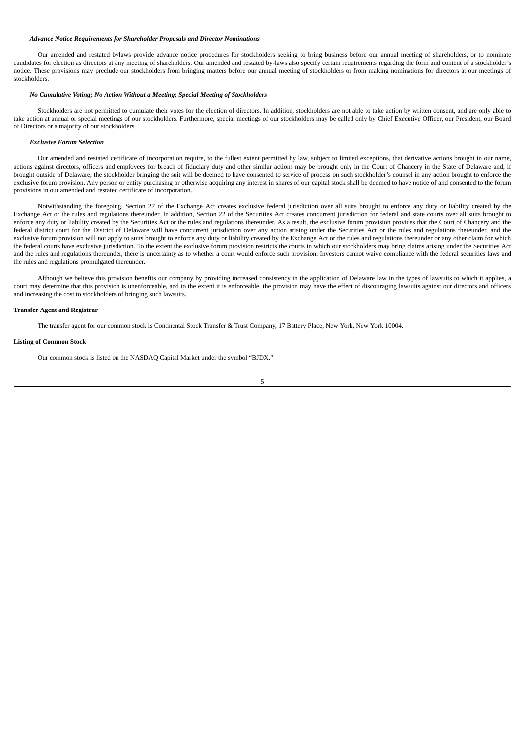***Advance Notice Requirements for Shareholder Proposals and Director Nominations***

Our amended and restated bylaws provide advance notice procedures for stockholders seeking to bring business before our annual meeting of shareholders, or to nominate candidates for election as directors at any meeting of shareholders. Our amended and restated by-laws also specify certain requirements regarding the form and content of a stockholder's notice. These provisions may preclude our stockholders from bringing matters before our annual meeting of stockholders or from making nominations for directors at our meetings of stockholders.

***No Cumulative Voting; No Action Without a Meeting; Special Meeting of Stockholders***

Stockholders are not permitted to cumulate their votes for the election of directors. In addition, stockholders are not able to take action by written consent, and are only able to take action at annual or special meetings of our stockholders. Furthermore, special meetings of our stockholders may be called only by Chief Executive Officer, our President, our Board of Directors or a majority of our stockholders.

***Exclusive Forum Selection***

Our amended and restated certificate of incorporation require, to the fullest extent permitted by law, subject to limited exceptions, that derivative actions brought in our name, actions against directors, officers and employees for breach of fiduciary duty and other similar actions may be brought only in the Court of Chancery in the State of Delaware and, if brought outside of Delaware, the stockholder bringing the suit will be deemed to have consented to service of process on such stockholder's counsel in any action brought to enforce the exclusive forum provision. Any person or entity purchasing or otherwise acquiring any interest in shares of our capital stock shall be deemed to have notice of and consented to the forum provisions in our amended and restated certificate of incorporation.

Notwithstanding the foregoing, Section 27 of the Exchange Act creates exclusive federal jurisdiction over all suits brought to enforce any duty or liability created by the Exchange Act or the rules and regulations thereunder. In addition, Section 22 of the Securities Act creates concurrent jurisdiction for federal and state courts over all suits brought to enforce any duty or liability created by the Securities Act or the rules and regulations thereunder. As a result, the exclusive forum provision provides that the Court of Chancery and the federal district court for the District of Delaware will have concurrent jurisdiction over any action arising under the Securities Act or the rules and regulations thereunder, and the exclusive forum provision will not apply to suits brought to enforce any duty or liability created by the Exchange Act or the rules and regulations thereunder or any other claim for which the federal courts have exclusive jurisdiction. To the extent the exclusive forum provision restricts the courts in which our stockholders may bring claims arising under the Securities Act and the rules and regulations thereunder, there is uncertainty as to whether a court would enforce such provision. Investors cannot waive compliance with the federal securities laws and the rules and regulations promulgated thereunder.

Although we believe this provision benefits our company by providing increased consistency in the application of Delaware law in the types of lawsuits to which it applies, a court may determine that this provision is unenforceable, and to the extent it is enforceable, the provision may have the effect of discouraging lawsuits against our directors and officers and increasing the cost to stockholders of bringing such lawsuits.

**Transfer Agent and Registrar**

The transfer agent for our common stock is Continental Stock Transfer & Trust Company, 17 Battery Place, New York, New York 10004.

**Listing of Common Stock**

Our common stock is listed on the NASDAQ Capital Market under the symbol "BJDX."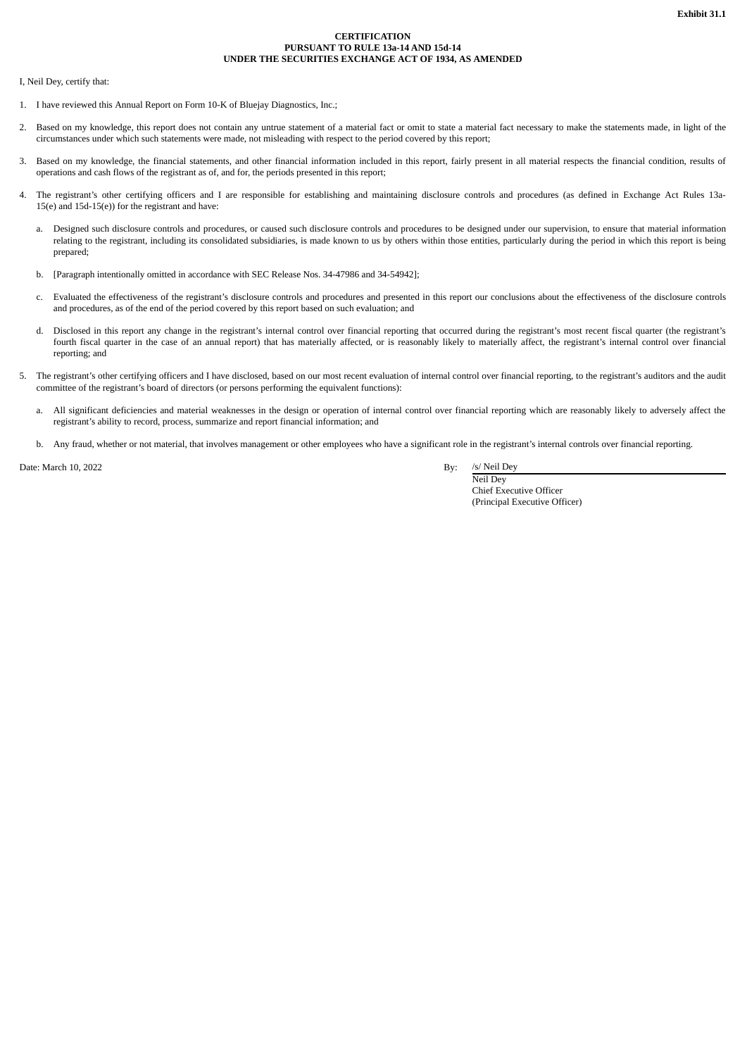**Exhibit 31.1**

**CERTIFICATION**
**PURSUANT TO RULE 13a-14 AND 15d-14**
**UNDER THE SECURITIES EXCHANGE ACT OF 1934, AS AMENDED**

I, Neil Dey, certify that:

1. I have reviewed this Annual Report on Form 10-K of Bluejay Diagnostics, Inc.;

2. Based on my knowledge, this report does not contain any untrue statement of a material fact or omit to state a material fact necessary to make the statements made, in light of the circumstances under which such statements were made, not misleading with respect to the period covered by this report;

3. Based on my knowledge, the financial statements, and other financial information included in this report, fairly present in all material respects the financial condition, results of operations and cash flows of the registrant as of, and for, the periods presented in this report;

4. The registrant's other certifying officers and I are responsible for establishing and maintaining disclosure controls and procedures (as defined in Exchange Act Rules 13a-15(e) and 15d-15(e)) for the registrant and have:

   a. Designed such disclosure controls and procedures, or caused such disclosure controls and procedures to be designed under our supervision, to ensure that material information relating to the registrant, including its consolidated subsidiaries, is made known to us by others within those entities, particularly during the period in which this report is being prepared;

   b. [Paragraph intentionally omitted in accordance with SEC Release Nos. 34-47986 and 34-54942];

   c. Evaluated the effectiveness of the registrant's disclosure controls and procedures and presented in this report our conclusions about the effectiveness of the disclosure controls and procedures, as of the end of the period covered by this report based on such evaluation; and

   d. Disclosed in this report any change in the registrant's internal control over financial reporting that occurred during the registrant's most recent fiscal quarter (the registrant's fourth fiscal quarter in the case of an annual report) that has materially affected, or is reasonably likely to materially affect, the registrant's internal control over financial reporting; and

5. The registrant's other certifying officers and I have disclosed, based on our most recent evaluation of internal control over financial reporting, to the registrant's auditors and the audit committee of the registrant's board of directors (or persons performing the equivalent functions):

   a. All significant deficiencies and material weaknesses in the design or operation of internal control over financial reporting which are reasonably likely to adversely affect the registrant's ability to record, process, summarize and report financial information; and

   b. Any fraud, whether or not material, that involves management or other employees who have a significant role in the registrant's internal controls over financial reporting.

Date: March 10, 2022

By: /s/ Neil Dey
Neil Dey
Chief Executive Officer
(Principal Executive Officer)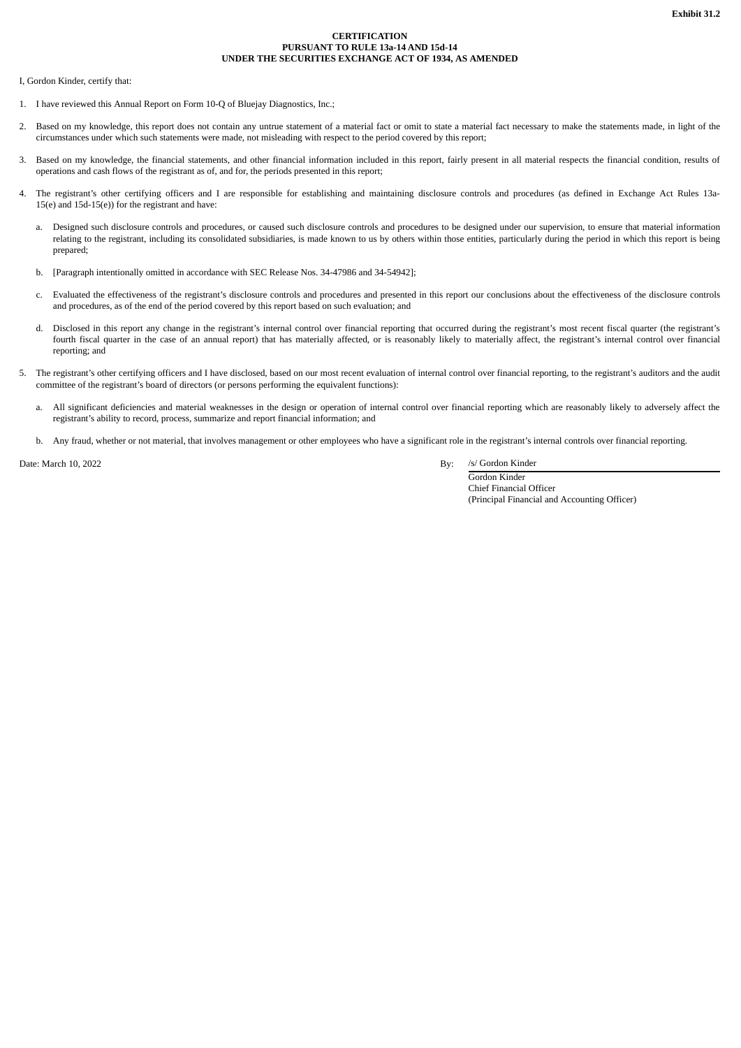**Exhibit 31.2**

**CERTIFICATION**
**PURSUANT TO RULE 13a-14 AND 15d-14**
**UNDER THE SECURITIES EXCHANGE ACT OF 1934, AS AMENDED**

I, Gordon Kinder, certify that:

1. I have reviewed this Annual Report on Form 10-Q of Bluejay Diagnostics, Inc.;

2. Based on my knowledge, this report does not contain any untrue statement of a material fact or omit to state a material fact necessary to make the statements made, in light of the circumstances under which such statements were made, not misleading with respect to the period covered by this report;

3. Based on my knowledge, the financial statements, and other financial information included in this report, fairly present in all material respects the financial condition, results of operations and cash flows of the registrant as of, and for, the periods presented in this report;

4. The registrant's other certifying officers and I are responsible for establishing and maintaining disclosure controls and procedures (as defined in Exchange Act Rules 13a-15(e) and 15d-15(e)) for the registrant and have:

   a. Designed such disclosure controls and procedures, or caused such disclosure controls and procedures to be designed under our supervision, to ensure that material information relating to the registrant, including its consolidated subsidiaries, is made known to us by others within those entities, particularly during the period in which this report is being prepared;

   b. [Paragraph intentionally omitted in accordance with SEC Release Nos. 34-47986 and 34-54942];

   c. Evaluated the effectiveness of the registrant's disclosure controls and procedures and presented in this report our conclusions about the effectiveness of the disclosure controls and procedures, as of the end of the period covered by this report based on such evaluation; and

   d. Disclosed in this report any change in the registrant's internal control over financial reporting that occurred during the registrant's most recent fiscal quarter (the registrant's fourth fiscal quarter in the case of an annual report) that has materially affected, or is reasonably likely to materially affect, the registrant's internal control over financial reporting; and

5. The registrant's other certifying officers and I have disclosed, based on our most recent evaluation of internal control over financial reporting, to the registrant's auditors and the audit committee of the registrant's board of directors (or persons performing the equivalent functions):

   a. All significant deficiencies and material weaknesses in the design or operation of internal control over financial reporting which are reasonably likely to adversely affect the registrant's ability to record, process, summarize and report financial information; and

   b. Any fraud, whether or not material, that involves management or other employees who have a significant role in the registrant's internal controls over financial reporting.

Date: March 10, 2022

By: /s/ Gordon Kinder
Gordon Kinder
Chief Financial Officer
(Principal Financial and Accounting Officer)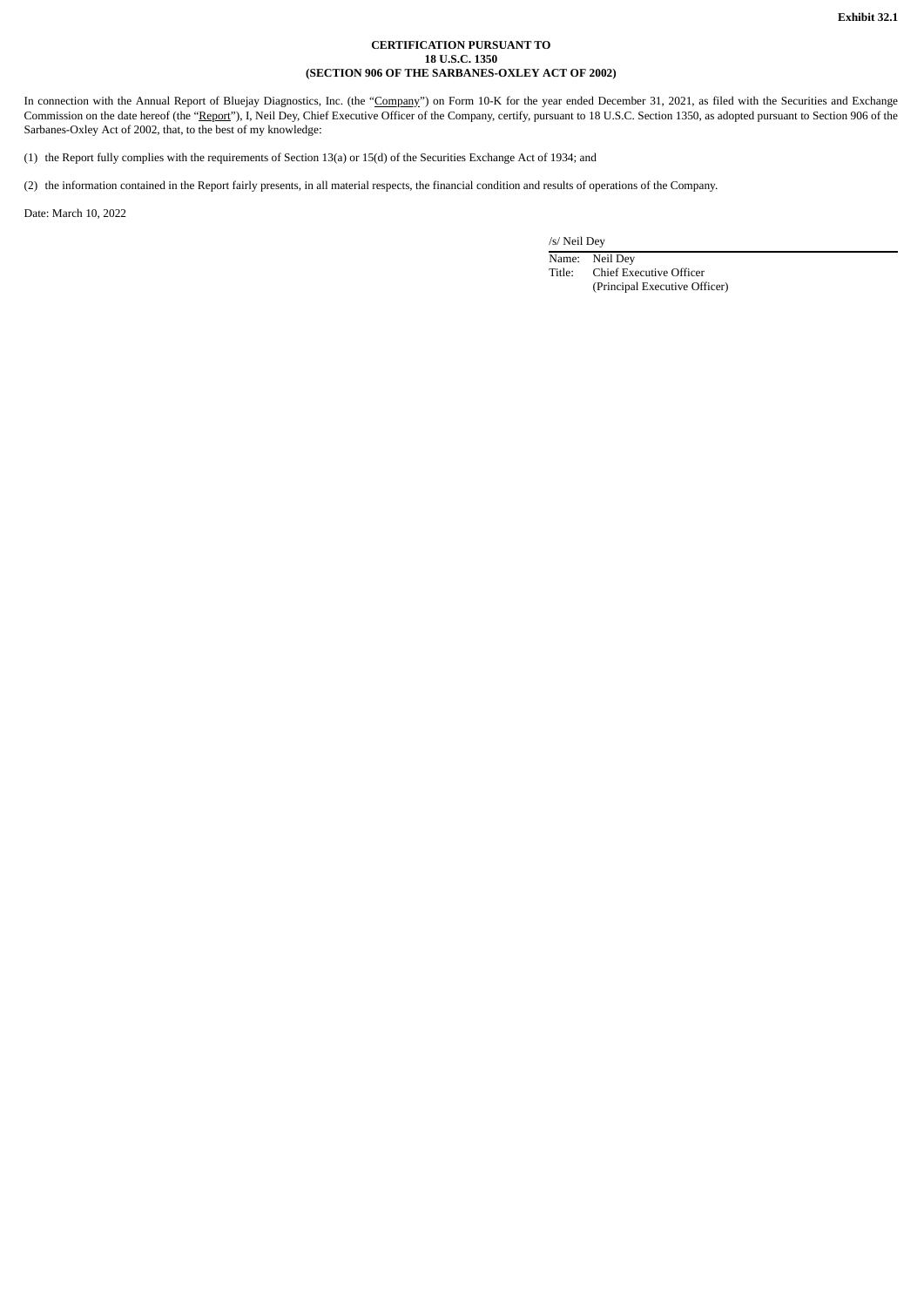**Exhibit 32.1**

**CERTIFICATION PURSUANT TO**
**18 U.S.C. 1350**
**(SECTION 906 OF THE SARBANES-OXLEY ACT OF 2002)**

In connection with the Annual Report of Bluejay Diagnostics, Inc. (the "Company") on Form 10-K for the year ended December 31, 2021, as filed with the Securities and Exchange Commission on the date hereof (the "Report"), I, Neil Dey, Chief Executive Officer of the Company, certify, pursuant to 18 U.S.C. Section 1350, as adopted pursuant to Section 906 of the Sarbanes-Oxley Act of 2002, that, to the best of my knowledge:

(1) the Report fully complies with the requirements of Section 13(a) or 15(d) of the Securities Exchange Act of 1934; and

(2) the information contained in the Report fairly presents, in all material respects, the financial condition and results of operations of the Company.

Date: March 10, 2022

/s/ Neil Dey

Name: Neil Dey
Title: Chief Executive Officer
(Principal Executive Officer)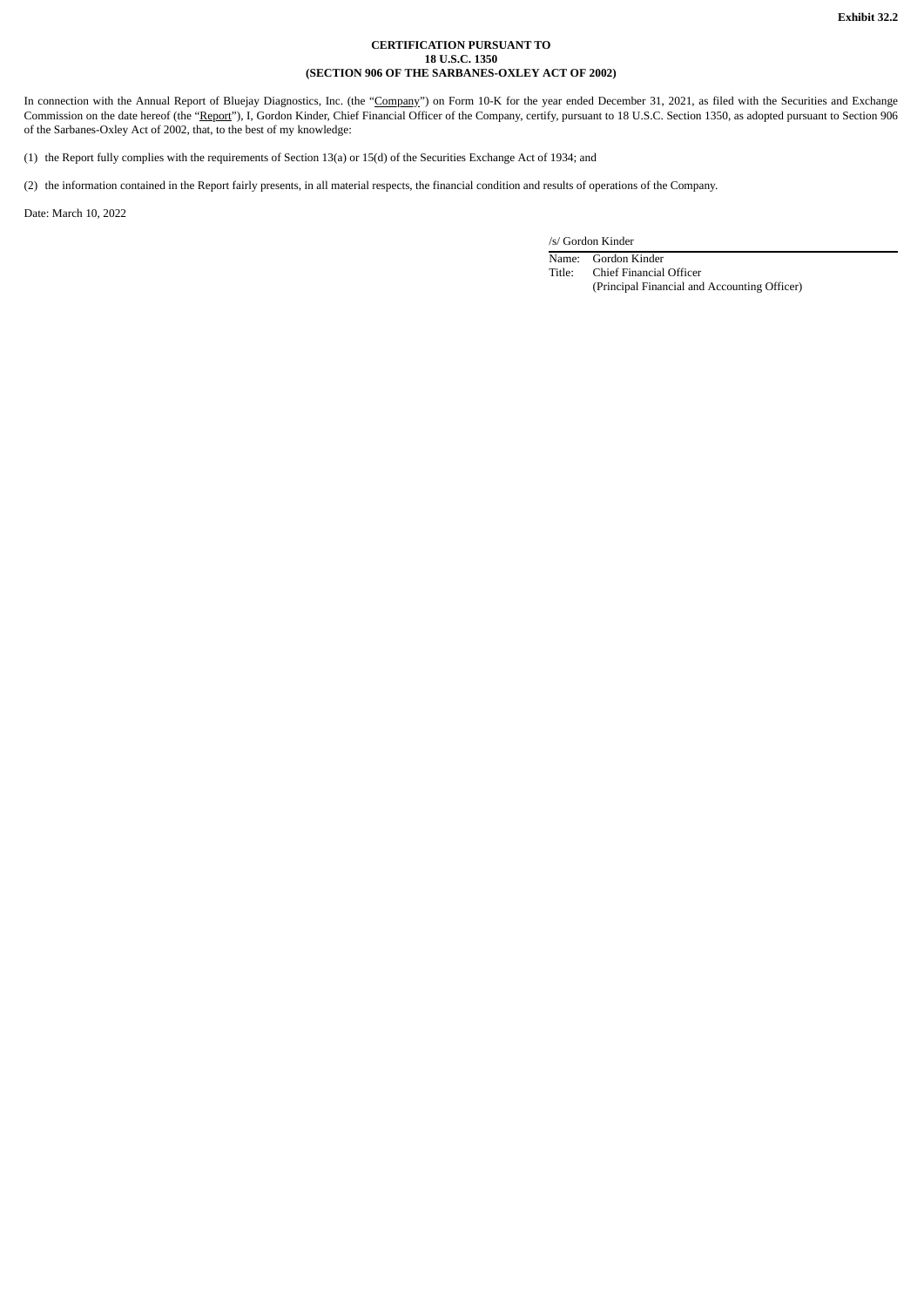**Exhibit 32.2**

**CERTIFICATION PURSUANT TO**
**18 U.S.C. 1350**
**(SECTION 906 OF THE SARBANES-OXLEY ACT OF 2002)**

In connection with the Annual Report of Bluejay Diagnostics, Inc. (the "Company") on Form 10-K for the year ended December 31, 2021, as filed with the Securities and Exchange Commission on the date hereof (the "Report"), I, Gordon Kinder, Chief Financial Officer of the Company, certify, pursuant to 18 U.S.C. Section 1350, as adopted pursuant to Section 906 of the Sarbanes-Oxley Act of 2002, that, to the best of my knowledge:

(1) the Report fully complies with the requirements of Section 13(a) or 15(d) of the Securities Exchange Act of 1934; and

(2) the information contained in the Report fairly presents, in all material respects, the financial condition and results of operations of the Company.

Date: March 10, 2022

/s/ Gordon Kinder

Name: Gordon Kinder
Title: Chief Financial Officer
(Principal Financial and Accounting Officer)